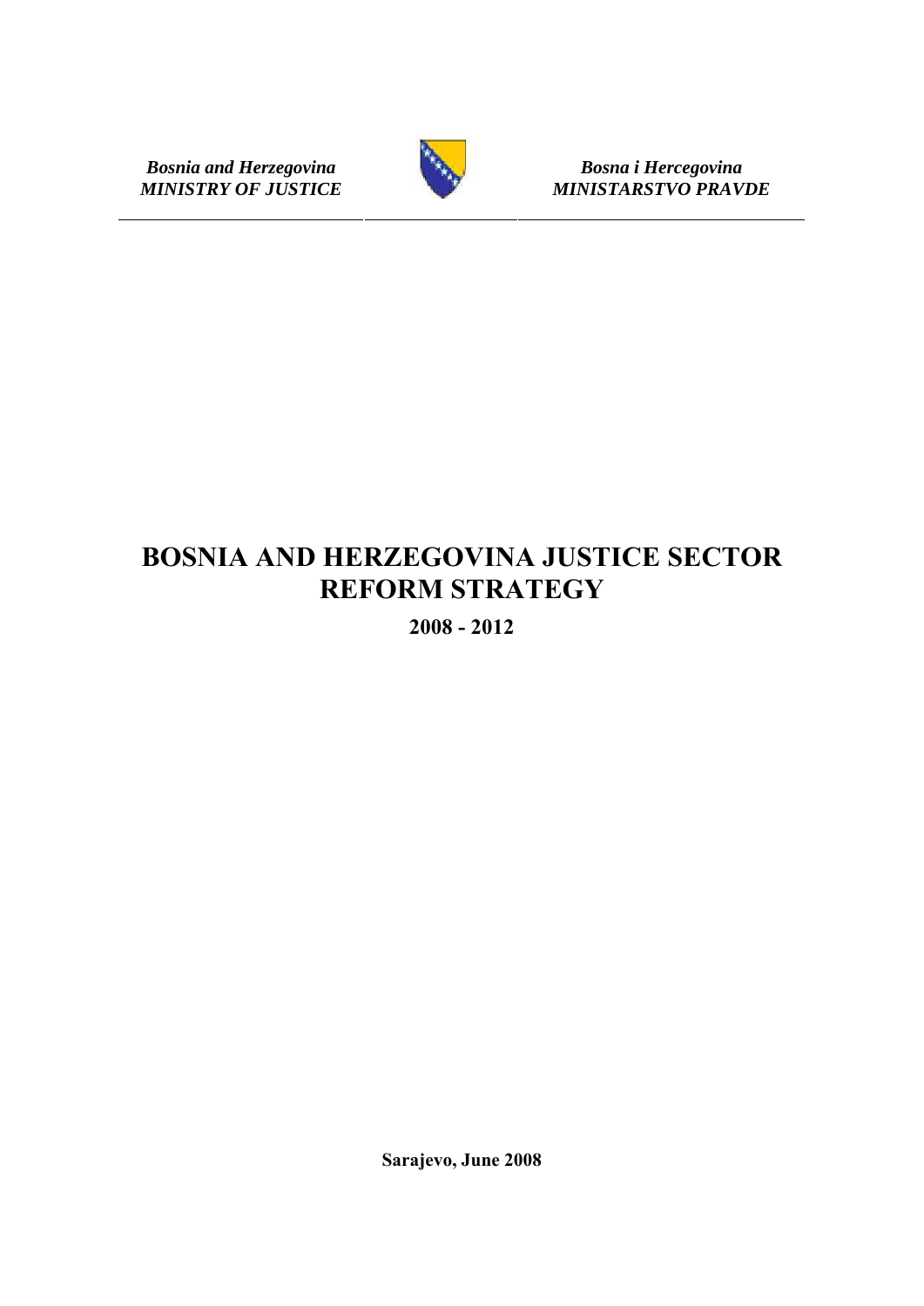*Bosnia and Herzegovina*
*MINISTRY OF JUSTICE*

*Bosna i Hercegovina*
*MINISTARSTVO PRAVDE*

# BOSNIA AND HERZEGOVINA JUSTICE SECTOR REFORM STRATEGY

**2008 - 2012**

**Sarajevo, June 2008**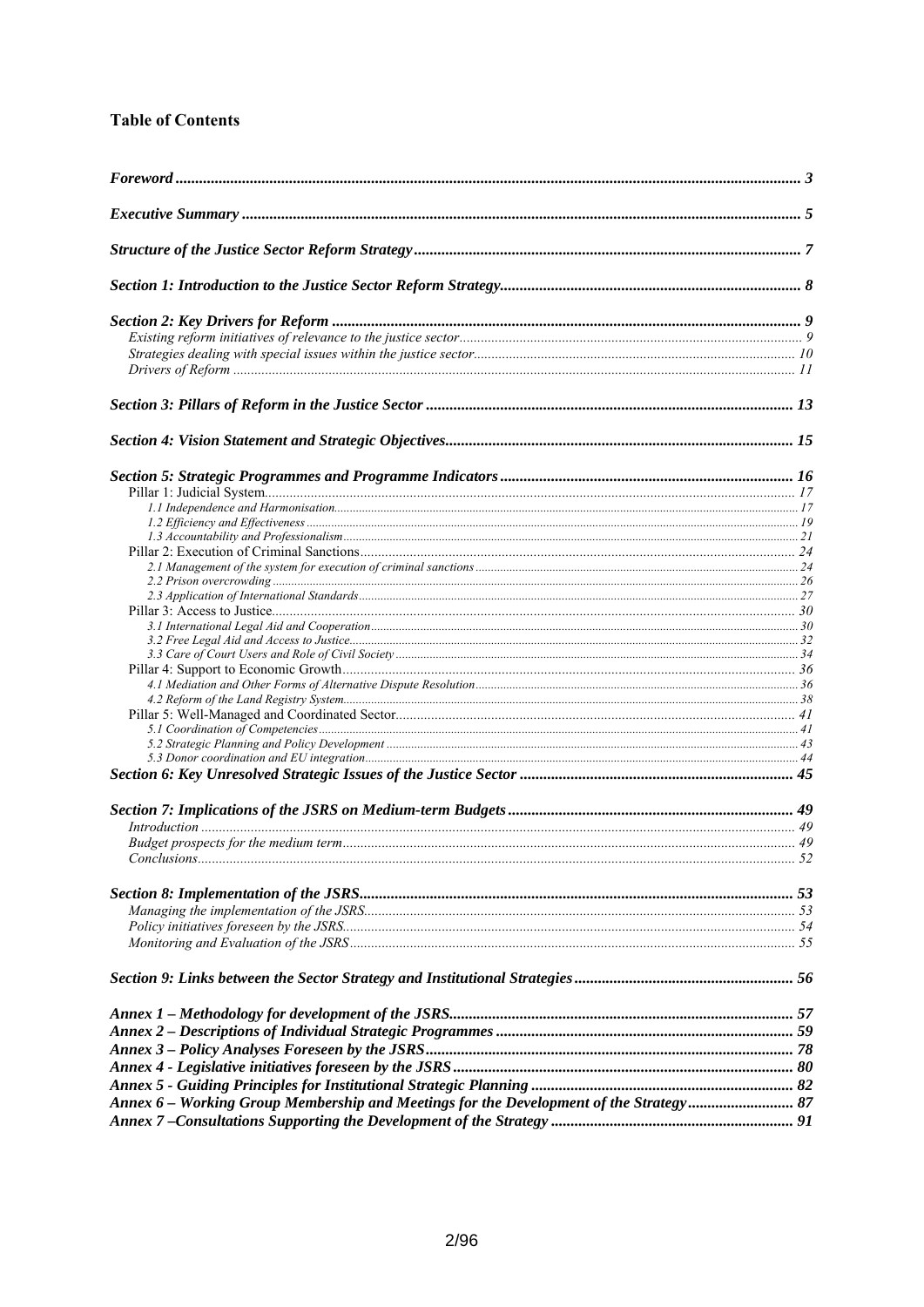**Table of Contents**

| | |
|---|---|
| ***Foreword*** | **3** |
| ***Executive Summary*** | **5** |
| ***Structure of the Justice Sector Reform Strategy*** | **7** |
| ***Section 1: Introduction to the Justice Sector Reform Strategy*** | **8** |
| ***Section 2: Key Drivers for Reform*** | **9** |
| *Existing reform initiatives of relevance to the justice sector* | 9 |
| *Strategies dealing with special issues within the justice sector* | 10 |
| *Drivers of Reform* | 11 |
| ***Section 3: Pillars of Reform in the Justice Sector*** | **13** |
| ***Section 4: Vision Statement and Strategic Objectives*** | **15** |
| ***Section 5: Strategic Programmes and Programme Indicators*** | **16** |
| Pillar 1: Judicial System | 17 |
| *1.1 Independence and Harmonisation* | 17 |
| *1.2 Efficiency and Effectiveness* | 19 |
| *1.3 Accountability and Professionalism* | 21 |
| Pillar 2: Execution of Criminal Sanctions | 24 |
| *2.1 Management of the system for execution of criminal sanctions* | 24 |
| *2.2 Prison overcrowding* | 26 |
| *2.3 Application of International Standards* | 27 |
| Pillar 3: Access to Justice | 30 |
| *3.1 International Legal Aid and Cooperation* | 30 |
| *3.2 Free Legal Aid and Access to Justice* | 32 |
| *3.3 Care of Court Users and Role of Civil Society* | 34 |
| Pillar 4: Support to Economic Growth | 36 |
| *4.1 Mediation and Other Forms of Alternative Dispute Resolution* | 36 |
| *4.2 Reform of the Land Registry System* | 38 |
| Pillar 5: Well-Managed and Coordinated Sector | 41 |
| *5.1 Coordination of Competencies* | 41 |
| *5.2 Strategic Planning and Policy Development* | 43 |
| *5.3 Donor coordination and EU integration* | 44 |
| ***Section 6: Key Unresolved Strategic Issues of the Justice Sector*** | **45** |
| ***Section 7: Implications of the JSRS on Medium-term Budgets*** | **49** |
| *Introduction* | 49 |
| *Budget prospects for the medium term* | 49 |
| *Conclusions* | 52 |
| ***Section 8: Implementation of the JSRS*** | **53** |
| *Managing the implementation of the JSRS* | 53 |
| *Policy initiatives foreseen by the JSRS* | 54 |
| *Monitoring and Evaluation of the JSRS* | 55 |
| ***Section 9: Links between the Sector Strategy and Institutional Strategies*** | **56** |
| ***Annex 1 – Methodology for development of the JSRS*** | **57** |
| ***Annex 2 – Descriptions of Individual Strategic Programmes*** | **59** |
| ***Annex 3 – Policy Analyses Foreseen by the JSRS*** | **78** |
| ***Annex 4 - Legislative initiatives foreseen by the JSRS*** | **80** |
| ***Annex 5 - Guiding Principles for Institutional Strategic Planning*** | **82** |
| ***Annex 6 – Working Group Membership and Meetings for the Development of the Strategy*** | **87** |
| ***Annex 7 –Consultations Supporting the Development of the Strategy*** | **91** |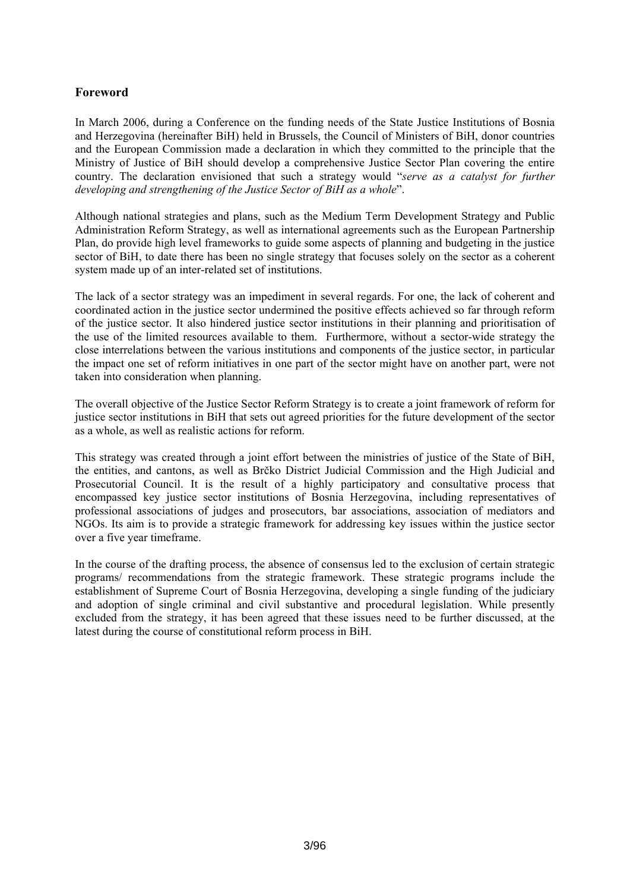## Foreword

In March 2006, during a Conference on the funding needs of the State Justice Institutions of Bosnia and Herzegovina (hereinafter BiH) held in Brussels, the Council of Ministers of BiH, donor countries and the European Commission made a declaration in which they committed to the principle that the Ministry of Justice of BiH should develop a comprehensive Justice Sector Plan covering the entire country. The declaration envisioned that such a strategy would "*serve as a catalyst for further developing and strengthening of the Justice Sector of BiH as a whole*".

Although national strategies and plans, such as the Medium Term Development Strategy and Public Administration Reform Strategy, as well as international agreements such as the European Partnership Plan, do provide high level frameworks to guide some aspects of planning and budgeting in the justice sector of BiH, to date there has been no single strategy that focuses solely on the sector as a coherent system made up of an inter-related set of institutions.

The lack of a sector strategy was an impediment in several regards. For one, the lack of coherent and coordinated action in the justice sector undermined the positive effects achieved so far through reform of the justice sector. It also hindered justice sector institutions in their planning and prioritisation of the use of the limited resources available to them. Furthermore, without a sector-wide strategy the close interrelations between the various institutions and components of the justice sector, in particular the impact one set of reform initiatives in one part of the sector might have on another part, were not taken into consideration when planning.

The overall objective of the Justice Sector Reform Strategy is to create a joint framework of reform for justice sector institutions in BiH that sets out agreed priorities for the future development of the sector as a whole, as well as realistic actions for reform.

This strategy was created through a joint effort between the ministries of justice of the State of BiH, the entities, and cantons, as well as Brčko District Judicial Commission and the High Judicial and Prosecutorial Council. It is the result of a highly participatory and consultative process that encompassed key justice sector institutions of Bosnia Herzegovina, including representatives of professional associations of judges and prosecutors, bar associations, association of mediators and NGOs. Its aim is to provide a strategic framework for addressing key issues within the justice sector over a five year timeframe.

In the course of the drafting process, the absence of consensus led to the exclusion of certain strategic programs/ recommendations from the strategic framework. These strategic programs include the establishment of Supreme Court of Bosnia Herzegovina, developing a single funding of the judiciary and adoption of single criminal and civil substantive and procedural legislation. While presently excluded from the strategy, it has been agreed that these issues need to be further discussed, at the latest during the course of constitutional reform process in BiH.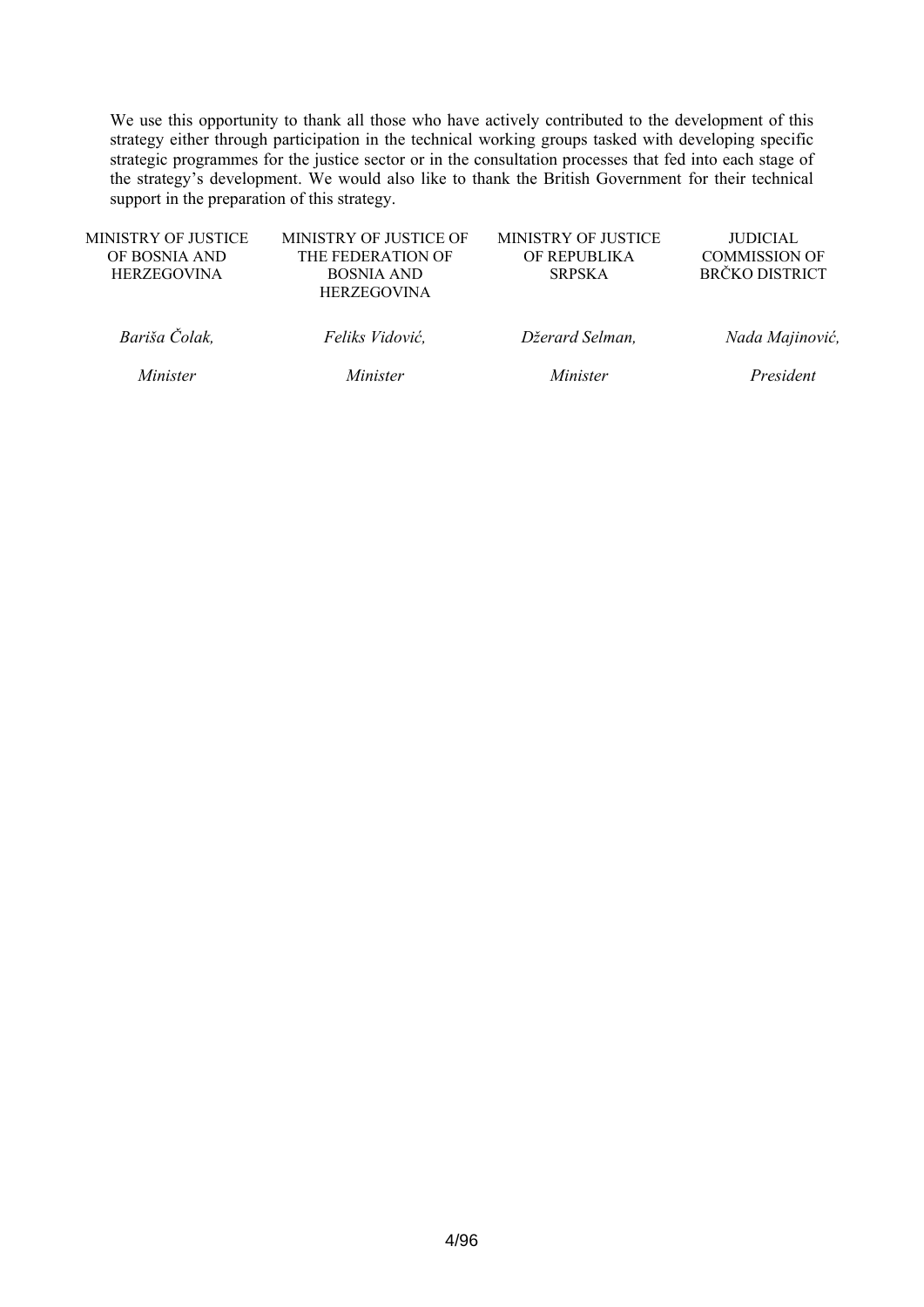We use this opportunity to thank all those who have actively contributed to the development of this strategy either through participation in the technical working groups tasked with developing specific strategic programmes for the justice sector or in the consultation processes that fed into each stage of the strategy's development. We would also like to thank the British Government for their technical support in the preparation of this strategy.

| MINISTRY OF JUSTICE OF BOSNIA AND HERZEGOVINA | MINISTRY OF JUSTICE OF THE FEDERATION OF BOSNIA AND HERZEGOVINA | MINISTRY OF JUSTICE OF REPUBLIKA SRPSKA | JUDICIAL COMMISSION OF BRČKO DISTRICT |
|---|---|---|---|
| *Bariša Čolak,* | *Feliks Vidović,* | *Džerard Selman,* | *Nada Majinović,* |
| *Minister* | *Minister* | *Minister* | *President* |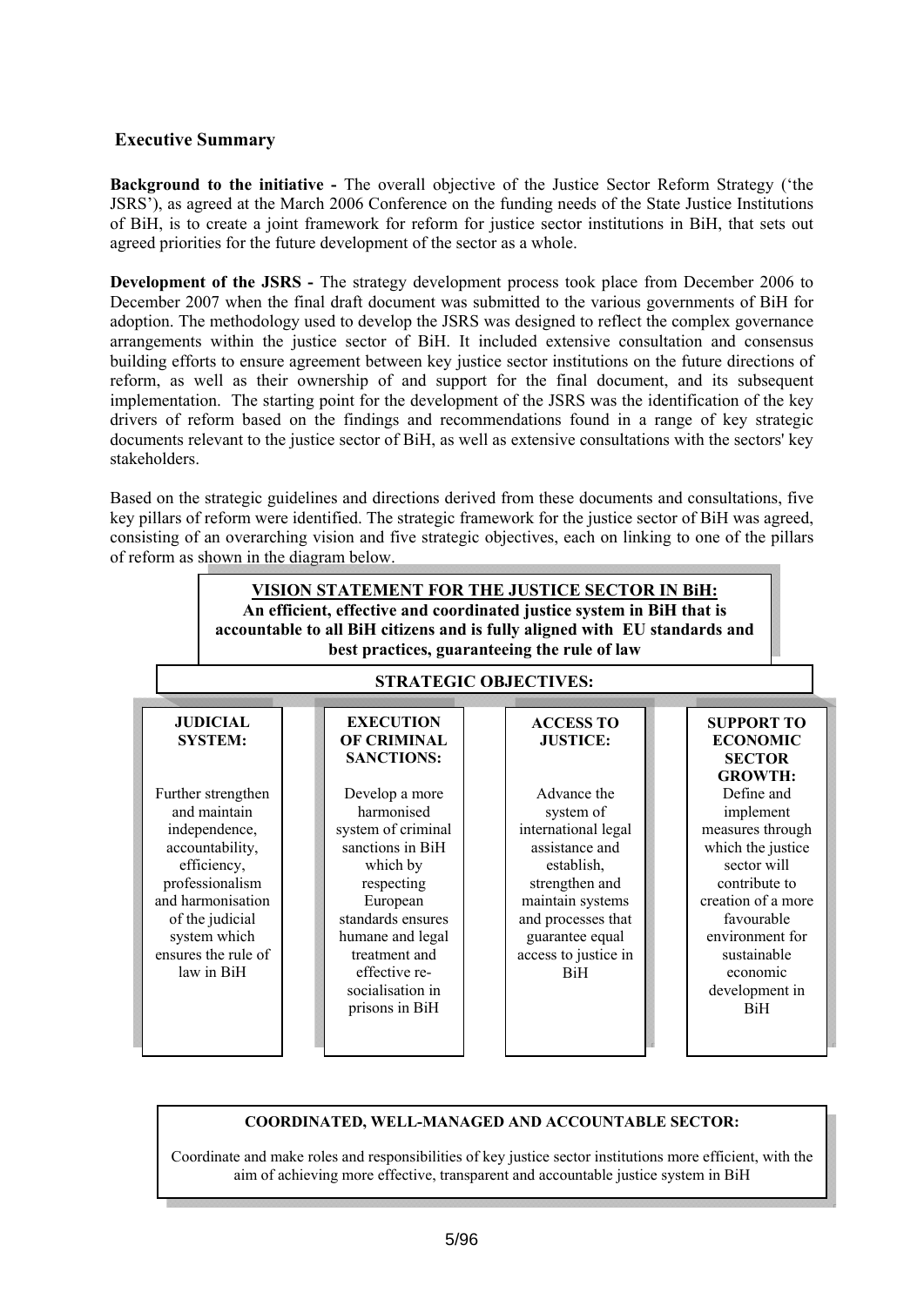## Executive Summary

**Background to the initiative -** The overall objective of the Justice Sector Reform Strategy ('the JSRS'), as agreed at the March 2006 Conference on the funding needs of the State Justice Institutions of BiH, is to create a joint framework for reform for justice sector institutions in BiH, that sets out agreed priorities for the future development of the sector as a whole.

**Development of the JSRS -** The strategy development process took place from December 2006 to December 2007 when the final draft document was submitted to the various governments of BiH for adoption. The methodology used to develop the JSRS was designed to reflect the complex governance arrangements within the justice sector of BiH. It included extensive consultation and consensus building efforts to ensure agreement between key justice sector institutions on the future directions of reform, as well as their ownership of and support for the final document, and its subsequent implementation. The starting point for the development of the JSRS was the identification of the key drivers of reform based on the findings and recommendations found in a range of key strategic documents relevant to the justice sector of BiH, as well as extensive consultations with the sectors' key stakeholders.

Based on the strategic guidelines and directions derived from these documents and consultations, five key pillars of reform were identified. The strategic framework for the justice sector of BiH was agreed, consisting of an overarching vision and five strategic objectives, each on linking to one of the pillars of reform as shown in the diagram below.

**VISION STATEMENT FOR THE JUSTICE SECTOR IN BiH:**
**An efficient, effective and coordinated justice system in BiH that is accountable to all BiH citizens and is fully aligned with EU standards and best practices, guaranteeing the rule of law**

**STRATEGIC OBJECTIVES:**

| JUDICIAL SYSTEM: | EXECUTION OF CRIMINAL SANCTIONS: | ACCESS TO JUSTICE: | SUPPORT TO ECONOMIC SECTOR GROWTH: |
|---|---|---|---|
| Further strengthen and maintain independence, accountability, efficiency, professionalism and harmonisation of the judicial system which ensures the rule of law in BiH | Develop a more harmonised system of criminal sanctions in BiH which by respecting European standards ensures humane and legal treatment and effective re-socialisation in prisons in BiH | Advance the system of international legal assistance and establish, strengthen and maintain systems and processes that guarantee equal access to justice in BiH | Define and implement measures through which the justice sector will contribute to creation of a more favourable environment for sustainable economic development in BiH |

**COORDINATED, WELL-MANAGED AND ACCOUNTABLE SECTOR:**

Coordinate and make roles and responsibilities of key justice sector institutions more efficient, with the aim of achieving more effective, transparent and accountable justice system in BiH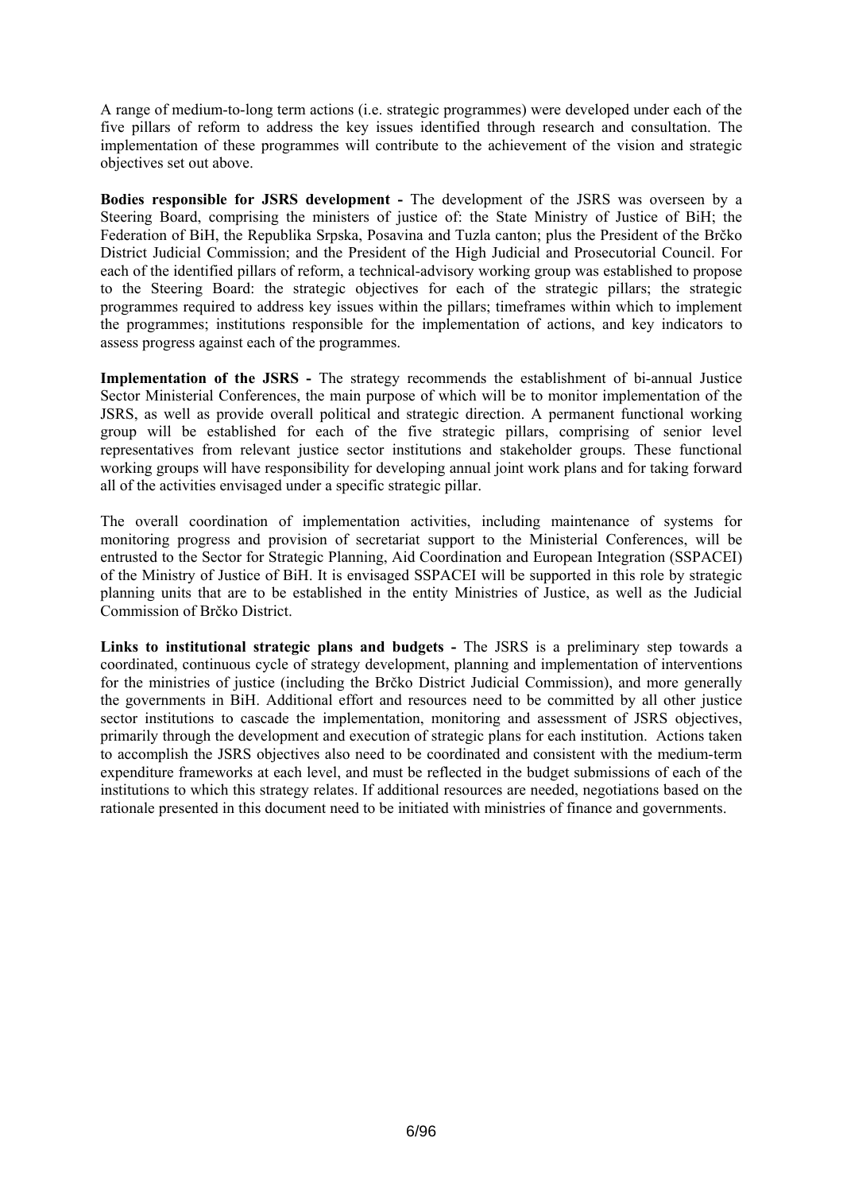A range of medium-to-long term actions (i.e. strategic programmes) were developed under each of the five pillars of reform to address the key issues identified through research and consultation. The implementation of these programmes will contribute to the achievement of the vision and strategic objectives set out above.

**Bodies responsible for JSRS development -** The development of the JSRS was overseen by a Steering Board, comprising the ministers of justice of: the State Ministry of Justice of BiH; the Federation of BiH, the Republika Srpska, Posavina and Tuzla canton; plus the President of the Brčko District Judicial Commission; and the President of the High Judicial and Prosecutorial Council. For each of the identified pillars of reform, a technical-advisory working group was established to propose to the Steering Board: the strategic objectives for each of the strategic pillars; the strategic programmes required to address key issues within the pillars; timeframes within which to implement the programmes; institutions responsible for the implementation of actions, and key indicators to assess progress against each of the programmes.

**Implementation of the JSRS -** The strategy recommends the establishment of bi-annual Justice Sector Ministerial Conferences, the main purpose of which will be to monitor implementation of the JSRS, as well as provide overall political and strategic direction. A permanent functional working group will be established for each of the five strategic pillars, comprising of senior level representatives from relevant justice sector institutions and stakeholder groups. These functional working groups will have responsibility for developing annual joint work plans and for taking forward all of the activities envisaged under a specific strategic pillar.

The overall coordination of implementation activities, including maintenance of systems for monitoring progress and provision of secretariat support to the Ministerial Conferences, will be entrusted to the Sector for Strategic Planning, Aid Coordination and European Integration (SSPACEI) of the Ministry of Justice of BiH. It is envisaged SSPACEI will be supported in this role by strategic planning units that are to be established in the entity Ministries of Justice, as well as the Judicial Commission of Brčko District.

**Links to institutional strategic plans and budgets -** The JSRS is a preliminary step towards a coordinated, continuous cycle of strategy development, planning and implementation of interventions for the ministries of justice (including the Brčko District Judicial Commission), and more generally the governments in BiH. Additional effort and resources need to be committed by all other justice sector institutions to cascade the implementation, monitoring and assessment of JSRS objectives, primarily through the development and execution of strategic plans for each institution. Actions taken to accomplish the JSRS objectives also need to be coordinated and consistent with the medium-term expenditure frameworks at each level, and must be reflected in the budget submissions of each of the institutions to which this strategy relates. If additional resources are needed, negotiations based on the rationale presented in this document need to be initiated with ministries of finance and governments.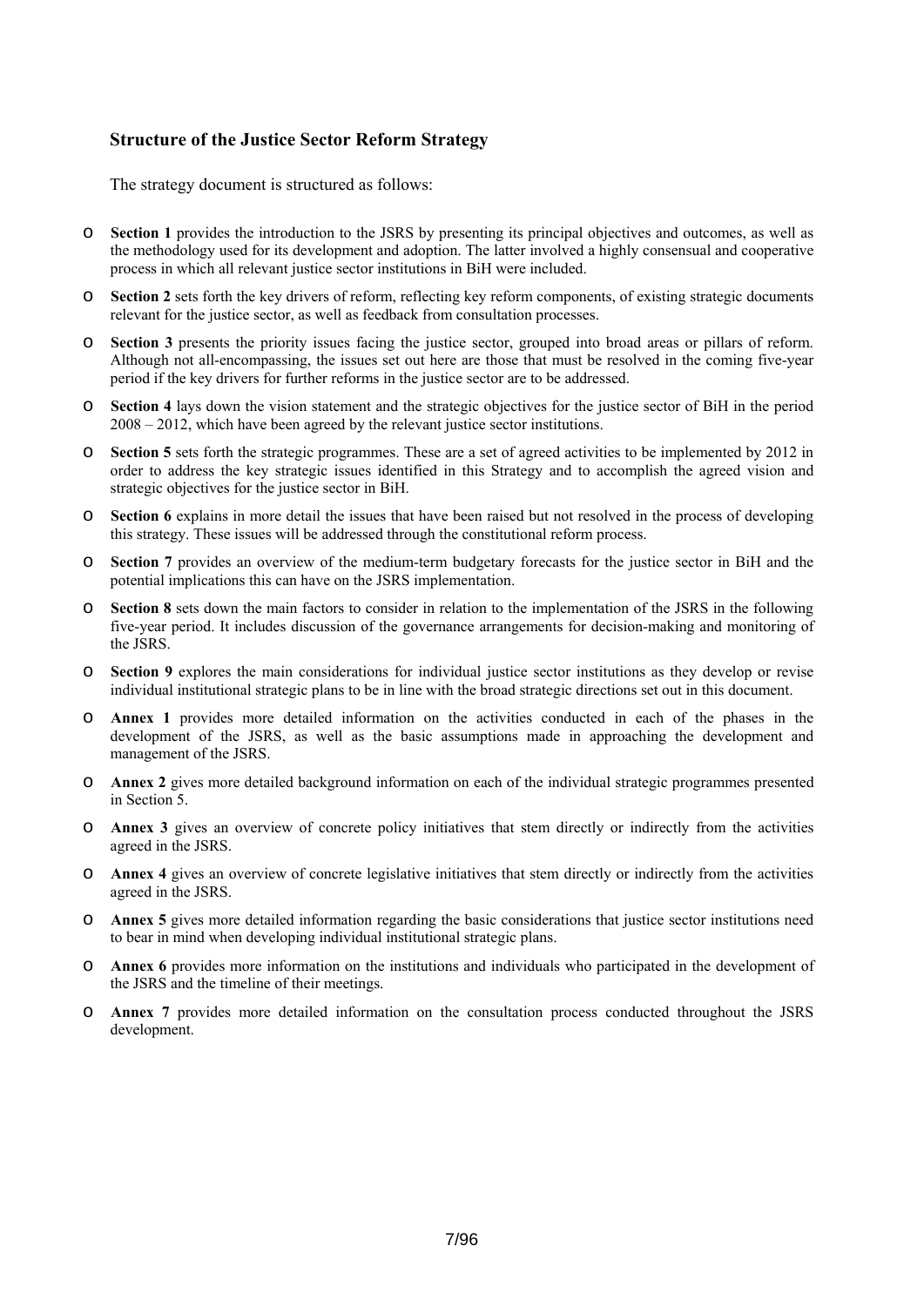### Structure of the Justice Sector Reform Strategy

The strategy document is structured as follows:

- **Section 1** provides the introduction to the JSRS by presenting its principal objectives and outcomes, as well as the methodology used for its development and adoption. The latter involved a highly consensual and cooperative process in which all relevant justice sector institutions in BiH were included.
- **Section 2** sets forth the key drivers of reform, reflecting key reform components, of existing strategic documents relevant for the justice sector, as well as feedback from consultation processes.
- **Section 3** presents the priority issues facing the justice sector, grouped into broad areas or pillars of reform. Although not all-encompassing, the issues set out here are those that must be resolved in the coming five-year period if the key drivers for further reforms in the justice sector are to be addressed.
- **Section 4** lays down the vision statement and the strategic objectives for the justice sector of BiH in the period 2008 – 2012, which have been agreed by the relevant justice sector institutions.
- **Section 5** sets forth the strategic programmes. These are a set of agreed activities to be implemented by 2012 in order to address the key strategic issues identified in this Strategy and to accomplish the agreed vision and strategic objectives for the justice sector in BiH.
- **Section 6** explains in more detail the issues that have been raised but not resolved in the process of developing this strategy. These issues will be addressed through the constitutional reform process.
- **Section 7** provides an overview of the medium-term budgetary forecasts for the justice sector in BiH and the potential implications this can have on the JSRS implementation.
- **Section 8** sets down the main factors to consider in relation to the implementation of the JSRS in the following five-year period. It includes discussion of the governance arrangements for decision-making and monitoring of the JSRS.
- **Section 9** explores the main considerations for individual justice sector institutions as they develop or revise individual institutional strategic plans to be in line with the broad strategic directions set out in this document.
- **Annex 1** provides more detailed information on the activities conducted in each of the phases in the development of the JSRS, as well as the basic assumptions made in approaching the development and management of the JSRS.
- **Annex 2** gives more detailed background information on each of the individual strategic programmes presented in Section 5.
- **Annex 3** gives an overview of concrete policy initiatives that stem directly or indirectly from the activities agreed in the JSRS.
- **Annex 4** gives an overview of concrete legislative initiatives that stem directly or indirectly from the activities agreed in the JSRS.
- **Annex 5** gives more detailed information regarding the basic considerations that justice sector institutions need to bear in mind when developing individual institutional strategic plans.
- **Annex 6** provides more information on the institutions and individuals who participated in the development of the JSRS and the timeline of their meetings.
- **Annex 7** provides more detailed information on the consultation process conducted throughout the JSRS development.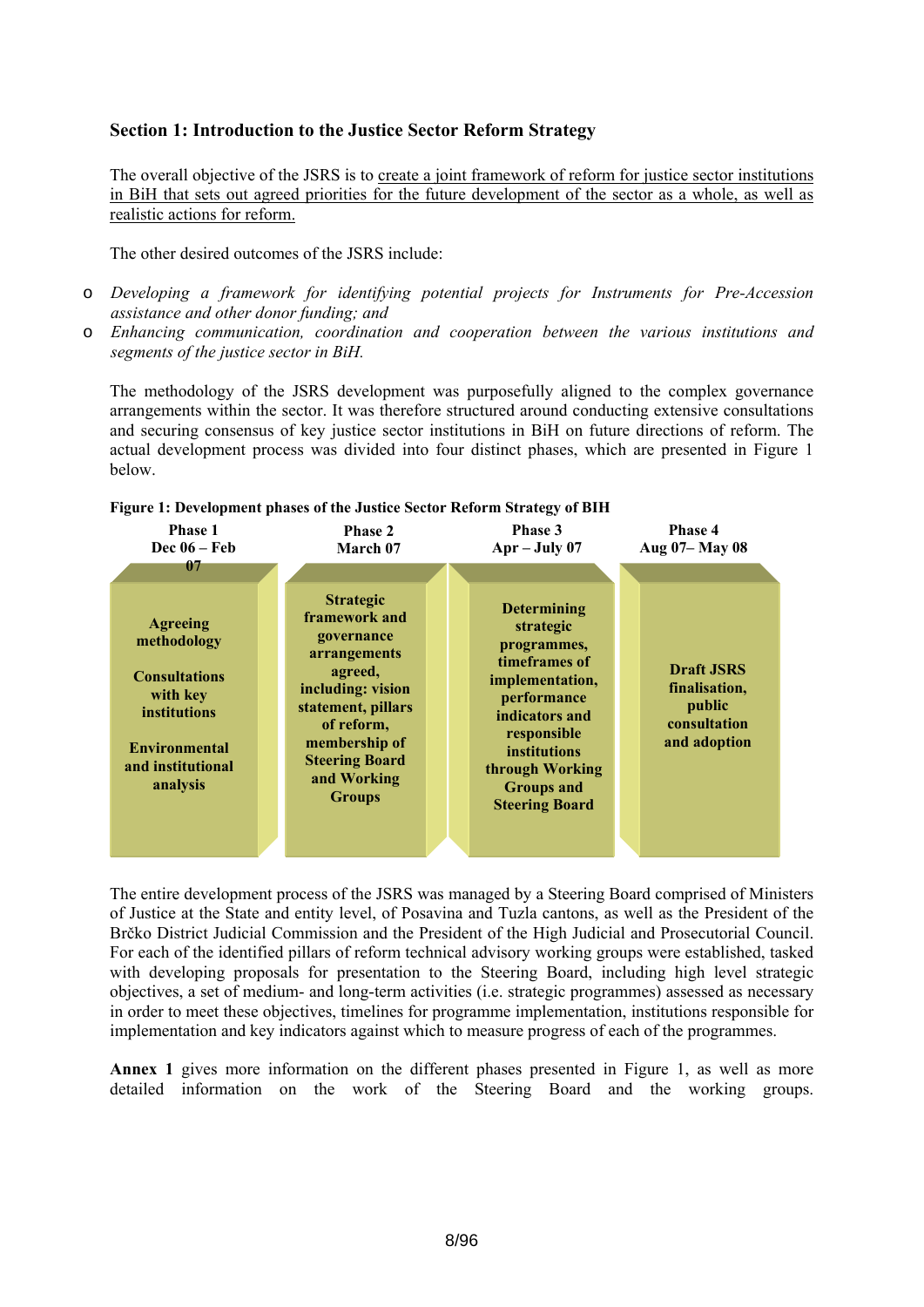## Section 1: Introduction to the Justice Sector Reform Strategy

The overall objective of the JSRS is to create a joint framework of reform for justice sector institutions in BiH that sets out agreed priorities for the future development of the sector as a whole, as well as realistic actions for reform.

The other desired outcomes of the JSRS include:

- *Developing a framework for identifying potential projects for Instruments for Pre-Accession assistance and other donor funding; and*
- *Enhancing communication, coordination and cooperation between the various institutions and segments of the justice sector in BiH.*

The methodology of the JSRS development was purposefully aligned to the complex governance arrangements within the sector. It was therefore structured around conducting extensive consultations and securing consensus of key justice sector institutions in BiH on future directions of reform. The actual development process was divided into four distinct phases, which are presented in Figure 1 below.

**Figure 1: Development phases of the Justice Sector Reform Strategy of BIH**

| Phase 1<br>Dec 06 – Feb 07 | Phase 2<br>March 07 | Phase 3<br>Apr – July 07 | Phase 4<br>Aug 07– May 08 |
|---|---|---|---|
| Agreeing methodology<br><br>Consultations with key institutions<br><br>Environmental and institutional analysis | Strategic framework and governance arrangements agreed, including: vision statement, pillars of reform, membership of Steering Board and Working Groups | Determining strategic programmes, timeframes of implementation, performance indicators and responsible institutions through Working Groups and Steering Board | Draft JSRS finalisation, public consultation and adoption |

The entire development process of the JSRS was managed by a Steering Board comprised of Ministers of Justice at the State and entity level, of Posavina and Tuzla cantons, as well as the President of the Brčko District Judicial Commission and the President of the High Judicial and Prosecutorial Council. For each of the identified pillars of reform technical advisory working groups were established, tasked with developing proposals for presentation to the Steering Board, including high level strategic objectives, a set of medium- and long-term activities (i.e. strategic programmes) assessed as necessary in order to meet these objectives, timelines for programme implementation, institutions responsible for implementation and key indicators against which to measure progress of each of the programmes.

**Annex 1** gives more information on the different phases presented in Figure 1, as well as more detailed information on the work of the Steering Board and the working groups.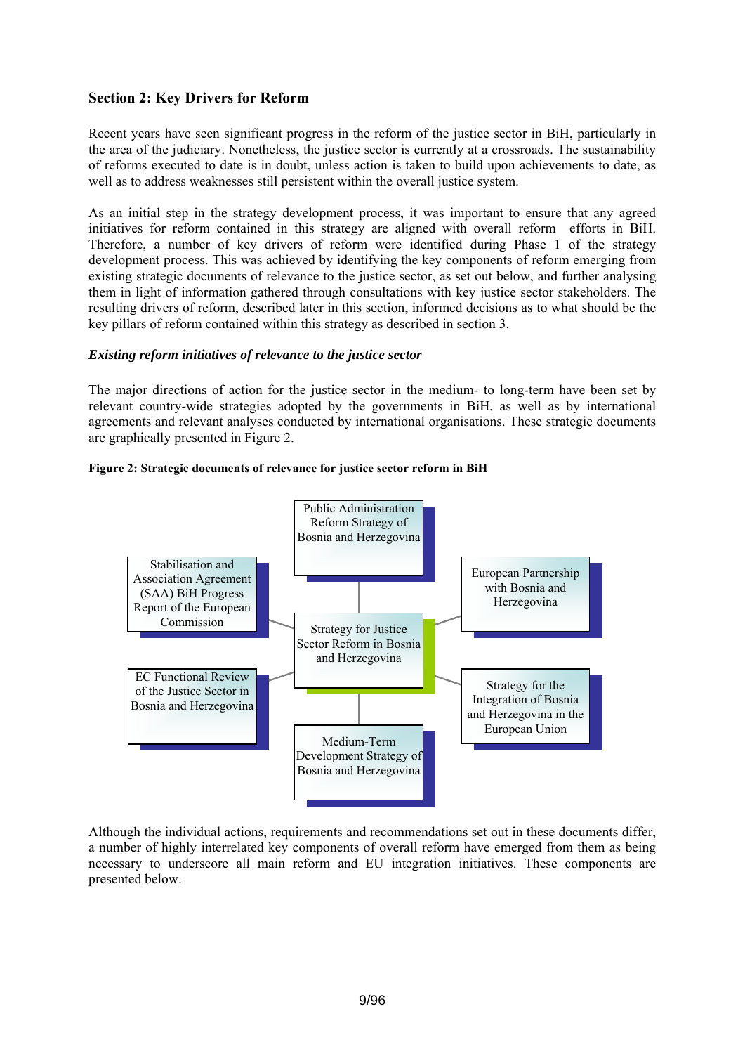## Section 2: Key Drivers for Reform

Recent years have seen significant progress in the reform of the justice sector in BiH, particularly in the area of the judiciary. Nonetheless, the justice sector is currently at a crossroads. The sustainability of reforms executed to date is in doubt, unless action is taken to build upon achievements to date, as well as to address weaknesses still persistent within the overall justice system.

As an initial step in the strategy development process, it was important to ensure that any agreed initiatives for reform contained in this strategy are aligned with overall reform efforts in BiH. Therefore, a number of key drivers of reform were identified during Phase 1 of the strategy development process. This was achieved by identifying the key components of reform emerging from existing strategic documents of relevance to the justice sector, as set out below, and further analysing them in light of information gathered through consultations with key justice sector stakeholders. The resulting drivers of reform, described later in this section, informed decisions as to what should be the key pillars of reform contained within this strategy as described in section 3.

***Existing reform initiatives of relevance to the justice sector***

The major directions of action for the justice sector in the medium- to long-term have been set by relevant country-wide strategies adopted by the governments in BiH, as well as by international agreements and relevant analyses conducted by international organisations. These strategic documents are graphically presented in Figure 2.

**Figure 2: Strategic documents of relevance for justice sector reform in BiH**

- Strategy for Justice Sector Reform in Bosnia and Herzegovina
- Public Administration Reform Strategy of Bosnia and Herzegovina
- Stabilisation and Association Agreement (SAA) BiH Progress Report of the European Commission
- European Partnership with Bosnia and Herzegovina
- EC Functional Review of the Justice Sector in Bosnia and Herzegovina
- Strategy for the Integration of Bosnia and Herzegovina in the European Union
- Medium-Term Development Strategy of Bosnia and Herzegovina

Although the individual actions, requirements and recommendations set out in these documents differ, a number of highly interrelated key components of overall reform have emerged from them as being necessary to underscore all main reform and EU integration initiatives. These components are presented below.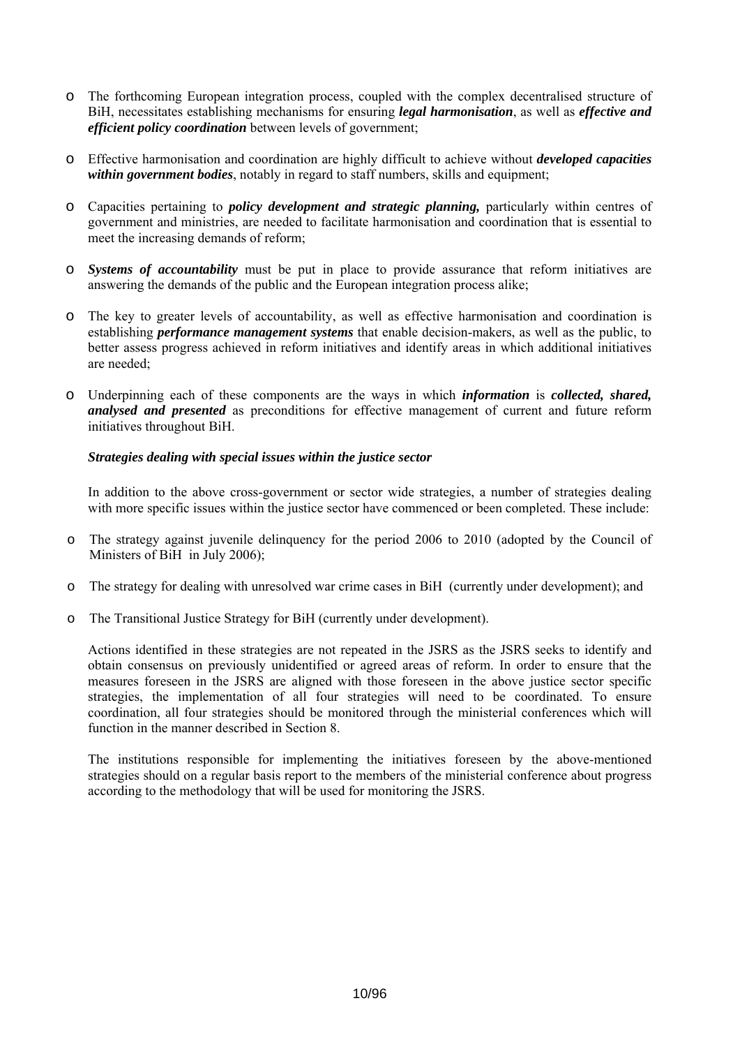- The forthcoming European integration process, coupled with the complex decentralised structure of BiH, necessitates establishing mechanisms for ensuring ***legal harmonisation***, as well as ***effective and efficient policy coordination*** between levels of government;

- Effective harmonisation and coordination are highly difficult to achieve without ***developed capacities within government bodies***, notably in regard to staff numbers, skills and equipment;

- Capacities pertaining to ***policy development and strategic planning,*** particularly within centres of government and ministries, are needed to facilitate harmonisation and coordination that is essential to meet the increasing demands of reform;

- ***Systems of accountability*** must be put in place to provide assurance that reform initiatives are answering the demands of the public and the European integration process alike;

- The key to greater levels of accountability, as well as effective harmonisation and coordination is establishing ***performance management systems*** that enable decision-makers, as well as the public, to better assess progress achieved in reform initiatives and identify areas in which additional initiatives are needed;

- Underpinning each of these components are the ways in which ***information*** is ***collected, shared, analysed and presented*** as preconditions for effective management of current and future reform initiatives throughout BiH.

***Strategies dealing with special issues within the justice sector***

In addition to the above cross-government or sector wide strategies, a number of strategies dealing with more specific issues within the justice sector have commenced or been completed. These include:

- The strategy against juvenile delinquency for the period 2006 to 2010 (adopted by the Council of Ministers of BiH in July 2006);

- The strategy for dealing with unresolved war crime cases in BiH (currently under development); and

- The Transitional Justice Strategy for BiH (currently under development).

Actions identified in these strategies are not repeated in the JSRS as the JSRS seeks to identify and obtain consensus on previously unidentified or agreed areas of reform. In order to ensure that the measures foreseen in the JSRS are aligned with those foreseen in the above justice sector specific strategies, the implementation of all four strategies will need to be coordinated. To ensure coordination, all four strategies should be monitored through the ministerial conferences which will function in the manner described in Section 8.

The institutions responsible for implementing the initiatives foreseen by the above-mentioned strategies should on a regular basis report to the members of the ministerial conference about progress according to the methodology that will be used for monitoring the JSRS.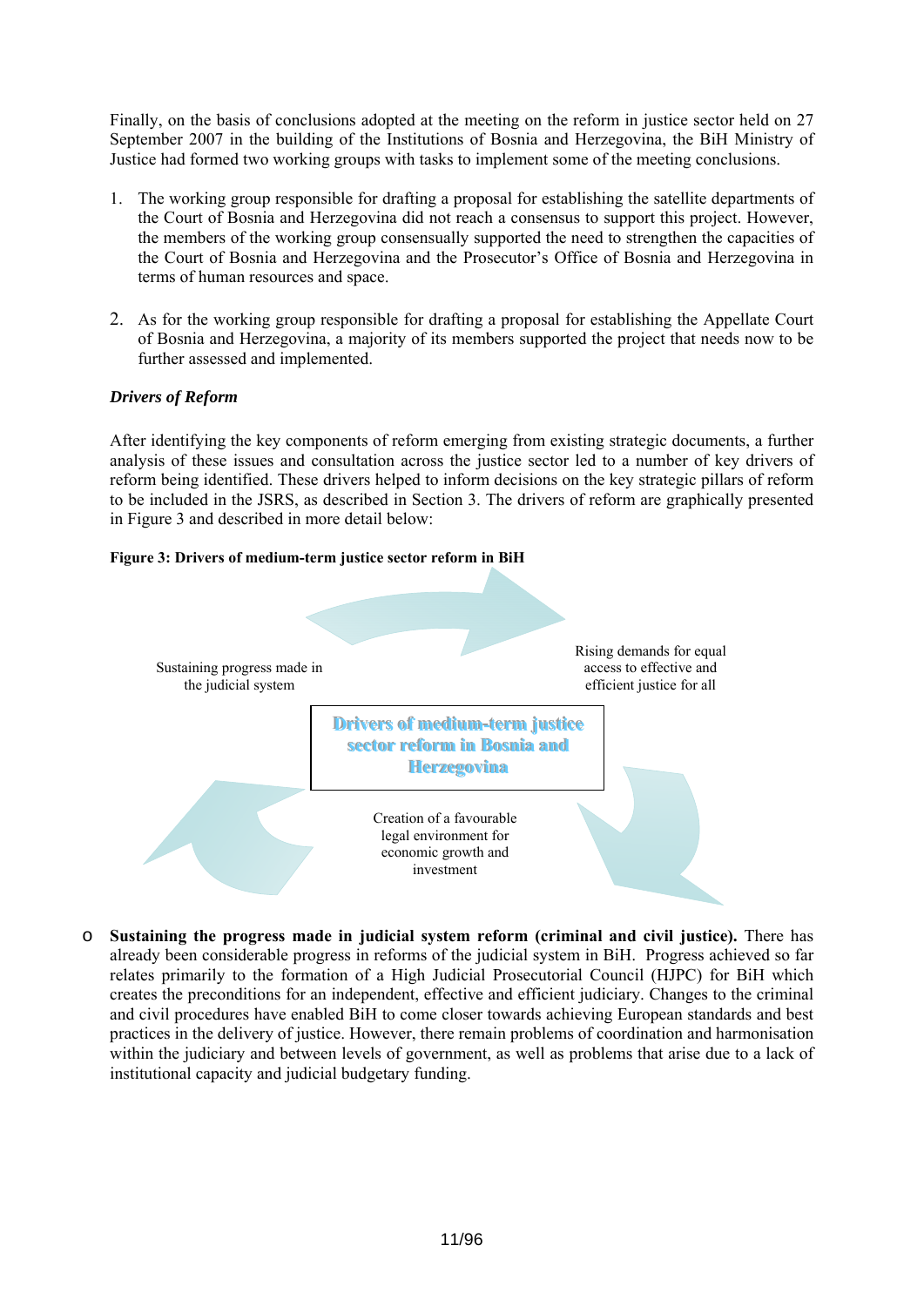Finally, on the basis of conclusions adopted at the meeting on the reform in justice sector held on 27 September 2007 in the building of the Institutions of Bosnia and Herzegovina, the BiH Ministry of Justice had formed two working groups with tasks to implement some of the meeting conclusions.

1. The working group responsible for drafting a proposal for establishing the satellite departments of the Court of Bosnia and Herzegovina did not reach a consensus to support this project. However, the members of the working group consensually supported the need to strengthen the capacities of the Court of Bosnia and Herzegovina and the Prosecutor's Office of Bosnia and Herzegovina in terms of human resources and space.

2. As for the working group responsible for drafting a proposal for establishing the Appellate Court of Bosnia and Herzegovina, a majority of its members supported the project that needs now to be further assessed and implemented.

***Drivers of Reform***

After identifying the key components of reform emerging from existing strategic documents, a further analysis of these issues and consultation across the justice sector led to a number of key drivers of reform being identified. These drivers helped to inform decisions on the key strategic pillars of reform to be included in the JSRS, as described in Section 3. The drivers of reform are graphically presented in Figure 3 and described in more detail below:

**Figure 3: Drivers of medium-term justice sector reform in BiH**

Sustaining progress made in the judicial system

Rising demands for equal access to effective and efficient justice for all

Drivers of medium-term justice sector reform in Bosnia and Herzegovina

Creation of a favourable legal environment for economic growth and investment

- **Sustaining the progress made in judicial system reform (criminal and civil justice).** There has already been considerable progress in reforms of the judicial system in BiH. Progress achieved so far relates primarily to the formation of a High Judicial Prosecutorial Council (HJPC) for BiH which creates the preconditions for an independent, effective and efficient judiciary. Changes to the criminal and civil procedures have enabled BiH to come closer towards achieving European standards and best practices in the delivery of justice. However, there remain problems of coordination and harmonisation within the judiciary and between levels of government, as well as problems that arise due to a lack of institutional capacity and judicial budgetary funding.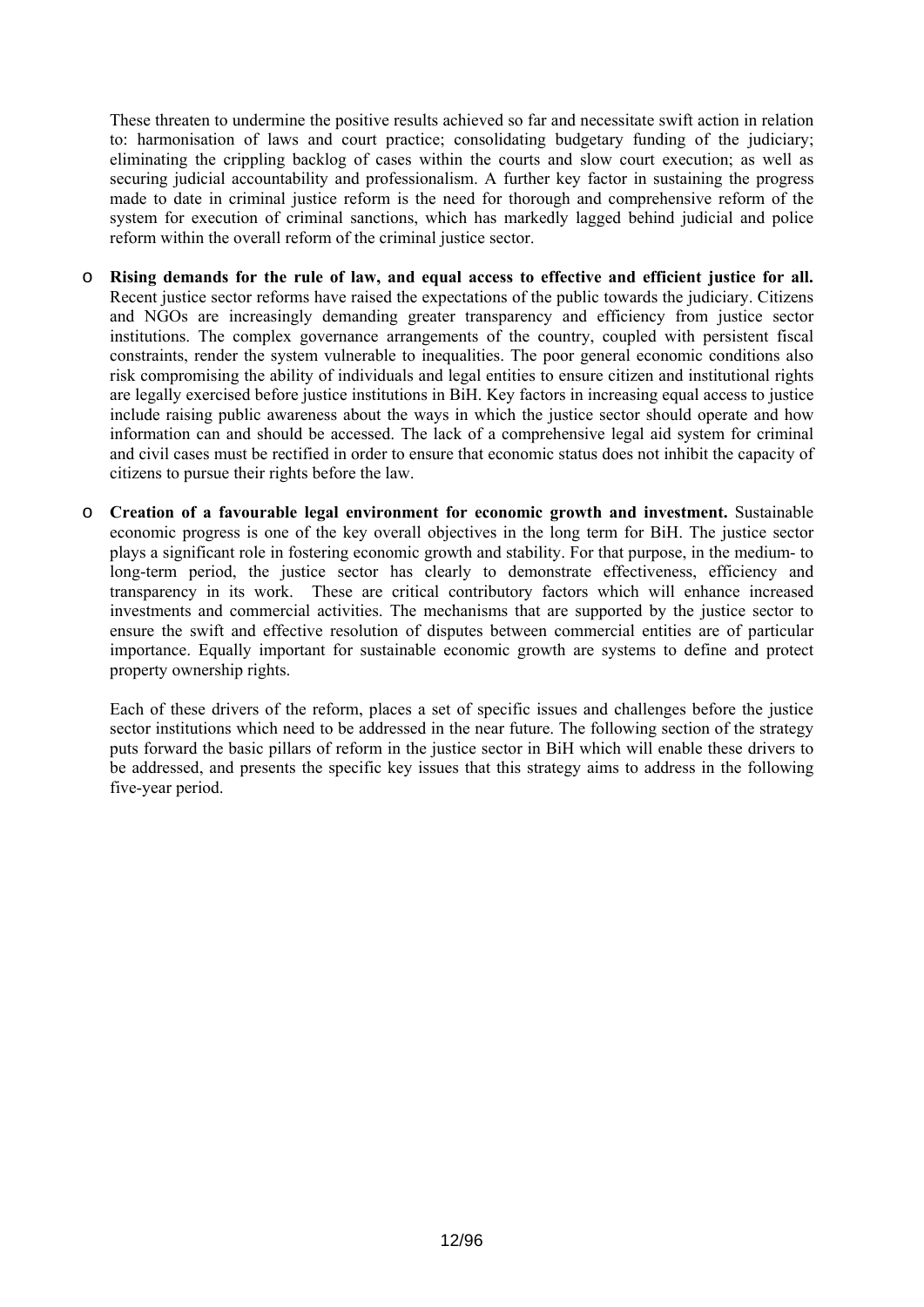These threaten to undermine the positive results achieved so far and necessitate swift action in relation to: harmonisation of laws and court practice; consolidating budgetary funding of the judiciary; eliminating the crippling backlog of cases within the courts and slow court execution; as well as securing judicial accountability and professionalism. A further key factor in sustaining the progress made to date in criminal justice reform is the need for thorough and comprehensive reform of the system for execution of criminal sanctions, which has markedly lagged behind judicial and police reform within the overall reform of the criminal justice sector.

- **Rising demands for the rule of law, and equal access to effective and efficient justice for all.** Recent justice sector reforms have raised the expectations of the public towards the judiciary. Citizens and NGOs are increasingly demanding greater transparency and efficiency from justice sector institutions. The complex governance arrangements of the country, coupled with persistent fiscal constraints, render the system vulnerable to inequalities. The poor general economic conditions also risk compromising the ability of individuals and legal entities to ensure citizen and institutional rights are legally exercised before justice institutions in BiH. Key factors in increasing equal access to justice include raising public awareness about the ways in which the justice sector should operate and how information can and should be accessed. The lack of a comprehensive legal aid system for criminal and civil cases must be rectified in order to ensure that economic status does not inhibit the capacity of citizens to pursue their rights before the law.

- **Creation of a favourable legal environment for economic growth and investment.** Sustainable economic progress is one of the key overall objectives in the long term for BiH. The justice sector plays a significant role in fostering economic growth and stability. For that purpose, in the medium- to long-term period, the justice sector has clearly to demonstrate effectiveness, efficiency and transparency in its work. These are critical contributory factors which will enhance increased investments and commercial activities. The mechanisms that are supported by the justice sector to ensure the swift and effective resolution of disputes between commercial entities are of particular importance. Equally important for sustainable economic growth are systems to define and protect property ownership rights.

  Each of these drivers of the reform, places a set of specific issues and challenges before the justice sector institutions which need to be addressed in the near future. The following section of the strategy puts forward the basic pillars of reform in the justice sector in BiH which will enable these drivers to be addressed, and presents the specific key issues that this strategy aims to address in the following five-year period.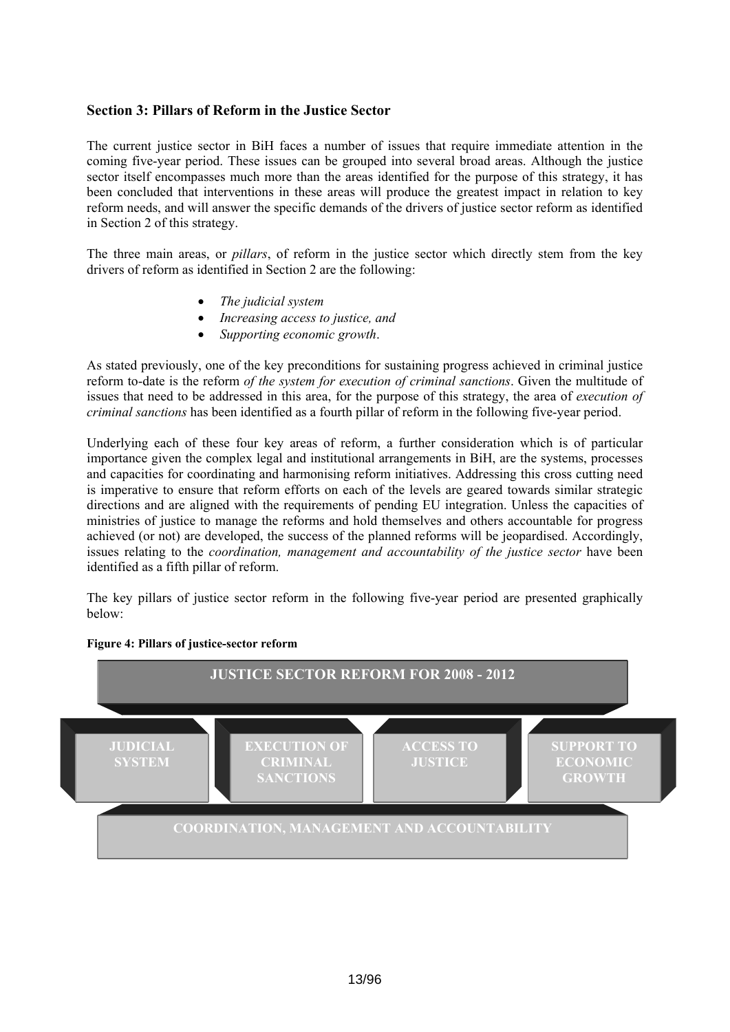## Section 3: Pillars of Reform in the Justice Sector

The current justice sector in BiH faces a number of issues that require immediate attention in the coming five-year period. These issues can be grouped into several broad areas. Although the justice sector itself encompasses much more than the areas identified for the purpose of this strategy, it has been concluded that interventions in these areas will produce the greatest impact in relation to key reform needs, and will answer the specific demands of the drivers of justice sector reform as identified in Section 2 of this strategy.

The three main areas, or *pillars*, of reform in the justice sector which directly stem from the key drivers of reform as identified in Section 2 are the following:

- *The judicial system*
- *Increasing access to justice, and*
- *Supporting economic growth*.

As stated previously, one of the key preconditions for sustaining progress achieved in criminal justice reform to-date is the reform *of the system for execution of criminal sanctions*. Given the multitude of issues that need to be addressed in this area, for the purpose of this strategy, the area of *execution of criminal sanctions* has been identified as a fourth pillar of reform in the following five-year period.

Underlying each of these four key areas of reform, a further consideration which is of particular importance given the complex legal and institutional arrangements in BiH, are the systems, processes and capacities for coordinating and harmonising reform initiatives. Addressing this cross cutting need is imperative to ensure that reform efforts on each of the levels are geared towards similar strategic directions and are aligned with the requirements of pending EU integration. Unless the capacities of ministries of justice to manage the reforms and hold themselves and others accountable for progress achieved (or not) are developed, the success of the planned reforms will be jeopardised. Accordingly, issues relating to the *coordination, management and accountability of the justice sector* have been identified as a fifth pillar of reform.

The key pillars of justice sector reform in the following five-year period are presented graphically below:

**Figure 4: Pillars of justice-sector reform**

JUSTICE SECTOR REFORM FOR 2008 - 2012

JUDICIAL SYSTEM | EXECUTION OF CRIMINAL SANCTIONS | ACCESS TO JUSTICE | SUPPORT TO ECONOMIC GROWTH

COORDINATION, MANAGEMENT AND ACCOUNTABILITY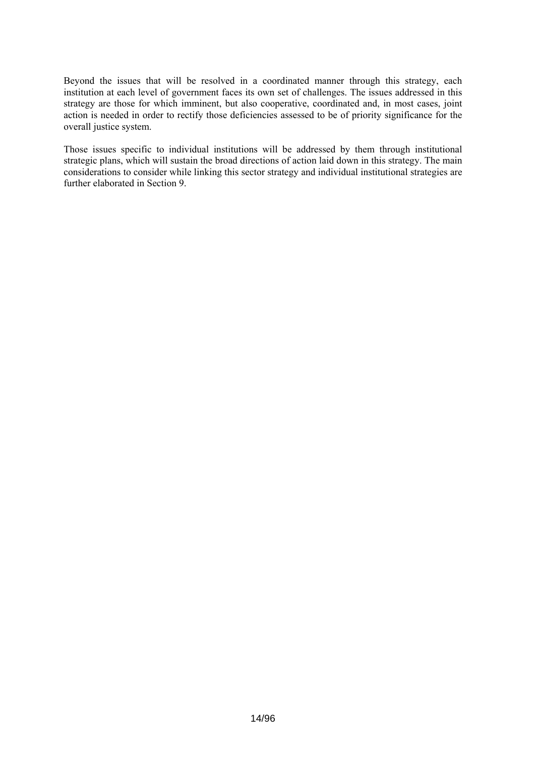Beyond the issues that will be resolved in a coordinated manner through this strategy, each institution at each level of government faces its own set of challenges. The issues addressed in this strategy are those for which imminent, but also cooperative, coordinated and, in most cases, joint action is needed in order to rectify those deficiencies assessed to be of priority significance for the overall justice system.

Those issues specific to individual institutions will be addressed by them through institutional strategic plans, which will sustain the broad directions of action laid down in this strategy. The main considerations to consider while linking this sector strategy and individual institutional strategies are further elaborated in Section 9.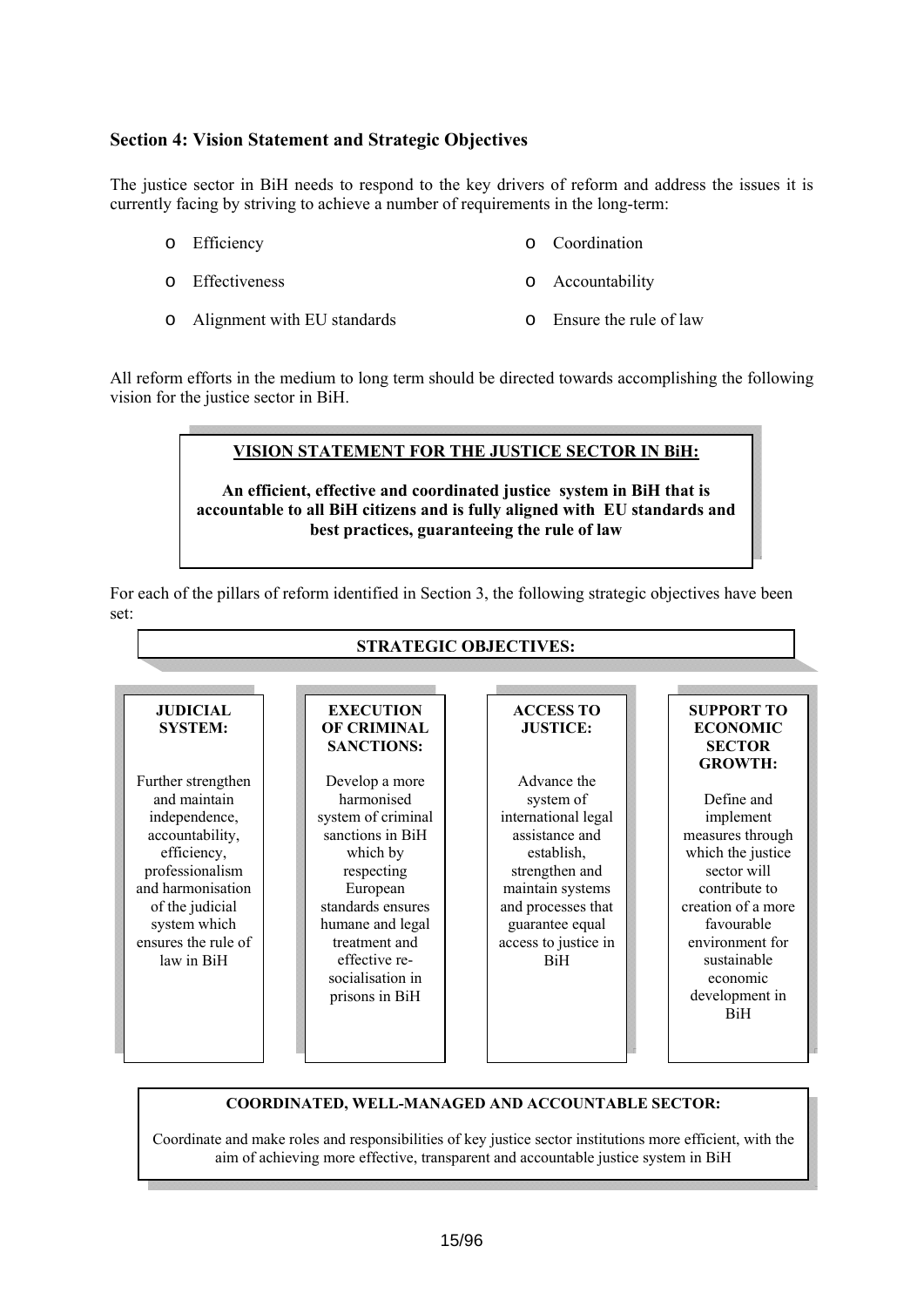### Section 4: Vision Statement and Strategic Objectives

The justice sector in BiH needs to respond to the key drivers of reform and address the issues it is currently facing by striving to achieve a number of requirements in the long-term:

- Efficiency
- Effectiveness
- Alignment with EU standards
- Coordination
- Accountability
- Ensure the rule of law

All reform efforts in the medium to long term should be directed towards accomplishing the following vision for the justice sector in BiH.

**VISION STATEMENT FOR THE JUSTICE SECTOR IN BiH:**

**An efficient, effective and coordinated justice system in BiH that is accountable to all BiH citizens and is fully aligned with EU standards and best practices, guaranteeing the rule of law**

For each of the pillars of reform identified in Section 3, the following strategic objectives have been set:

**STRATEGIC OBJECTIVES:**

| JUDICIAL SYSTEM: | EXECUTION OF CRIMINAL SANCTIONS: | ACCESS TO JUSTICE: | SUPPORT TO ECONOMIC SECTOR GROWTH: |
|---|---|---|---|
| Further strengthen and maintain independence, accountability, efficiency, professionalism and harmonisation of the judicial system which ensures the rule of law in BiH | Develop a more harmonised system of criminal sanctions in BiH which by respecting European standards ensures humane and legal treatment and effective re-socialisation in prisons in BiH | Advance the system of international legal assistance and establish, strengthen and maintain systems and processes that guarantee equal access to justice in BiH | Define and implement measures through which the justice sector will contribute to creation of a more favourable environment for sustainable economic development in BiH |

**COORDINATED, WELL-MANAGED AND ACCOUNTABLE SECTOR:**

Coordinate and make roles and responsibilities of key justice sector institutions more efficient, with the aim of achieving more effective, transparent and accountable justice system in BiH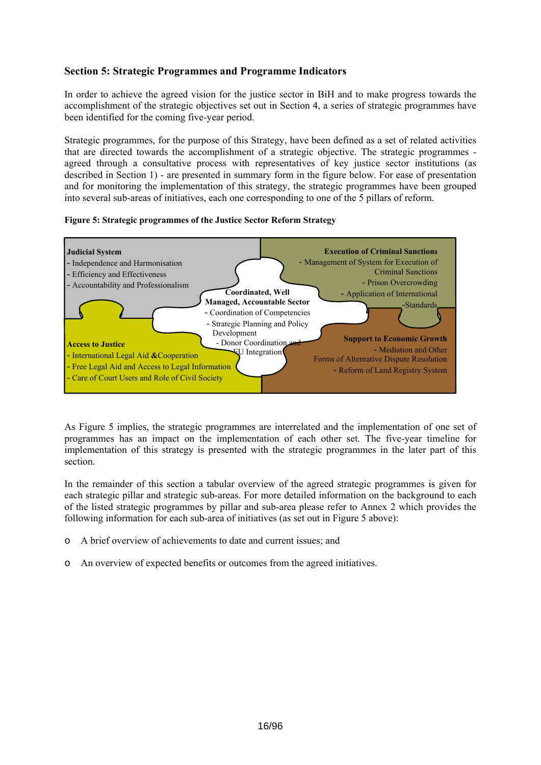## Section 5: Strategic Programmes and Programme Indicators

In order to achieve the agreed vision for the justice sector in BiH and to make progress towards the accomplishment of the strategic objectives set out in Section 4, a series of strategic programmes have been identified for the coming five-year period.

Strategic programmes, for the purpose of this Strategy, have been defined as a set of related activities that are directed towards the accomplishment of a strategic objective. The strategic programmes - agreed through a consultative process with representatives of key justice sector institutions (as described in Section 1) - are presented in summary form in the figure below. For ease of presentation and for monitoring the implementation of this strategy, the strategic programmes have been grouped into several sub-areas of initiatives, each one corresponding to one of the 5 pillars of reform.

**Figure 5: Strategic programmes of the Justice Sector Reform Strategy**

**Judicial System**
- Independence and Harmonisation
- Efficiency and Effectiveness
- Accountability and Professionalism

**Execution of Criminal Sanctions**
- Management of System for Execution of Criminal Sanctions
- Prison Overcrowding
- Application of International Standards

**Coordinated, Well Managed, Accountable Sector**
- Coordination of Competencies
- Strategic Planning and Policy Development
- Donor Coordination and EU Integration

**Access to Justice**
- International Legal Aid &Cooperation
- Free Legal Aid and Access to Legal Information
- Care of Court Users and Role of Civil Society

**Support to Economic Growth**
- Mediation and Other Forms of Alternative Dispute Resolution
- Reform of Land Registry System

As Figure 5 implies, the strategic programmes are interrelated and the implementation of one set of programmes has an impact on the implementation of each other set. The five-year timeline for implementation of this strategy is presented with the strategic programmes in the later part of this section.

In the remainder of this section a tabular overview of the agreed strategic programmes is given for each strategic pillar and strategic sub-areas. For more detailed information on the background to each of the listed strategic programmes by pillar and sub-area please refer to Annex 2 which provides the following information for each sub-area of initiatives (as set out in Figure 5 above):

- A brief overview of achievements to date and current issues; and
- An overview of expected benefits or outcomes from the agreed initiatives.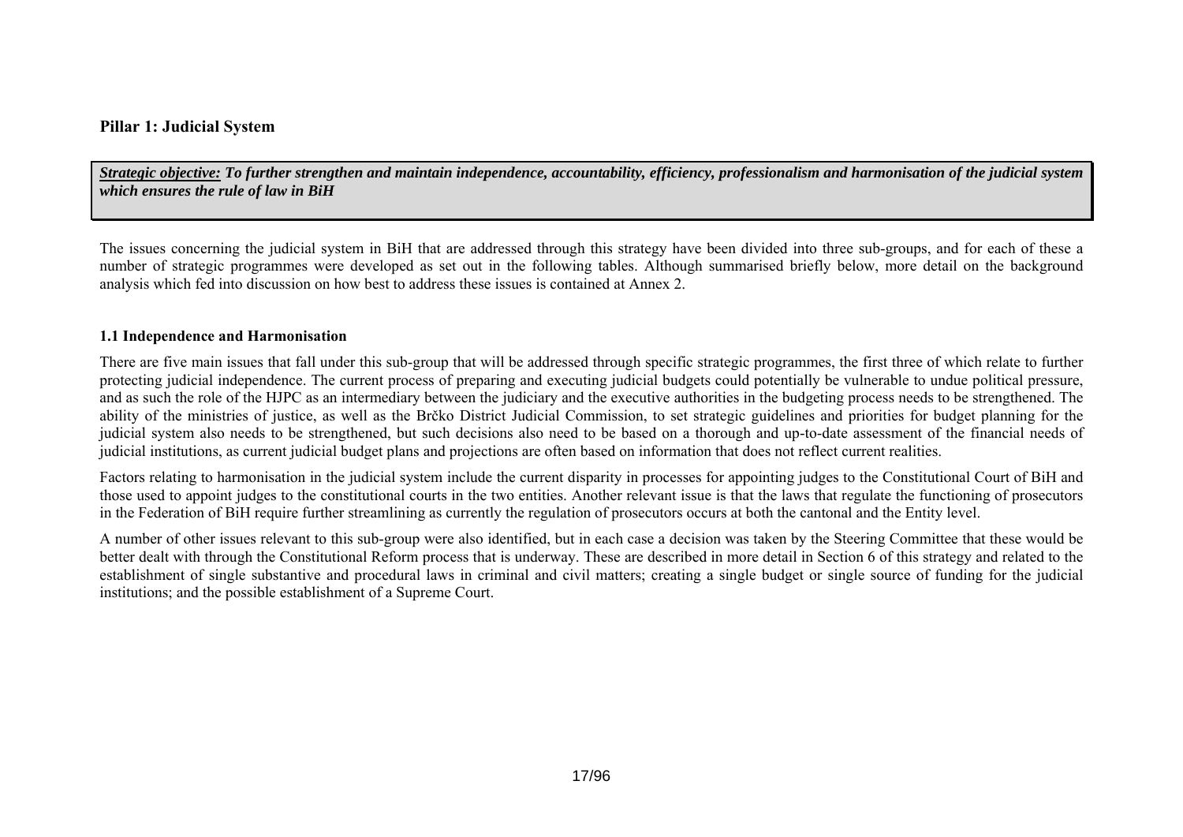## Pillar 1: Judicial System

***Strategic objective:*** ***To further strengthen and maintain independence, accountability, efficiency, professionalism and harmonisation of the judicial system which ensures the rule of law in BiH***

The issues concerning the judicial system in BiH that are addressed through this strategy have been divided into three sub-groups, and for each of these a number of strategic programmes were developed as set out in the following tables. Although summarised briefly below, more detail on the background analysis which fed into discussion on how best to address these issues is contained at Annex 2.

### 1.1 Independence and Harmonisation

There are five main issues that fall under this sub-group that will be addressed through specific strategic programmes, the first three of which relate to further protecting judicial independence. The current process of preparing and executing judicial budgets could potentially be vulnerable to undue political pressure, and as such the role of the HJPC as an intermediary between the judiciary and the executive authorities in the budgeting process needs to be strengthened. The ability of the ministries of justice, as well as the Brčko District Judicial Commission, to set strategic guidelines and priorities for budget planning for the judicial system also needs to be strengthened, but such decisions also need to be based on a thorough and up-to-date assessment of the financial needs of judicial institutions, as current judicial budget plans and projections are often based on information that does not reflect current realities.

Factors relating to harmonisation in the judicial system include the current disparity in processes for appointing judges to the Constitutional Court of BiH and those used to appoint judges to the constitutional courts in the two entities. Another relevant issue is that the laws that regulate the functioning of prosecutors in the Federation of BiH require further streamlining as currently the regulation of prosecutors occurs at both the cantonal and the Entity level.

A number of other issues relevant to this sub-group were also identified, but in each case a decision was taken by the Steering Committee that these would be better dealt with through the Constitutional Reform process that is underway. These are described in more detail in Section 6 of this strategy and related to the establishment of single substantive and procedural laws in criminal and civil matters; creating a single budget or single source of funding for the judicial institutions; and the possible establishment of a Supreme Court.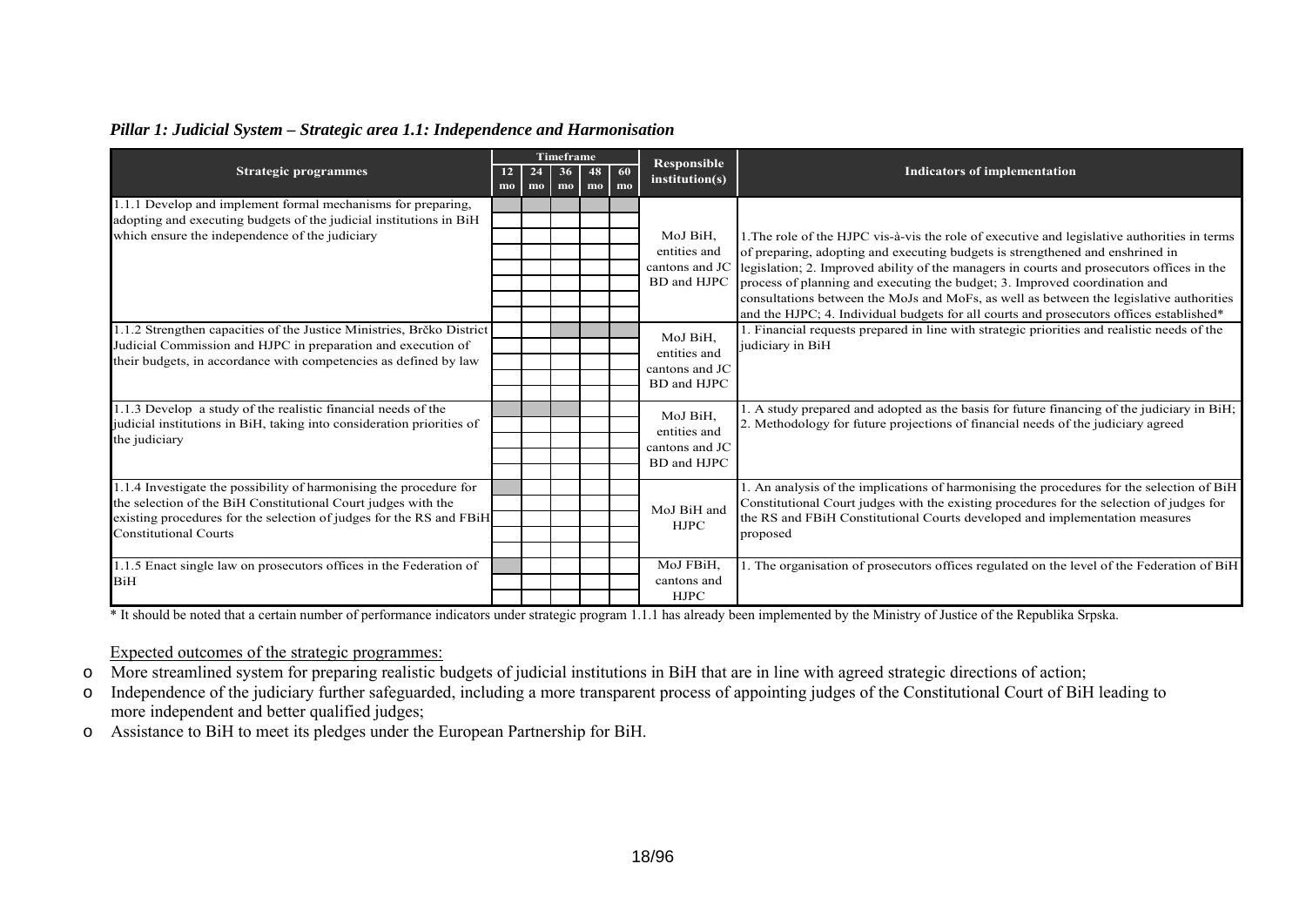### *Pillar 1: Judicial System – Strategic area 1.1: Independence and Harmonisation*

| Strategic programmes | Timeframe | | | | | Responsible institution(s) | Indicators of implementation |
|---|---|---|---|---|---|---|---|
| | 12 mo | 24 mo | 36 mo | 48 mo | 60 mo | | |
| 1.1.1 Develop and implement formal mechanisms for preparing, adopting and executing budgets of the judicial institutions in BiH which ensure the independence of the judiciary | X | X | X | X | X | MoJ BiH, entities and cantons and JC BD and HJPC | 1.The role of the HJPC vis-à-vis the role of executive and legislative authorities in terms of preparing, adopting and executing budgets is strengthened and enshrined in legislation; 2. Improved ability of the managers in courts and prosecutors offices in the process of planning and executing the budget; 3. Improved coordination and consultations between the MoJs and MoFs, as well as between the legislative authorities and the HJPC; 4. Individual budgets for all courts and prosecutors offices established* |
| 1.1.2 Strengthen capacities of the Justice Ministries, Brčko District Judicial Commission and HJPC in preparation and execution of their budgets, in accordance with competencies as defined by law | | | X | X | X | MoJ BiH, entities and cantons and JC BD and HJPC | 1. Financial requests prepared in line with strategic priorities and realistic needs of the judiciary in BiH |
| 1.1.3 Develop a study of the realistic financial needs of the judicial institutions in BiH, taking into consideration priorities of the judiciary | X | X | X | | | MoJ BiH, entities and cantons and JC BD and HJPC | 1. A study prepared and adopted as the basis for future financing of the judiciary in BiH; 2. Methodology for future projections of financial needs of the judiciary agreed |
| 1.1.4 Investigate the possibility of harmonising the procedure for the selection of the BiH Constitutional Court judges with the existing procedures for the selection of judges for the RS and FBiH Constitutional Courts | X | | | | | MoJ BiH and HJPC | 1. An analysis of the implications of harmonising the procedures for the selection of BiH Constitutional Court judges with the existing procedures for the selection of judges for the RS and FBiH Constitutional Courts developed and implementation measures proposed |
| 1.1.5 Enact single law on prosecutors offices in the Federation of BiH | X | | | | | MoJ FBiH, cantons and HJPC | 1. The organisation of prosecutors offices regulated on the level of the Federation of BiH |

\* It should be noted that a certain number of performance indicators under strategic program 1.1.1 has already been implemented by the Ministry of Justice of the Republika Srpska.

Expected outcomes of the strategic programmes:

- More streamlined system for preparing realistic budgets of judicial institutions in BiH that are in line with agreed strategic directions of action;
- Independence of the judiciary further safeguarded, including a more transparent process of appointing judges of the Constitutional Court of BiH leading to more independent and better qualified judges;
- Assistance to BiH to meet its pledges under the European Partnership for BiH.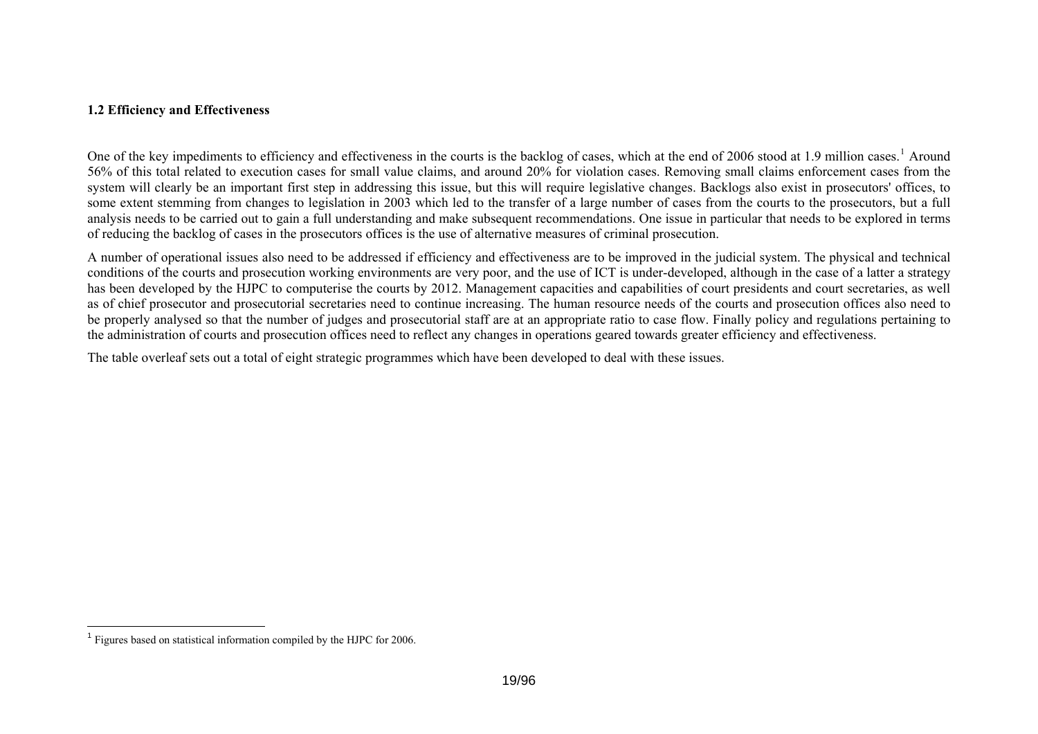### 1.2 Efficiency and Effectiveness

One of the key impediments to efficiency and effectiveness in the courts is the backlog of cases, which at the end of 2006 stood at 1.9 million cases.[1] Around 56% of this total related to execution cases for small value claims, and around 20% for violation cases. Removing small claims enforcement cases from the system will clearly be an important first step in addressing this issue, but this will require legislative changes. Backlogs also exist in prosecutors' offices, to some extent stemming from changes to legislation in 2003 which led to the transfer of a large number of cases from the courts to the prosecutors, but a full analysis needs to be carried out to gain a full understanding and make subsequent recommendations. One issue in particular that needs to be explored in terms of reducing the backlog of cases in the prosecutors offices is the use of alternative measures of criminal prosecution.

A number of operational issues also need to be addressed if efficiency and effectiveness are to be improved in the judicial system. The physical and technical conditions of the courts and prosecution working environments are very poor, and the use of ICT is under-developed, although in the case of a latter a strategy has been developed by the HJPC to computerise the courts by 2012. Management capacities and capabilities of court presidents and court secretaries, as well as of chief prosecutor and prosecutorial secretaries need to continue increasing. The human resource needs of the courts and prosecution offices also need to be properly analysed so that the number of judges and prosecutorial staff are at an appropriate ratio to case flow. Finally policy and regulations pertaining to the administration of courts and prosecution offices need to reflect any changes in operations geared towards greater efficiency and effectiveness.

The table overleaf sets out a total of eight strategic programmes which have been developed to deal with these issues.

[1] Figures based on statistical information compiled by the HJPC for 2006.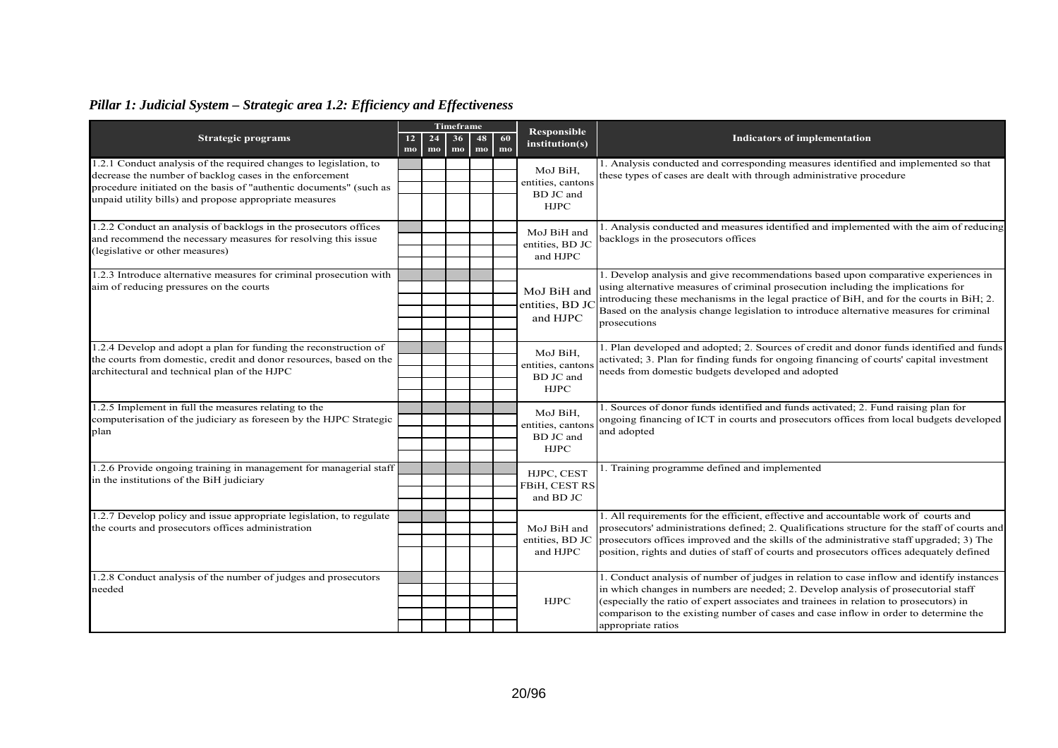## *Pillar 1: Judicial System – Strategic area 1.2: Efficiency and Effectiveness*

| Strategic programs | Timeframe | | | | | Responsible institution(s) | Indicators of implementation |
|---|---|---|---|---|---|---|---|
| | 12 mo | 24 mo | 36 mo | 48 mo | 60 mo | | |
| 1.2.1 Conduct analysis of the required changes to legislation, to decrease the number of backlog cases in the enforcement procedure initiated on the basis of "authentic documents" (such as unpaid utility bills) and propose appropriate measures | X | | | | | MoJ BiH, entities, cantons BD JC and HJPC | 1. Analysis conducted and corresponding measures identified and implemented so that these types of cases are dealt with through administrative procedure |
| 1.2.2 Conduct an analysis of backlogs in the prosecutors offices and recommend the necessary measures for resolving this issue (legislative or other measures) | X | | | | | MoJ BiH and entities, BD JC and HJPC | 1. Analysis conducted and measures identified and implemented with the aim of reducing backlogs in the prosecutors offices |
| 1.2.3 Introduce alternative measures for criminal prosecution with aim of reducing pressures on the courts | X | X | X | X | | MoJ BiH and entities, BD JC and HJPC | 1. Develop analysis and give recommendations based upon comparative experiences in using alternative measures of criminal prosecution including the implications for introducing these mechanisms in the legal practice of BiH, and for the courts in BiH; 2. Based on the analysis change legislation to introduce alternative measures for criminal prosecutions |
| 1.2.4 Develop and adopt a plan for funding the reconstruction of the courts from domestic, credit and donor resources, based on the architectural and technical plan of the HJPC | X | X | | | | MoJ BiH, entities, cantons BD JC and HJPC | 1. Plan developed and adopted; 2. Sources of credit and donor funds identified and funds activated; 3. Plan for finding funds for ongoing financing of courts' capital investment needs from domestic budgets developed and adopted |
| 1.2.5 Implement in full the measures relating to the computerisation of the judiciary as foreseen by the HJPC Strategic plan | X | X | X | X | X | MoJ BiH, entities, cantons BD JC and HJPC | 1. Sources of donor funds identified and funds activated; 2. Fund raising plan for ongoing financing of ICT in courts and prosecutors offices from local budgets developed and adopted |
| 1.2.6 Provide ongoing training in management for managerial staff in the institutions of the BiH judiciary | X | X | X | X | X | HJPC, CEST FBiH, CEST RS and BD JC | 1. Training programme defined and implemented |
| 1.2.7 Develop policy and issue appropriate legislation, to regulate the courts and prosecutors offices administration | X | X | | | | MoJ BiH and entities, BD JC and HJPC | 1. All requirements for the efficient, effective and accountable work of courts and prosecutors' administrations defined; 2. Qualifications structure for the staff of courts and prosecutors offices improved and the skills of the administrative staff upgraded; 3) The position, rights and duties of staff of courts and prosecutors offices adequately defined |
| 1.2.8 Conduct analysis of the number of judges and prosecutors needed | X | | | | | HJPC | 1. Conduct analysis of number of judges in relation to case inflow and identify instances in which changes in numbers are needed; 2. Develop analysis of prosecutorial staff (especially the ratio of expert associates and trainees in relation to prosecutors) in comparison to the existing number of cases and case inflow in order to determine the appropriate ratios |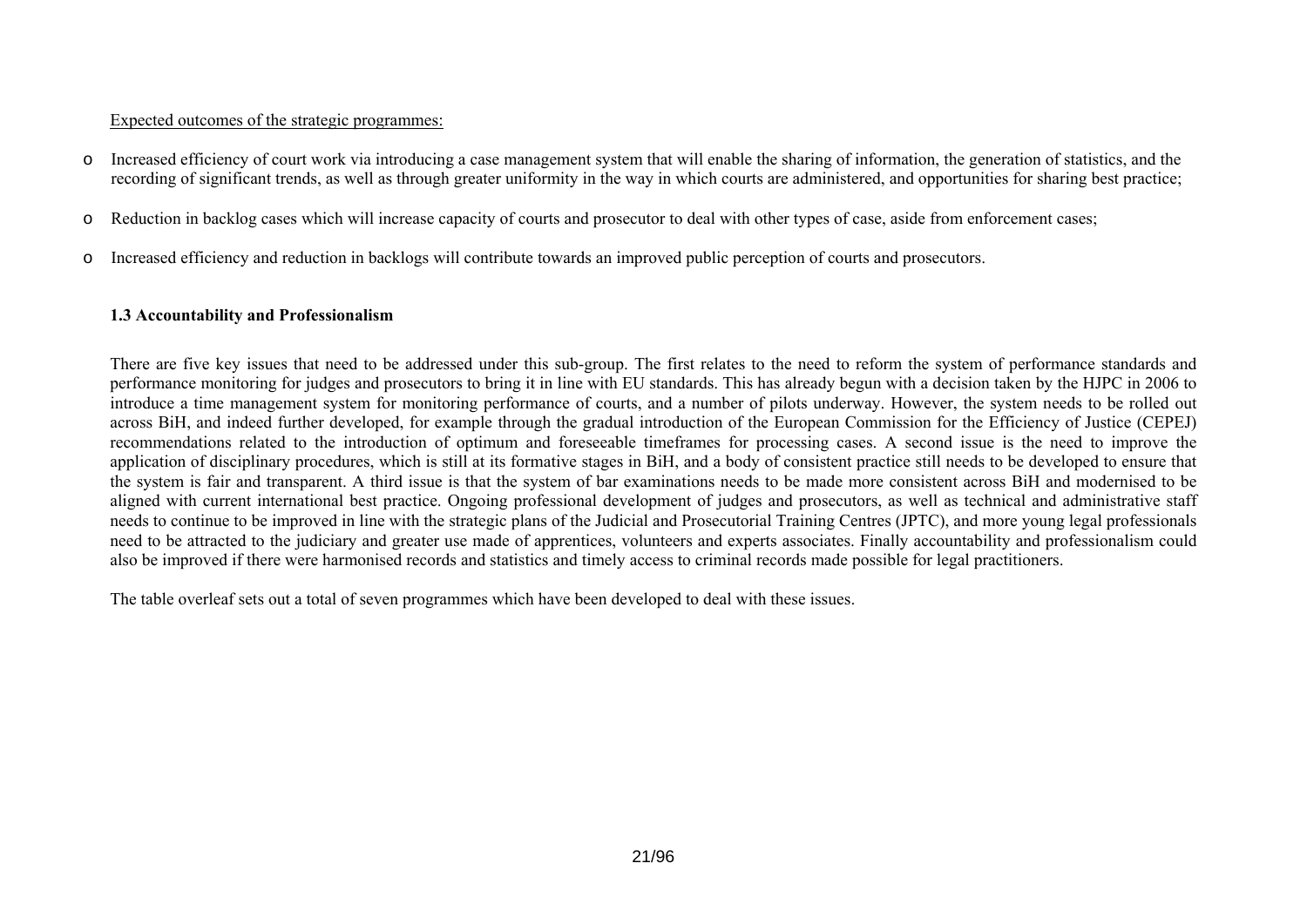Expected outcomes of the strategic programmes:

- Increased efficiency of court work via introducing a case management system that will enable the sharing of information, the generation of statistics, and the recording of significant trends, as well as through greater uniformity in the way in which courts are administered, and opportunities for sharing best practice;
- Reduction in backlog cases which will increase capacity of courts and prosecutor to deal with other types of case, aside from enforcement cases;
- Increased efficiency and reduction in backlogs will contribute towards an improved public perception of courts and prosecutors.

### 1.3 Accountability and Professionalism

There are five key issues that need to be addressed under this sub-group. The first relates to the need to reform the system of performance standards and performance monitoring for judges and prosecutors to bring it in line with EU standards. This has already begun with a decision taken by the HJPC in 2006 to introduce a time management system for monitoring performance of courts, and a number of pilots underway. However, the system needs to be rolled out across BiH, and indeed further developed, for example through the gradual introduction of the European Commission for the Efficiency of Justice (CEPEJ) recommendations related to the introduction of optimum and foreseeable timeframes for processing cases. A second issue is the need to improve the application of disciplinary procedures, which is still at its formative stages in BiH, and a body of consistent practice still needs to be developed to ensure that the system is fair and transparent. A third issue is that the system of bar examinations needs to be made more consistent across BiH and modernised to be aligned with current international best practice. Ongoing professional development of judges and prosecutors, as well as technical and administrative staff needs to continue to be improved in line with the strategic plans of the Judicial and Prosecutorial Training Centres (JPTC), and more young legal professionals need to be attracted to the judiciary and greater use made of apprentices, volunteers and experts associates. Finally accountability and professionalism could also be improved if there were harmonised records and statistics and timely access to criminal records made possible for legal practitioners.

The table overleaf sets out a total of seven programmes which have been developed to deal with these issues.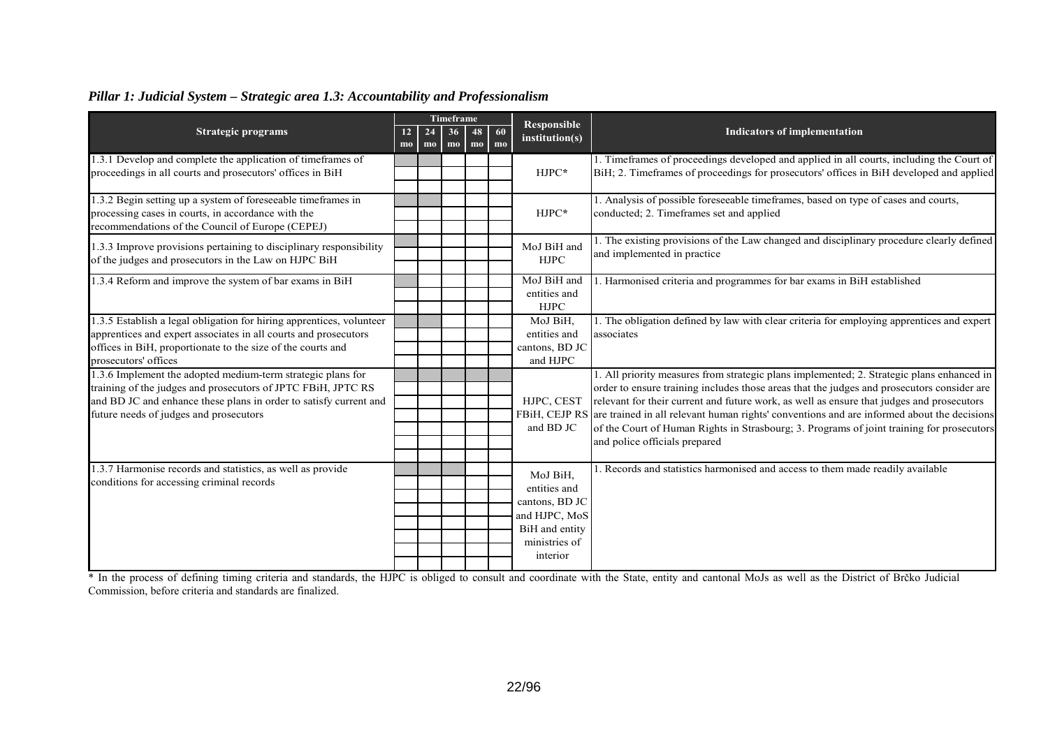### *Pillar 1: Judicial System – Strategic area 1.3: Accountability and Professionalism*

| Strategic programs | Timeframe 12 mo | 24 mo | 36 mo | 48 mo | 60 mo | Responsible institution(s) | Indicators of implementation |
|---|---|---|---|---|---|---|---|
| 1.3.1 Develop and complete the application of timeframes of proceedings in all courts and prosecutors' offices in BiH | ■ | ■ | | | | HJPC* | 1. Timeframes of proceedings developed and applied in all courts, including the Court of BiH; 2. Timeframes of proceedings for prosecutors' offices in BiH developed and applied |
| 1.3.2 Begin setting up a system of foreseeable timeframes in processing cases in courts, in accordance with the recommendations of the Council of Europe (CEPEJ) | ■ | ■ | | | | HJPC* | 1. Analysis of possible foreseeable timeframes, based on type of cases and courts, conducted; 2. Timeframes set and applied |
| 1.3.3 Improve provisions pertaining to disciplinary responsibility of the judges and prosecutors in the Law on HJPC BiH | ■ | | | | | MoJ BiH and HJPC | 1. The existing provisions of the Law changed and disciplinary procedure clearly defined and implemented in practice |
| 1.3.4 Reform and improve the system of bar exams in BiH | ■ | | | | | MoJ BiH and entities and HJPC | 1. Harmonised criteria and programmes for bar exams in BiH established |
| 1.3.5 Establish a legal obligation for hiring apprentices, volunteer apprentices and expert associates in all courts and prosecutors offices in BiH, proportionate to the size of the courts and prosecutors' offices | ■ | ■ | | | | MoJ BiH, entities and cantons, BD JC and HJPC | 1. The obligation defined by law with clear criteria for employing apprentices and expert associates |
| 1.3.6 Implement the adopted medium-term strategic plans for training of the judges and prosecutors of JPTC FBiH, JPTC RS and BD JC and enhance these plans in order to satisfy current and future needs of judges and prosecutors | ■ | ■ | ■ | ■ | ■ | HJPC, CEST FBiH, CEJP RS and BD JC | 1. All priority measures from strategic plans implemented; 2. Strategic plans enhanced in order to ensure training includes those areas that the judges and prosecutors consider are relevant for their current and future work, as well as ensure that judges and prosecutors are trained in all relevant human rights' conventions and are informed about the decisions of the Court of Human Rights in Strasbourg; 3. Programs of joint training for prosecutors and police officials prepared |
| 1.3.7 Harmonise records and statistics, as well as provide conditions for accessing criminal records | ■ | ■ | ■ | | | MoJ BiH, entities and cantons, BD JC and HJPC, MoS BiH and entity ministries of interior | 1. Records and statistics harmonised and access to them made readily available |

\* In the process of defining timing criteria and standards, the HJPC is obliged to consult and coordinate with the State, entity and cantonal MoJs as well as the District of Brčko Judicial Commission, before criteria and standards are finalized.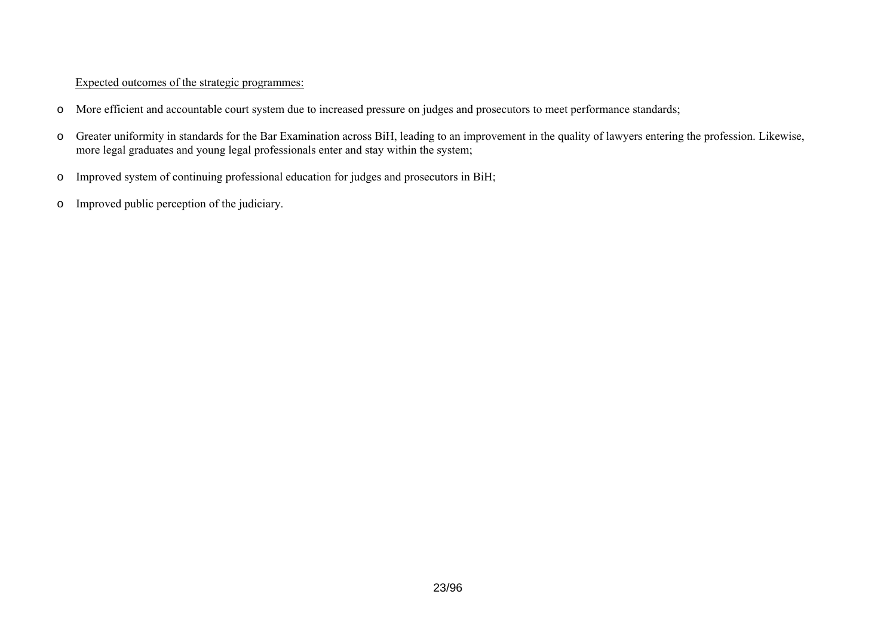<u>Expected outcomes of the strategic programmes:</u>

- More efficient and accountable court system due to increased pressure on judges and prosecutors to meet performance standards;
- Greater uniformity in standards for the Bar Examination across BiH, leading to an improvement in the quality of lawyers entering the profession. Likewise, more legal graduates and young legal professionals enter and stay within the system;
- Improved system of continuing professional education for judges and prosecutors in BiH;
- Improved public perception of the judiciary.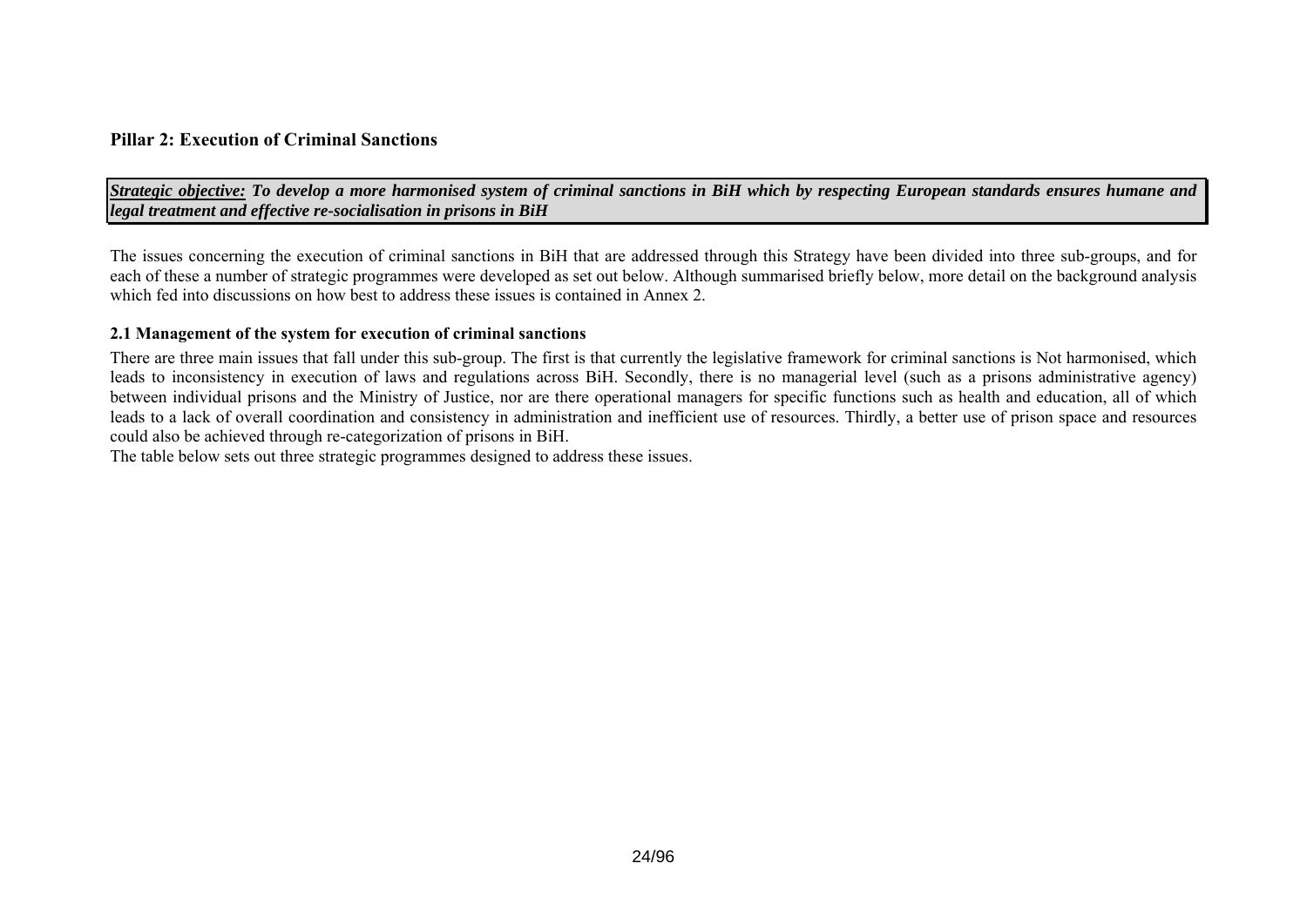## Pillar 2: Execution of Criminal Sanctions

***<u>Strategic objective:</u> To develop a more harmonised system of criminal sanctions in BiH which by respecting European standards ensures humane and legal treatment and effective re-socialisation in prisons in BiH***

The issues concerning the execution of criminal sanctions in BiH that are addressed through this Strategy have been divided into three sub-groups, and for each of these a number of strategic programmes were developed as set out below. Although summarised briefly below, more detail on the background analysis which fed into discussions on how best to address these issues is contained in Annex 2.

### 2.1 Management of the system for execution of criminal sanctions

There are three main issues that fall under this sub-group. The first is that currently the legislative framework for criminal sanctions is Not harmonised, which leads to inconsistency in execution of laws and regulations across BiH. Secondly, there is no managerial level (such as a prisons administrative agency) between individual prisons and the Ministry of Justice, nor are there operational managers for specific functions such as health and education, all of which leads to a lack of overall coordination and consistency in administration and inefficient use of resources. Thirdly, a better use of prison space and resources could also be achieved through re-categorization of prisons in BiH.

The table below sets out three strategic programmes designed to address these issues.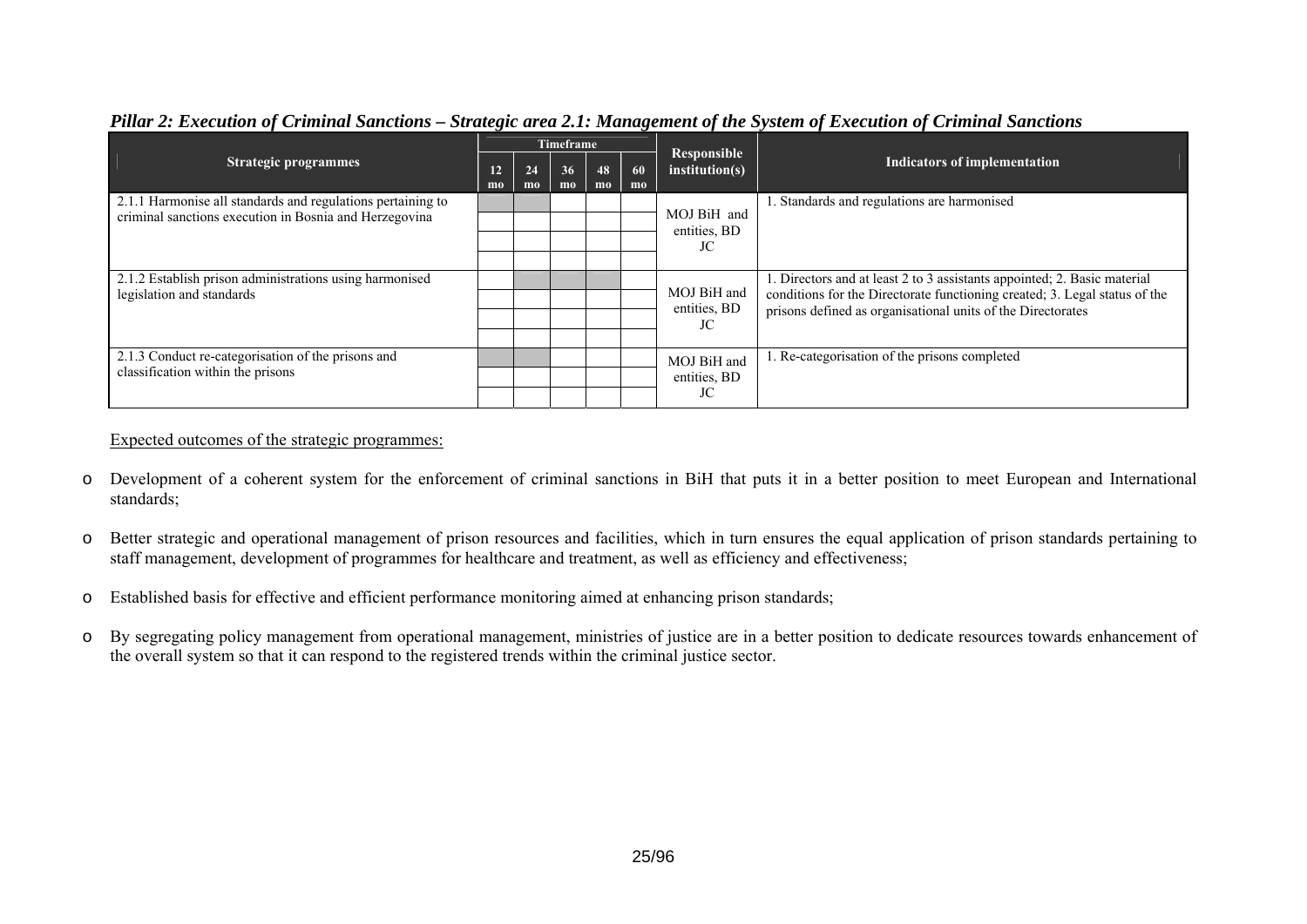*Pillar 2: Execution of Criminal Sanctions – Strategic area 2.1: Management of the System of Execution of Criminal Sanctions*

| Strategic programmes | Timeframe | | | | | Responsible institution(s) | Indicators of implementation |
|---|---|---|---|---|---|---|---|
| | 12 mo | 24 mo | 36 mo | 48 mo | 60 mo | | |
| 2.1.1 Harmonise all standards and regulations pertaining to criminal sanctions execution in Bosnia and Herzegovina | | | | | | MOJ BiH and entities, BD JC | 1. Standards and regulations are harmonised |
| 2.1.2 Establish prison administrations using harmonised legislation and standards | | | | | | MOJ BiH and entities, BD JC | 1. Directors and at least 2 to 3 assistants appointed; 2. Basic material conditions for the Directorate functioning created; 3. Legal status of the prisons defined as organisational units of the Directorates |
| 2.1.3 Conduct re-categorisation of the prisons and classification within the prisons | | | | | | MOJ BiH and entities, BD JC | 1. Re-categorisation of the prisons completed |

Expected outcomes of the strategic programmes:

- Development of a coherent system for the enforcement of criminal sanctions in BiH that puts it in a better position to meet European and International standards;
- Better strategic and operational management of prison resources and facilities, which in turn ensures the equal application of prison standards pertaining to staff management, development of programmes for healthcare and treatment, as well as efficiency and effectiveness;
- Established basis for effective and efficient performance monitoring aimed at enhancing prison standards;
- By segregating policy management from operational management, ministries of justice are in a better position to dedicate resources towards enhancement of the overall system so that it can respond to the registered trends within the criminal justice sector.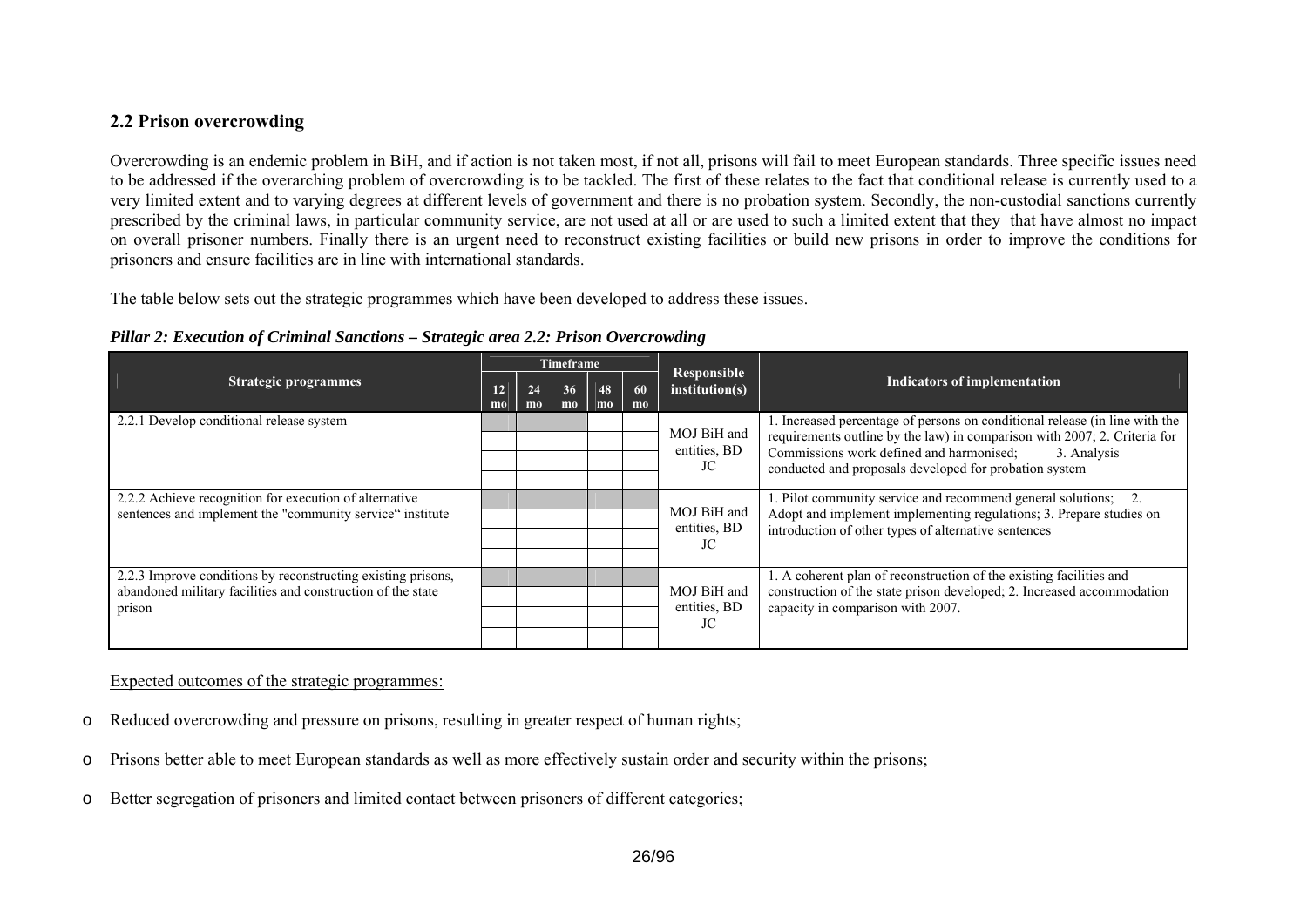## 2.2 Prison overcrowding

Overcrowding is an endemic problem in BiH, and if action is not taken most, if not all, prisons will fail to meet European standards. Three specific issues need to be addressed if the overarching problem of overcrowding is to be tackled. The first of these relates to the fact that conditional release is currently used to a very limited extent and to varying degrees at different levels of government and there is no probation system. Secondly, the non-custodial sanctions currently prescribed by the criminal laws, in particular community service, are not used at all or are used to such a limited extent that they that have almost no impact on overall prisoner numbers. Finally there is an urgent need to reconstruct existing facilities or build new prisons in order to improve the conditions for prisoners and ensure facilities are in line with international standards.

The table below sets out the strategic programmes which have been developed to address these issues.

***Pillar 2: Execution of Criminal Sanctions – Strategic area 2.2: Prison Overcrowding***

| Strategic programmes | Timeframe | | | | | Responsible institution(s) | Indicators of implementation |
|---|---|---|---|---|---|---|---|
| | 12 mo | 24 mo | 36 mo | 48 mo | 60 mo | | |
| 2.2.1 Develop conditional release system | | | | | | MOJ BiH and entities, BD JC | 1. Increased percentage of persons on conditional release (in line with the requirements outline by the law) in comparison with 2007; 2. Criteria for Commissions work defined and harmonised; 3. Analysis conducted and proposals developed for probation system |
| 2.2.2 Achieve recognition for execution of alternative sentences and implement the "community service" institute | | | | | | MOJ BiH and entities, BD JC | 1. Pilot community service and recommend general solutions; 2. Adopt and implement implementing regulations; 3. Prepare studies on introduction of other types of alternative sentences |
| 2.2.3 Improve conditions by reconstructing existing prisons, abandoned military facilities and construction of the state prison | | | | | | MOJ BiH and entities, BD JC | 1. A coherent plan of reconstruction of the existing facilities and construction of the state prison developed; 2. Increased accommodation capacity in comparison with 2007. |

Expected outcomes of the strategic programmes:

- Reduced overcrowding and pressure on prisons, resulting in greater respect of human rights;
- Prisons better able to meet European standards as well as more effectively sustain order and security within the prisons;
- Better segregation of prisoners and limited contact between prisoners of different categories;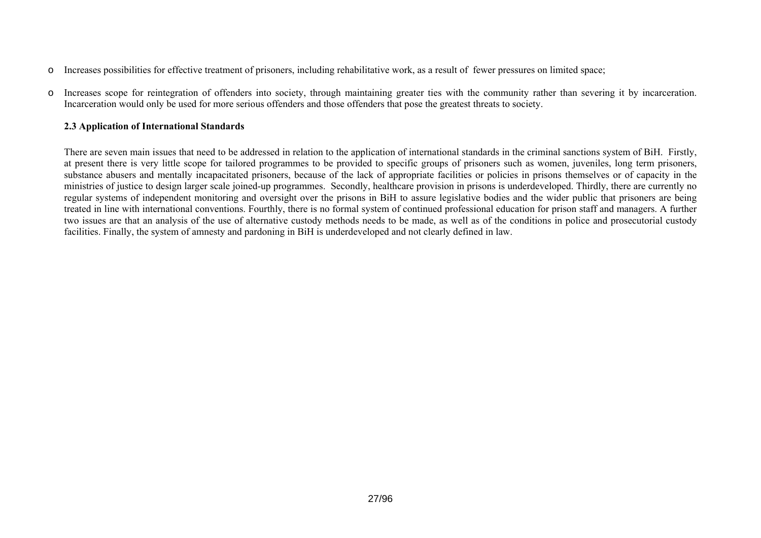- Increases possibilities for effective treatment of prisoners, including rehabilitative work, as a result of fewer pressures on limited space;

- Increases scope for reintegration of offenders into society, through maintaining greater ties with the community rather than severing it by incarceration. Incarceration would only be used for more serious offenders and those offenders that pose the greatest threats to society.

**2.3 Application of International Standards**

There are seven main issues that need to be addressed in relation to the application of international standards in the criminal sanctions system of BiH. Firstly, at present there is very little scope for tailored programmes to be provided to specific groups of prisoners such as women, juveniles, long term prisoners, substance abusers and mentally incapacitated prisoners, because of the lack of appropriate facilities or policies in prisons themselves or of capacity in the ministries of justice to design larger scale joined-up programmes. Secondly, healthcare provision in prisons is underdeveloped. Thirdly, there are currently no regular systems of independent monitoring and oversight over the prisons in BiH to assure legislative bodies and the wider public that prisoners are being treated in line with international conventions. Fourthly, there is no formal system of continued professional education for prison staff and managers. A further two issues are that an analysis of the use of alternative custody methods needs to be made, as well as of the conditions in police and prosecutorial custody facilities. Finally, the system of amnesty and pardoning in BiH is underdeveloped and not clearly defined in law.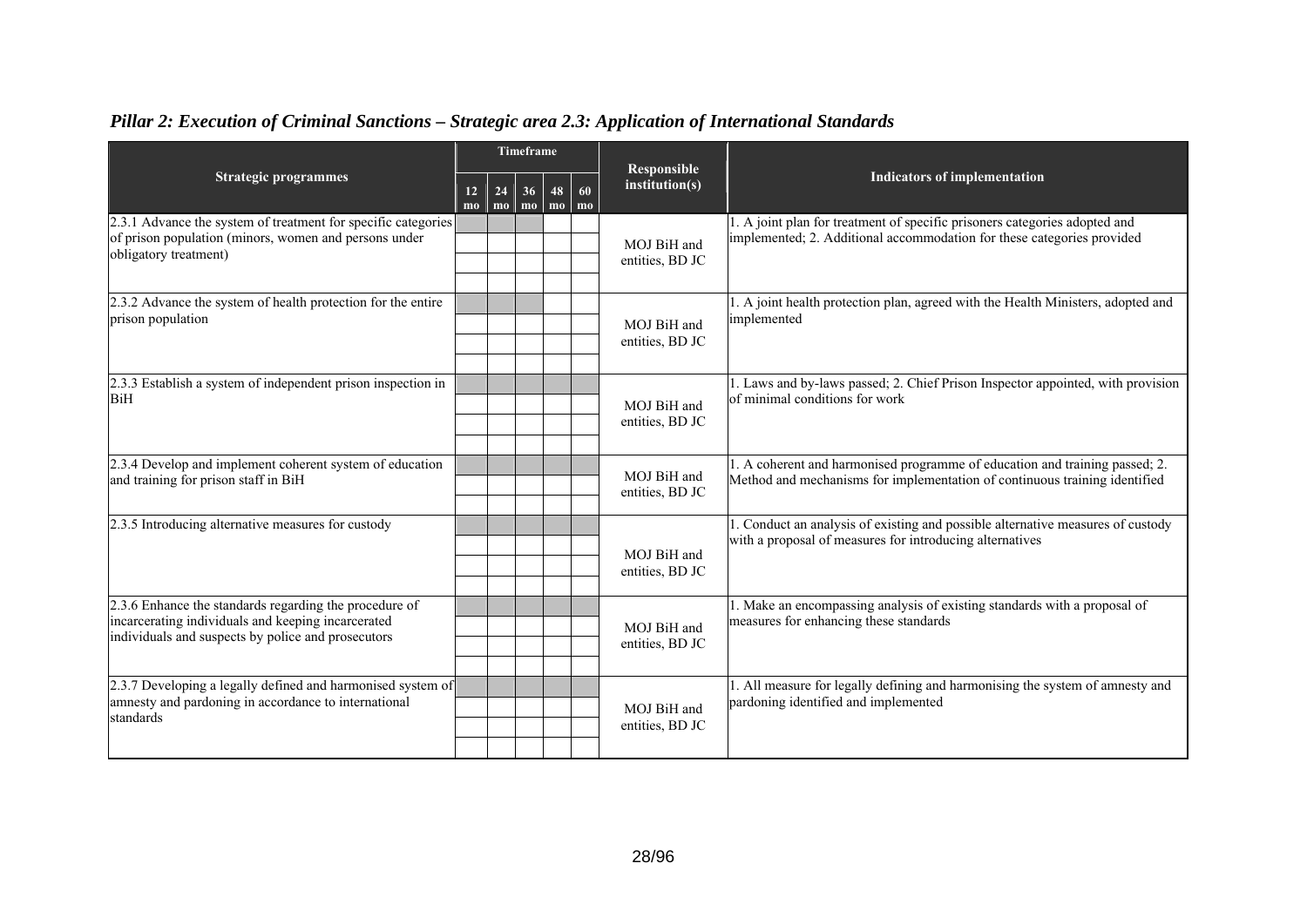## *Pillar 2: Execution of Criminal Sanctions – Strategic area 2.3: Application of International Standards*

| Strategic programmes | Timeframe | | | | | Responsible institution(s) | Indicators of implementation |
|---|---|---|---|---|---|---|---|
| | 12 mo | 24 mo | 36 mo | 48 mo | 60 mo | | |
| 2.3.1 Advance the system of treatment for specific categories of prison population (minors, women and persons under obligatory treatment) | ■ | ■ | ■ | | | MOJ BiH and entities, BD JC | 1. A joint plan for treatment of specific prisoners categories adopted and implemented; 2. Additional accommodation for these categories provided |
| 2.3.2 Advance the system of health protection for the entire prison population | ■ | ■ | ■ | | | MOJ BiH and entities, BD JC | 1. A joint health protection plan, agreed with the Health Ministers, adopted and implemented |
| 2.3.3 Establish a system of independent prison inspection in BiH | ■ | ■ | ■ | ■ | ■ | MOJ BiH and entities, BD JC | 1. Laws and by-laws passed; 2. Chief Prison Inspector appointed, with provision of minimal conditions for work |
| 2.3.4 Develop and implement coherent system of education and training for prison staff in BiH | ■ | ■ | ■ | ■ | ■ | MOJ BiH and entities, BD JC | 1. A coherent and harmonised programme of education and training passed; 2. Method and mechanisms for implementation of continuous training identified |
| 2.3.5 Introducing alternative measures for custody | ■ | ■ | ■ | ■ | ■ | MOJ BiH and entities, BD JC | 1. Conduct an analysis of existing and possible alternative measures of custody with a proposal of measures for introducing alternatives |
| 2.3.6 Enhance the standards regarding the procedure of incarcerating individuals and keeping incarcerated individuals and suspects by police and prosecutors | ■ | ■ | ■ | ■ | ■ | MOJ BiH and entities, BD JC | 1. Make an encompassing analysis of existing standards with a proposal of measures for enhancing these standards |
| 2.3.7 Developing a legally defined and harmonised system of amnesty and pardoning in accordance to international standards | ■ | ■ | ■ | ■ | ■ | MOJ BiH and entities, BD JC | 1. All measure for legally defining and harmonising the system of amnesty and pardoning identified and implemented |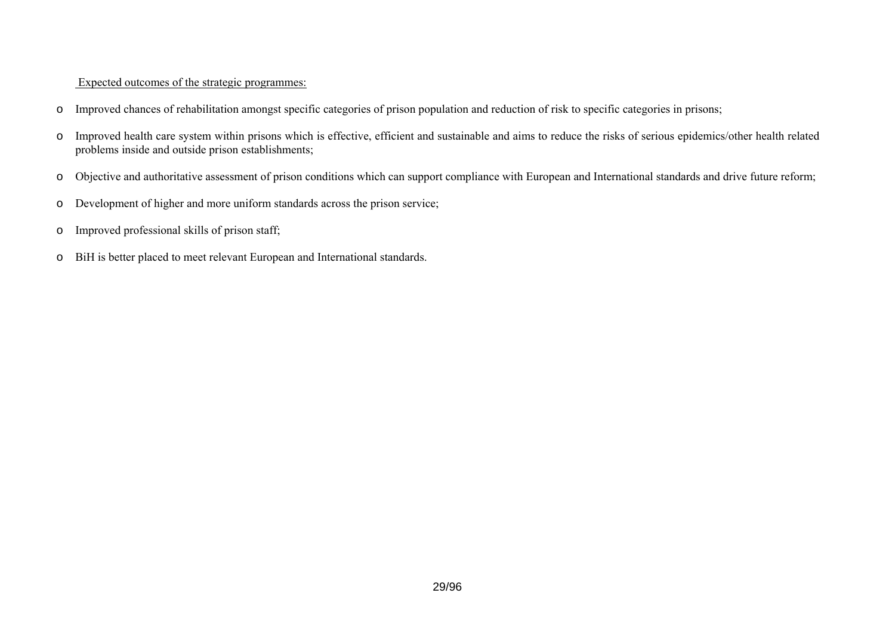<u>Expected outcomes of the strategic programmes:</u>

- Improved chances of rehabilitation amongst specific categories of prison population and reduction of risk to specific categories in prisons;
- Improved health care system within prisons which is effective, efficient and sustainable and aims to reduce the risks of serious epidemics/other health related problems inside and outside prison establishments;
- Objective and authoritative assessment of prison conditions which can support compliance with European and International standards and drive future reform;
- Development of higher and more uniform standards across the prison service;
- Improved professional skills of prison staff;
- BiH is better placed to meet relevant European and International standards.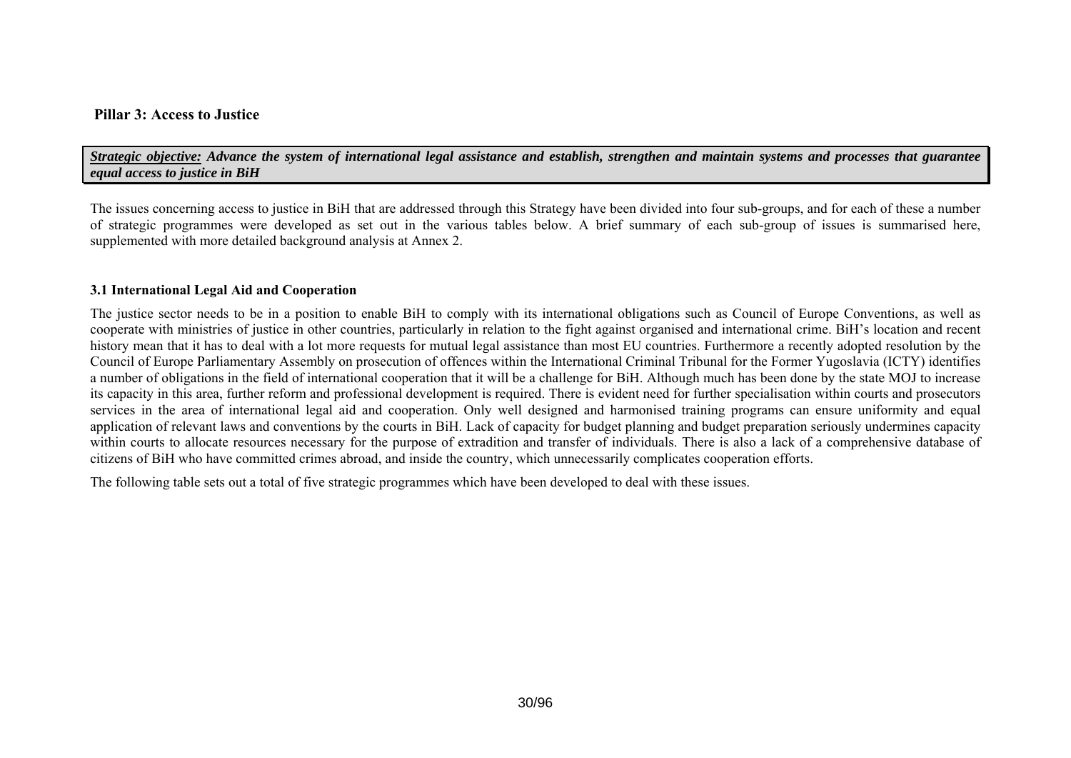## Pillar 3: Access to Justice

***Strategic objective:*** ***Advance the system of international legal assistance and establish, strengthen and maintain systems and processes that guarantee equal access to justice in BiH***

The issues concerning access to justice in BiH that are addressed through this Strategy have been divided into four sub-groups, and for each of these a number of strategic programmes were developed as set out in the various tables below. A brief summary of each sub-group of issues is summarised here, supplemented with more detailed background analysis at Annex 2.

### 3.1 International Legal Aid and Cooperation

The justice sector needs to be in a position to enable BiH to comply with its international obligations such as Council of Europe Conventions, as well as cooperate with ministries of justice in other countries, particularly in relation to the fight against organised and international crime. BiH's location and recent history mean that it has to deal with a lot more requests for mutual legal assistance than most EU countries. Furthermore a recently adopted resolution by the Council of Europe Parliamentary Assembly on prosecution of offences within the International Criminal Tribunal for the Former Yugoslavia (ICTY) identifies a number of obligations in the field of international cooperation that it will be a challenge for BiH. Although much has been done by the state MOJ to increase its capacity in this area, further reform and professional development is required. There is evident need for further specialisation within courts and prosecutors services in the area of international legal aid and cooperation. Only well designed and harmonised training programs can ensure uniformity and equal application of relevant laws and conventions by the courts in BiH. Lack of capacity for budget planning and budget preparation seriously undermines capacity within courts to allocate resources necessary for the purpose of extradition and transfer of individuals. There is also a lack of a comprehensive database of citizens of BiH who have committed crimes abroad, and inside the country, which unnecessarily complicates cooperation efforts.

The following table sets out a total of five strategic programmes which have been developed to deal with these issues.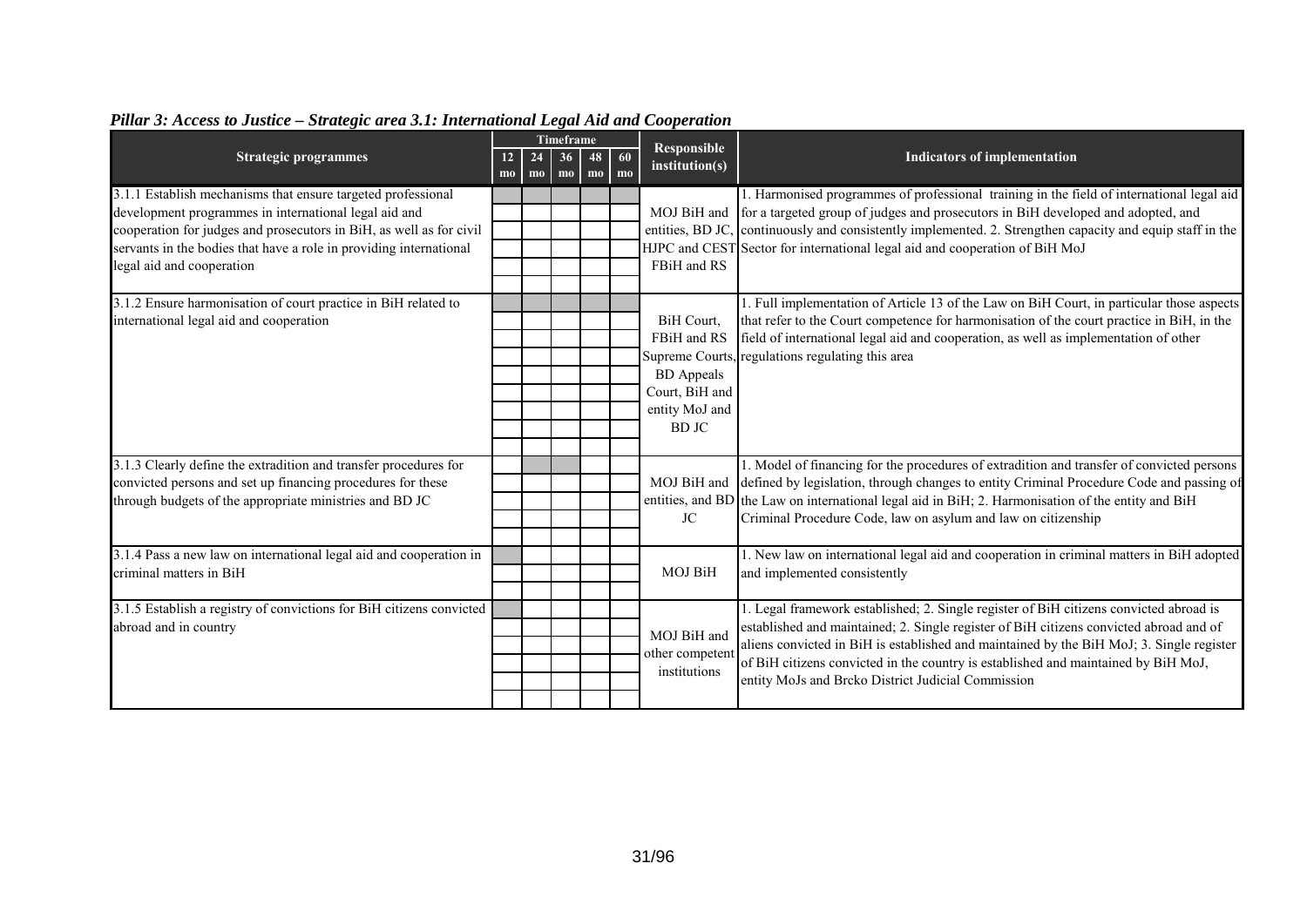*Pillar 3: Access to Justice – Strategic area 3.1: International Legal Aid and Cooperation*

| Strategic programmes | Timeframe | | | | | Responsible institution(s) | Indicators of implementation |
|---|---|---|---|---|---|---|---|
| | 12 mo | 24 mo | 36 mo | 48 mo | 60 mo | | |
| 3.1.1 Establish mechanisms that ensure targeted professional development programmes in international legal aid and cooperation for judges and prosecutors in BiH, as well as for civil servants in the bodies that have a role in providing international legal aid and cooperation | | | | | | MOJ BiH and entities, BD JC, HJPC and CEST FBiH and RS | 1. Harmonised programmes of professional training in the field of international legal aid for a targeted group of judges and prosecutors in BiH developed and adopted, and continuously and consistently implemented. 2. Strengthen capacity and equip staff in the Sector for international legal aid and cooperation of BiH MoJ |
| 3.1.2 Ensure harmonisation of court practice in BiH related to international legal aid and cooperation | | | | | | BiH Court, FBiH and RS Supreme Courts, BD Appeals Court, BiH and entity MoJ and BD JC | 1. Full implementation of Article 13 of the Law on BiH Court, in particular those aspects that refer to the Court competence for harmonisation of the court practice in BiH, in the field of international legal aid and cooperation, as well as implementation of other regulations regulating this area |
| 3.1.3 Clearly define the extradition and transfer procedures for convicted persons and set up financing procedures for these through budgets of the appropriate ministries and BD JC | | | | | | MOJ BiH and entities, and BD JC | 1. Model of financing for the procedures of extradition and transfer of convicted persons defined by legislation, through changes to entity Criminal Procedure Code and passing of the Law on international legal aid in BiH; 2. Harmonisation of the entity and BiH Criminal Procedure Code, law on asylum and law on citizenship |
| 3.1.4 Pass a new law on international legal aid and cooperation in criminal matters in BiH | | | | | | MOJ BiH | 1. New law on international legal aid and cooperation in criminal matters in BiH adopted and implemented consistently |
| 3.1.5 Establish a registry of convictions for BiH citizens convicted abroad and in country | | | | | | MOJ BiH and other competent institutions | 1. Legal framework established; 2. Single register of BiH citizens convicted abroad is established and maintained; 2. Single register of BiH citizens convicted abroad and of aliens convicted in BiH is established and maintained by the BiH MoJ; 3. Single register of BiH citizens convicted in the country is established and maintained by BiH MoJ, entity MoJs and Brcko District Judicial Commission |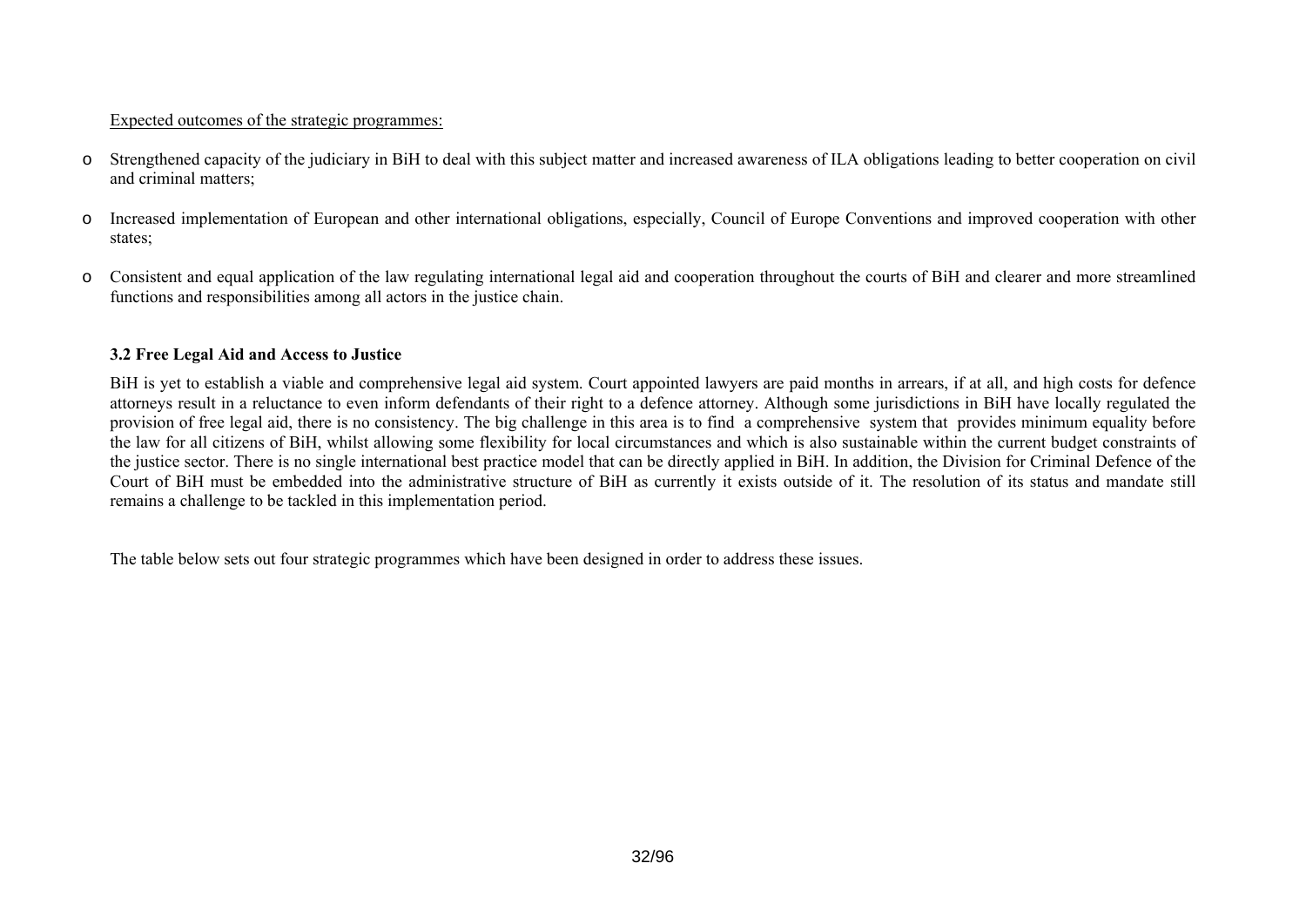Expected outcomes of the strategic programmes:

- Strengthened capacity of the judiciary in BiH to deal with this subject matter and increased awareness of ILA obligations leading to better cooperation on civil and criminal matters;

- Increased implementation of European and other international obligations, especially, Council of Europe Conventions and improved cooperation with other states;

- Consistent and equal application of the law regulating international legal aid and cooperation throughout the courts of BiH and clearer and more streamlined functions and responsibilities among all actors in the justice chain.

### 3.2 Free Legal Aid and Access to Justice

BiH is yet to establish a viable and comprehensive legal aid system. Court appointed lawyers are paid months in arrears, if at all, and high costs for defence attorneys result in a reluctance to even inform defendants of their right to a defence attorney. Although some jurisdictions in BiH have locally regulated the provision of free legal aid, there is no consistency. The big challenge in this area is to find a comprehensive system that provides minimum equality before the law for all citizens of BiH, whilst allowing some flexibility for local circumstances and which is also sustainable within the current budget constraints of the justice sector. There is no single international best practice model that can be directly applied in BiH. In addition, the Division for Criminal Defence of the Court of BiH must be embedded into the administrative structure of BiH as currently it exists outside of it. The resolution of its status and mandate still remains a challenge to be tackled in this implementation period.

The table below sets out four strategic programmes which have been designed in order to address these issues.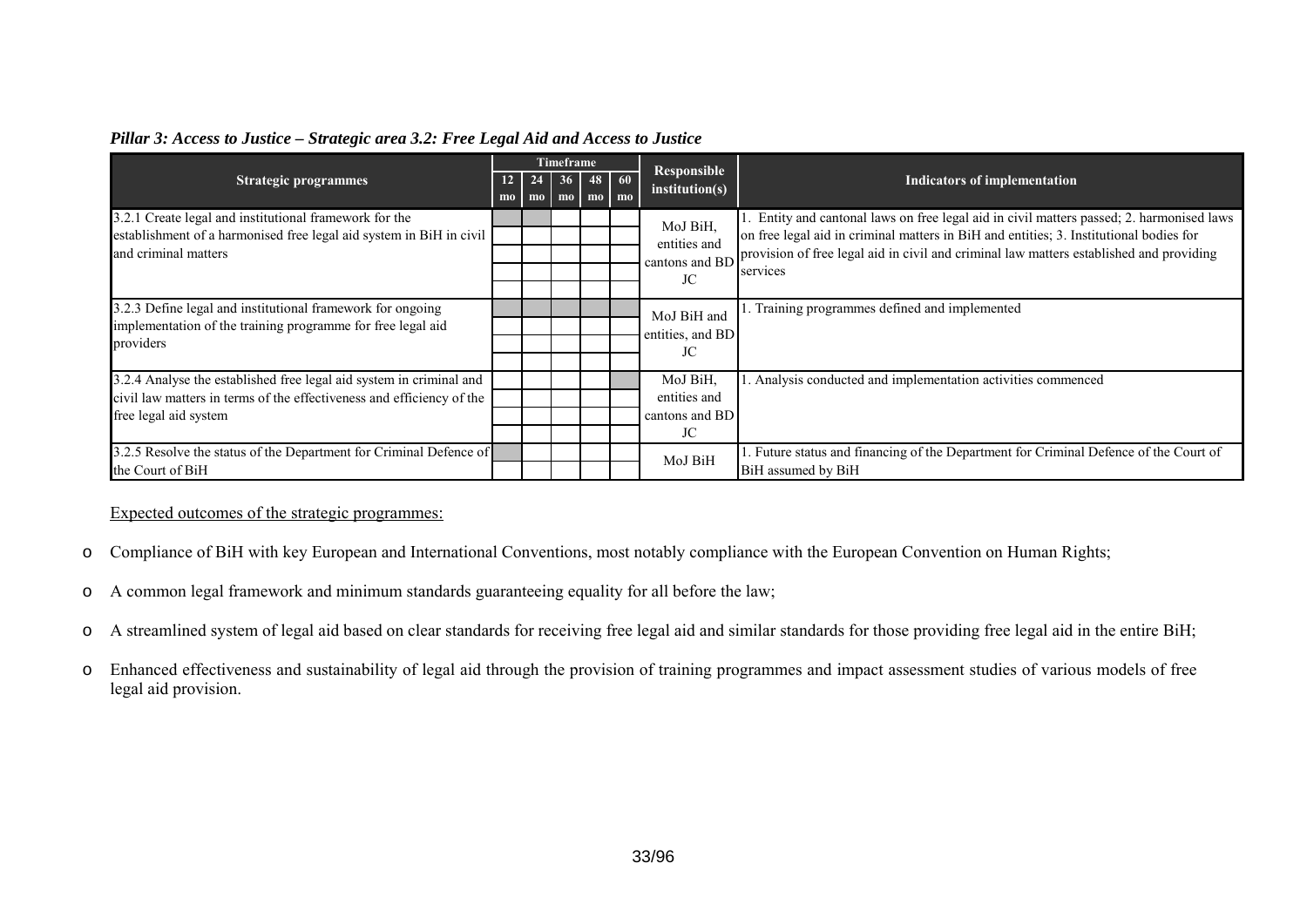*Pillar 3: Access to Justice – Strategic area 3.2: Free Legal Aid and Access to Justice*

| Strategic programmes | Timeframe 12 mo | 24 mo | 36 mo | 48 mo | 60 mo | Responsible institution(s) | Indicators of implementation |
|---|---|---|---|---|---|---|---|
| 3.2.1 Create legal and institutional framework for the establishment of a harmonised free legal aid system in BiH in civil and criminal matters | ■ | ■ | | | | MoJ BiH, entities and cantons and BD JC | 1. Entity and cantonal laws on free legal aid in civil matters passed; 2. harmonised laws on free legal aid in criminal matters in BiH and entities; 3. Institutional bodies for provision of free legal aid in civil and criminal law matters established and providing services |
| 3.2.3 Define legal and institutional framework for ongoing implementation of the training programme for free legal aid providers | ■ | ■ | ■ | ■ | ■ | MoJ BiH and entities, and BD JC | 1. Training programmes defined and implemented |
| 3.2.4 Analyse the established free legal aid system in criminal and civil law matters in terms of the effectiveness and efficiency of the free legal aid system | | | | | ■ | MoJ BiH, entities and cantons and BD JC | 1. Analysis conducted and implementation activities commenced |
| 3.2.5 Resolve the status of the Department for Criminal Defence of the Court of BiH | ■ | | | | | MoJ BiH | 1. Future status and financing of the Department for Criminal Defence of the Court of BiH assumed by BiH |

Expected outcomes of the strategic programmes:

- Compliance of BiH with key European and International Conventions, most notably compliance with the European Convention on Human Rights;
- A common legal framework and minimum standards guaranteeing equality for all before the law;
- A streamlined system of legal aid based on clear standards for receiving free legal aid and similar standards for those providing free legal aid in the entire BiH;
- Enhanced effectiveness and sustainability of legal aid through the provision of training programmes and impact assessment studies of various models of free legal aid provision.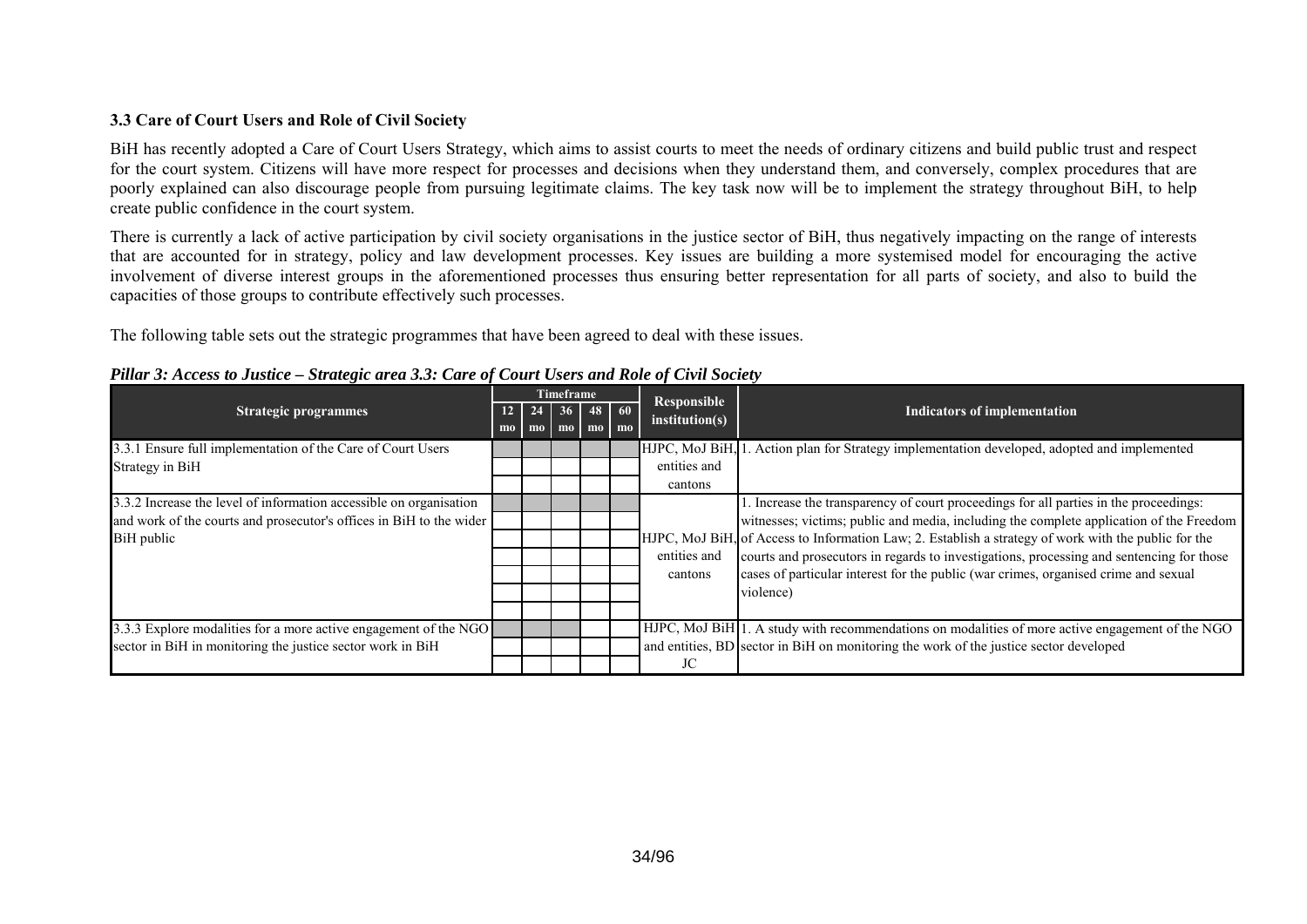### 3.3 Care of Court Users and Role of Civil Society

BiH has recently adopted a Care of Court Users Strategy, which aims to assist courts to meet the needs of ordinary citizens and build public trust and respect for the court system. Citizens will have more respect for processes and decisions when they understand them, and conversely, complex procedures that are poorly explained can also discourage people from pursuing legitimate claims. The key task now will be to implement the strategy throughout BiH, to help create public confidence in the court system.

There is currently a lack of active participation by civil society organisations in the justice sector of BiH, thus negatively impacting on the range of interests that are accounted for in strategy, policy and law development processes. Key issues are building a more systemised model for encouraging the active involvement of diverse interest groups in the aforementioned processes thus ensuring better representation for all parts of society, and also to build the capacities of those groups to contribute effectively such processes.

The following table sets out the strategic programmes that have been agreed to deal with these issues.

***Pillar 3: Access to Justice – Strategic area 3.3: Care of Court Users and Role of Civil Society***

| Strategic programmes | Timeframe | | | | | Responsible institution(s) | Indicators of implementation |
|---|---|---|---|---|---|---|---|
| | 12 mo | 24 mo | 36 mo | 48 mo | 60 mo | | |
| 3.3.1 Ensure full implementation of the Care of Court Users Strategy in BiH | X | X | X | X | | HJPC, MoJ BiH, entities and cantons | 1. Action plan for Strategy implementation developed, adopted and implemented |
| 3.3.2 Increase the level of information accessible on organisation and work of the courts and prosecutor's offices in BiH to the wider BiH public | X | X | X | X | X | HJPC, MoJ BiH, entities and cantons | 1. Increase the transparency of court proceedings for all parties in the proceedings: witnesses; victims; public and media, including the complete application of the Freedom of Access to Information Law; 2. Establish a strategy of work with the public for the courts and prosecutors in regards to investigations, processing and sentencing for those cases of particular interest for the public (war crimes, organised crime and sexual violence) |
| 3.3.3 Explore modalities for a more active engagement of the NGO sector in BiH in monitoring the justice sector work in BiH | X | X | X | | | HJPC, MoJ BiH and entities, BD JC | 1. A study with recommendations on modalities of more active engagement of the NGO sector in BiH on monitoring the work of the justice sector developed |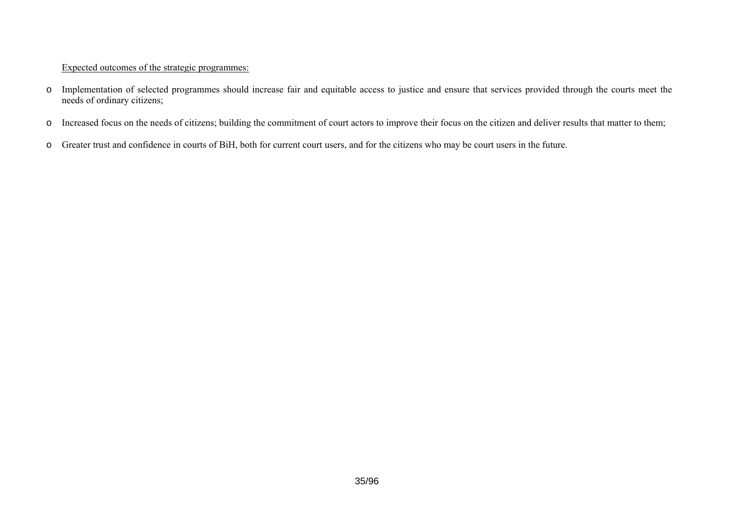<u>Expected outcomes of the strategic programmes:</u>

- Implementation of selected programmes should increase fair and equitable access to justice and ensure that services provided through the courts meet the needs of ordinary citizens;
- Increased focus on the needs of citizens; building the commitment of court actors to improve their focus on the citizen and deliver results that matter to them;
- Greater trust and confidence in courts of BiH, both for current court users, and for the citizens who may be court users in the future.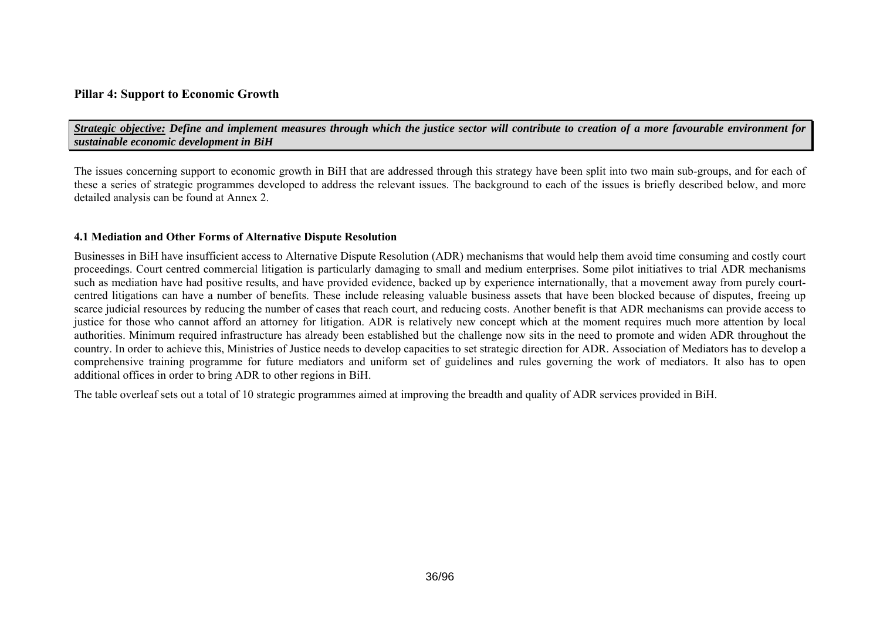## Pillar 4: Support to Economic Growth

***Strategic objective:*** ***Define and implement measures through which the justice sector will contribute to creation of a more favourable environment for sustainable economic development in BiH***

The issues concerning support to economic growth in BiH that are addressed through this strategy have been split into two main sub-groups, and for each of these a series of strategic programmes developed to address the relevant issues. The background to each of the issues is briefly described below, and more detailed analysis can be found at Annex 2.

### 4.1 Mediation and Other Forms of Alternative Dispute Resolution

Businesses in BiH have insufficient access to Alternative Dispute Resolution (ADR) mechanisms that would help them avoid time consuming and costly court proceedings. Court centred commercial litigation is particularly damaging to small and medium enterprises. Some pilot initiatives to trial ADR mechanisms such as mediation have had positive results, and have provided evidence, backed up by experience internationally, that a movement away from purely court-centred litigations can have a number of benefits. These include releasing valuable business assets that have been blocked because of disputes, freeing up scarce judicial resources by reducing the number of cases that reach court, and reducing costs. Another benefit is that ADR mechanisms can provide access to justice for those who cannot afford an attorney for litigation. ADR is relatively new concept which at the moment requires much more attention by local authorities. Minimum required infrastructure has already been established but the challenge now sits in the need to promote and widen ADR throughout the country. In order to achieve this, Ministries of Justice needs to develop capacities to set strategic direction for ADR. Association of Mediators has to develop a comprehensive training programme for future mediators and uniform set of guidelines and rules governing the work of mediators. It also has to open additional offices in order to bring ADR to other regions in BiH.

The table overleaf sets out a total of 10 strategic programmes aimed at improving the breadth and quality of ADR services provided in BiH.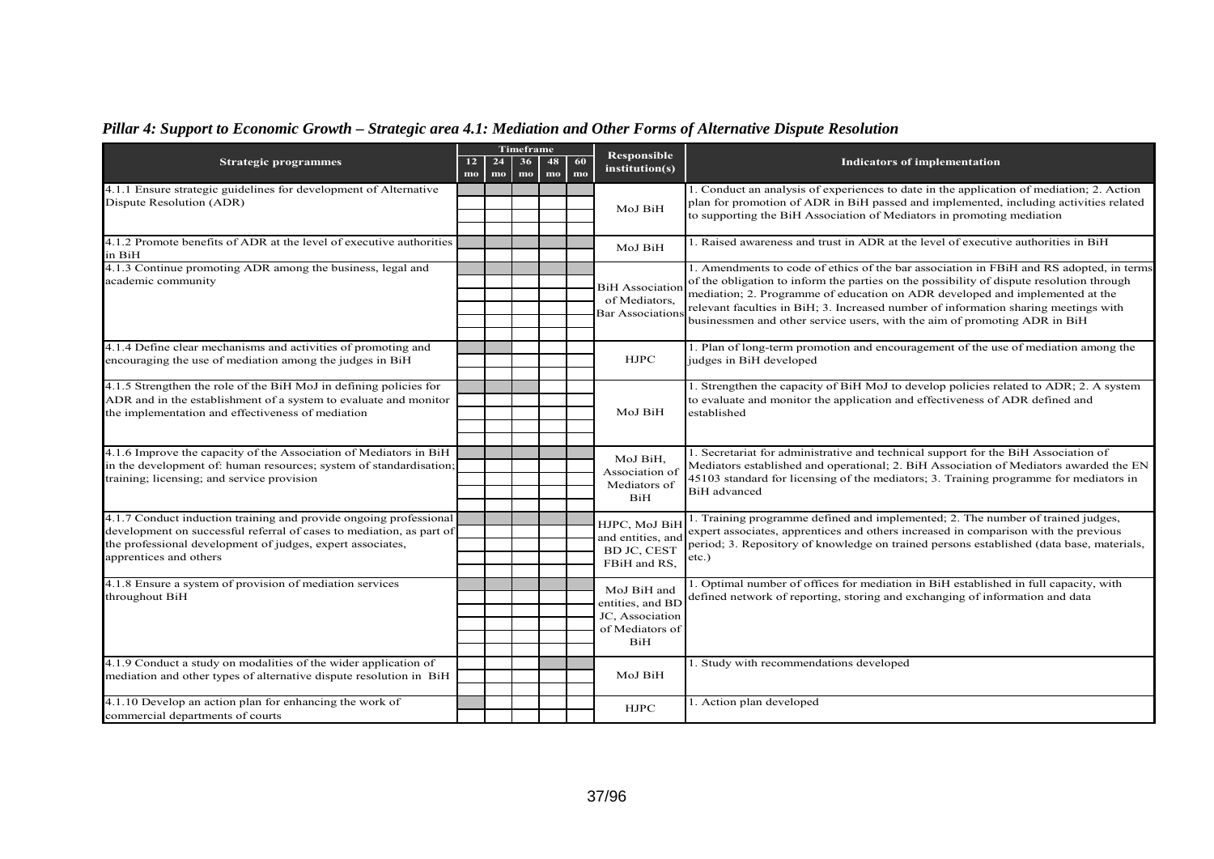## *Pillar 4: Support to Economic Growth – Strategic area 4.1: Mediation and Other Forms of Alternative Dispute Resolution*

| Strategic programmes | Timeframe | | | | | Responsible institution(s) | Indicators of implementation |
|---|---|---|---|---|---|---|---|
| | 12 mo | 24 mo | 36 mo | 48 mo | 60 mo | | |
| 4.1.1 Ensure strategic guidelines for development of Alternative Dispute Resolution (ADR) | X | X | X | X | X | MoJ BiH | 1. Conduct an analysis of experiences to date in the application of mediation; 2. Action plan for promotion of ADR in BiH passed and implemented, including activities related to supporting the BiH Association of Mediators in promoting mediation |
| 4.1.2 Promote benefits of ADR at the level of executive authorities in BiH | X | X | X | X | X | MoJ BiH | 1. Raised awareness and trust in ADR at the level of executive authorities in BiH |
| 4.1.3 Continue promoting ADR among the business, legal and academic community | X | X | X | X | X | BiH Association of Mediators, Bar Associations | 1. Amendments to code of ethics of the bar association in FBiH and RS adopted, in terms of the obligation to inform the parties on the possibility of dispute resolution through mediation; 2. Programme of education on ADR developed and implemented at the relevant faculties in BiH; 3. Increased number of information sharing meetings with businessmen and other service users, with the aim of promoting ADR in BiH |
| 4.1.4 Define clear mechanisms and activities of promoting and encouraging the use of mediation among the judges in BiH | X | X | | | | HJPC | 1. Plan of long-term promotion and encouragement of the use of mediation among the judges in BiH developed |
| 4.1.5 Strengthen the role of the BiH MoJ in defining policies for ADR and in the establishment of a system to evaluate and monitor the implementation and effectiveness of mediation | X | X | X | | | MoJ BiH | 1. Strengthen the capacity of BiH MoJ to develop policies related to ADR; 2. A system to evaluate and monitor the application and effectiveness of ADR defined and established |
| 4.1.6 Improve the capacity of the Association of Mediators in BiH in the development of: human resources; system of standardisation; training; licensing; and service provision | X | X | X | X | X | MoJ BiH, Association of Mediators of BiH | 1. Secretariat for administrative and technical support for the BiH Association of Mediators established and operational; 2. BiH Association of Mediators awarded the EN 45103 standard for licensing of the mediators; 3. Training programme for mediators in BiH advanced |
| 4.1.7 Conduct induction training and provide ongoing professional development on successful referral of cases to mediation, as part of the professional development of judges, expert associates, apprentices and others | X | X | X | X | X | HJPC, MoJ BiH and entities, and BD JC, CEST FBiH and RS, | 1. Training programme defined and implemented; 2. The number of trained judges, expert associates, apprentices and others increased in comparison with the previous period; 3. Repository of knowledge on trained persons established (data base, materials, etc.) |
| 4.1.8 Ensure a system of provision of mediation services throughout BiH | X | X | X | X | X | MoJ BiH and entities, and BD JC, Association of Mediators of BiH | 1. Optimal number of offices for mediation in BiH established in full capacity, with defined network of reporting, storing and exchanging of information and data |
| 4.1.9 Conduct a study on modalities of the wider application of mediation and other types of alternative dispute resolution in BiH | | | | X | X | MoJ BiH | 1. Study with recommendations developed |
| 4.1.10 Develop an action plan for enhancing the work of commercial departments of courts | X | | | | | HJPC | 1. Action plan developed |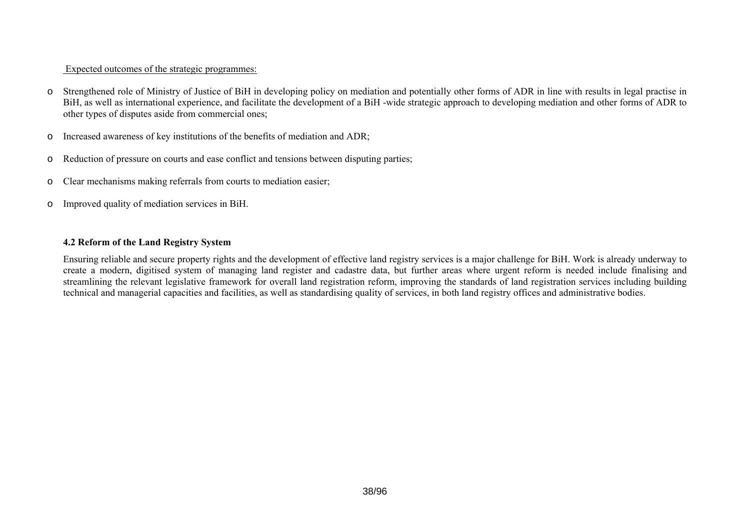Expected outcomes of the strategic programmes:

- Strengthened role of Ministry of Justice of BiH in developing policy on mediation and potentially other forms of ADR in line with results in legal practise in BiH, as well as international experience, and facilitate the development of a BiH -wide strategic approach to developing mediation and other forms of ADR to other types of disputes aside from commercial ones;
- Increased awareness of key institutions of the benefits of mediation and ADR;
- Reduction of pressure on courts and ease conflict and tensions between disputing parties;
- Clear mechanisms making referrals from courts to mediation easier;
- Improved quality of mediation services in BiH.

**4.2 Reform of the Land Registry System**

Ensuring reliable and secure property rights and the development of effective land registry services is a major challenge for BiH. Work is already underway to create a modern, digitised system of managing land register and cadastre data, but further areas where urgent reform is needed include finalising and streamlining the relevant legislative framework for overall land registration reform, improving the standards of land registration services including building technical and managerial capacities and facilities, as well as standardising quality of services, in both land registry offices and administrative bodies.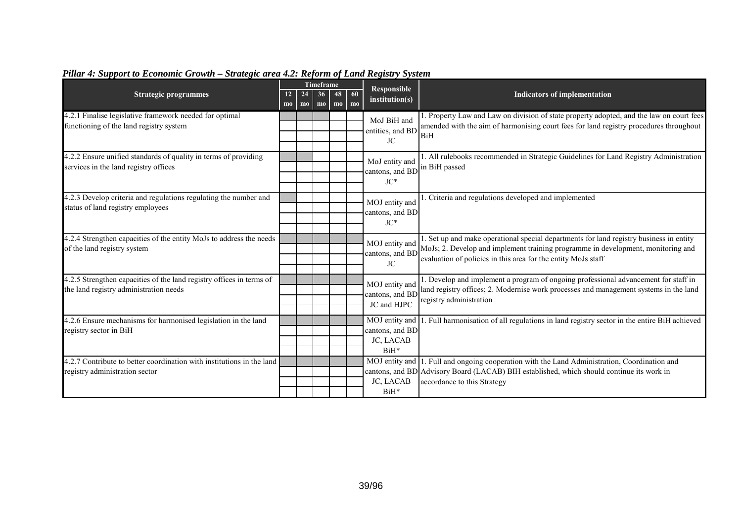*Pillar 4: Support to Economic Growth – Strategic area 4.2: Reform of Land Registry System*

| Strategic programmes | Timeframe | | | | | Responsible institution(s) | Indicators of implementation |
|---|---|---|---|---|---|---|---|
| | 12 mo | 24 mo | 36 mo | 48 mo | 60 mo | | |
| 4.2.1 Finalise legislative framework needed for optimal functioning of the land registry system | ■ | ■ | ■ | | | MoJ BiH and entities, and BD JC | 1. Property Law and Law on division of state property adopted, and the law on court fees amended with the aim of harmonising court fees for land registry procedures throughout BiH |
| 4.2.2 Ensure unified standards of quality in terms of providing services in the land registry offices | ■ | ■ | | | | MoJ entity and cantons, and BD JC* | 1. All rulebooks recommended in Strategic Guidelines for Land Registry Administration in BiH passed |
| 4.2.3 Develop criteria and regulations regulating the number and status of land registry employees | ■ | | | | | MOJ entity and cantons, and BD JC* | 1. Criteria and regulations developed and implemented |
| 4.2.4 Strengthen capacities of the entity MoJs to address the needs of the land registry system | ■ | ■ | ■ | ■ | ■ | MOJ entity and cantons, and BD JC | 1. Set up and make operational special departments for land registry business in entity MoJs; 2. Develop and implement training programme in development, monitoring and evaluation of policies in this area for the entity MoJs staff |
| 4.2.5 Strengthen capacities of the land registry offices in terms of the land registry administration needs | ■ | ■ | ■ | ■ | ■ | MOJ entity and cantons, and BD JC and HJPC | 1. Develop and implement a program of ongoing professional advancement for staff in land registry offices; 2. Modernise work processes and management systems in the land registry administration |
| 4.2.6 Ensure mechanisms for harmonised legislation in the land registry sector in BiH | ■ | ■ | ■ | ■ | ■ | MOJ entity and cantons, and BD JC, LACAB BiH* | 1. Full harmonisation of all regulations in land registry sector in the entire BiH achieved |
| 4.2.7 Contribute to better coordination with institutions in the land registry administration sector | ■ | ■ | ■ | ■ | ■ | MOJ entity and cantons, and BD JC, LACAB BiH* | 1. Full and ongoing cooperation with the Land Administration, Coordination and Advisory Board (LACAB) BIH established, which should continue its work in accordance to this Strategy |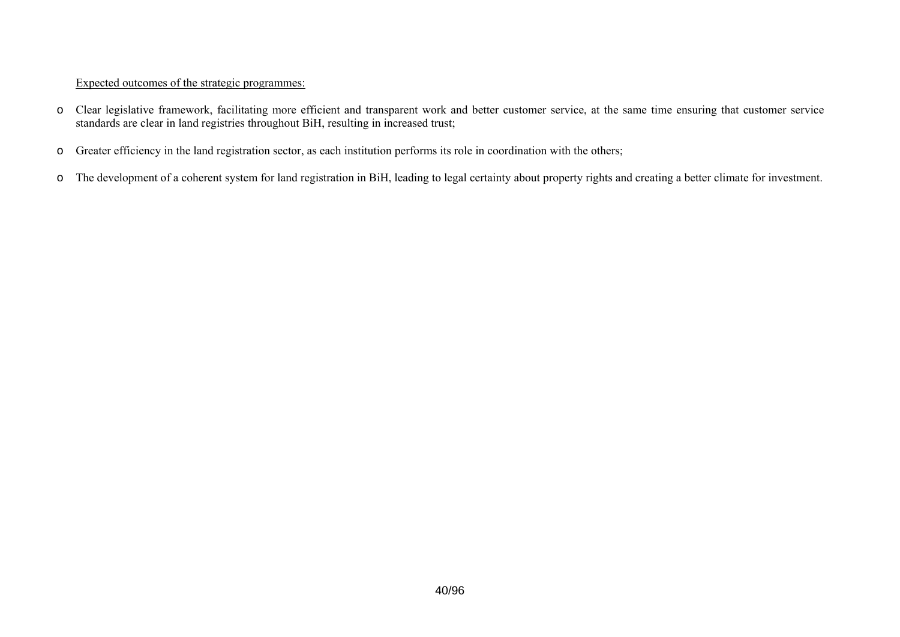<u>Expected outcomes of the strategic programmes:</u>

- Clear legislative framework, facilitating more efficient and transparent work and better customer service, at the same time ensuring that customer service standards are clear in land registries throughout BiH, resulting in increased trust;
- Greater efficiency in the land registration sector, as each institution performs its role in coordination with the others;
- The development of a coherent system for land registration in BiH, leading to legal certainty about property rights and creating a better climate for investment.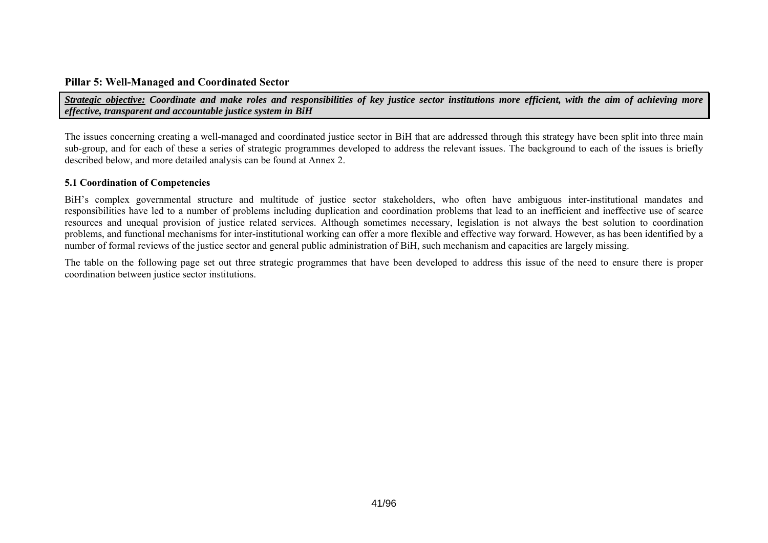## Pillar 5: Well-Managed and Coordinated Sector

***Strategic objective:*** ***Coordinate and make roles and responsibilities of key justice sector institutions more efficient, with the aim of achieving more effective, transparent and accountable justice system in BiH***

The issues concerning creating a well-managed and coordinated justice sector in BiH that are addressed through this strategy have been split into three main sub-group, and for each of these a series of strategic programmes developed to address the relevant issues. The background to each of the issues is briefly described below, and more detailed analysis can be found at Annex 2.

### 5.1 Coordination of Competencies

BiH's complex governmental structure and multitude of justice sector stakeholders, who often have ambiguous inter-institutional mandates and responsibilities have led to a number of problems including duplication and coordination problems that lead to an inefficient and ineffective use of scarce resources and unequal provision of justice related services. Although sometimes necessary, legislation is not always the best solution to coordination problems, and functional mechanisms for inter-institutional working can offer a more flexible and effective way forward. However, as has been identified by a number of formal reviews of the justice sector and general public administration of BiH, such mechanism and capacities are largely missing.

The table on the following page set out three strategic programmes that have been developed to address this issue of the need to ensure there is proper coordination between justice sector institutions.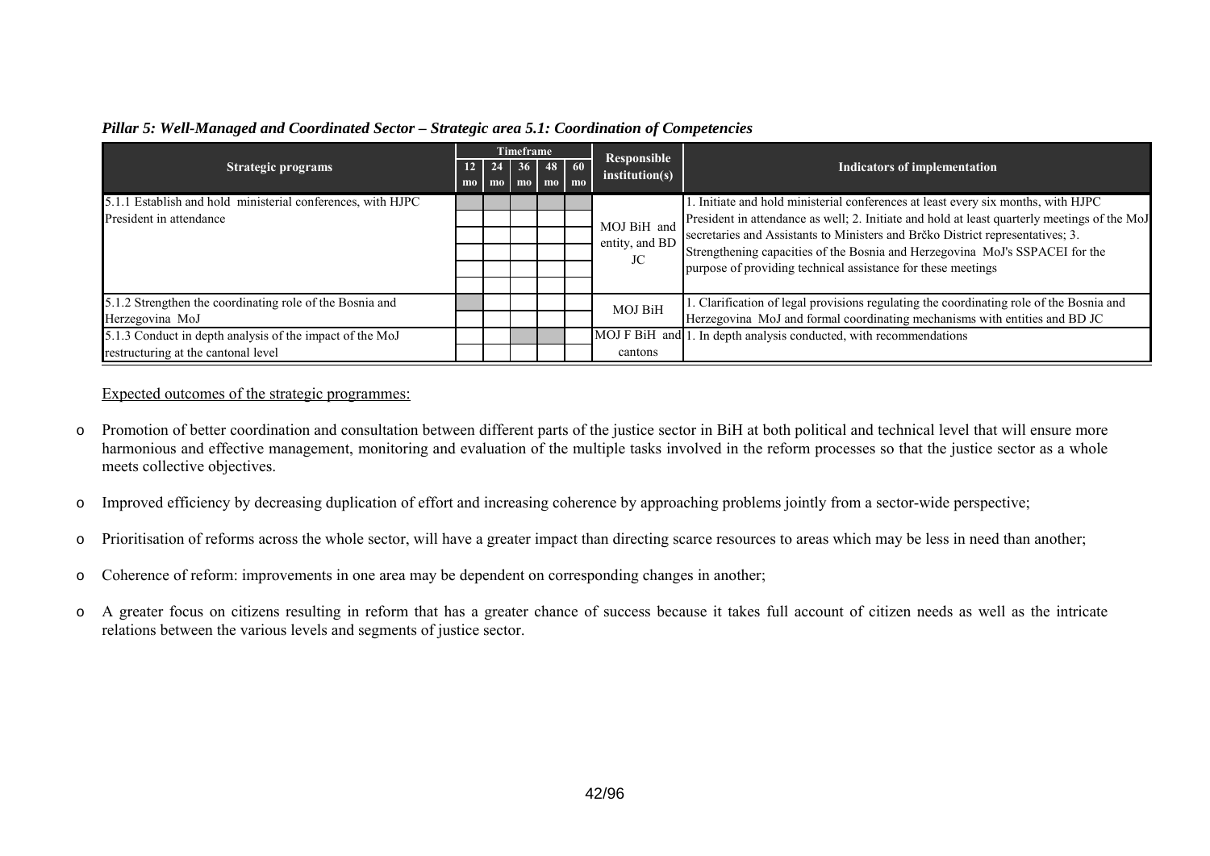*Pillar 5: Well-Managed and Coordinated Sector – Strategic area 5.1: Coordination of Competencies*

| Strategic programs | Timeframe | | | | | Responsible institution(s) | Indicators of implementation |
|---|---|---|---|---|---|---|---|
| | 12 mo | 24 mo | 36 mo | 48 mo | 60 mo | | |
| 5.1.1 Establish and hold ministerial conferences, with HJPC President in attendance | | | | | | MOJ BiH and entity, and BD JC | 1. Initiate and hold ministerial conferences at least every six months, with HJPC President in attendance as well; 2. Initiate and hold at least quarterly meetings of the MoJ secretaries and Assistants to Ministers and Brčko District representatives; 3. Strengthening capacities of the Bosnia and Herzegovina MoJ's SSPACEI for the purpose of providing technical assistance for these meetings |
| 5.1.2 Strengthen the coordinating role of the Bosnia and Herzegovina MoJ | | | | | | MOJ BiH | 1. Clarification of legal provisions regulating the coordinating role of the Bosnia and Herzegovina MoJ and formal coordinating mechanisms with entities and BD JC |
| 5.1.3 Conduct in depth analysis of the impact of the MoJ restructuring at the cantonal level | | | | | | MOJ F BiH and cantons | 1. In depth analysis conducted, with recommendations |

Expected outcomes of the strategic programmes:

- Promotion of better coordination and consultation between different parts of the justice sector in BiH at both political and technical level that will ensure more harmonious and effective management, monitoring and evaluation of the multiple tasks involved in the reform processes so that the justice sector as a whole meets collective objectives.
- Improved efficiency by decreasing duplication of effort and increasing coherence by approaching problems jointly from a sector-wide perspective;
- Prioritisation of reforms across the whole sector, will have a greater impact than directing scarce resources to areas which may be less in need than another;
- Coherence of reform: improvements in one area may be dependent on corresponding changes in another;
- A greater focus on citizens resulting in reform that has a greater chance of success because it takes full account of citizen needs as well as the intricate relations between the various levels and segments of justice sector.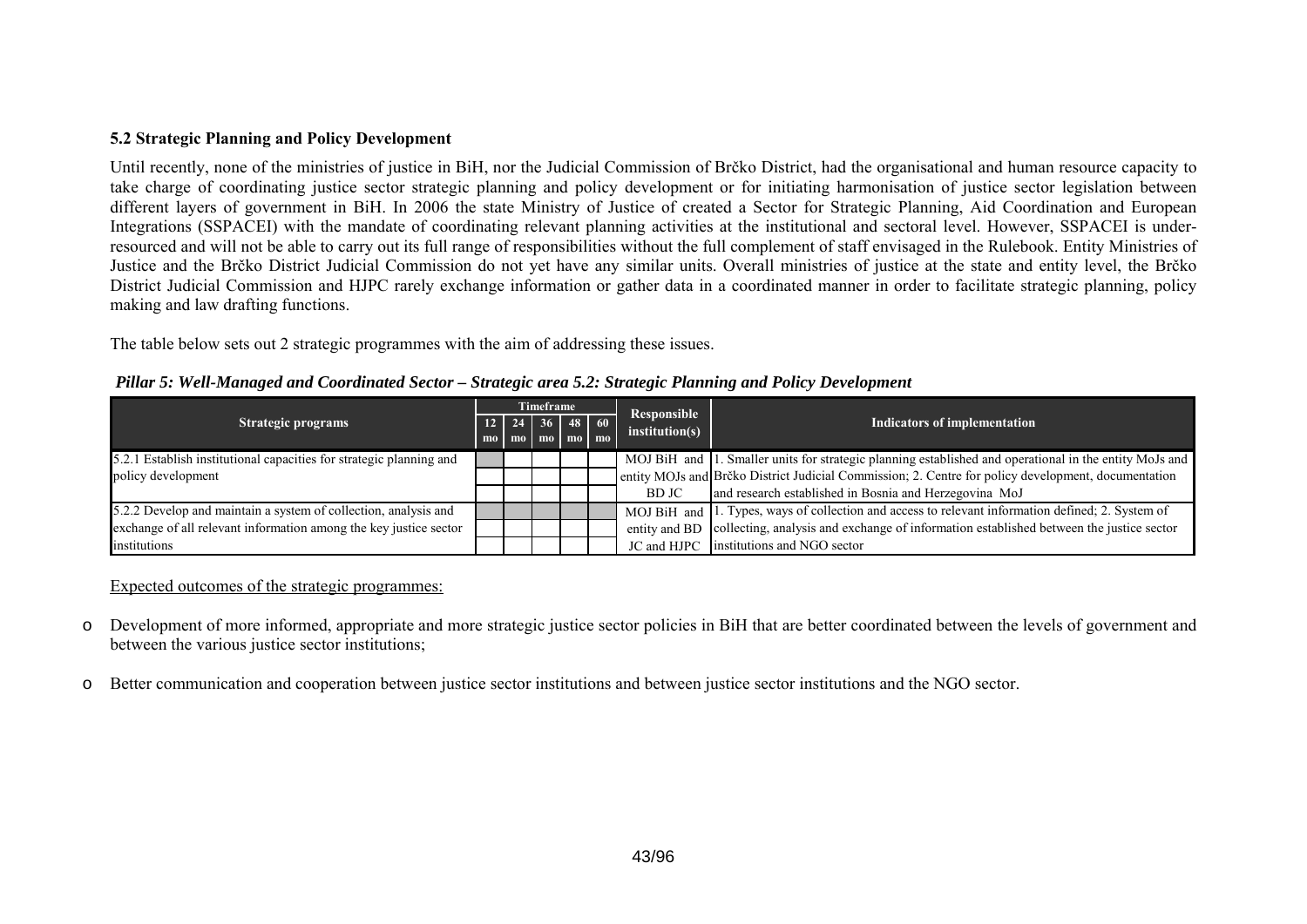**5.2 Strategic Planning and Policy Development**

Until recently, none of the ministries of justice in BiH, nor the Judicial Commission of Brčko District, had the organisational and human resource capacity to take charge of coordinating justice sector strategic planning and policy development or for initiating harmonisation of justice sector legislation between different layers of government in BiH. In 2006 the state Ministry of Justice of created a Sector for Strategic Planning, Aid Coordination and European Integrations (SSPACEI) with the mandate of coordinating relevant planning activities at the institutional and sectoral level. However, SSPACEI is under-resourced and will not be able to carry out its full range of responsibilities without the full complement of staff envisaged in the Rulebook. Entity Ministries of Justice and the Brčko District Judicial Commission do not yet have any similar units. Overall ministries of justice at the state and entity level, the Brčko District Judicial Commission and HJPC rarely exchange information or gather data in a coordinated manner in order to facilitate strategic planning, policy making and law drafting functions.

The table below sets out 2 strategic programmes with the aim of addressing these issues.

***Pillar 5: Well-Managed and Coordinated Sector – Strategic area 5.2: Strategic Planning and Policy Development***

| Strategic programs | Timeframe | | | | | Responsible institution(s) | Indicators of implementation |
|---|---|---|---|---|---|---|---|
| | 12 mo | 24 mo | 36 mo | 48 mo | 60 mo | | |
| 5.2.1 Establish institutional capacities for strategic planning and policy development | | | | | | MOJ BiH and entity MOJs and BD JC | 1. Smaller units for strategic planning established and operational in the entity MoJs and Brčko District Judicial Commission; 2. Centre for policy development, documentation and research established in Bosnia and Herzegovina MoJ |
| 5.2.2 Develop and maintain a system of collection, analysis and exchange of all relevant information among the key justice sector institutions | | | | | | MOJ BiH and entity and BD JC and HJPC | 1. Types, ways of collection and access to relevant information defined; 2. System of collecting, analysis and exchange of information established between the justice sector institutions and NGO sector |

<u>Expected outcomes of the strategic programmes:</u>

- Development of more informed, appropriate and more strategic justice sector policies in BiH that are better coordinated between the levels of government and between the various justice sector institutions;
- Better communication and cooperation between justice sector institutions and between justice sector institutions and the NGO sector.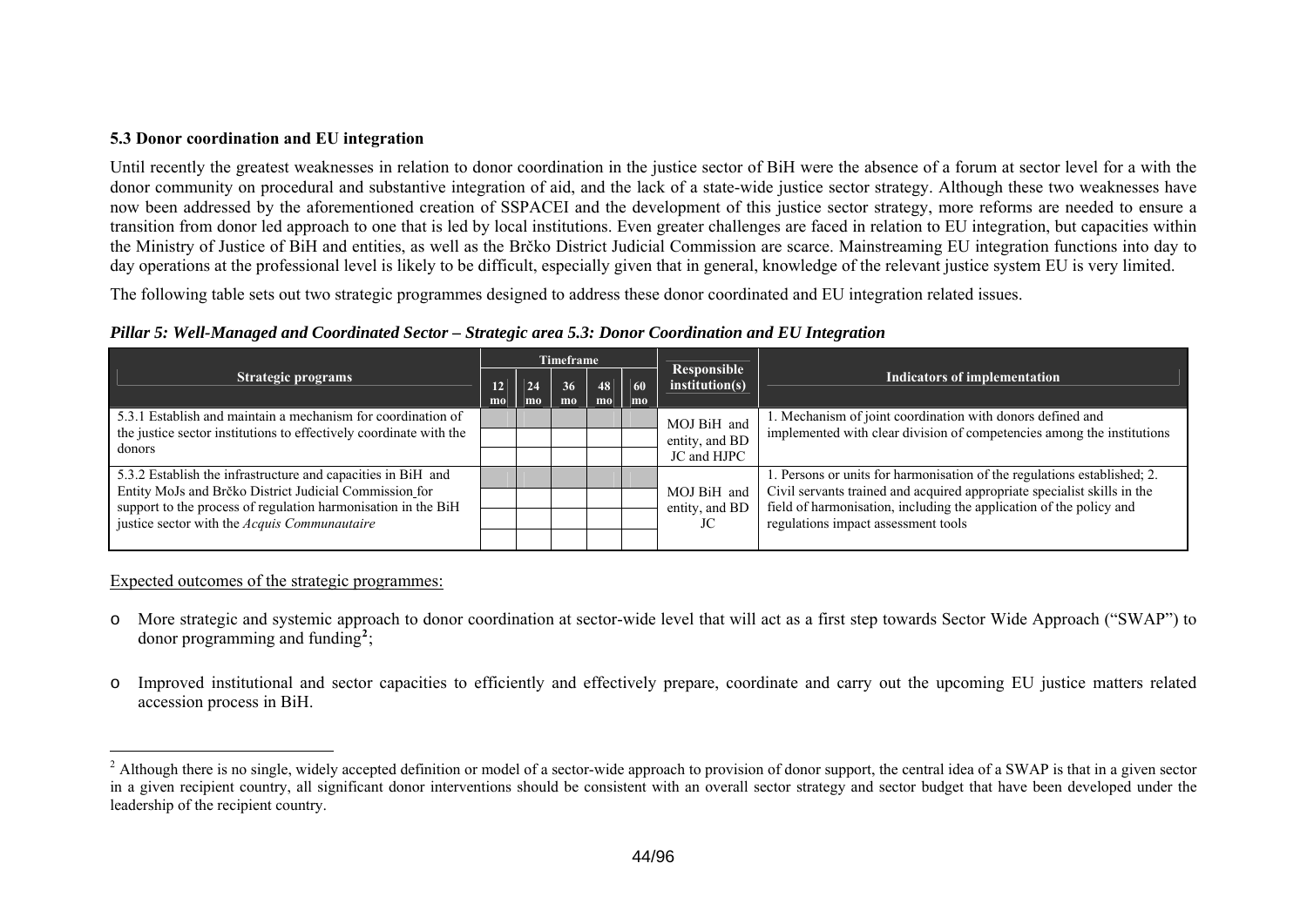### 5.3 Donor coordination and EU integration

Until recently the greatest weaknesses in relation to donor coordination in the justice sector of BiH were the absence of a forum at sector level for a with the donor community on procedural and substantive integration of aid, and the lack of a state-wide justice sector strategy. Although these two weaknesses have now been addressed by the aforementioned creation of SSPACEI and the development of this justice sector strategy, more reforms are needed to ensure a transition from donor led approach to one that is led by local institutions. Even greater challenges are faced in relation to EU integration, but capacities within the Ministry of Justice of BiH and entities, as well as the Brčko District Judicial Commission are scarce. Mainstreaming EU integration functions into day to day operations at the professional level is likely to be difficult, especially given that in general, knowledge of the relevant justice system EU is very limited.

The following table sets out two strategic programmes designed to address these donor coordinated and EU integration related issues.

***Pillar 5: Well-Managed and Coordinated Sector – Strategic area 5.3: Donor Coordination and EU Integration***

| Strategic programs | Timeframe | | | | | Responsible institution(s) | Indicators of implementation |
|---|---|---|---|---|---|---|---|
| | 12 mo | 24 mo | 36 mo | 48 mo | 60 mo | | |
| 5.3.1 Establish and maintain a mechanism for coordination of the justice sector institutions to effectively coordinate with the donors | | | | | | MOJ BiH and entity, and BD JC and HJPC | 1. Mechanism of joint coordination with donors defined and implemented with clear division of competencies among the institutions |
| 5.3.2 Establish the infrastructure and capacities in BiH and Entity MoJs and Brčko District Judicial Commission for support to the process of regulation harmonisation in the BiH justice sector with the *Acquis Communautaire* | | | | | | MOJ BiH and entity, and BD JC | 1. Persons or units for harmonisation of the regulations established; 2. Civil servants trained and acquired appropriate specialist skills in the field of harmonisation, including the application of the policy and regulations impact assessment tools |

Expected outcomes of the strategic programmes:

- More strategic and systemic approach to donor coordination at sector-wide level that will act as a first step towards Sector Wide Approach ("SWAP") to donor programming and funding[2];
- Improved institutional and sector capacities to efficiently and effectively prepare, coordinate and carry out the upcoming EU justice matters related accession process in BiH.

[2] Although there is no single, widely accepted definition or model of a sector-wide approach to provision of donor support, the central idea of a SWAP is that in a given sector in a given recipient country, all significant donor interventions should be consistent with an overall sector strategy and sector budget that have been developed under the leadership of the recipient country.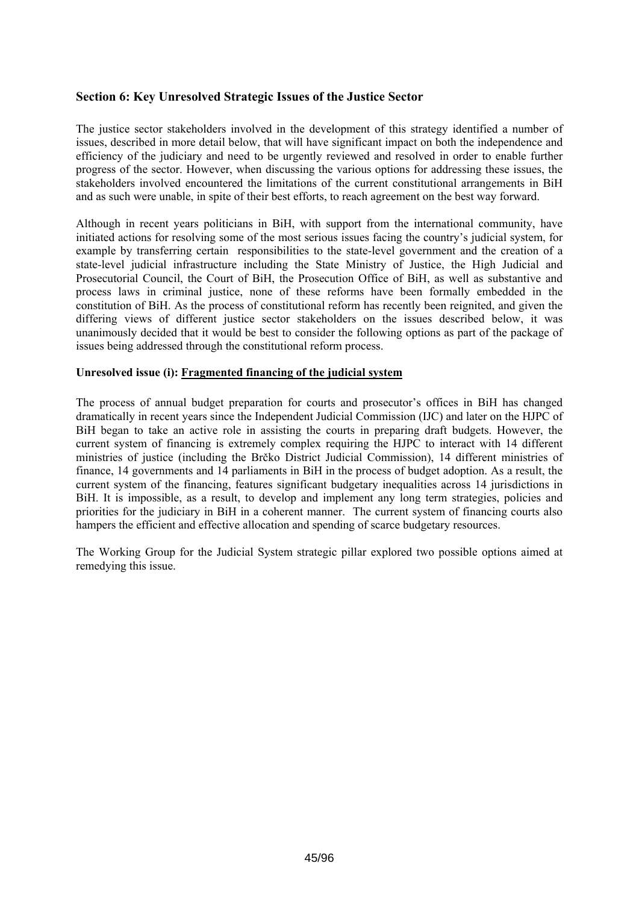## Section 6: Key Unresolved Strategic Issues of the Justice Sector

The justice sector stakeholders involved in the development of this strategy identified a number of issues, described in more detail below, that will have significant impact on both the independence and efficiency of the judiciary and need to be urgently reviewed and resolved in order to enable further progress of the sector. However, when discussing the various options for addressing these issues, the stakeholders involved encountered the limitations of the current constitutional arrangements in BiH and as such were unable, in spite of their best efforts, to reach agreement on the best way forward.

Although in recent years politicians in BiH, with support from the international community, have initiated actions for resolving some of the most serious issues facing the country's judicial system, for example by transferring certain responsibilities to the state-level government and the creation of a state-level judicial infrastructure including the State Ministry of Justice, the High Judicial and Prosecutorial Council, the Court of BiH, the Prosecution Office of BiH, as well as substantive and process laws in criminal justice, none of these reforms have been formally embedded in the constitution of BiH. As the process of constitutional reform has recently been reignited, and given the differing views of different justice sector stakeholders on the issues described below, it was unanimously decided that it would be best to consider the following options as part of the package of issues being addressed through the constitutional reform process.

**Unresolved issue (i): Fragmented financing of the judicial system**

The process of annual budget preparation for courts and prosecutor's offices in BiH has changed dramatically in recent years since the Independent Judicial Commission (IJC) and later on the HJPC of BiH began to take an active role in assisting the courts in preparing draft budgets. However, the current system of financing is extremely complex requiring the HJPC to interact with 14 different ministries of justice (including the Brčko District Judicial Commission), 14 different ministries of finance, 14 governments and 14 parliaments in BiH in the process of budget adoption. As a result, the current system of the financing, features significant budgetary inequalities across 14 jurisdictions in BiH. It is impossible, as a result, to develop and implement any long term strategies, policies and priorities for the judiciary in BiH in a coherent manner. The current system of financing courts also hampers the efficient and effective allocation and spending of scarce budgetary resources.

The Working Group for the Judicial System strategic pillar explored two possible options aimed at remedying this issue.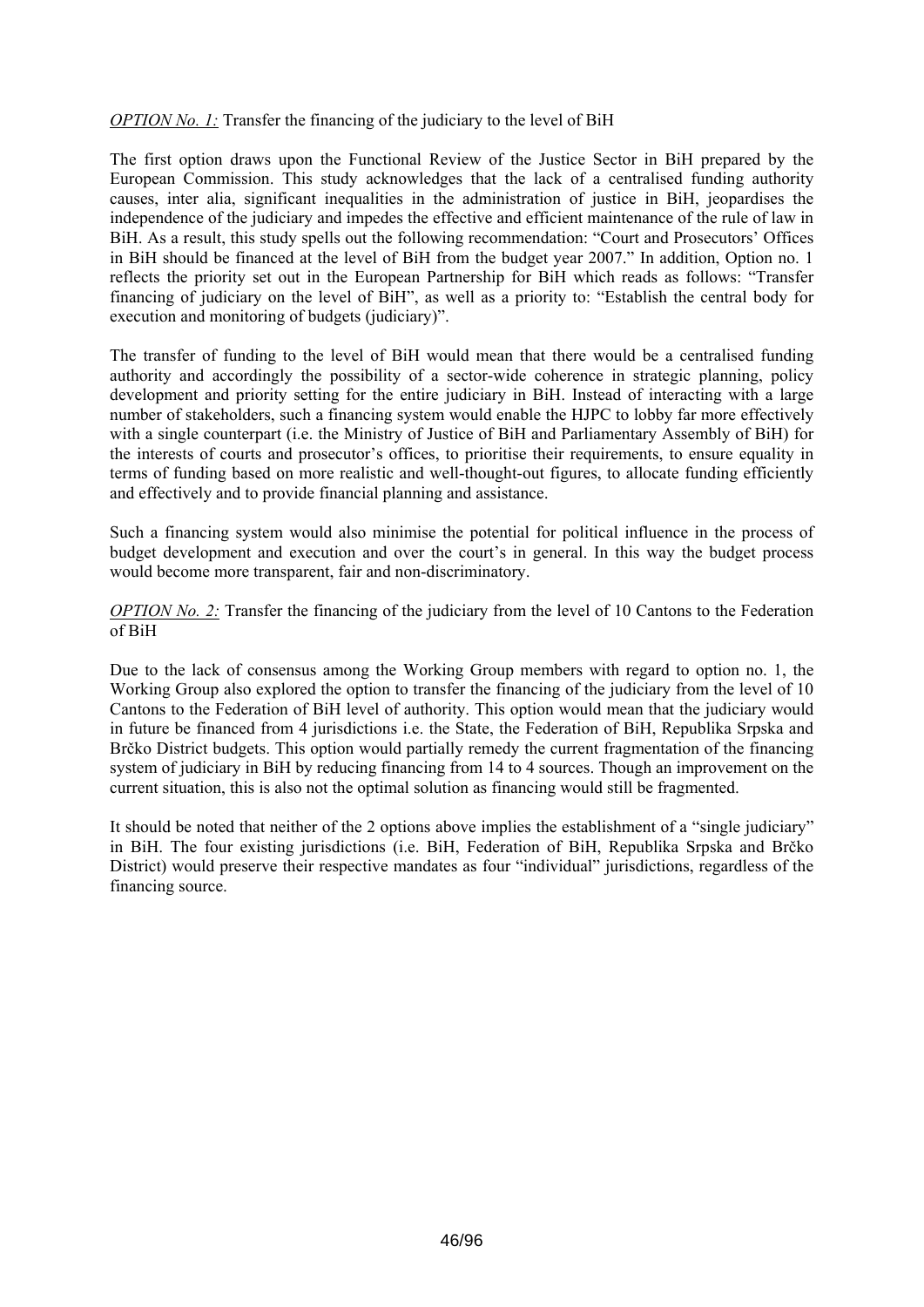*OPTION No. 1:* Transfer the financing of the judiciary to the level of BiH

The first option draws upon the Functional Review of the Justice Sector in BiH prepared by the European Commission. This study acknowledges that the lack of a centralised funding authority causes, inter alia, significant inequalities in the administration of justice in BiH, jeopardises the independence of the judiciary and impedes the effective and efficient maintenance of the rule of law in BiH. As a result, this study spells out the following recommendation: "Court and Prosecutors' Offices in BiH should be financed at the level of BiH from the budget year 2007." In addition, Option no. 1 reflects the priority set out in the European Partnership for BiH which reads as follows: "Transfer financing of judiciary on the level of BiH", as well as a priority to: "Establish the central body for execution and monitoring of budgets (judiciary)".

The transfer of funding to the level of BiH would mean that there would be a centralised funding authority and accordingly the possibility of a sector-wide coherence in strategic planning, policy development and priority setting for the entire judiciary in BiH. Instead of interacting with a large number of stakeholders, such a financing system would enable the HJPC to lobby far more effectively with a single counterpart (i.e. the Ministry of Justice of BiH and Parliamentary Assembly of BiH) for the interests of courts and prosecutor's offices, to prioritise their requirements, to ensure equality in terms of funding based on more realistic and well-thought-out figures, to allocate funding efficiently and effectively and to provide financial planning and assistance.

Such a financing system would also minimise the potential for political influence in the process of budget development and execution and over the court's in general. In this way the budget process would become more transparent, fair and non-discriminatory.

*OPTION No. 2:* Transfer the financing of the judiciary from the level of 10 Cantons to the Federation of BiH

Due to the lack of consensus among the Working Group members with regard to option no. 1, the Working Group also explored the option to transfer the financing of the judiciary from the level of 10 Cantons to the Federation of BiH level of authority. This option would mean that the judiciary would in future be financed from 4 jurisdictions i.e. the State, the Federation of BiH, Republika Srpska and Brčko District budgets. This option would partially remedy the current fragmentation of the financing system of judiciary in BiH by reducing financing from 14 to 4 sources. Though an improvement on the current situation, this is also not the optimal solution as financing would still be fragmented.

It should be noted that neither of the 2 options above implies the establishment of a "single judiciary" in BiH. The four existing jurisdictions (i.e. BiH, Federation of BiH, Republika Srpska and Brčko District) would preserve their respective mandates as four "individual" jurisdictions, regardless of the financing source.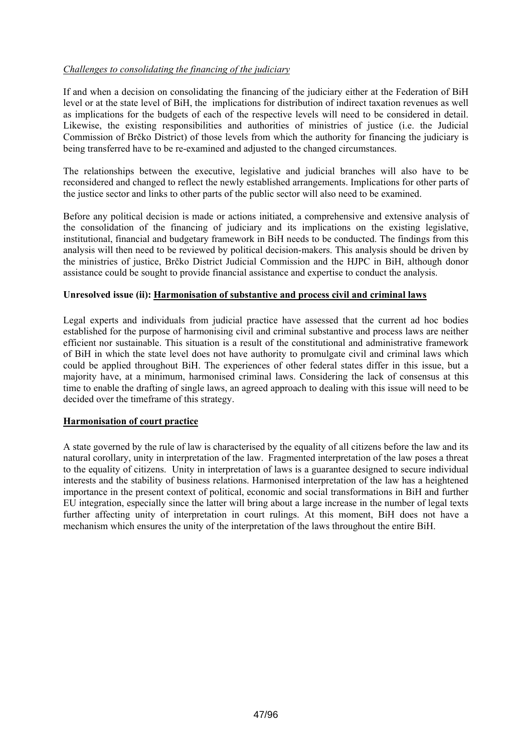*Challenges to consolidating the financing of the judiciary*

If and when a decision on consolidating the financing of the judiciary either at the Federation of BiH level or at the state level of BiH, the implications for distribution of indirect taxation revenues as well as implications for the budgets of each of the respective levels will need to be considered in detail. Likewise, the existing responsibilities and authorities of ministries of justice (i.e. the Judicial Commission of Brčko District) of those levels from which the authority for financing the judiciary is being transferred have to be re-examined and adjusted to the changed circumstances.

The relationships between the executive, legislative and judicial branches will also have to be reconsidered and changed to reflect the newly established arrangements. Implications for other parts of the justice sector and links to other parts of the public sector will also need to be examined.

Before any political decision is made or actions initiated, a comprehensive and extensive analysis of the consolidation of the financing of judiciary and its implications on the existing legislative, institutional, financial and budgetary framework in BiH needs to be conducted. The findings from this analysis will then need to be reviewed by political decision-makers. This analysis should be driven by the ministries of justice, Brčko District Judicial Commission and the HJPC in BiH, although donor assistance could be sought to provide financial assistance and expertise to conduct the analysis.

**Unresolved issue (ii): <u>Harmonisation of substantive and process civil and criminal laws</u>**

Legal experts and individuals from judicial practice have assessed that the current ad hoc bodies established for the purpose of harmonising civil and criminal substantive and process laws are neither efficient nor sustainable. This situation is a result of the constitutional and administrative framework of BiH in which the state level does not have authority to promulgate civil and criminal laws which could be applied throughout BiH. The experiences of other federal states differ in this issue, but a majority have, at a minimum, harmonised criminal laws. Considering the lack of consensus at this time to enable the drafting of single laws, an agreed approach to dealing with this issue will need to be decided over the timeframe of this strategy.

**<u>Harmonisation of court practice</u>**

A state governed by the rule of law is characterised by the equality of all citizens before the law and its natural corollary, unity in interpretation of the law. Fragmented interpretation of the law poses a threat to the equality of citizens. Unity in interpretation of laws is a guarantee designed to secure individual interests and the stability of business relations. Harmonised interpretation of the law has a heightened importance in the present context of political, economic and social transformations in BiH and further EU integration, especially since the latter will bring about a large increase in the number of legal texts further affecting unity of interpretation in court rulings. At this moment, BiH does not have a mechanism which ensures the unity of the interpretation of the laws throughout the entire BiH.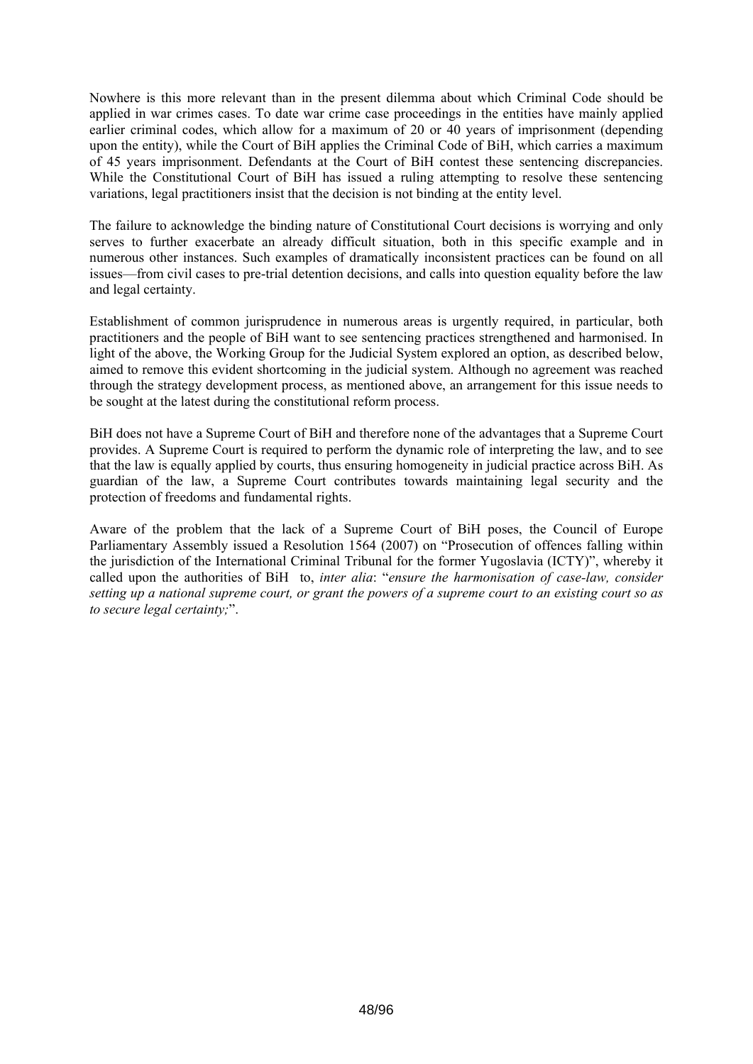Nowhere is this more relevant than in the present dilemma about which Criminal Code should be applied in war crimes cases. To date war crime case proceedings in the entities have mainly applied earlier criminal codes, which allow for a maximum of 20 or 40 years of imprisonment (depending upon the entity), while the Court of BiH applies the Criminal Code of BiH, which carries a maximum of 45 years imprisonment. Defendants at the Court of BiH contest these sentencing discrepancies. While the Constitutional Court of BiH has issued a ruling attempting to resolve these sentencing variations, legal practitioners insist that the decision is not binding at the entity level.

The failure to acknowledge the binding nature of Constitutional Court decisions is worrying and only serves to further exacerbate an already difficult situation, both in this specific example and in numerous other instances. Such examples of dramatically inconsistent practices can be found on all issues—from civil cases to pre-trial detention decisions, and calls into question equality before the law and legal certainty.

Establishment of common jurisprudence in numerous areas is urgently required, in particular, both practitioners and the people of BiH want to see sentencing practices strengthened and harmonised. In light of the above, the Working Group for the Judicial System explored an option, as described below, aimed to remove this evident shortcoming in the judicial system. Although no agreement was reached through the strategy development process, as mentioned above, an arrangement for this issue needs to be sought at the latest during the constitutional reform process.

BiH does not have a Supreme Court of BiH and therefore none of the advantages that a Supreme Court provides. A Supreme Court is required to perform the dynamic role of interpreting the law, and to see that the law is equally applied by courts, thus ensuring homogeneity in judicial practice across BiH. As guardian of the law, a Supreme Court contributes towards maintaining legal security and the protection of freedoms and fundamental rights.

Aware of the problem that the lack of a Supreme Court of BiH poses, the Council of Europe Parliamentary Assembly issued a Resolution 1564 (2007) on "Prosecution of offences falling within the jurisdiction of the International Criminal Tribunal for the former Yugoslavia (ICTY)", whereby it called upon the authorities of BiH to, *inter alia*: "*ensure the harmonisation of case-law, consider setting up a national supreme court, or grant the powers of a supreme court to an existing court so as to secure legal certainty;*".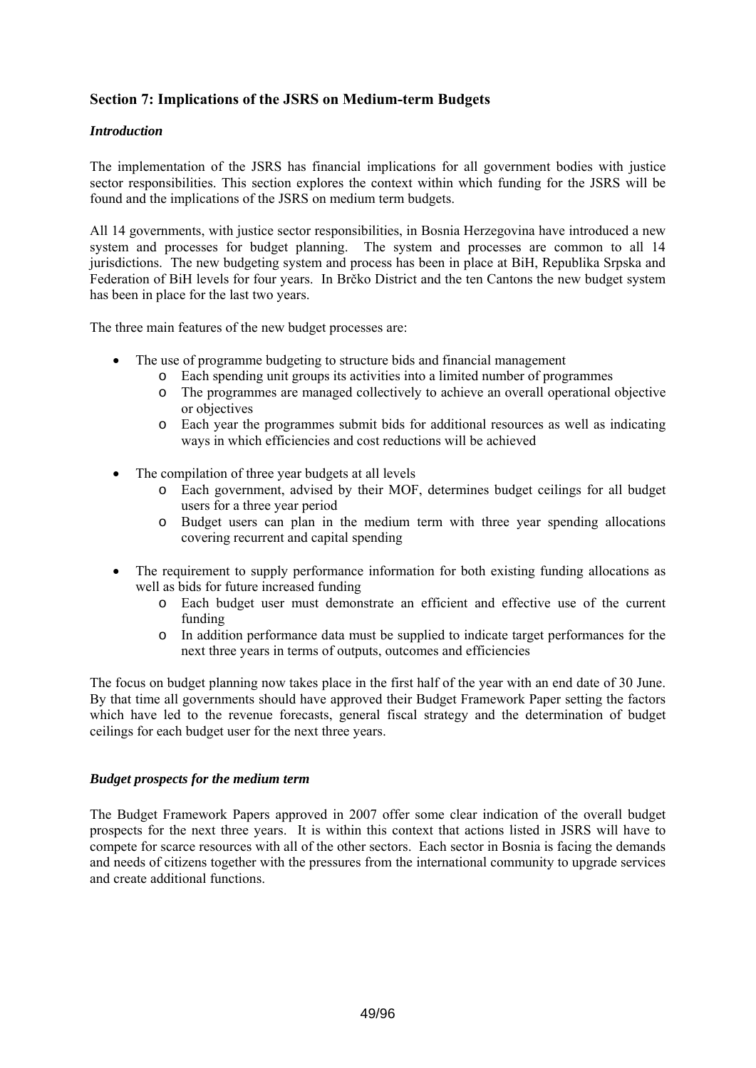## Section 7: Implications of the JSRS on Medium-term Budgets

### *Introduction*

The implementation of the JSRS has financial implications for all government bodies with justice sector responsibilities. This section explores the context within which funding for the JSRS will be found and the implications of the JSRS on medium term budgets.

All 14 governments, with justice sector responsibilities, in Bosnia Herzegovina have introduced a new system and processes for budget planning. The system and processes are common to all 14 jurisdictions. The new budgeting system and process has been in place at BiH, Republika Srpska and Federation of BiH levels for four years. In Brčko District and the ten Cantons the new budget system has been in place for the last two years.

The three main features of the new budget processes are:

- The use of programme budgeting to structure bids and financial management
  - Each spending unit groups its activities into a limited number of programmes
  - The programmes are managed collectively to achieve an overall operational objective or objectives
  - Each year the programmes submit bids for additional resources as well as indicating ways in which efficiencies and cost reductions will be achieved
- The compilation of three year budgets at all levels
  - Each government, advised by their MOF, determines budget ceilings for all budget users for a three year period
  - Budget users can plan in the medium term with three year spending allocations covering recurrent and capital spending
- The requirement to supply performance information for both existing funding allocations as well as bids for future increased funding
  - Each budget user must demonstrate an efficient and effective use of the current funding
  - In addition performance data must be supplied to indicate target performances for the next three years in terms of outputs, outcomes and efficiencies

The focus on budget planning now takes place in the first half of the year with an end date of 30 June. By that time all governments should have approved their Budget Framework Paper setting the factors which have led to the revenue forecasts, general fiscal strategy and the determination of budget ceilings for each budget user for the next three years.

### *Budget prospects for the medium term*

The Budget Framework Papers approved in 2007 offer some clear indication of the overall budget prospects for the next three years. It is within this context that actions listed in JSRS will have to compete for scarce resources with all of the other sectors. Each sector in Bosnia is facing the demands and needs of citizens together with the pressures from the international community to upgrade services and create additional functions.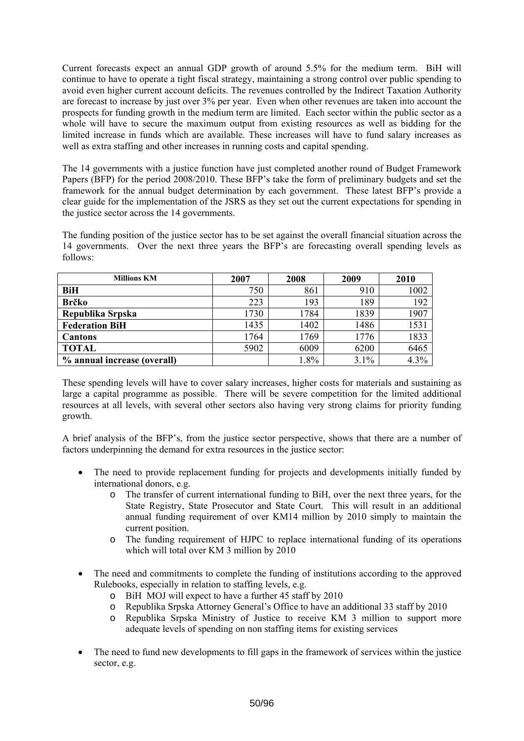Current forecasts expect an annual GDP growth of around 5.5% for the medium term. BiH will continue to have to operate a tight fiscal strategy, maintaining a strong control over public spending to avoid even higher current account deficits. The revenues controlled by the Indirect Taxation Authority are forecast to increase by just over 3% per year. Even when other revenues are taken into account the prospects for funding growth in the medium term are limited. Each sector within the public sector as a whole will have to secure the maximum output from existing resources as well as bidding for the limited increase in funds which are available. These increases will have to fund salary increases as well as extra staffing and other increases in running costs and capital spending.

The 14 governments with a justice function have just completed another round of Budget Framework Papers (BFP) for the period 2008/2010. These BFP's take the form of preliminary budgets and set the framework for the annual budget determination by each government. These latest BFP's provide a clear guide for the implementation of the JSRS as they set out the current expectations for spending in the justice sector across the 14 governments.

The funding position of the justice sector has to be set against the overall financial situation across the 14 governments. Over the next three years the BFP's are forecasting overall spending levels as follows:

| Millions KM | 2007 | 2008 | 2009 | 2010 |
|---|---|---|---|---|
| **BiH** | 750 | 861 | 910 | 1002 |
| **Brčko** | 223 | 193 | 189 | 192 |
| **Republika Srpska** | 1730 | 1784 | 1839 | 1907 |
| **Federation BiH** | 1435 | 1402 | 1486 | 1531 |
| **Cantons** | 1764 | 1769 | 1776 | 1833 |
| **TOTAL** | 5902 | 6009 | 6200 | 6465 |
| **% annual increase (overall)** | | 1.8% | 3.1% | 4.3% |

These spending levels will have to cover salary increases, higher costs for materials and sustaining as large a capital programme as possible. There will be severe competition for the limited additional resources at all levels, with several other sectors also having very strong claims for priority funding growth.

A brief analysis of the BFP's, from the justice sector perspective, shows that there are a number of factors underpinning the demand for extra resources in the justice sector:

- The need to provide replacement funding for projects and developments initially funded by international donors, e.g.
  - The transfer of current international funding to BiH, over the next three years, for the State Registry, State Prosecutor and State Court. This will result in an additional annual funding requirement of over KM14 million by 2010 simply to maintain the current position.
  - The funding requirement of HJPC to replace international funding of its operations which will total over KM 3 million by 2010
- The need and commitments to complete the funding of institutions according to the approved Rulebooks, especially in relation to staffing levels, e.g.
  - BiH MOJ will expect to have a further 45 staff by 2010
  - Republika Srpska Attorney General's Office to have an additional 33 staff by 2010
  - Republika Srpska Ministry of Justice to receive KM 3 million to support more adequate levels of spending on non staffing items for existing services
- The need to fund new developments to fill gaps in the framework of services within the justice sector, e.g.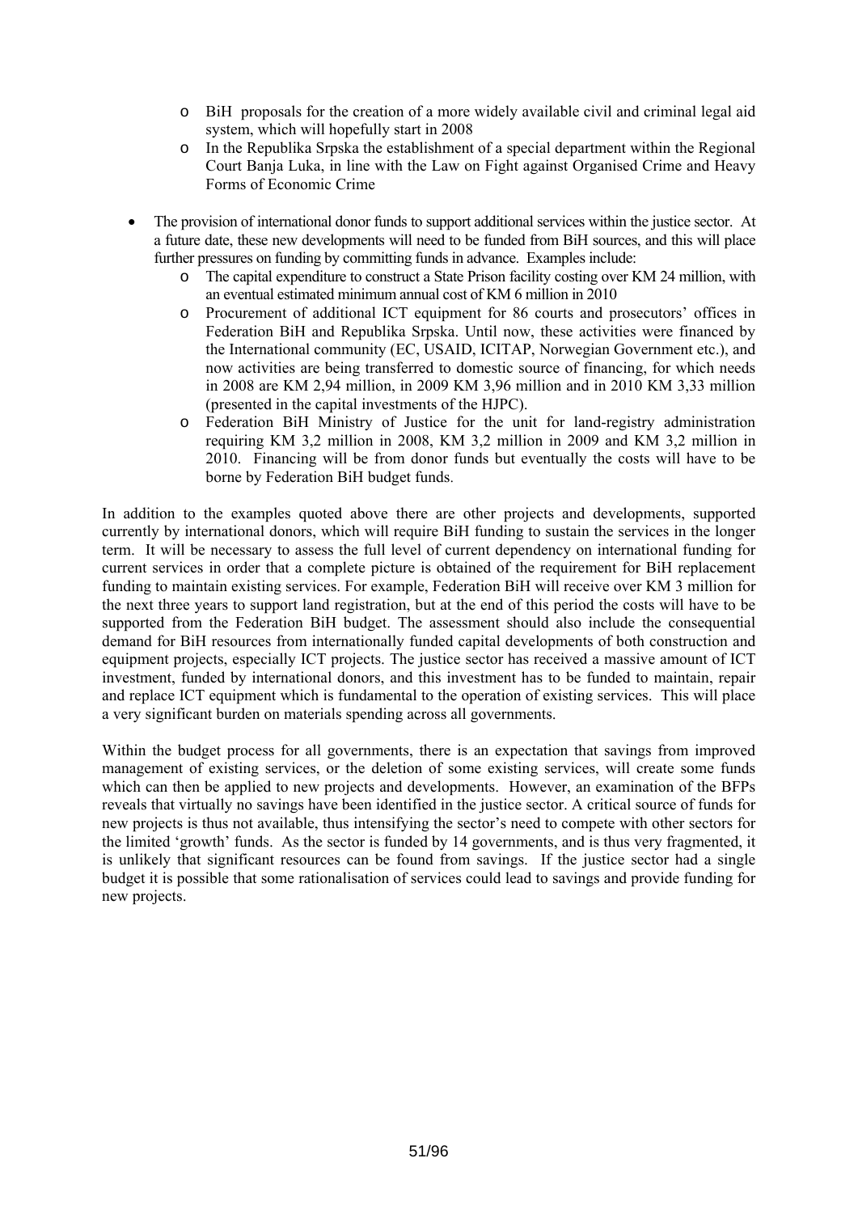- BiH proposals for the creation of a more widely available civil and criminal legal aid system, which will hopefully start in 2008
  - In the Republika Srpska the establishment of a special department within the Regional Court Banja Luka, in line with the Law on Fight against Organised Crime and Heavy Forms of Economic Crime

- The provision of international donor funds to support additional services within the justice sector. At a future date, these new developments will need to be funded from BiH sources, and this will place further pressures on funding by committing funds in advance. Examples include:
  - The capital expenditure to construct a State Prison facility costing over KM 24 million, with an eventual estimated minimum annual cost of KM 6 million in 2010
  - Procurement of additional ICT equipment for 86 courts and prosecutors' offices in Federation BiH and Republika Srpska. Until now, these activities were financed by the International community (EC, USAID, ICITAP, Norwegian Government etc.), and now activities are being transferred to domestic source of financing, for which needs in 2008 are KM 2,94 million, in 2009 KM 3,96 million and in 2010 KM 3,33 million (presented in the capital investments of the HJPC).
  - Federation BiH Ministry of Justice for the unit for land-registry administration requiring KM 3,2 million in 2008, KM 3,2 million in 2009 and KM 3,2 million in 2010. Financing will be from donor funds but eventually the costs will have to be borne by Federation BiH budget funds.

In addition to the examples quoted above there are other projects and developments, supported currently by international donors, which will require BiH funding to sustain the services in the longer term. It will be necessary to assess the full level of current dependency on international funding for current services in order that a complete picture is obtained of the requirement for BiH replacement funding to maintain existing services. For example, Federation BiH will receive over KM 3 million for the next three years to support land registration, but at the end of this period the costs will have to be supported from the Federation BiH budget. The assessment should also include the consequential demand for BiH resources from internationally funded capital developments of both construction and equipment projects, especially ICT projects. The justice sector has received a massive amount of ICT investment, funded by international donors, and this investment has to be funded to maintain, repair and replace ICT equipment which is fundamental to the operation of existing services. This will place a very significant burden on materials spending across all governments.

Within the budget process for all governments, there is an expectation that savings from improved management of existing services, or the deletion of some existing services, will create some funds which can then be applied to new projects and developments. However, an examination of the BFPs reveals that virtually no savings have been identified in the justice sector. A critical source of funds for new projects is thus not available, thus intensifying the sector's need to compete with other sectors for the limited 'growth' funds. As the sector is funded by 14 governments, and is thus very fragmented, it is unlikely that significant resources can be found from savings. If the justice sector had a single budget it is possible that some rationalisation of services could lead to savings and provide funding for new projects.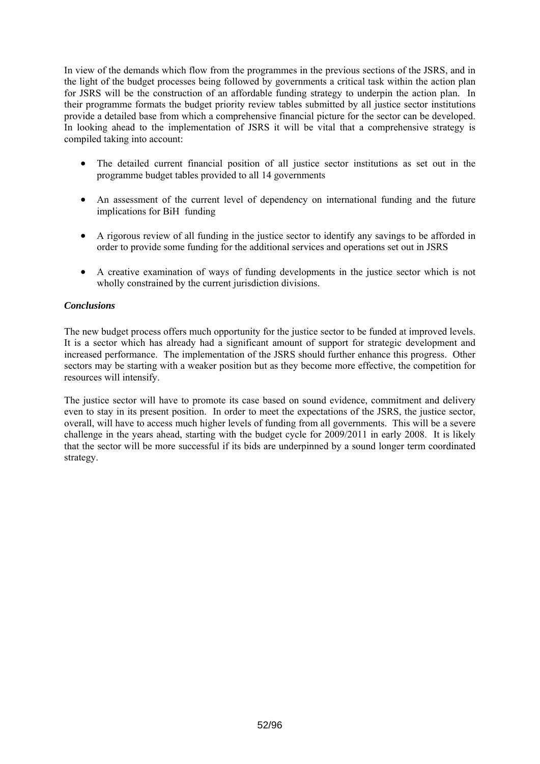In view of the demands which flow from the programmes in the previous sections of the JSRS, and in the light of the budget processes being followed by governments a critical task within the action plan for JSRS will be the construction of an affordable funding strategy to underpin the action plan. In their programme formats the budget priority review tables submitted by all justice sector institutions provide a detailed base from which a comprehensive financial picture for the sector can be developed. In looking ahead to the implementation of JSRS it will be vital that a comprehensive strategy is compiled taking into account:

- The detailed current financial position of all justice sector institutions as set out in the programme budget tables provided to all 14 governments
- An assessment of the current level of dependency on international funding and the future implications for BiH funding
- A rigorous review of all funding in the justice sector to identify any savings to be afforded in order to provide some funding for the additional services and operations set out in JSRS
- A creative examination of ways of funding developments in the justice sector which is not wholly constrained by the current jurisdiction divisions.

***Conclusions***

The new budget process offers much opportunity for the justice sector to be funded at improved levels. It is a sector which has already had a significant amount of support for strategic development and increased performance. The implementation of the JSRS should further enhance this progress. Other sectors may be starting with a weaker position but as they become more effective, the competition for resources will intensify.

The justice sector will have to promote its case based on sound evidence, commitment and delivery even to stay in its present position. In order to meet the expectations of the JSRS, the justice sector, overall, will have to access much higher levels of funding from all governments. This will be a severe challenge in the years ahead, starting with the budget cycle for 2009/2011 in early 2008. It is likely that the sector will be more successful if its bids are underpinned by a sound longer term coordinated strategy.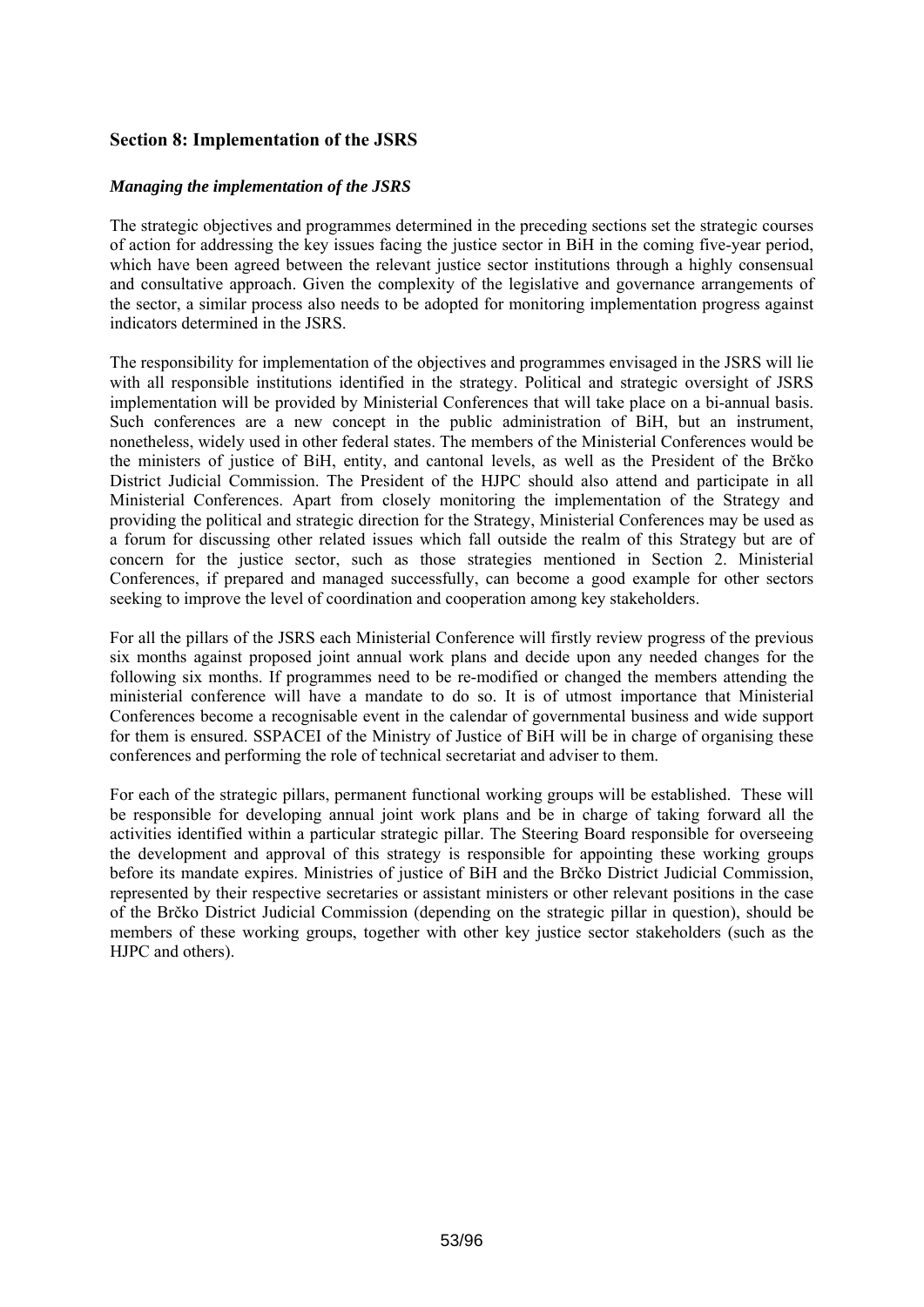## Section 8: Implementation of the JSRS

### *Managing the implementation of the JSRS*

The strategic objectives and programmes determined in the preceding sections set the strategic courses of action for addressing the key issues facing the justice sector in BiH in the coming five-year period, which have been agreed between the relevant justice sector institutions through a highly consensual and consultative approach. Given the complexity of the legislative and governance arrangements of the sector, a similar process also needs to be adopted for monitoring implementation progress against indicators determined in the JSRS.

The responsibility for implementation of the objectives and programmes envisaged in the JSRS will lie with all responsible institutions identified in the strategy. Political and strategic oversight of JSRS implementation will be provided by Ministerial Conferences that will take place on a bi-annual basis. Such conferences are a new concept in the public administration of BiH, but an instrument, nonetheless, widely used in other federal states. The members of the Ministerial Conferences would be the ministers of justice of BiH, entity, and cantonal levels, as well as the President of the Brčko District Judicial Commission. The President of the HJPC should also attend and participate in all Ministerial Conferences. Apart from closely monitoring the implementation of the Strategy and providing the political and strategic direction for the Strategy, Ministerial Conferences may be used as a forum for discussing other related issues which fall outside the realm of this Strategy but are of concern for the justice sector, such as those strategies mentioned in Section 2. Ministerial Conferences, if prepared and managed successfully, can become a good example for other sectors seeking to improve the level of coordination and cooperation among key stakeholders.

For all the pillars of the JSRS each Ministerial Conference will firstly review progress of the previous six months against proposed joint annual work plans and decide upon any needed changes for the following six months. If programmes need to be re-modified or changed the members attending the ministerial conference will have a mandate to do so. It is of utmost importance that Ministerial Conferences become a recognisable event in the calendar of governmental business and wide support for them is ensured. SSPACEI of the Ministry of Justice of BiH will be in charge of organising these conferences and performing the role of technical secretariat and adviser to them.

For each of the strategic pillars, permanent functional working groups will be established. These will be responsible for developing annual joint work plans and be in charge of taking forward all the activities identified within a particular strategic pillar. The Steering Board responsible for overseeing the development and approval of this strategy is responsible for appointing these working groups before its mandate expires. Ministries of justice of BiH and the Brčko District Judicial Commission, represented by their respective secretaries or assistant ministers or other relevant positions in the case of the Brčko District Judicial Commission (depending on the strategic pillar in question), should be members of these working groups, together with other key justice sector stakeholders (such as the HJPC and others).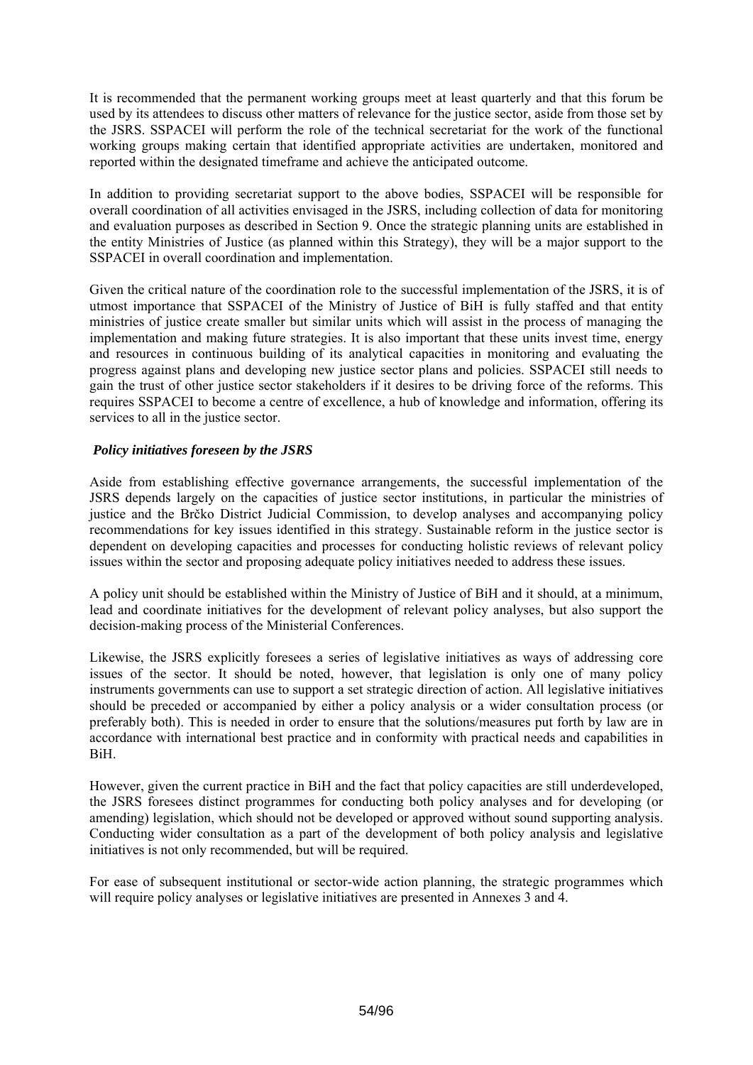It is recommended that the permanent working groups meet at least quarterly and that this forum be used by its attendees to discuss other matters of relevance for the justice sector, aside from those set by the JSRS. SSPACEI will perform the role of the technical secretariat for the work of the functional working groups making certain that identified appropriate activities are undertaken, monitored and reported within the designated timeframe and achieve the anticipated outcome.

In addition to providing secretariat support to the above bodies, SSPACEI will be responsible for overall coordination of all activities envisaged in the JSRS, including collection of data for monitoring and evaluation purposes as described in Section 9. Once the strategic planning units are established in the entity Ministries of Justice (as planned within this Strategy), they will be a major support to the SSPACEI in overall coordination and implementation.

Given the critical nature of the coordination role to the successful implementation of the JSRS, it is of utmost importance that SSPACEI of the Ministry of Justice of BiH is fully staffed and that entity ministries of justice create smaller but similar units which will assist in the process of managing the implementation and making future strategies. It is also important that these units invest time, energy and resources in continuous building of its analytical capacities in monitoring and evaluating the progress against plans and developing new justice sector plans and policies. SSPACEI still needs to gain the trust of other justice sector stakeholders if it desires to be driving force of the reforms. This requires SSPACEI to become a centre of excellence, a hub of knowledge and information, offering its services to all in the justice sector.

***Policy initiatives foreseen by the JSRS***

Aside from establishing effective governance arrangements, the successful implementation of the JSRS depends largely on the capacities of justice sector institutions, in particular the ministries of justice and the Brčko District Judicial Commission, to develop analyses and accompanying policy recommendations for key issues identified in this strategy. Sustainable reform in the justice sector is dependent on developing capacities and processes for conducting holistic reviews of relevant policy issues within the sector and proposing adequate policy initiatives needed to address these issues.

A policy unit should be established within the Ministry of Justice of BiH and it should, at a minimum, lead and coordinate initiatives for the development of relevant policy analyses, but also support the decision-making process of the Ministerial Conferences.

Likewise, the JSRS explicitly foresees a series of legislative initiatives as ways of addressing core issues of the sector. It should be noted, however, that legislation is only one of many policy instruments governments can use to support a set strategic direction of action. All legislative initiatives should be preceded or accompanied by either a policy analysis or a wider consultation process (or preferably both). This is needed in order to ensure that the solutions/measures put forth by law are in accordance with international best practice and in conformity with practical needs and capabilities in BiH.

However, given the current practice in BiH and the fact that policy capacities are still underdeveloped, the JSRS foresees distinct programmes for conducting both policy analyses and for developing (or amending) legislation, which should not be developed or approved without sound supporting analysis. Conducting wider consultation as a part of the development of both policy analysis and legislative initiatives is not only recommended, but will be required.

For ease of subsequent institutional or sector-wide action planning, the strategic programmes which will require policy analyses or legislative initiatives are presented in Annexes 3 and 4.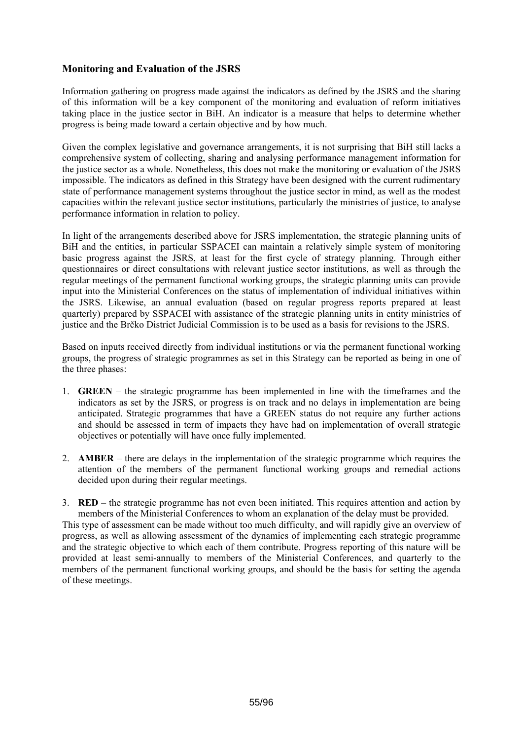## Monitoring and Evaluation of the JSRS

Information gathering on progress made against the indicators as defined by the JSRS and the sharing of this information will be a key component of the monitoring and evaluation of reform initiatives taking place in the justice sector in BiH. An indicator is a measure that helps to determine whether progress is being made toward a certain objective and by how much.

Given the complex legislative and governance arrangements, it is not surprising that BiH still lacks a comprehensive system of collecting, sharing and analysing performance management information for the justice sector as a whole. Nonetheless, this does not make the monitoring or evaluation of the JSRS impossible. The indicators as defined in this Strategy have been designed with the current rudimentary state of performance management systems throughout the justice sector in mind, as well as the modest capacities within the relevant justice sector institutions, particularly the ministries of justice, to analyse performance information in relation to policy.

In light of the arrangements described above for JSRS implementation, the strategic planning units of BiH and the entities, in particular SSPACEI can maintain a relatively simple system of monitoring basic progress against the JSRS, at least for the first cycle of strategy planning. Through either questionnaires or direct consultations with relevant justice sector institutions, as well as through the regular meetings of the permanent functional working groups, the strategic planning units can provide input into the Ministerial Conferences on the status of implementation of individual initiatives within the JSRS. Likewise, an annual evaluation (based on regular progress reports prepared at least quarterly) prepared by SSPACEI with assistance of the strategic planning units in entity ministries of justice and the Brčko District Judicial Commission is to be used as a basis for revisions to the JSRS.

Based on inputs received directly from individual institutions or via the permanent functional working groups, the progress of strategic programmes as set in this Strategy can be reported as being in one of the three phases:

1. **GREEN** – the strategic programme has been implemented in line with the timeframes and the indicators as set by the JSRS, or progress is on track and no delays in implementation are being anticipated. Strategic programmes that have a GREEN status do not require any further actions and should be assessed in term of impacts they have had on implementation of overall strategic objectives or potentially will have once fully implemented.

2. **AMBER** – there are delays in the implementation of the strategic programme which requires the attention of the members of the permanent functional working groups and remedial actions decided upon during their regular meetings.

3. **RED** – the strategic programme has not even been initiated. This requires attention and action by members of the Ministerial Conferences to whom an explanation of the delay must be provided.

This type of assessment can be made without too much difficulty, and will rapidly give an overview of progress, as well as allowing assessment of the dynamics of implementing each strategic programme and the strategic objective to which each of them contribute. Progress reporting of this nature will be provided at least semi-annually to members of the Ministerial Conferences, and quarterly to the members of the permanent functional working groups, and should be the basis for setting the agenda of these meetings.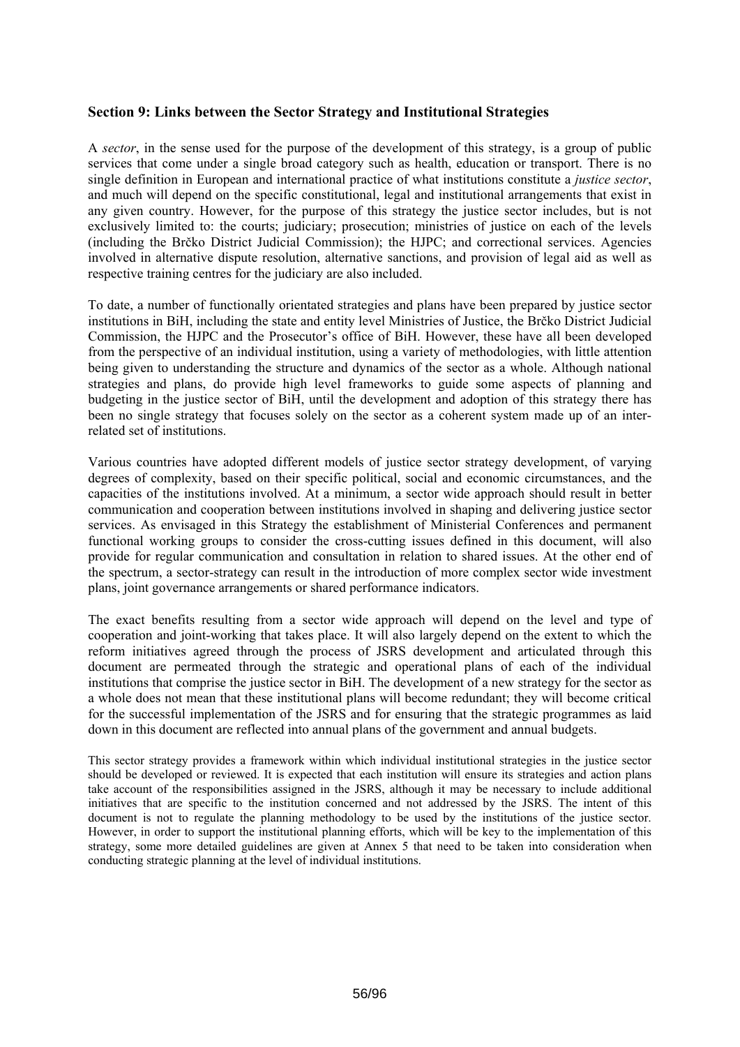## Section 9: Links between the Sector Strategy and Institutional Strategies

A *sector*, in the sense used for the purpose of the development of this strategy, is a group of public services that come under a single broad category such as health, education or transport. There is no single definition in European and international practice of what institutions constitute a *justice sector*, and much will depend on the specific constitutional, legal and institutional arrangements that exist in any given country. However, for the purpose of this strategy the justice sector includes, but is not exclusively limited to: the courts; judiciary; prosecution; ministries of justice on each of the levels (including the Brčko District Judicial Commission); the HJPC; and correctional services. Agencies involved in alternative dispute resolution, alternative sanctions, and provision of legal aid as well as respective training centres for the judiciary are also included.

To date, a number of functionally orientated strategies and plans have been prepared by justice sector institutions in BiH, including the state and entity level Ministries of Justice, the Brčko District Judicial Commission, the HJPC and the Prosecutor's office of BiH. However, these have all been developed from the perspective of an individual institution, using a variety of methodologies, with little attention being given to understanding the structure and dynamics of the sector as a whole. Although national strategies and plans, do provide high level frameworks to guide some aspects of planning and budgeting in the justice sector of BiH, until the development and adoption of this strategy there has been no single strategy that focuses solely on the sector as a coherent system made up of an inter-related set of institutions.

Various countries have adopted different models of justice sector strategy development, of varying degrees of complexity, based on their specific political, social and economic circumstances, and the capacities of the institutions involved. At a minimum, a sector wide approach should result in better communication and cooperation between institutions involved in shaping and delivering justice sector services. As envisaged in this Strategy the establishment of Ministerial Conferences and permanent functional working groups to consider the cross-cutting issues defined in this document, will also provide for regular communication and consultation in relation to shared issues. At the other end of the spectrum, a sector-strategy can result in the introduction of more complex sector wide investment plans, joint governance arrangements or shared performance indicators.

The exact benefits resulting from a sector wide approach will depend on the level and type of cooperation and joint-working that takes place. It will also largely depend on the extent to which the reform initiatives agreed through the process of JSRS development and articulated through this document are permeated through the strategic and operational plans of each of the individual institutions that comprise the justice sector in BiH. The development of a new strategy for the sector as a whole does not mean that these institutional plans will become redundant; they will become critical for the successful implementation of the JSRS and for ensuring that the strategic programmes as laid down in this document are reflected into annual plans of the government and annual budgets.

This sector strategy provides a framework within which individual institutional strategies in the justice sector should be developed or reviewed. It is expected that each institution will ensure its strategies and action plans take account of the responsibilities assigned in the JSRS, although it may be necessary to include additional initiatives that are specific to the institution concerned and not addressed by the JSRS. The intent of this document is not to regulate the planning methodology to be used by the institutions of the justice sector. However, in order to support the institutional planning efforts, which will be key to the implementation of this strategy, some more detailed guidelines are given at Annex 5 that need to be taken into consideration when conducting strategic planning at the level of individual institutions.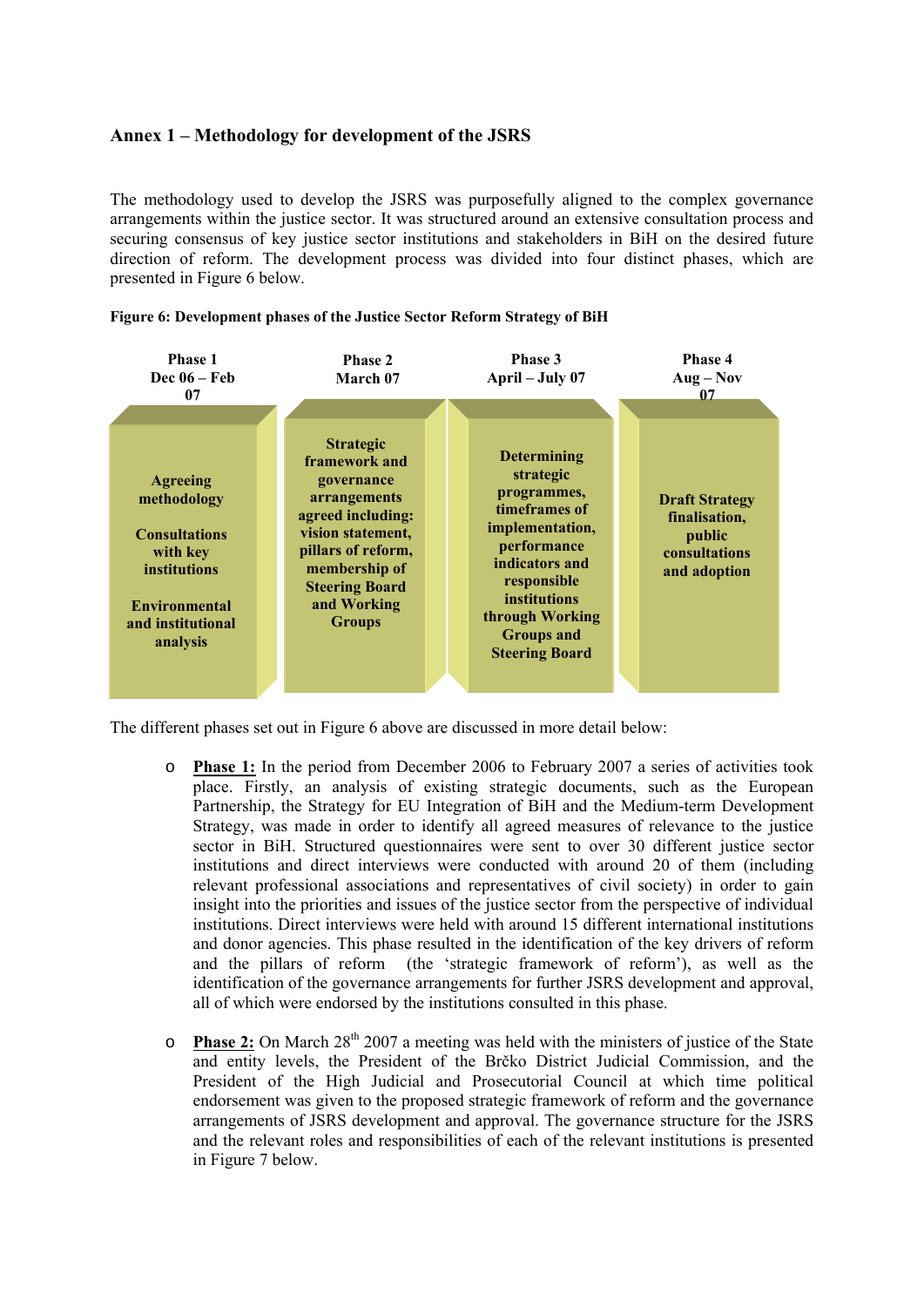## Annex 1 – Methodology for development of the JSRS

The methodology used to develop the JSRS was purposefully aligned to the complex governance arrangements within the justice sector. It was structured around an extensive consultation process and securing consensus of key justice sector institutions and stakeholders in BiH on the desired future direction of reform. The development process was divided into four distinct phases, which are presented in Figure 6 below.

**Figure 6: Development phases of the Justice Sector Reform Strategy of BiH**

| Phase 1<br>Dec 06 – Feb 07 | Phase 2<br>March 07 | Phase 3<br>April – July 07 | Phase 4<br>Aug – Nov 07 |
|---|---|---|---|
| Agreeing methodology<br><br>Consultations with key institutions<br><br>Environmental and institutional analysis | Strategic framework and governance arrangements agreed including: vision statement, pillars of reform, membership of Steering Board and Working Groups | Determining strategic programmes, timeframes of implementation, performance indicators and responsible institutions through Working Groups and Steering Board | Draft Strategy finalisation, public consultations and adoption |

The different phases set out in Figure 6 above are discussed in more detail below:

- **Phase 1:** In the period from December 2006 to February 2007 a series of activities took place. Firstly, an analysis of existing strategic documents, such as the European Partnership, the Strategy for EU Integration of BiH and the Medium-term Development Strategy, was made in order to identify all agreed measures of relevance to the justice sector in BiH. Structured questionnaires were sent to over 30 different justice sector institutions and direct interviews were conducted with around 20 of them (including relevant professional associations and representatives of civil society) in order to gain insight into the priorities and issues of the justice sector from the perspective of individual institutions. Direct interviews were held with around 15 different international institutions and donor agencies. This phase resulted in the identification of the key drivers of reform and the pillars of reform (the 'strategic framework of reform'), as well as the identification of the governance arrangements for further JSRS development and approval, all of which were endorsed by the institutions consulted in this phase.

- **Phase 2:** On March 28th 2007 a meeting was held with the ministers of justice of the State and entity levels, the President of the Brčko District Judicial Commission, and the President of the High Judicial and Prosecutorial Council at which time political endorsement was given to the proposed strategic framework of reform and the governance arrangements of JSRS development and approval. The governance structure for the JSRS and the relevant roles and responsibilities of each of the relevant institutions is presented in Figure 7 below.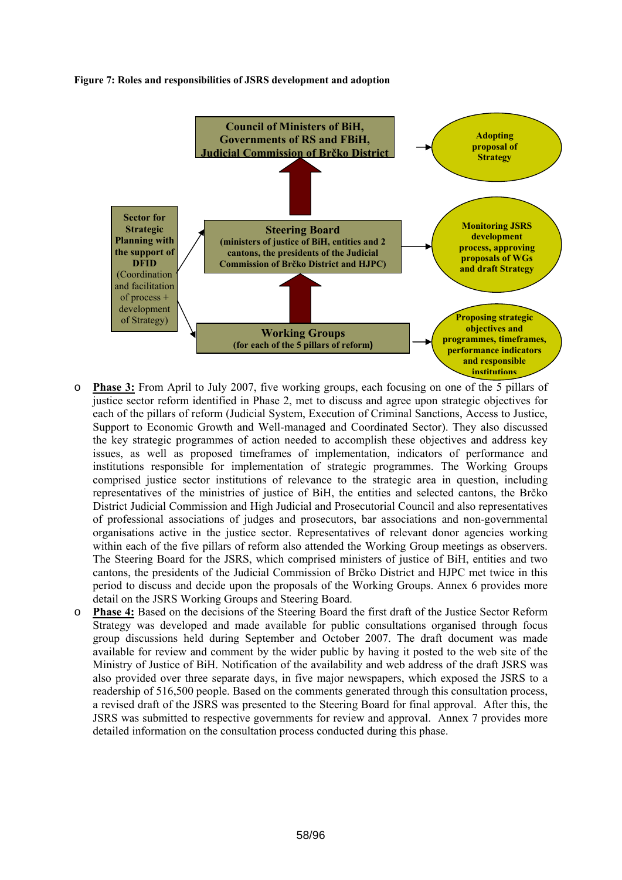**Figure 7: Roles and responsibilities of JSRS development and adoption**

Council of Ministers of BiH, Governments of RS and FBiH, Judicial Commission of Brčko District → Adopting proposal of Strategy

Steering Board (ministers of justice of BiH, entities and 2 cantons, the presidents of the Judicial Commission of Brčko District and HJPC) → Monitoring JSRS development process, approving proposals of WGs and draft Strategy

Working Groups (for each of the 5 pillars of reform) → Proposing strategic objectives and programmes, timeframes, performance indicators and responsible institutions

Sector for Strategic Planning with the support of DFID (Coordination and facilitation of process + development of Strategy)

- **Phase 3:** From April to July 2007, five working groups, each focusing on one of the 5 pillars of justice sector reform identified in Phase 2, met to discuss and agree upon strategic objectives for each of the pillars of reform (Judicial System, Execution of Criminal Sanctions, Access to Justice, Support to Economic Growth and Well-managed and Coordinated Sector). They also discussed the key strategic programmes of action needed to accomplish these objectives and address key issues, as well as proposed timeframes of implementation, indicators of performance and institutions responsible for implementation of strategic programmes. The Working Groups comprised justice sector institutions of relevance to the strategic area in question, including representatives of the ministries of justice of BiH, the entities and selected cantons, the Brčko District Judicial Commission and High Judicial and Prosecutorial Council and also representatives of professional associations of judges and prosecutors, bar associations and non-governmental organisations active in the justice sector. Representatives of relevant donor agencies working within each of the five pillars of reform also attended the Working Group meetings as observers. The Steering Board for the JSRS, which comprised ministers of justice of BiH, entities and two cantons, the presidents of the Judicial Commission of Brčko District and HJPC met twice in this period to discuss and decide upon the proposals of the Working Groups. Annex 6 provides more detail on the JSRS Working Groups and Steering Board.
- **Phase 4:** Based on the decisions of the Steering Board the first draft of the Justice Sector Reform Strategy was developed and made available for public consultations organised through focus group discussions held during September and October 2007. The draft document was made available for review and comment by the wider public by having it posted to the web site of the Ministry of Justice of BiH. Notification of the availability and web address of the draft JSRS was also provided over three separate days, in five major newspapers, which exposed the JSRS to a readership of 516,500 people. Based on the comments generated through this consultation process, a revised draft of the JSRS was presented to the Steering Board for final approval. After this, the JSRS was submitted to respective governments for review and approval. Annex 7 provides more detailed information on the consultation process conducted during this phase.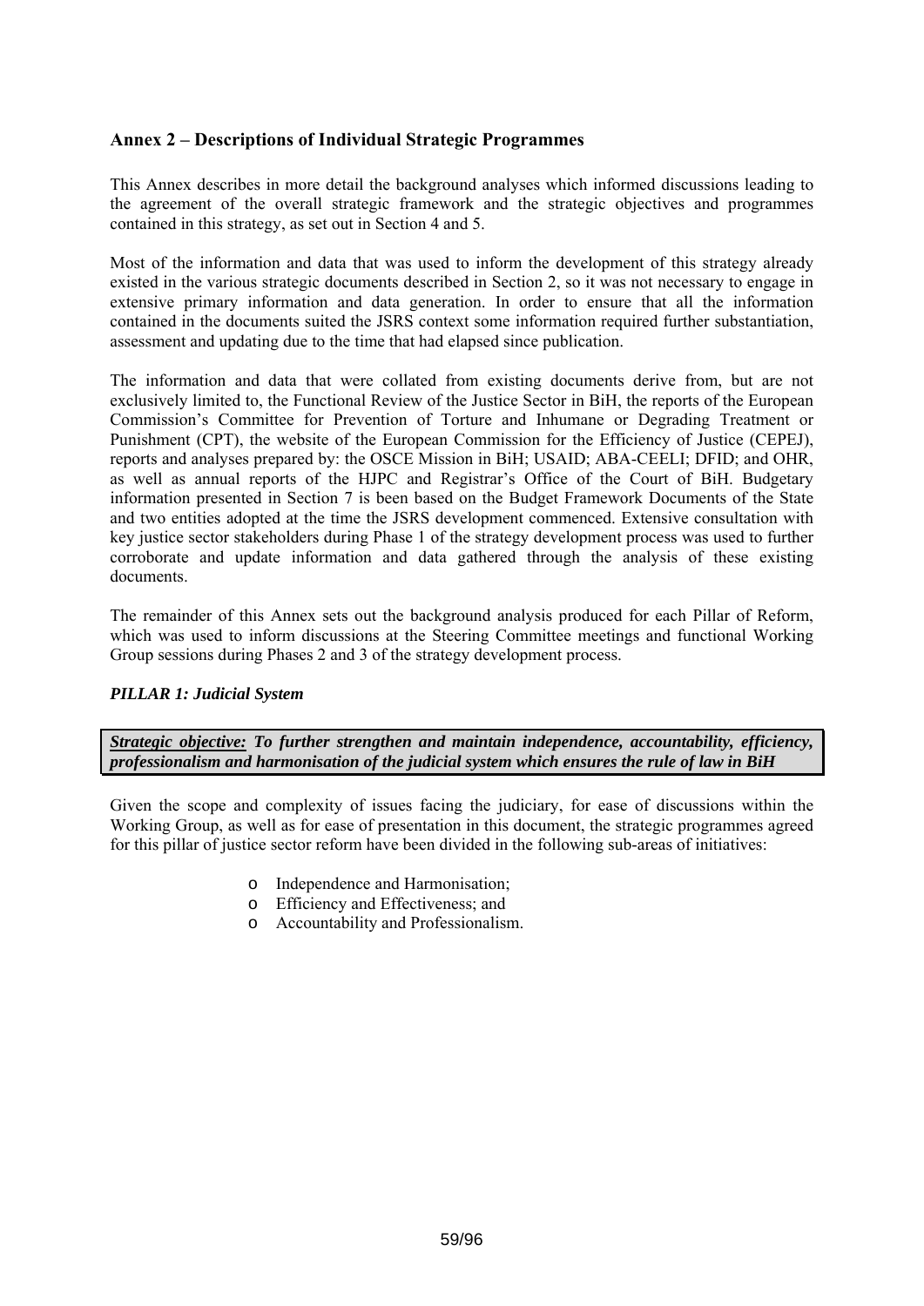## Annex 2 – Descriptions of Individual Strategic Programmes

This Annex describes in more detail the background analyses which informed discussions leading to the agreement of the overall strategic framework and the strategic objectives and programmes contained in this strategy, as set out in Section 4 and 5.

Most of the information and data that was used to inform the development of this strategy already existed in the various strategic documents described in Section 2, so it was not necessary to engage in extensive primary information and data generation. In order to ensure that all the information contained in the documents suited the JSRS context some information required further substantiation, assessment and updating due to the time that had elapsed since publication.

The information and data that were collated from existing documents derive from, but are not exclusively limited to, the Functional Review of the Justice Sector in BiH, the reports of the European Commission's Committee for Prevention of Torture and Inhumane or Degrading Treatment or Punishment (CPT), the website of the European Commission for the Efficiency of Justice (CEPEJ), reports and analyses prepared by: the OSCE Mission in BiH; USAID; ABA-CEELI; DFID; and OHR, as well as annual reports of the HJPC and Registrar's Office of the Court of BiH. Budgetary information presented in Section 7 is been based on the Budget Framework Documents of the State and two entities adopted at the time the JSRS development commenced. Extensive consultation with key justice sector stakeholders during Phase 1 of the strategy development process was used to further corroborate and update information and data gathered through the analysis of these existing documents.

The remainder of this Annex sets out the background analysis produced for each Pillar of Reform, which was used to inform discussions at the Steering Committee meetings and functional Working Group sessions during Phases 2 and 3 of the strategy development process.

### *PILLAR 1: Judicial System*

***Strategic objective:*** ***To further strengthen and maintain independence, accountability, efficiency, professionalism and harmonisation of the judicial system which ensures the rule of law in BiH***

Given the scope and complexity of issues facing the judiciary, for ease of discussions within the Working Group, as well as for ease of presentation in this document, the strategic programmes agreed for this pillar of justice sector reform have been divided in the following sub-areas of initiatives:

- Independence and Harmonisation;
- Efficiency and Effectiveness; and
- Accountability and Professionalism.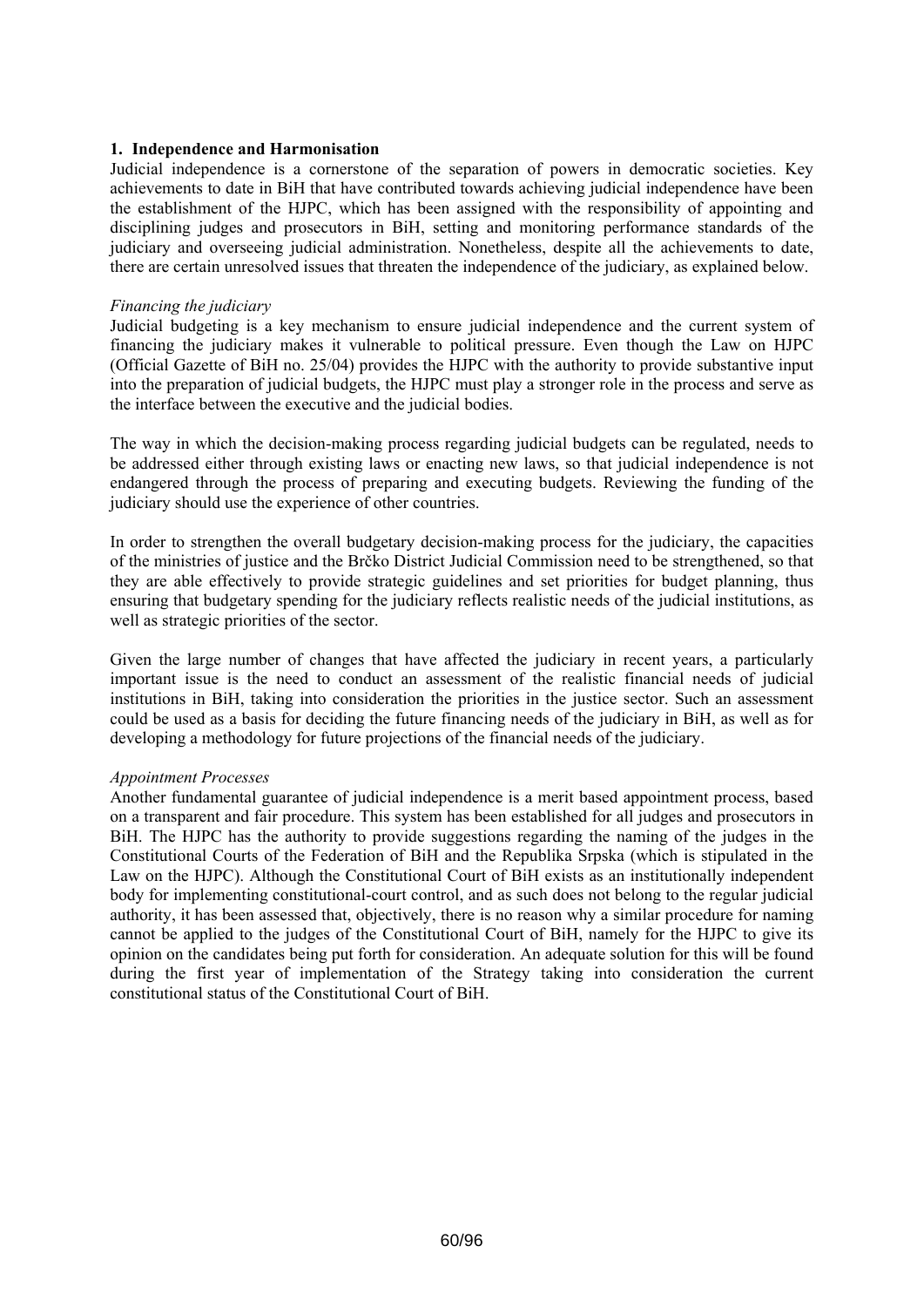## 1. Independence and Harmonisation

Judicial independence is a cornerstone of the separation of powers in democratic societies. Key achievements to date in BiH that have contributed towards achieving judicial independence have been the establishment of the HJPC, which has been assigned with the responsibility of appointing and disciplining judges and prosecutors in BiH, setting and monitoring performance standards of the judiciary and overseeing judicial administration. Nonetheless, despite all the achievements to date, there are certain unresolved issues that threaten the independence of the judiciary, as explained below.

### *Financing the judiciary*

Judicial budgeting is a key mechanism to ensure judicial independence and the current system of financing the judiciary makes it vulnerable to political pressure. Even though the Law on HJPC (Official Gazette of BiH no. 25/04) provides the HJPC with the authority to provide substantive input into the preparation of judicial budgets, the HJPC must play a stronger role in the process and serve as the interface between the executive and the judicial bodies.

The way in which the decision-making process regarding judicial budgets can be regulated, needs to be addressed either through existing laws or enacting new laws, so that judicial independence is not endangered through the process of preparing and executing budgets. Reviewing the funding of the judiciary should use the experience of other countries.

In order to strengthen the overall budgetary decision-making process for the judiciary, the capacities of the ministries of justice and the Brčko District Judicial Commission need to be strengthened, so that they are able effectively to provide strategic guidelines and set priorities for budget planning, thus ensuring that budgetary spending for the judiciary reflects realistic needs of the judicial institutions, as well as strategic priorities of the sector.

Given the large number of changes that have affected the judiciary in recent years, a particularly important issue is the need to conduct an assessment of the realistic financial needs of judicial institutions in BiH, taking into consideration the priorities in the justice sector. Such an assessment could be used as a basis for deciding the future financing needs of the judiciary in BiH, as well as for developing a methodology for future projections of the financial needs of the judiciary.

### *Appointment Processes*

Another fundamental guarantee of judicial independence is a merit based appointment process, based on a transparent and fair procedure. This system has been established for all judges and prosecutors in BiH. The HJPC has the authority to provide suggestions regarding the naming of the judges in the Constitutional Courts of the Federation of BiH and the Republika Srpska (which is stipulated in the Law on the HJPC). Although the Constitutional Court of BiH exists as an institutionally independent body for implementing constitutional-court control, and as such does not belong to the regular judicial authority, it has been assessed that, objectively, there is no reason why a similar procedure for naming cannot be applied to the judges of the Constitutional Court of BiH, namely for the HJPC to give its opinion on the candidates being put forth for consideration. An adequate solution for this will be found during the first year of implementation of the Strategy taking into consideration the current constitutional status of the Constitutional Court of BiH.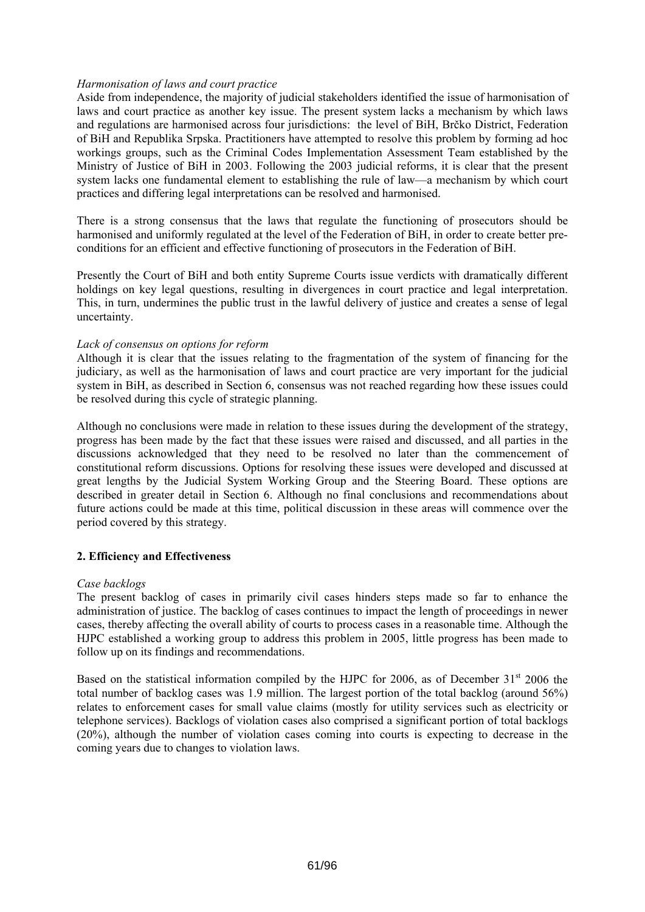*Harmonisation of laws and court practice*
Aside from independence, the majority of judicial stakeholders identified the issue of harmonisation of laws and court practice as another key issue. The present system lacks a mechanism by which laws and regulations are harmonised across four jurisdictions: the level of BiH, Brčko District, Federation of BiH and Republika Srpska. Practitioners have attempted to resolve this problem by forming ad hoc workings groups, such as the Criminal Codes Implementation Assessment Team established by the Ministry of Justice of BiH in 2003. Following the 2003 judicial reforms, it is clear that the present system lacks one fundamental element to establishing the rule of law—a mechanism by which court practices and differing legal interpretations can be resolved and harmonised.

There is a strong consensus that the laws that regulate the functioning of prosecutors should be harmonised and uniformly regulated at the level of the Federation of BiH, in order to create better pre-conditions for an efficient and effective functioning of prosecutors in the Federation of BiH.

Presently the Court of BiH and both entity Supreme Courts issue verdicts with dramatically different holdings on key legal questions, resulting in divergences in court practice and legal interpretation. This, in turn, undermines the public trust in the lawful delivery of justice and creates a sense of legal uncertainty.

*Lack of consensus on options for reform*
Although it is clear that the issues relating to the fragmentation of the system of financing for the judiciary, as well as the harmonisation of laws and court practice are very important for the judicial system in BiH, as described in Section 6, consensus was not reached regarding how these issues could be resolved during this cycle of strategic planning.

Although no conclusions were made in relation to these issues during the development of the strategy, progress has been made by the fact that these issues were raised and discussed, and all parties in the discussions acknowledged that they need to be resolved no later than the commencement of constitutional reform discussions. Options for resolving these issues were developed and discussed at great lengths by the Judicial System Working Group and the Steering Board. These options are described in greater detail in Section 6. Although no final conclusions and recommendations about future actions could be made at this time, political discussion in these areas will commence over the period covered by this strategy.

**2. Efficiency and Effectiveness**

*Case backlogs*
The present backlog of cases in primarily civil cases hinders steps made so far to enhance the administration of justice. The backlog of cases continues to impact the length of proceedings in newer cases, thereby affecting the overall ability of courts to process cases in a reasonable time. Although the HJPC established a working group to address this problem in 2005, little progress has been made to follow up on its findings and recommendations.

Based on the statistical information compiled by the HJPC for 2006, as of December 31st 2006 the total number of backlog cases was 1.9 million. The largest portion of the total backlog (around 56%) relates to enforcement cases for small value claims (mostly for utility services such as electricity or telephone services). Backlogs of violation cases also comprised a significant portion of total backlogs (20%), although the number of violation cases coming into courts is expecting to decrease in the coming years due to changes to violation laws.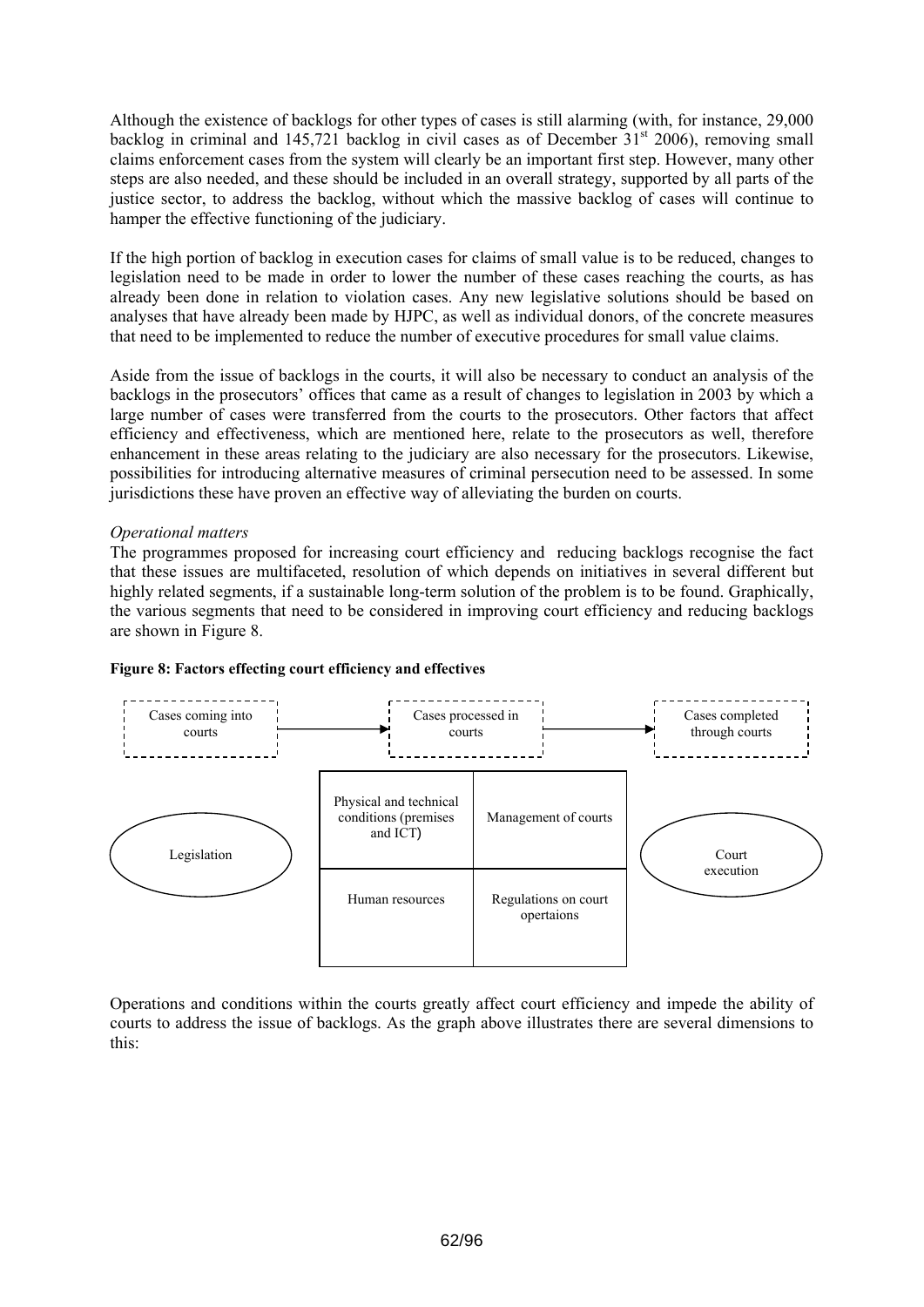Although the existence of backlogs for other types of cases is still alarming (with, for instance, 29,000 backlog in criminal and 145,721 backlog in civil cases as of December 31[st] 2006), removing small claims enforcement cases from the system will clearly be an important first step. However, many other steps are also needed, and these should be included in an overall strategy, supported by all parts of the justice sector, to address the backlog, without which the massive backlog of cases will continue to hamper the effective functioning of the judiciary.

If the high portion of backlog in execution cases for claims of small value is to be reduced, changes to legislation need to be made in order to lower the number of these cases reaching the courts, as has already been done in relation to violation cases. Any new legislative solutions should be based on analyses that have already been made by HJPC, as well as individual donors, of the concrete measures that need to be implemented to reduce the number of executive procedures for small value claims.

Aside from the issue of backlogs in the courts, it will also be necessary to conduct an analysis of the backlogs in the prosecutors' offices that came as a result of changes to legislation in 2003 by which a large number of cases were transferred from the courts to the prosecutors. Other factors that affect efficiency and effectiveness, which are mentioned here, relate to the prosecutors as well, therefore enhancement in these areas relating to the judiciary are also necessary for the prosecutors. Likewise, possibilities for introducing alternative measures of criminal persecution need to be assessed. In some jurisdictions these have proven an effective way of alleviating the burden on courts.

*Operational matters*

The programmes proposed for increasing court efficiency and reducing backlogs recognise the fact that these issues are multifaceted, resolution of which depends on initiatives in several different but highly related segments, if a sustainable long-term solution of the problem is to be found. Graphically, the various segments that need to be considered in improving court efficiency and reducing backlogs are shown in Figure 8.

**Figure 8: Factors effecting court efficiency and effectives**

Cases coming into courts → Cases processed in courts → Cases completed through courts

Legislation

| Physical and technical conditions (premises and ICT) | Management of courts |
| --- | --- |
| Human resources | Regulations on court opertaions |

Court execution

Operations and conditions within the courts greatly affect court efficiency and impede the ability of courts to address the issue of backlogs. As the graph above illustrates there are several dimensions to this: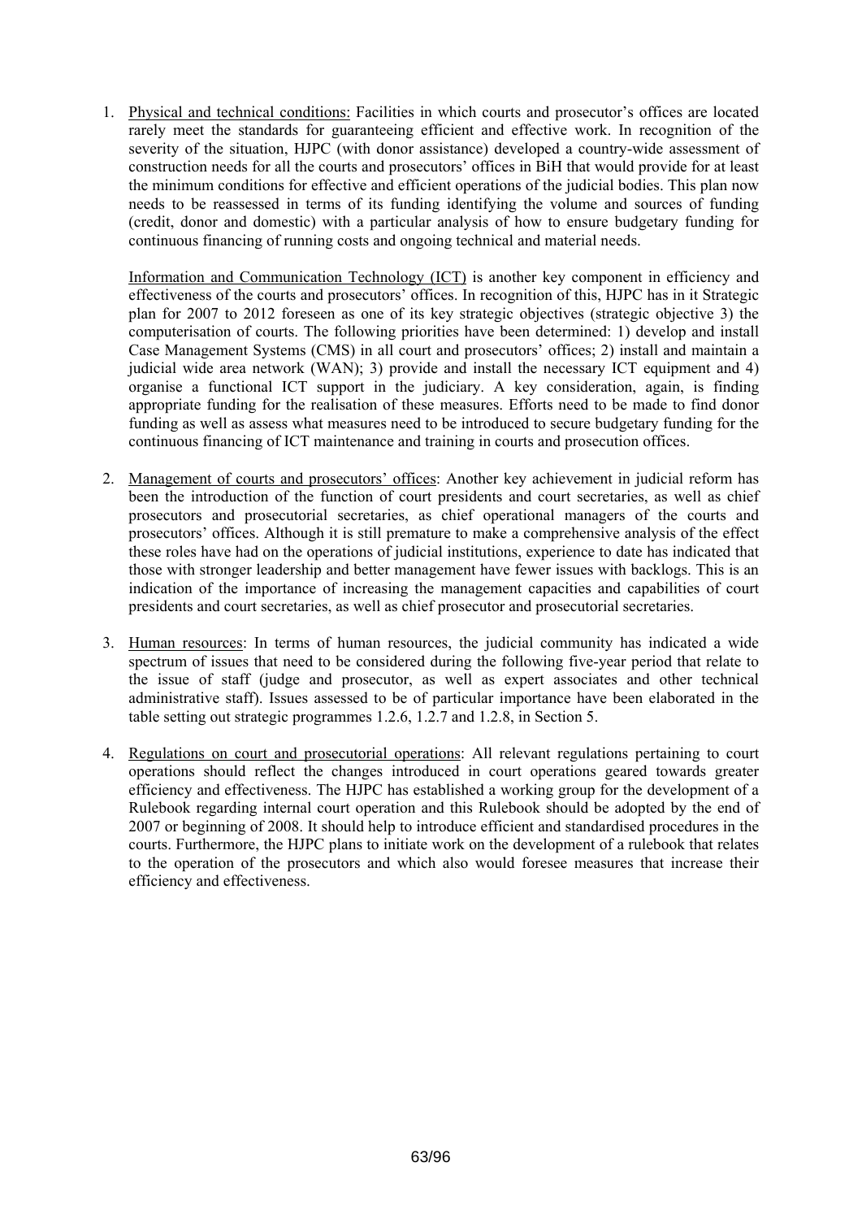1. Physical and technical conditions: Facilities in which courts and prosecutor's offices are located rarely meet the standards for guaranteeing efficient and effective work. In recognition of the severity of the situation, HJPC (with donor assistance) developed a country-wide assessment of construction needs for all the courts and prosecutors' offices in BiH that would provide for at least the minimum conditions for effective and efficient operations of the judicial bodies. This plan now needs to be reassessed in terms of its funding identifying the volume and sources of funding (credit, donor and domestic) with a particular analysis of how to ensure budgetary funding for continuous financing of running costs and ongoing technical and material needs.

   Information and Communication Technology (ICT) is another key component in efficiency and effectiveness of the courts and prosecutors' offices. In recognition of this, HJPC has in it Strategic plan for 2007 to 2012 foreseen as one of its key strategic objectives (strategic objective 3) the computerisation of courts. The following priorities have been determined: 1) develop and install Case Management Systems (CMS) in all court and prosecutors' offices; 2) install and maintain a judicial wide area network (WAN); 3) provide and install the necessary ICT equipment and 4) organise a functional ICT support in the judiciary. A key consideration, again, is finding appropriate funding for the realisation of these measures. Efforts need to be made to find donor funding as well as assess what measures need to be introduced to secure budgetary funding for the continuous financing of ICT maintenance and training in courts and prosecution offices.

2. Management of courts and prosecutors' offices: Another key achievement in judicial reform has been the introduction of the function of court presidents and court secretaries, as well as chief prosecutors and prosecutorial secretaries, as chief operational managers of the courts and prosecutors' offices. Although it is still premature to make a comprehensive analysis of the effect these roles have had on the operations of judicial institutions, experience to date has indicated that those with stronger leadership and better management have fewer issues with backlogs. This is an indication of the importance of increasing the management capacities and capabilities of court presidents and court secretaries, as well as chief prosecutor and prosecutorial secretaries.

3. Human resources: In terms of human resources, the judicial community has indicated a wide spectrum of issues that need to be considered during the following five-year period that relate to the issue of staff (judge and prosecutor, as well as expert associates and other technical administrative staff). Issues assessed to be of particular importance have been elaborated in the table setting out strategic programmes 1.2.6, 1.2.7 and 1.2.8, in Section 5.

4. Regulations on court and prosecutorial operations: All relevant regulations pertaining to court operations should reflect the changes introduced in court operations geared towards greater efficiency and effectiveness. The HJPC has established a working group for the development of a Rulebook regarding internal court operation and this Rulebook should be adopted by the end of 2007 or beginning of 2008. It should help to introduce efficient and standardised procedures in the courts. Furthermore, the HJPC plans to initiate work on the development of a rulebook that relates to the operation of the prosecutors and which also would foresee measures that increase their efficiency and effectiveness.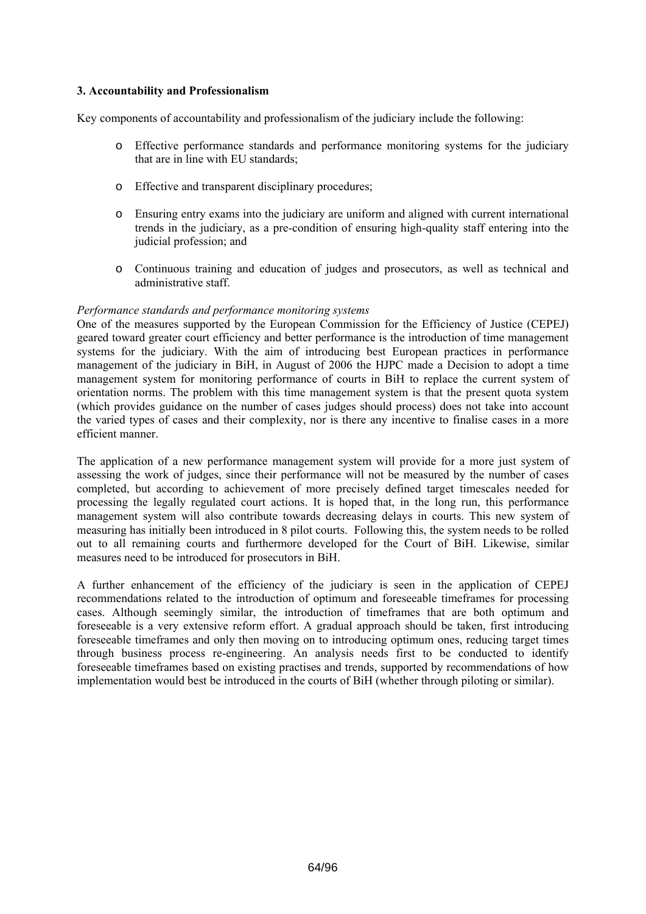### 3. Accountability and Professionalism

Key components of accountability and professionalism of the judiciary include the following:

- Effective performance standards and performance monitoring systems for the judiciary that are in line with EU standards;
- Effective and transparent disciplinary procedures;
- Ensuring entry exams into the judiciary are uniform and aligned with current international trends in the judiciary, as a pre-condition of ensuring high-quality staff entering into the judicial profession; and
- Continuous training and education of judges and prosecutors, as well as technical and administrative staff.

*Performance standards and performance monitoring systems*

One of the measures supported by the European Commission for the Efficiency of Justice (CEPEJ) geared toward greater court efficiency and better performance is the introduction of time management systems for the judiciary. With the aim of introducing best European practices in performance management of the judiciary in BiH, in August of 2006 the HJPC made a Decision to adopt a time management system for monitoring performance of courts in BiH to replace the current system of orientation norms. The problem with this time management system is that the present quota system (which provides guidance on the number of cases judges should process) does not take into account the varied types of cases and their complexity, nor is there any incentive to finalise cases in a more efficient manner.

The application of a new performance management system will provide for a more just system of assessing the work of judges, since their performance will not be measured by the number of cases completed, but according to achievement of more precisely defined target timescales needed for processing the legally regulated court actions. It is hoped that, in the long run, this performance management system will also contribute towards decreasing delays in courts. This new system of measuring has initially been introduced in 8 pilot courts. Following this, the system needs to be rolled out to all remaining courts and furthermore developed for the Court of BiH. Likewise, similar measures need to be introduced for prosecutors in BiH.

A further enhancement of the efficiency of the judiciary is seen in the application of CEPEJ recommendations related to the introduction of optimum and foreseeable timeframes for processing cases. Although seemingly similar, the introduction of timeframes that are both optimum and foreseeable is a very extensive reform effort. A gradual approach should be taken, first introducing foreseeable timeframes and only then moving on to introducing optimum ones, reducing target times through business process re-engineering. An analysis needs first to be conducted to identify foreseeable timeframes based on existing practises and trends, supported by recommendations of how implementation would best be introduced in the courts of BiH (whether through piloting or similar).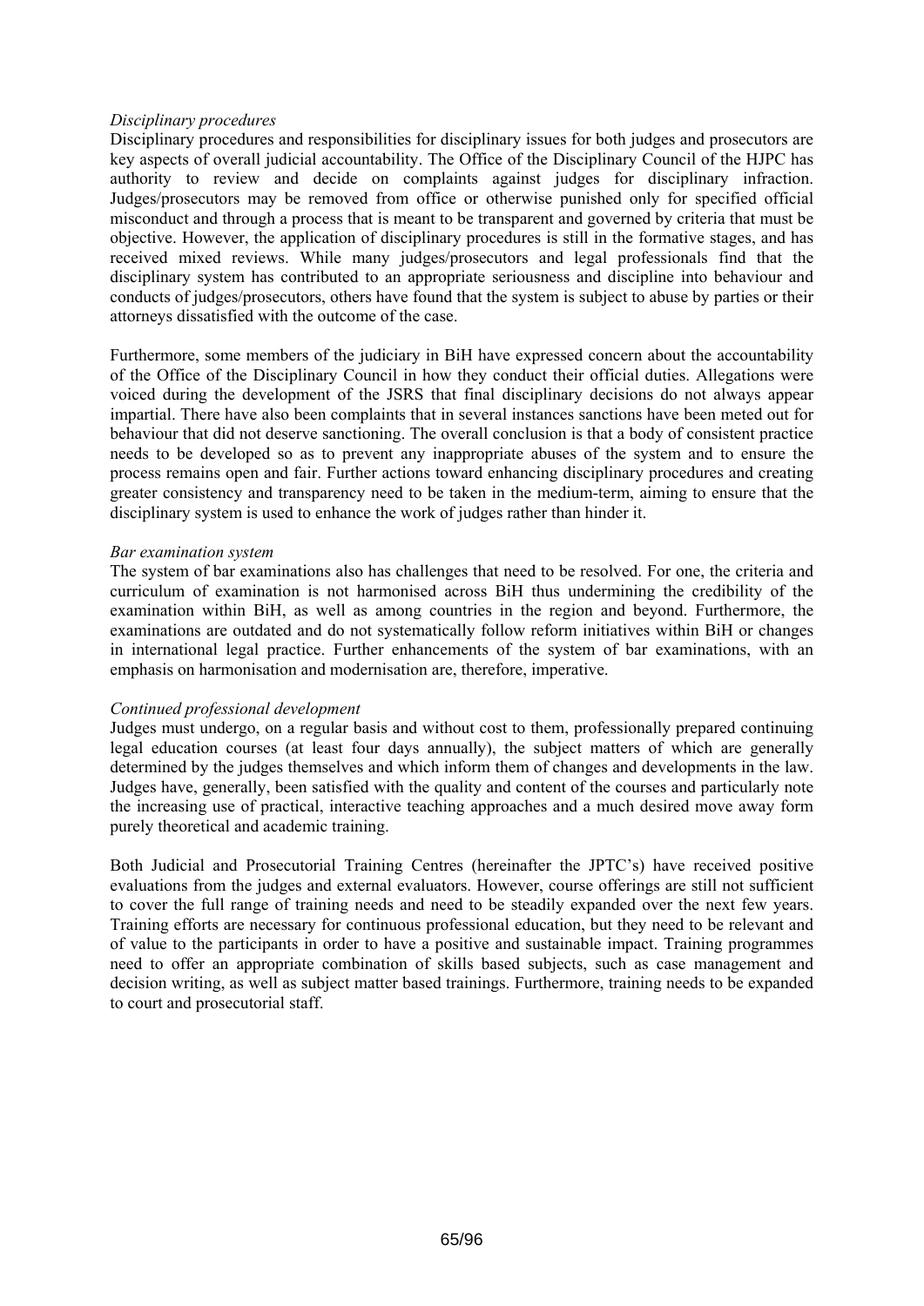*Disciplinary procedures*

Disciplinary procedures and responsibilities for disciplinary issues for both judges and prosecutors are key aspects of overall judicial accountability. The Office of the Disciplinary Council of the HJPC has authority to review and decide on complaints against judges for disciplinary infraction. Judges/prosecutors may be removed from office or otherwise punished only for specified official misconduct and through a process that is meant to be transparent and governed by criteria that must be objective. However, the application of disciplinary procedures is still in the formative stages, and has received mixed reviews. While many judges/prosecutors and legal professionals find that the disciplinary system has contributed to an appropriate seriousness and discipline into behaviour and conducts of judges/prosecutors, others have found that the system is subject to abuse by parties or their attorneys dissatisfied with the outcome of the case.

Furthermore, some members of the judiciary in BiH have expressed concern about the accountability of the Office of the Disciplinary Council in how they conduct their official duties. Allegations were voiced during the development of the JSRS that final disciplinary decisions do not always appear impartial. There have also been complaints that in several instances sanctions have been meted out for behaviour that did not deserve sanctioning. The overall conclusion is that a body of consistent practice needs to be developed so as to prevent any inappropriate abuses of the system and to ensure the process remains open and fair. Further actions toward enhancing disciplinary procedures and creating greater consistency and transparency need to be taken in the medium-term, aiming to ensure that the disciplinary system is used to enhance the work of judges rather than hinder it.

*Bar examination system*

The system of bar examinations also has challenges that need to be resolved. For one, the criteria and curriculum of examination is not harmonised across BiH thus undermining the credibility of the examination within BiH, as well as among countries in the region and beyond. Furthermore, the examinations are outdated and do not systematically follow reform initiatives within BiH or changes in international legal practice. Further enhancements of the system of bar examinations, with an emphasis on harmonisation and modernisation are, therefore, imperative.

*Continued professional development*

Judges must undergo, on a regular basis and without cost to them, professionally prepared continuing legal education courses (at least four days annually), the subject matters of which are generally determined by the judges themselves and which inform them of changes and developments in the law. Judges have, generally, been satisfied with the quality and content of the courses and particularly note the increasing use of practical, interactive teaching approaches and a much desired move away form purely theoretical and academic training.

Both Judicial and Prosecutorial Training Centres (hereinafter the JPTC's) have received positive evaluations from the judges and external evaluators. However, course offerings are still not sufficient to cover the full range of training needs and need to be steadily expanded over the next few years. Training efforts are necessary for continuous professional education, but they need to be relevant and of value to the participants in order to have a positive and sustainable impact. Training programmes need to offer an appropriate combination of skills based subjects, such as case management and decision writing, as well as subject matter based trainings. Furthermore, training needs to be expanded to court and prosecutorial staff.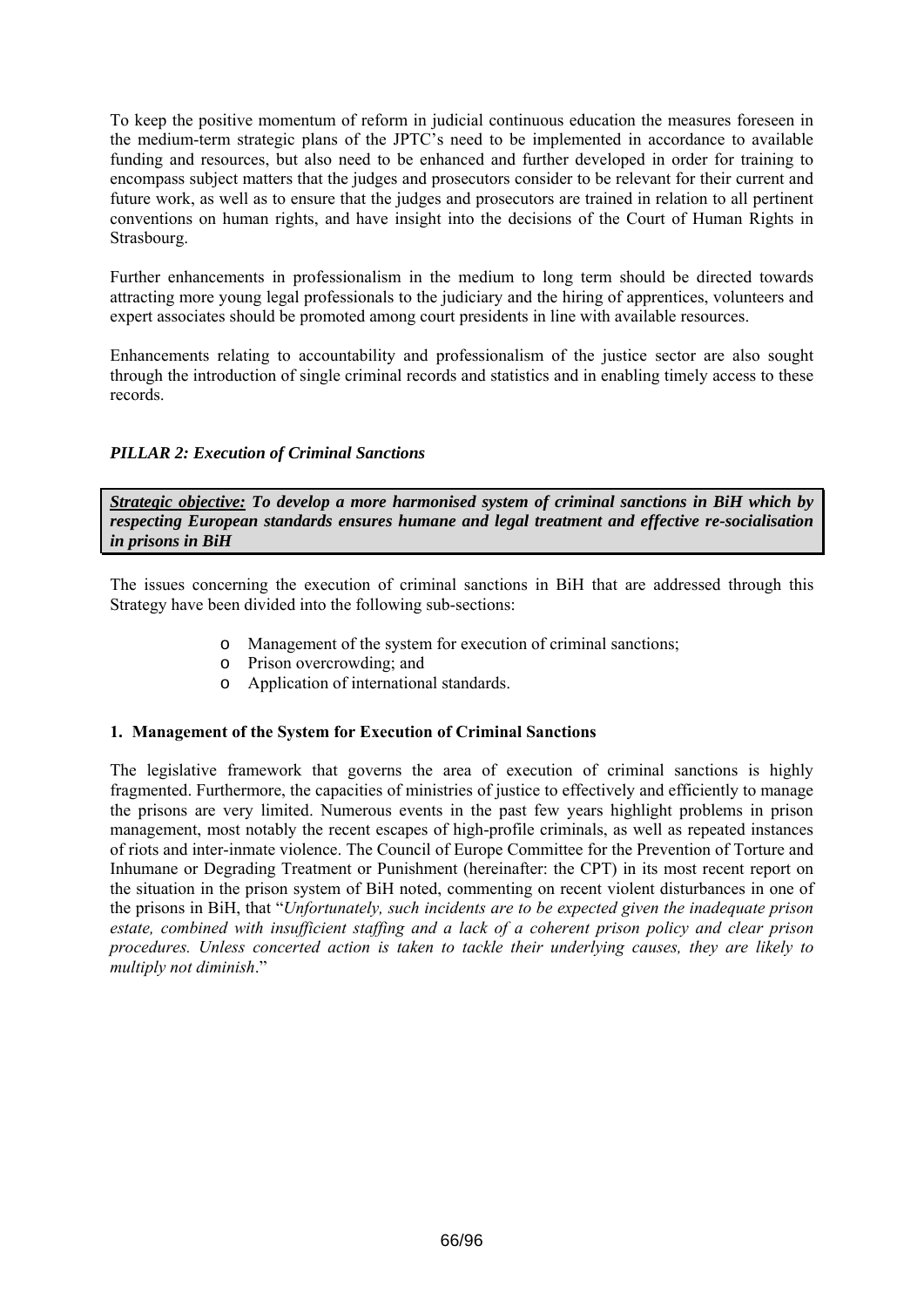To keep the positive momentum of reform in judicial continuous education the measures foreseen in the medium-term strategic plans of the JPTC's need to be implemented in accordance to available funding and resources, but also need to be enhanced and further developed in order for training to encompass subject matters that the judges and prosecutors consider to be relevant for their current and future work, as well as to ensure that the judges and prosecutors are trained in relation to all pertinent conventions on human rights, and have insight into the decisions of the Court of Human Rights in Strasbourg.

Further enhancements in professionalism in the medium to long term should be directed towards attracting more young legal professionals to the judiciary and the hiring of apprentices, volunteers and expert associates should be promoted among court presidents in line with available resources.

Enhancements relating to accountability and professionalism of the justice sector are also sought through the introduction of single criminal records and statistics and in enabling timely access to these records.

### *PILLAR 2: Execution of Criminal Sanctions*

***Strategic objective:* To develop a more harmonised system of criminal sanctions in BiH which by respecting European standards ensures humane and legal treatment and effective re-socialisation in prisons in BiH**

The issues concerning the execution of criminal sanctions in BiH that are addressed through this Strategy have been divided into the following sub-sections:

- Management of the system for execution of criminal sanctions;
- Prison overcrowding; and
- Application of international standards.

#### 1. Management of the System for Execution of Criminal Sanctions

The legislative framework that governs the area of execution of criminal sanctions is highly fragmented. Furthermore, the capacities of ministries of justice to effectively and efficiently to manage the prisons are very limited. Numerous events in the past few years highlight problems in prison management, most notably the recent escapes of high-profile criminals, as well as repeated instances of riots and inter-inmate violence. The Council of Europe Committee for the Prevention of Torture and Inhumane or Degrading Treatment or Punishment (hereinafter: the CPT) in its most recent report on the situation in the prison system of BiH noted, commenting on recent violent disturbances in one of the prisons in BiH, that "*Unfortunately, such incidents are to be expected given the inadequate prison estate, combined with insufficient staffing and a lack of a coherent prison policy and clear prison procedures. Unless concerted action is taken to tackle their underlying causes, they are likely to multiply not diminish*."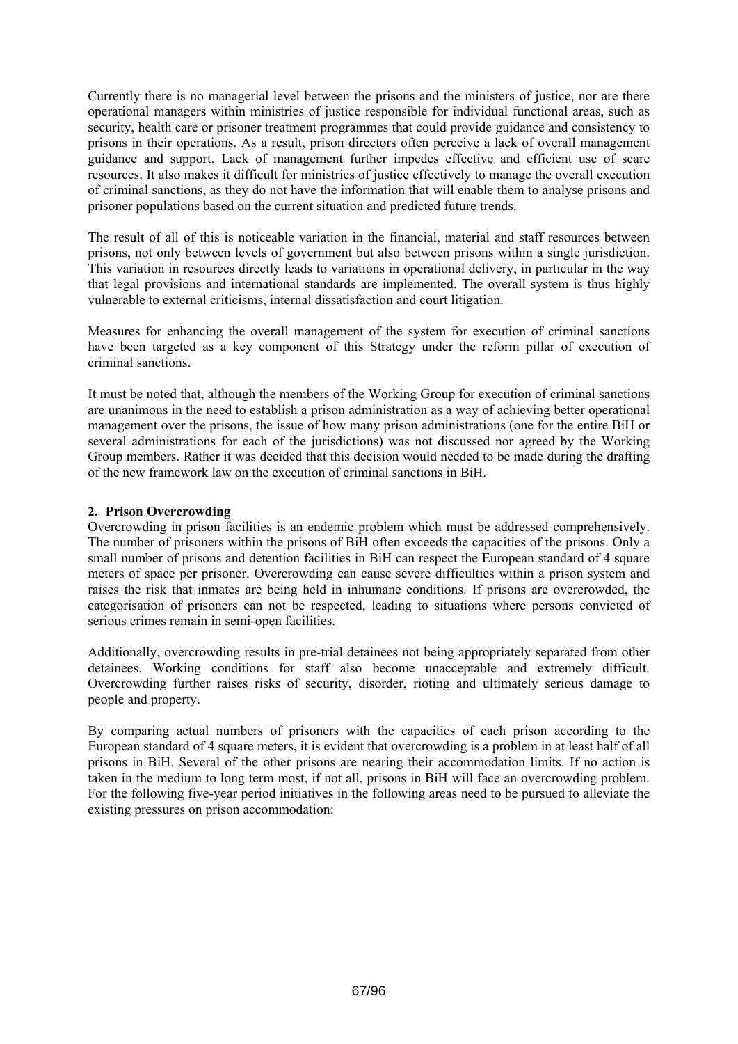Currently there is no managerial level between the prisons and the ministers of justice, nor are there operational managers within ministries of justice responsible for individual functional areas, such as security, health care or prisoner treatment programmes that could provide guidance and consistency to prisons in their operations. As a result, prison directors often perceive a lack of overall management guidance and support. Lack of management further impedes effective and efficient use of scare resources. It also makes it difficult for ministries of justice effectively to manage the overall execution of criminal sanctions, as they do not have the information that will enable them to analyse prisons and prisoner populations based on the current situation and predicted future trends.

The result of all of this is noticeable variation in the financial, material and staff resources between prisons, not only between levels of government but also between prisons within a single jurisdiction. This variation in resources directly leads to variations in operational delivery, in particular in the way that legal provisions and international standards are implemented. The overall system is thus highly vulnerable to external criticisms, internal dissatisfaction and court litigation.

Measures for enhancing the overall management of the system for execution of criminal sanctions have been targeted as a key component of this Strategy under the reform pillar of execution of criminal sanctions.

It must be noted that, although the members of the Working Group for execution of criminal sanctions are unanimous in the need to establish a prison administration as a way of achieving better operational management over the prisons, the issue of how many prison administrations (one for the entire BiH or several administrations for each of the jurisdictions) was not discussed nor agreed by the Working Group members. Rather it was decided that this decision would needed to be made during the drafting of the new framework law on the execution of criminal sanctions in BiH.

**2. Prison Overcrowding**

Overcrowding in prison facilities is an endemic problem which must be addressed comprehensively. The number of prisoners within the prisons of BiH often exceeds the capacities of the prisons. Only a small number of prisons and detention facilities in BiH can respect the European standard of 4 square meters of space per prisoner. Overcrowding can cause severe difficulties within a prison system and raises the risk that inmates are being held in inhumane conditions. If prisons are overcrowded, the categorisation of prisoners can not be respected, leading to situations where persons convicted of serious crimes remain in semi-open facilities.

Additionally, overcrowding results in pre-trial detainees not being appropriately separated from other detainees. Working conditions for staff also become unacceptable and extremely difficult. Overcrowding further raises risks of security, disorder, rioting and ultimately serious damage to people and property.

By comparing actual numbers of prisoners with the capacities of each prison according to the European standard of 4 square meters, it is evident that overcrowding is a problem in at least half of all prisons in BiH. Several of the other prisons are nearing their accommodation limits. If no action is taken in the medium to long term most, if not all, prisons in BiH will face an overcrowding problem. For the following five-year period initiatives in the following areas need to be pursued to alleviate the existing pressures on prison accommodation: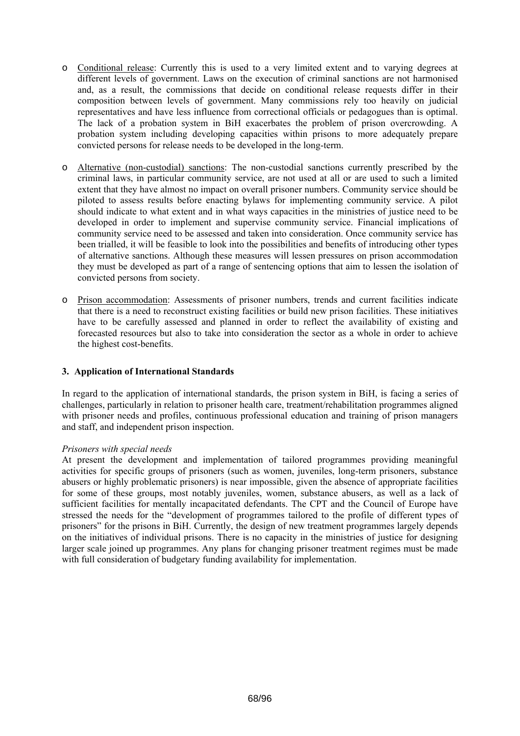- Conditional release: Currently this is used to a very limited extent and to varying degrees at different levels of government. Laws on the execution of criminal sanctions are not harmonised and, as a result, the commissions that decide on conditional release requests differ in their composition between levels of government. Many commissions rely too heavily on judicial representatives and have less influence from correctional officials or pedagogues than is optimal. The lack of a probation system in BiH exacerbates the problem of prison overcrowding. A probation system including developing capacities within prisons to more adequately prepare convicted persons for release needs to be developed in the long-term.

- Alternative (non-custodial) sanctions: The non-custodial sanctions currently prescribed by the criminal laws, in particular community service, are not used at all or are used to such a limited extent that they have almost no impact on overall prisoner numbers. Community service should be piloted to assess results before enacting bylaws for implementing community service. A pilot should indicate to what extent and in what ways capacities in the ministries of justice need to be developed in order to implement and supervise community service. Financial implications of community service need to be assessed and taken into consideration. Once community service has been trialled, it will be feasible to look into the possibilities and benefits of introducing other types of alternative sanctions. Although these measures will lessen pressures on prison accommodation they must be developed as part of a range of sentencing options that aim to lessen the isolation of convicted persons from society.

- Prison accommodation: Assessments of prisoner numbers, trends and current facilities indicate that there is a need to reconstruct existing facilities or build new prison facilities. These initiatives have to be carefully assessed and planned in order to reflect the availability of existing and forecasted resources but also to take into consideration the sector as a whole in order to achieve the highest cost-benefits.

### 3. Application of International Standards

In regard to the application of international standards, the prison system in BiH, is facing a series of challenges, particularly in relation to prisoner health care, treatment/rehabilitation programmes aligned with prisoner needs and profiles, continuous professional education and training of prison managers and staff, and independent prison inspection.

*Prisoners with special needs*

At present the development and implementation of tailored programmes providing meaningful activities for specific groups of prisoners (such as women, juveniles, long-term prisoners, substance abusers or highly problematic prisoners) is near impossible, given the absence of appropriate facilities for some of these groups, most notably juveniles, women, substance abusers, as well as a lack of sufficient facilities for mentally incapacitated defendants. The CPT and the Council of Europe have stressed the needs for the "development of programmes tailored to the profile of different types of prisoners" for the prisons in BiH. Currently, the design of new treatment programmes largely depends on the initiatives of individual prisons. There is no capacity in the ministries of justice for designing larger scale joined up programmes. Any plans for changing prisoner treatment regimes must be made with full consideration of budgetary funding availability for implementation.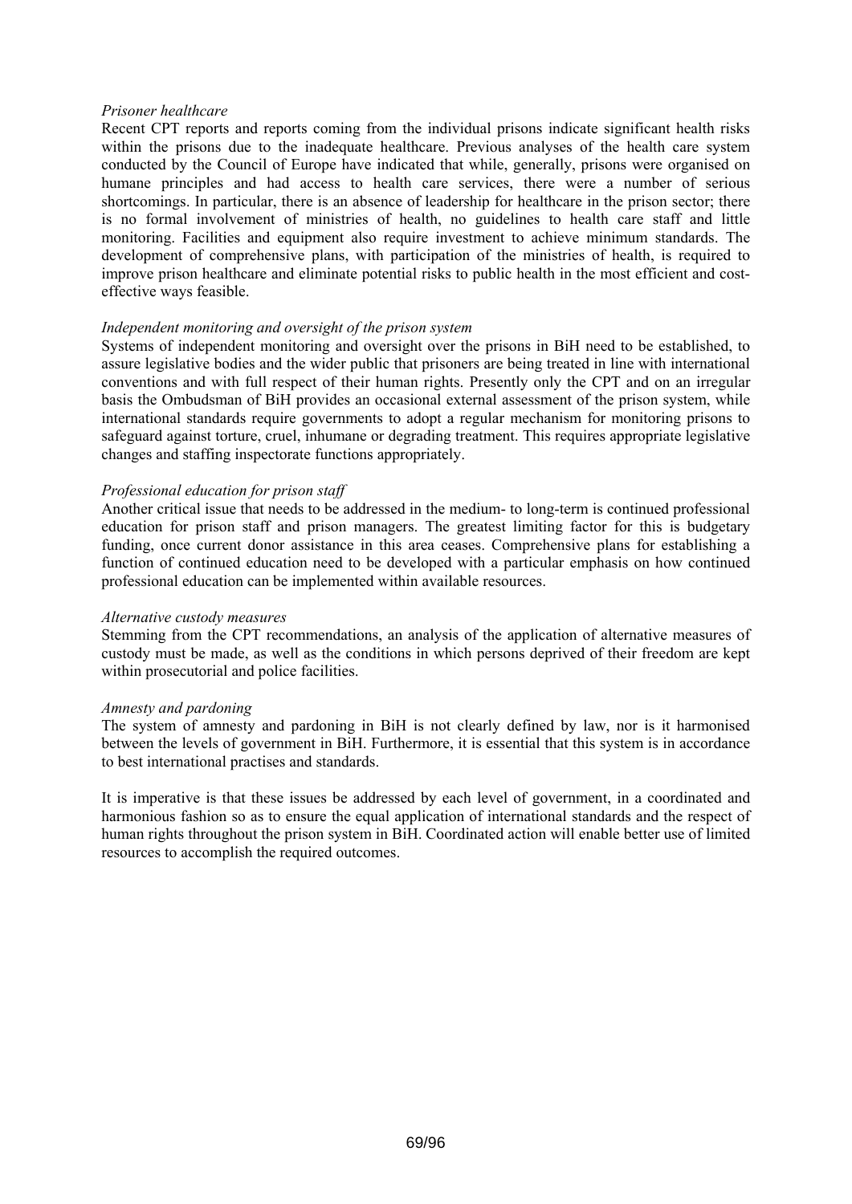*Prisoner healthcare*

Recent CPT reports and reports coming from the individual prisons indicate significant health risks within the prisons due to the inadequate healthcare. Previous analyses of the health care system conducted by the Council of Europe have indicated that while, generally, prisons were organised on humane principles and had access to health care services, there were a number of serious shortcomings. In particular, there is an absence of leadership for healthcare in the prison sector; there is no formal involvement of ministries of health, no guidelines to health care staff and little monitoring. Facilities and equipment also require investment to achieve minimum standards. The development of comprehensive plans, with participation of the ministries of health, is required to improve prison healthcare and eliminate potential risks to public health in the most efficient and cost-effective ways feasible.

*Independent monitoring and oversight of the prison system*

Systems of independent monitoring and oversight over the prisons in BiH need to be established, to assure legislative bodies and the wider public that prisoners are being treated in line with international conventions and with full respect of their human rights. Presently only the CPT and on an irregular basis the Ombudsman of BiH provides an occasional external assessment of the prison system, while international standards require governments to adopt a regular mechanism for monitoring prisons to safeguard against torture, cruel, inhumane or degrading treatment. This requires appropriate legislative changes and staffing inspectorate functions appropriately.

*Professional education for prison staff*

Another critical issue that needs to be addressed in the medium- to long-term is continued professional education for prison staff and prison managers. The greatest limiting factor for this is budgetary funding, once current donor assistance in this area ceases. Comprehensive plans for establishing a function of continued education need to be developed with a particular emphasis on how continued professional education can be implemented within available resources.

*Alternative custody measures*

Stemming from the CPT recommendations, an analysis of the application of alternative measures of custody must be made, as well as the conditions in which persons deprived of their freedom are kept within prosecutorial and police facilities.

*Amnesty and pardoning*

The system of amnesty and pardoning in BiH is not clearly defined by law, nor is it harmonised between the levels of government in BiH. Furthermore, it is essential that this system is in accordance to best international practises and standards.

It is imperative is that these issues be addressed by each level of government, in a coordinated and harmonious fashion so as to ensure the equal application of international standards and the respect of human rights throughout the prison system in BiH. Coordinated action will enable better use of limited resources to accomplish the required outcomes.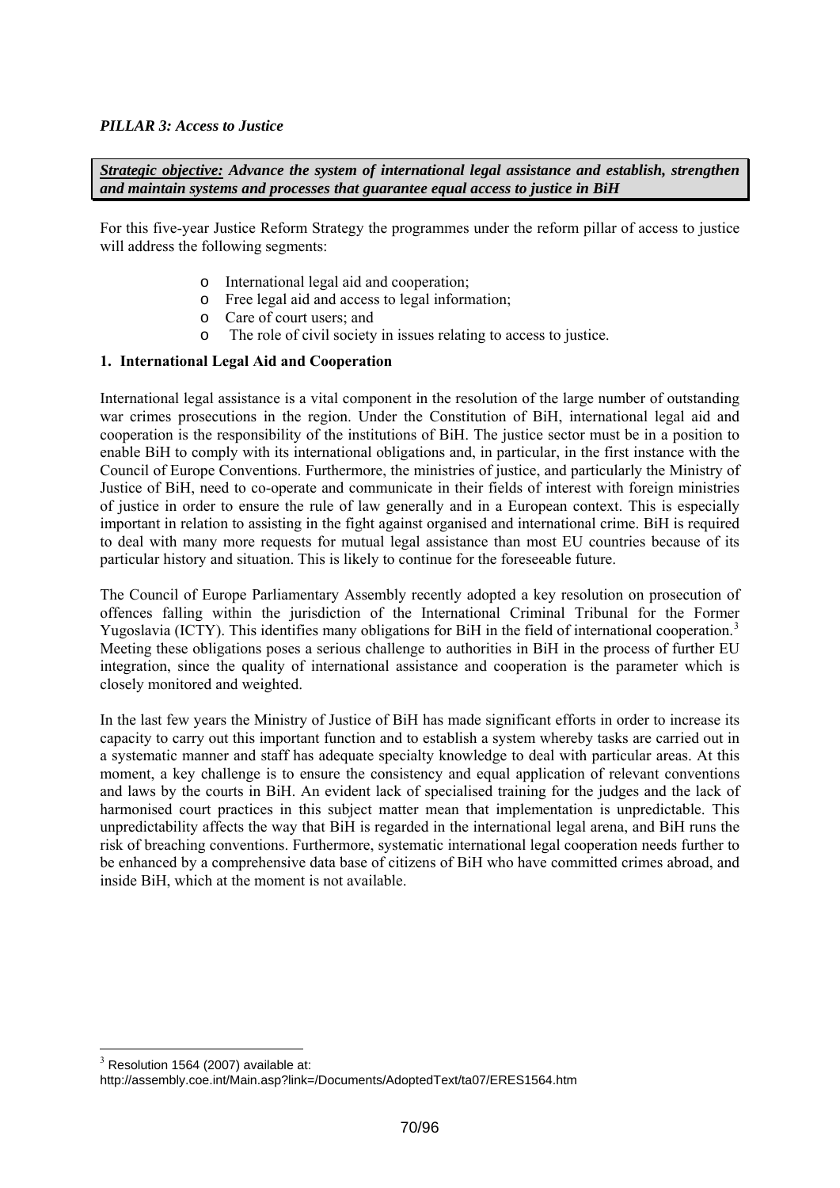***PILLAR 3: Access to Justice***

***Strategic objective:* Advance the system of international legal assistance and establish, strengthen and maintain systems and processes that guarantee equal access to justice in BiH**

For this five-year Justice Reform Strategy the programmes under the reform pillar of access to justice will address the following segments:

- International legal aid and cooperation;
- Free legal aid and access to legal information;
- Care of court users; and
- The role of civil society in issues relating to access to justice.

**1. International Legal Aid and Cooperation**

International legal assistance is a vital component in the resolution of the large number of outstanding war crimes prosecutions in the region. Under the Constitution of BiH, international legal aid and cooperation is the responsibility of the institutions of BiH. The justice sector must be in a position to enable BiH to comply with its international obligations and, in particular, in the first instance with the Council of Europe Conventions. Furthermore, the ministries of justice, and particularly the Ministry of Justice of BiH, need to co-operate and communicate in their fields of interest with foreign ministries of justice in order to ensure the rule of law generally and in a European context. This is especially important in relation to assisting in the fight against organised and international crime. BiH is required to deal with many more requests for mutual legal assistance than most EU countries because of its particular history and situation. This is likely to continue for the foreseeable future.

The Council of Europe Parliamentary Assembly recently adopted a key resolution on prosecution of offences falling within the jurisdiction of the International Criminal Tribunal for the Former Yugoslavia (ICTY). This identifies many obligations for BiH in the field of international cooperation.[3] Meeting these obligations poses a serious challenge to authorities in BiH in the process of further EU integration, since the quality of international assistance and cooperation is the parameter which is closely monitored and weighted.

In the last few years the Ministry of Justice of BiH has made significant efforts in order to increase its capacity to carry out this important function and to establish a system whereby tasks are carried out in a systematic manner and staff has adequate specialty knowledge to deal with particular areas. At this moment, a key challenge is to ensure the consistency and equal application of relevant conventions and laws by the courts in BiH. An evident lack of specialised training for the judges and the lack of harmonised court practices in this subject matter mean that implementation is unpredictable. This unpredictability affects the way that BiH is regarded in the international legal arena, and BiH runs the risk of breaching conventions. Furthermore, systematic international legal cooperation needs further to be enhanced by a comprehensive data base of citizens of BiH who have committed crimes abroad, and inside BiH, which at the moment is not available.

[3] Resolution 1564 (2007) available at:
http://assembly.coe.int/Main.asp?link=/Documents/AdoptedText/ta07/ERES1564.htm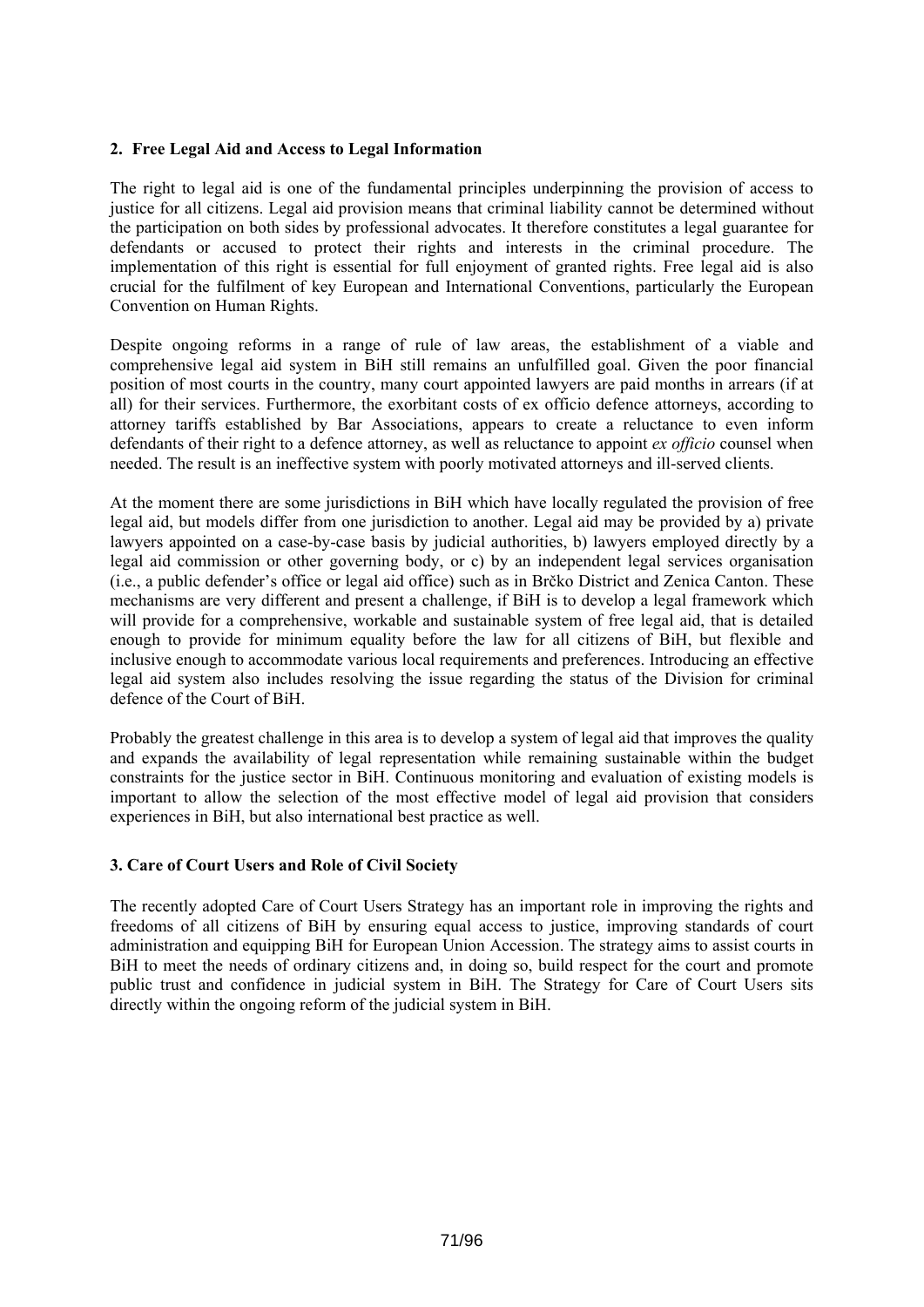## 2. Free Legal Aid and Access to Legal Information

The right to legal aid is one of the fundamental principles underpinning the provision of access to justice for all citizens. Legal aid provision means that criminal liability cannot be determined without the participation on both sides by professional advocates. It therefore constitutes a legal guarantee for defendants or accused to protect their rights and interests in the criminal procedure. The implementation of this right is essential for full enjoyment of granted rights. Free legal aid is also crucial for the fulfilment of key European and International Conventions, particularly the European Convention on Human Rights.

Despite ongoing reforms in a range of rule of law areas, the establishment of a viable and comprehensive legal aid system in BiH still remains an unfulfilled goal. Given the poor financial position of most courts in the country, many court appointed lawyers are paid months in arrears (if at all) for their services. Furthermore, the exorbitant costs of ex officio defence attorneys, according to attorney tariffs established by Bar Associations, appears to create a reluctance to even inform defendants of their right to a defence attorney, as well as reluctance to appoint *ex officio* counsel when needed. The result is an ineffective system with poorly motivated attorneys and ill-served clients.

At the moment there are some jurisdictions in BiH which have locally regulated the provision of free legal aid, but models differ from one jurisdiction to another. Legal aid may be provided by a) private lawyers appointed on a case-by-case basis by judicial authorities, b) lawyers employed directly by a legal aid commission or other governing body, or c) by an independent legal services organisation (i.e., a public defender's office or legal aid office) such as in Brčko District and Zenica Canton. These mechanisms are very different and present a challenge, if BiH is to develop a legal framework which will provide for a comprehensive, workable and sustainable system of free legal aid, that is detailed enough to provide for minimum equality before the law for all citizens of BiH, but flexible and inclusive enough to accommodate various local requirements and preferences. Introducing an effective legal aid system also includes resolving the issue regarding the status of the Division for criminal defence of the Court of BiH.

Probably the greatest challenge in this area is to develop a system of legal aid that improves the quality and expands the availability of legal representation while remaining sustainable within the budget constraints for the justice sector in BiH. Continuous monitoring and evaluation of existing models is important to allow the selection of the most effective model of legal aid provision that considers experiences in BiH, but also international best practice as well.

## 3. Care of Court Users and Role of Civil Society

The recently adopted Care of Court Users Strategy has an important role in improving the rights and freedoms of all citizens of BiH by ensuring equal access to justice, improving standards of court administration and equipping BiH for European Union Accession. The strategy aims to assist courts in BiH to meet the needs of ordinary citizens and, in doing so, build respect for the court and promote public trust and confidence in judicial system in BiH. The Strategy for Care of Court Users sits directly within the ongoing reform of the judicial system in BiH.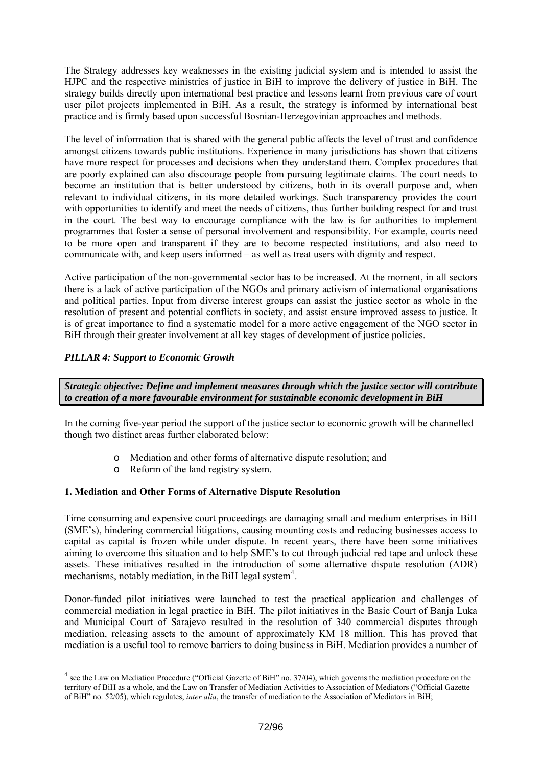The Strategy addresses key weaknesses in the existing judicial system and is intended to assist the HJPC and the respective ministries of justice in BiH to improve the delivery of justice in BiH. The strategy builds directly upon international best practice and lessons learnt from previous care of court user pilot projects implemented in BiH. As a result, the strategy is informed by international best practice and is firmly based upon successful Bosnian-Herzegovinian approaches and methods.

The level of information that is shared with the general public affects the level of trust and confidence amongst citizens towards public institutions. Experience in many jurisdictions has shown that citizens have more respect for processes and decisions when they understand them. Complex procedures that are poorly explained can also discourage people from pursuing legitimate claims. The court needs to become an institution that is better understood by citizens, both in its overall purpose and, when relevant to individual citizens, in its more detailed workings. Such transparency provides the court with opportunities to identify and meet the needs of citizens, thus further building respect for and trust in the court. The best way to encourage compliance with the law is for authorities to implement programmes that foster a sense of personal involvement and responsibility. For example, courts need to be more open and transparent if they are to become respected institutions, and also need to communicate with, and keep users informed – as well as treat users with dignity and respect.

Active participation of the non-governmental sector has to be increased. At the moment, in all sectors there is a lack of active participation of the NGOs and primary activism of international organisations and political parties. Input from diverse interest groups can assist the justice sector as whole in the resolution of present and potential conflicts in society, and assist ensure improved assess to justice. It is of great importance to find a systematic model for a more active engagement of the NGO sector in BiH through their greater involvement at all key stages of development of justice policies.

***PILLAR 4: Support to Economic Growth***

***Strategic objective:* Define and implement measures through which the justice sector will contribute to creation of a more favourable environment for sustainable economic development in BiH**

In the coming five-year period the support of the justice sector to economic growth will be channelled though two distinct areas further elaborated below:

- Mediation and other forms of alternative dispute resolution; and
- Reform of the land registry system.

**1. Mediation and Other Forms of Alternative Dispute Resolution**

Time consuming and expensive court proceedings are damaging small and medium enterprises in BiH (SME's), hindering commercial litigations, causing mounting costs and reducing businesses access to capital as capital is frozen while under dispute. In recent years, there have been some initiatives aiming to overcome this situation and to help SME's to cut through judicial red tape and unlock these assets. These initiatives resulted in the introduction of some alternative dispute resolution (ADR) mechanisms, notably mediation, in the BiH legal system[4].

Donor-funded pilot initiatives were launched to test the practical application and challenges of commercial mediation in legal practice in BiH. The pilot initiatives in the Basic Court of Banja Luka and Municipal Court of Sarajevo resulted in the resolution of 340 commercial disputes through mediation, releasing assets to the amount of approximately KM 18 million. This has proved that mediation is a useful tool to remove barriers to doing business in BiH. Mediation provides a number of

[4] see the Law on Mediation Procedure ("Official Gazette of BiH" no. 37/04), which governs the mediation procedure on the territory of BiH as a whole, and the Law on Transfer of Mediation Activities to Association of Mediators ("Official Gazette of BiH" no. 52/05), which regulates, *inter alia*, the transfer of mediation to the Association of Mediators in BiH;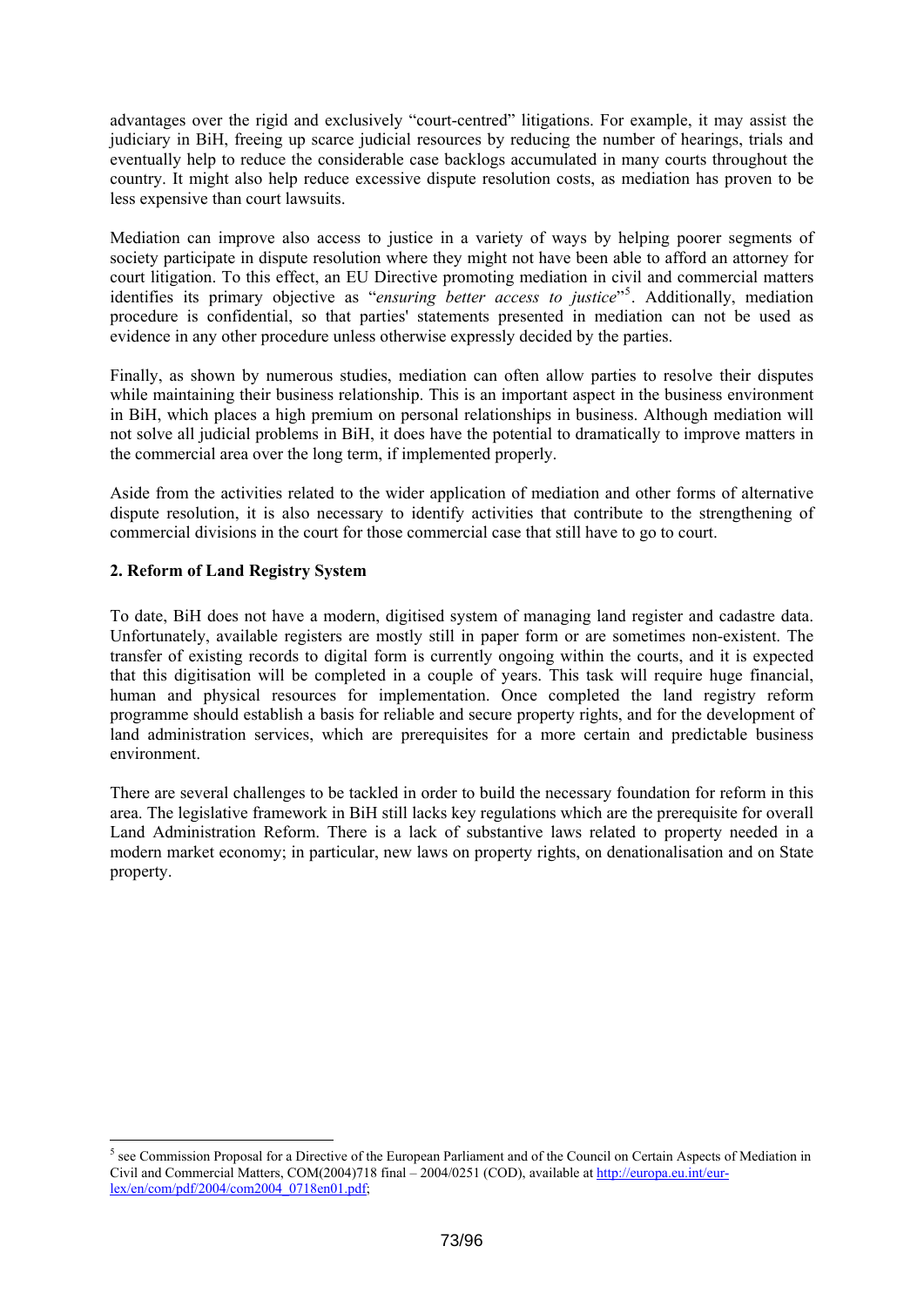advantages over the rigid and exclusively "court-centred" litigations. For example, it may assist the judiciary in BiH, freeing up scarce judicial resources by reducing the number of hearings, trials and eventually help to reduce the considerable case backlogs accumulated in many courts throughout the country. It might also help reduce excessive dispute resolution costs, as mediation has proven to be less expensive than court lawsuits.

Mediation can improve also access to justice in a variety of ways by helping poorer segments of society participate in dispute resolution where they might not have been able to afford an attorney for court litigation. To this effect, an EU Directive promoting mediation in civil and commercial matters identifies its primary objective as "*ensuring better access to justice*"[5]. Additionally, mediation procedure is confidential, so that parties' statements presented in mediation can not be used as evidence in any other procedure unless otherwise expressly decided by the parties.

Finally, as shown by numerous studies, mediation can often allow parties to resolve their disputes while maintaining their business relationship. This is an important aspect in the business environment in BiH, which places a high premium on personal relationships in business. Although mediation will not solve all judicial problems in BiH, it does have the potential to dramatically to improve matters in the commercial area over the long term, if implemented properly.

Aside from the activities related to the wider application of mediation and other forms of alternative dispute resolution, it is also necessary to identify activities that contribute to the strengthening of commercial divisions in the court for those commercial case that still have to go to court.

**2. Reform of Land Registry System**

To date, BiH does not have a modern, digitised system of managing land register and cadastre data. Unfortunately, available registers are mostly still in paper form or are sometimes non-existent. The transfer of existing records to digital form is currently ongoing within the courts, and it is expected that this digitisation will be completed in a couple of years. This task will require huge financial, human and physical resources for implementation. Once completed the land registry reform programme should establish a basis for reliable and secure property rights, and for the development of land administration services, which are prerequisites for a more certain and predictable business environment.

There are several challenges to be tackled in order to build the necessary foundation for reform in this area. The legislative framework in BiH still lacks key regulations which are the prerequisite for overall Land Administration Reform. There is a lack of substantive laws related to property needed in a modern market economy; in particular, new laws on property rights, on denationalisation and on State property.

---

[5] see Commission Proposal for a Directive of the European Parliament and of the Council on Certain Aspects of Mediation in Civil and Commercial Matters, COM(2004)718 final – 2004/0251 (COD), available at http://europa.eu.int/eur-lex/en/com/pdf/2004/com2004_0718en01.pdf;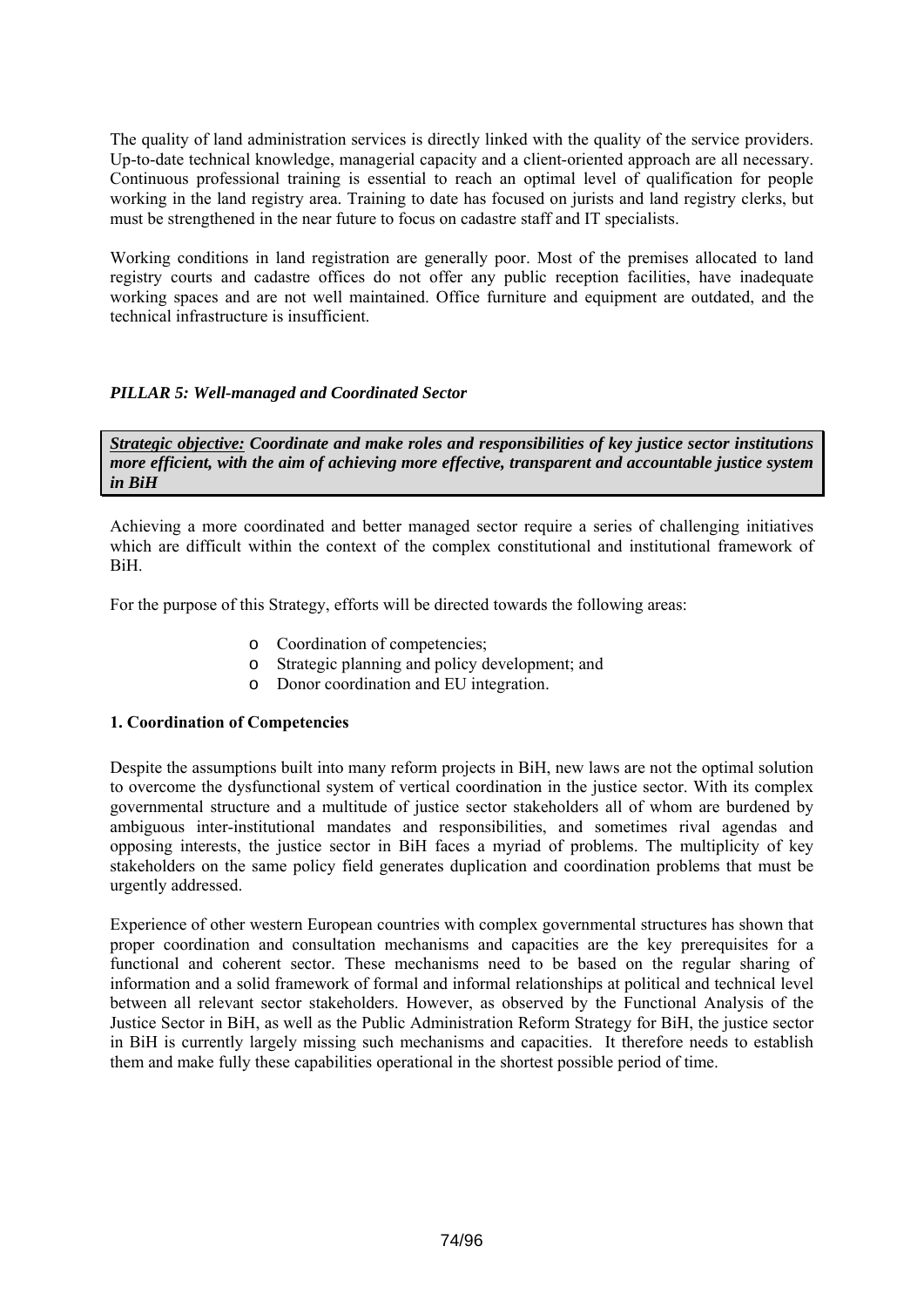The quality of land administration services is directly linked with the quality of the service providers. Up-to-date technical knowledge, managerial capacity and a client-oriented approach are all necessary. Continuous professional training is essential to reach an optimal level of qualification for people working in the land registry area. Training to date has focused on jurists and land registry clerks, but must be strengthened in the near future to focus on cadastre staff and IT specialists.

Working conditions in land registration are generally poor. Most of the premises allocated to land registry courts and cadastre offices do not offer any public reception facilities, have inadequate working spaces and are not well maintained. Office furniture and equipment are outdated, and the technical infrastructure is insufficient.

### *PILLAR 5: Well-managed and Coordinated Sector*

***Strategic objective:* Coordinate and make roles and responsibilities of key justice sector institutions more efficient, with the aim of achieving more effective, transparent and accountable justice system in BiH**

Achieving a more coordinated and better managed sector require a series of challenging initiatives which are difficult within the context of the complex constitutional and institutional framework of BiH.

For the purpose of this Strategy, efforts will be directed towards the following areas:

- Coordination of competencies;
- Strategic planning and policy development; and
- Donor coordination and EU integration.

#### 1. Coordination of Competencies

Despite the assumptions built into many reform projects in BiH, new laws are not the optimal solution to overcome the dysfunctional system of vertical coordination in the justice sector. With its complex governmental structure and a multitude of justice sector stakeholders all of whom are burdened by ambiguous inter-institutional mandates and responsibilities, and sometimes rival agendas and opposing interests, the justice sector in BiH faces a myriad of problems. The multiplicity of key stakeholders on the same policy field generates duplication and coordination problems that must be urgently addressed.

Experience of other western European countries with complex governmental structures has shown that proper coordination and consultation mechanisms and capacities are the key prerequisites for a functional and coherent sector. These mechanisms need to be based on the regular sharing of information and a solid framework of formal and informal relationships at political and technical level between all relevant sector stakeholders. However, as observed by the Functional Analysis of the Justice Sector in BiH, as well as the Public Administration Reform Strategy for BiH, the justice sector in BiH is currently largely missing such mechanisms and capacities. It therefore needs to establish them and make fully these capabilities operational in the shortest possible period of time.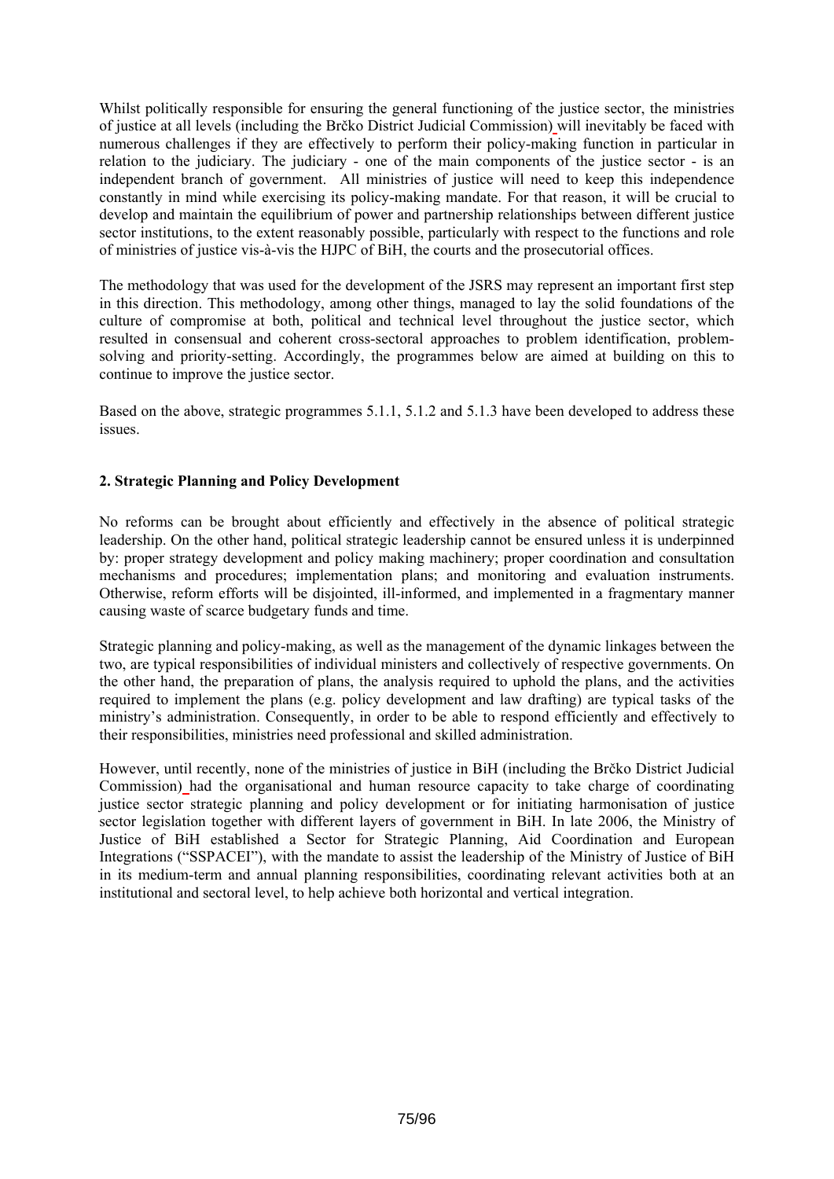Whilst politically responsible for ensuring the general functioning of the justice sector, the ministries of justice at all levels (including the Brčko District Judicial Commission) will inevitably be faced with numerous challenges if they are effectively to perform their policy-making function in particular in relation to the judiciary. The judiciary - one of the main components of the justice sector - is an independent branch of government. All ministries of justice will need to keep this independence constantly in mind while exercising its policy-making mandate. For that reason, it will be crucial to develop and maintain the equilibrium of power and partnership relationships between different justice sector institutions, to the extent reasonably possible, particularly with respect to the functions and role of ministries of justice vis-à-vis the HJPC of BiH, the courts and the prosecutorial offices.

The methodology that was used for the development of the JSRS may represent an important first step in this direction. This methodology, among other things, managed to lay the solid foundations of the culture of compromise at both, political and technical level throughout the justice sector, which resulted in consensual and coherent cross-sectoral approaches to problem identification, problem-solving and priority-setting. Accordingly, the programmes below are aimed at building on this to continue to improve the justice sector.

Based on the above, strategic programmes 5.1.1, 5.1.2 and 5.1.3 have been developed to address these issues.

## 2. Strategic Planning and Policy Development

No reforms can be brought about efficiently and effectively in the absence of political strategic leadership. On the other hand, political strategic leadership cannot be ensured unless it is underpinned by: proper strategy development and policy making machinery; proper coordination and consultation mechanisms and procedures; implementation plans; and monitoring and evaluation instruments. Otherwise, reform efforts will be disjointed, ill-informed, and implemented in a fragmentary manner causing waste of scarce budgetary funds and time.

Strategic planning and policy-making, as well as the management of the dynamic linkages between the two, are typical responsibilities of individual ministers and collectively of respective governments. On the other hand, the preparation of plans, the analysis required to uphold the plans, and the activities required to implement the plans (e.g. policy development and law drafting) are typical tasks of the ministry's administration. Consequently, in order to be able to respond efficiently and effectively to their responsibilities, ministries need professional and skilled administration.

However, until recently, none of the ministries of justice in BiH (including the Brčko District Judicial Commission) had the organisational and human resource capacity to take charge of coordinating justice sector strategic planning and policy development or for initiating harmonisation of justice sector legislation together with different layers of government in BiH. In late 2006, the Ministry of Justice of BiH established a Sector for Strategic Planning, Aid Coordination and European Integrations ("SSPACEI"), with the mandate to assist the leadership of the Ministry of Justice of BiH in its medium-term and annual planning responsibilities, coordinating relevant activities both at an institutional and sectoral level, to help achieve both horizontal and vertical integration.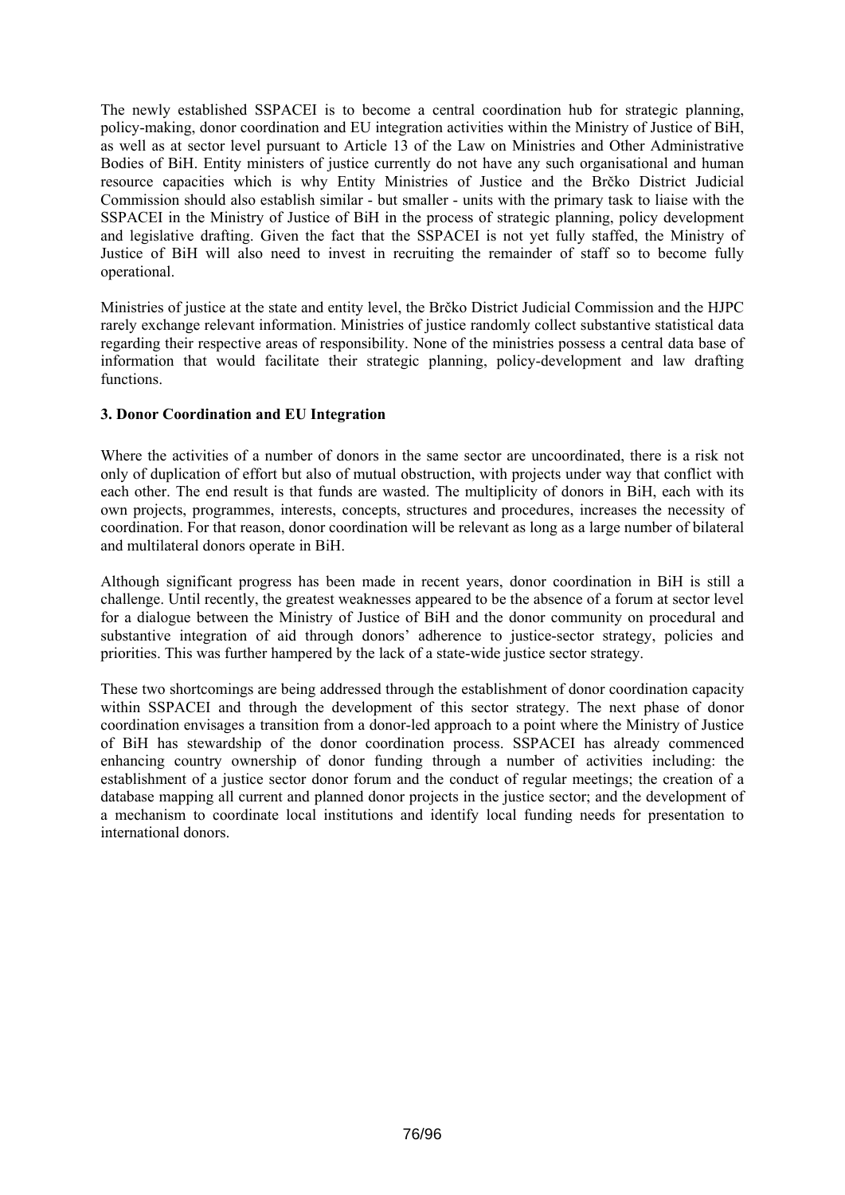The newly established SSPACEI is to become a central coordination hub for strategic planning, policy-making, donor coordination and EU integration activities within the Ministry of Justice of BiH, as well as at sector level pursuant to Article 13 of the Law on Ministries and Other Administrative Bodies of BiH. Entity ministers of justice currently do not have any such organisational and human resource capacities which is why Entity Ministries of Justice and the Brčko District Judicial Commission should also establish similar - but smaller - units with the primary task to liaise with the SSPACEI in the Ministry of Justice of BiH in the process of strategic planning, policy development and legislative drafting. Given the fact that the SSPACEI is not yet fully staffed, the Ministry of Justice of BiH will also need to invest in recruiting the remainder of staff so to become fully operational.

Ministries of justice at the state and entity level, the Brčko District Judicial Commission and the HJPC rarely exchange relevant information. Ministries of justice randomly collect substantive statistical data regarding their respective areas of responsibility. None of the ministries possess a central data base of information that would facilitate their strategic planning, policy-development and law drafting functions.

### 3. Donor Coordination and EU Integration

Where the activities of a number of donors in the same sector are uncoordinated, there is a risk not only of duplication of effort but also of mutual obstruction, with projects under way that conflict with each other. The end result is that funds are wasted. The multiplicity of donors in BiH, each with its own projects, programmes, interests, concepts, structures and procedures, increases the necessity of coordination. For that reason, donor coordination will be relevant as long as a large number of bilateral and multilateral donors operate in BiH.

Although significant progress has been made in recent years, donor coordination in BiH is still a challenge. Until recently, the greatest weaknesses appeared to be the absence of a forum at sector level for a dialogue between the Ministry of Justice of BiH and the donor community on procedural and substantive integration of aid through donors' adherence to justice-sector strategy, policies and priorities. This was further hampered by the lack of a state-wide justice sector strategy.

These two shortcomings are being addressed through the establishment of donor coordination capacity within SSPACEI and through the development of this sector strategy. The next phase of donor coordination envisages a transition from a donor-led approach to a point where the Ministry of Justice of BiH has stewardship of the donor coordination process. SSPACEI has already commenced enhancing country ownership of donor funding through a number of activities including: the establishment of a justice sector donor forum and the conduct of regular meetings; the creation of a database mapping all current and planned donor projects in the justice sector; and the development of a mechanism to coordinate local institutions and identify local funding needs for presentation to international donors.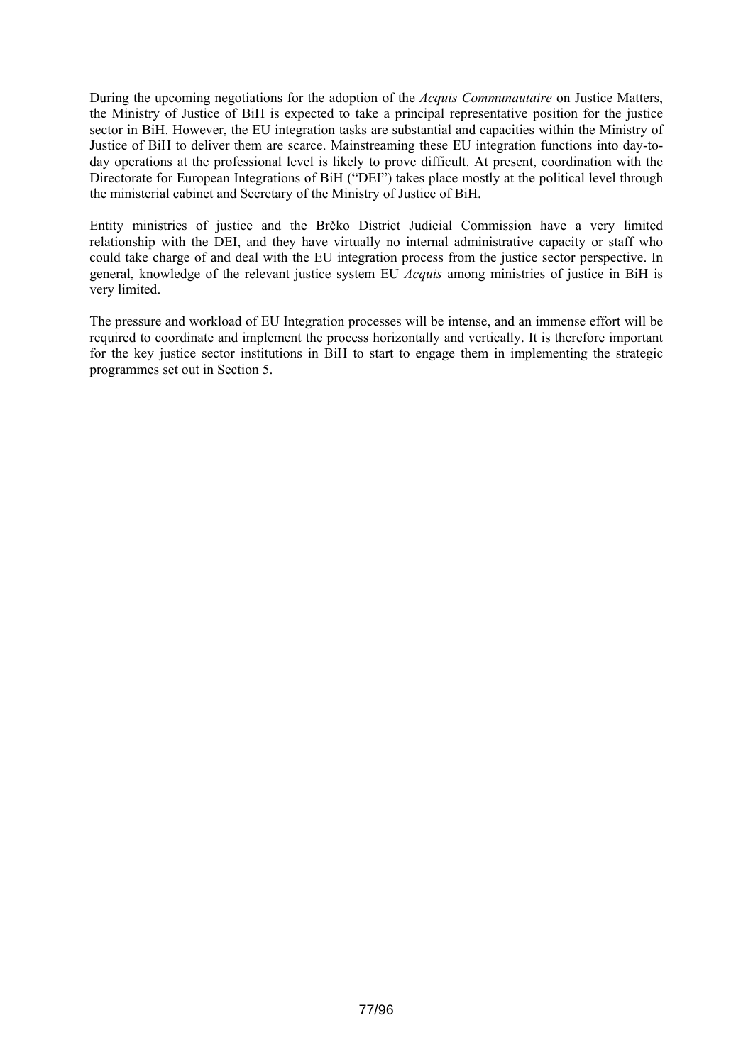During the upcoming negotiations for the adoption of the *Acquis Communautaire* on Justice Matters, the Ministry of Justice of BiH is expected to take a principal representative position for the justice sector in BiH. However, the EU integration tasks are substantial and capacities within the Ministry of Justice of BiH to deliver them are scarce. Mainstreaming these EU integration functions into day-to-day operations at the professional level is likely to prove difficult. At present, coordination with the Directorate for European Integrations of BiH ("DEI") takes place mostly at the political level through the ministerial cabinet and Secretary of the Ministry of Justice of BiH.

Entity ministries of justice and the Brčko District Judicial Commission have a very limited relationship with the DEI, and they have virtually no internal administrative capacity or staff who could take charge of and deal with the EU integration process from the justice sector perspective. In general, knowledge of the relevant justice system EU *Acquis* among ministries of justice in BiH is very limited.

The pressure and workload of EU Integration processes will be intense, and an immense effort will be required to coordinate and implement the process horizontally and vertically. It is therefore important for the key justice sector institutions in BiH to start to engage them in implementing the strategic programmes set out in Section 5.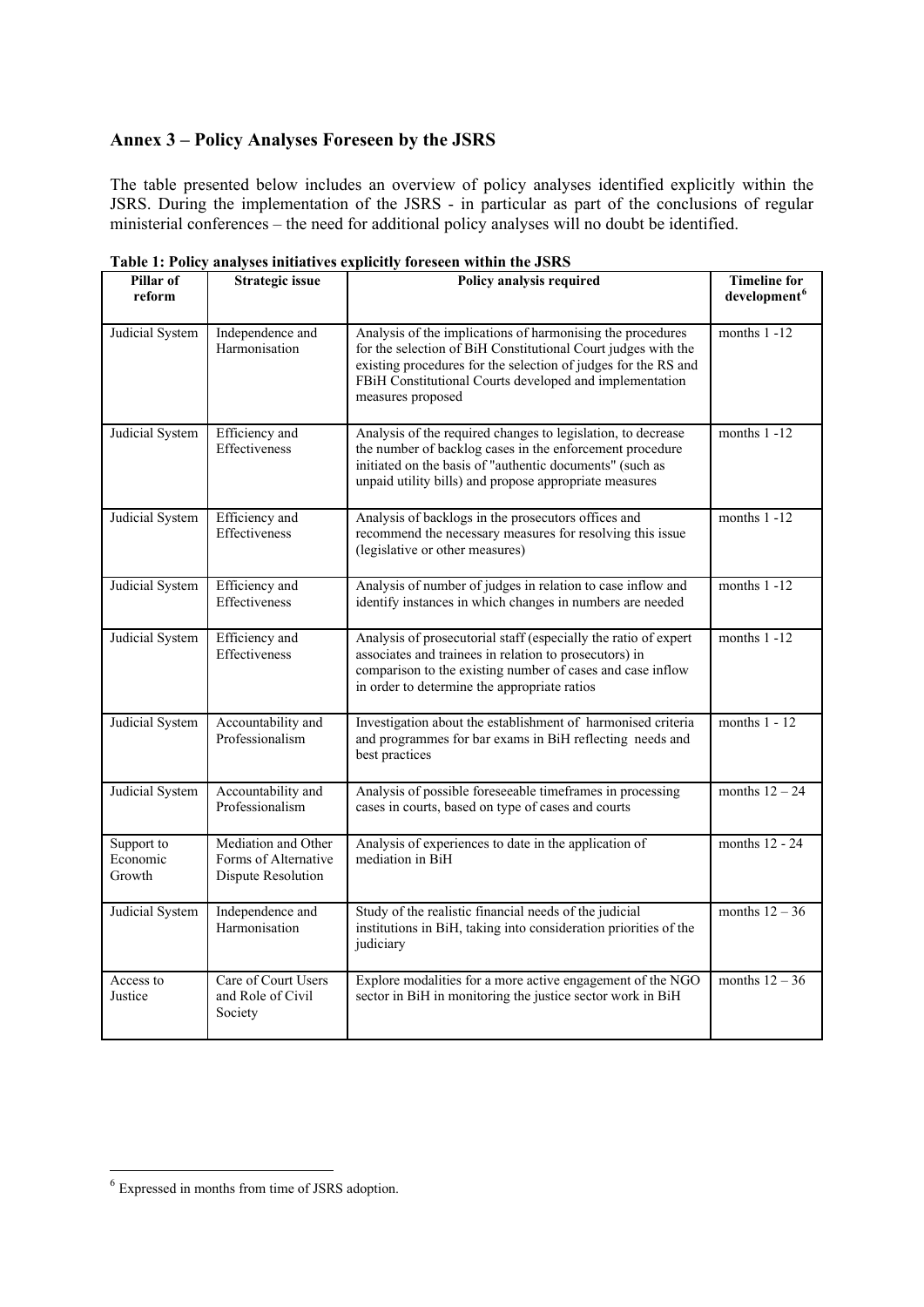## Annex 3 – Policy Analyses Foreseen by the JSRS

The table presented below includes an overview of policy analyses identified explicitly within the JSRS. During the implementation of the JSRS - in particular as part of the conclusions of regular ministerial conferences – the need for additional policy analyses will no doubt be identified.

**Table 1: Policy analyses initiatives explicitly foreseen within the JSRS**

| Pillar of reform | Strategic issue | Policy analysis required | Timeline for development[6] |
|---|---|---|---|
| Judicial System | Independence and Harmonisation | Analysis of the implications of harmonising the procedures for the selection of BiH Constitutional Court judges with the existing procedures for the selection of judges for the RS and FBiH Constitutional Courts developed and implementation measures proposed | months 1 -12 |
| Judicial System | Efficiency and Effectiveness | Analysis of the required changes to legislation, to decrease the number of backlog cases in the enforcement procedure initiated on the basis of "authentic documents" (such as unpaid utility bills) and propose appropriate measures | months 1 -12 |
| Judicial System | Efficiency and Effectiveness | Analysis of backlogs in the prosecutors offices and recommend the necessary measures for resolving this issue (legislative or other measures) | months 1 -12 |
| Judicial System | Efficiency and Effectiveness | Analysis of number of judges in relation to case inflow and identify instances in which changes in numbers are needed | months 1 -12 |
| Judicial System | Efficiency and Effectiveness | Analysis of prosecutorial staff (especially the ratio of expert associates and trainees in relation to prosecutors) in comparison to the existing number of cases and case inflow in order to determine the appropriate ratios | months 1 -12 |
| Judicial System | Accountability and Professionalism | Investigation about the establishment of harmonised criteria and programmes for bar exams in BiH reflecting needs and best practices | months 1 - 12 |
| Judicial System | Accountability and Professionalism | Analysis of possible foreseeable timeframes in processing cases in courts, based on type of cases and courts | months 12 – 24 |
| Support to Economic Growth | Mediation and Other Forms of Alternative Dispute Resolution | Analysis of experiences to date in the application of mediation in BiH | months 12 - 24 |
| Judicial System | Independence and Harmonisation | Study of the realistic financial needs of the judicial institutions in BiH, taking into consideration priorities of the judiciary | months 12 – 36 |
| Access to Justice | Care of Court Users and Role of Civil Society | Explore modalities for a more active engagement of the NGO sector in BiH in monitoring the justice sector work in BiH | months 12 – 36 |

[6] Expressed in months from time of JSRS adoption.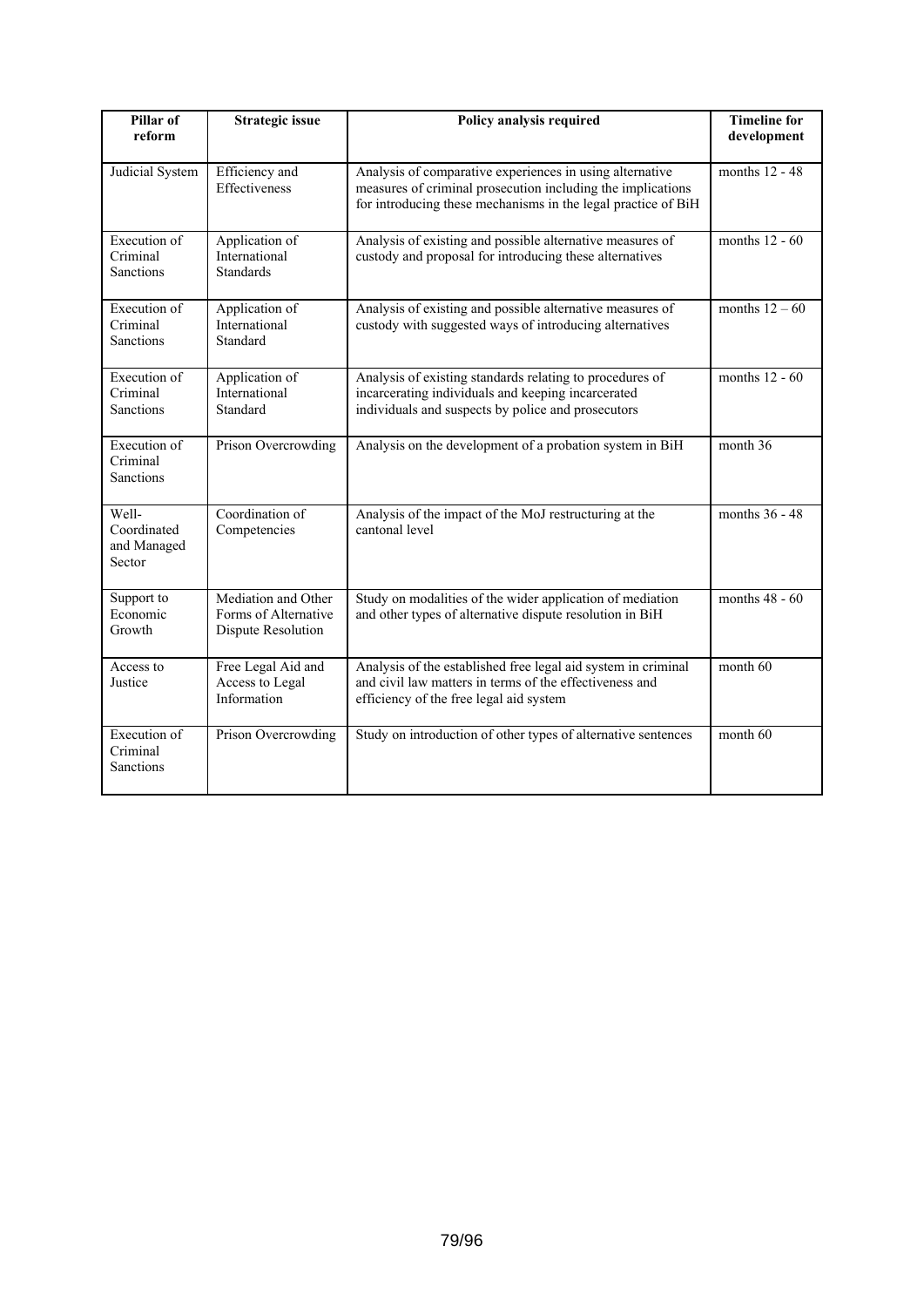| Pillar of reform | Strategic issue | Policy analysis required | Timeline for development |
|---|---|---|---|
| Judicial System | Efficiency and Effectiveness | Analysis of comparative experiences in using alternative measures of criminal prosecution including the implications for introducing these mechanisms in the legal practice of BiH | months 12 - 48 |
| Execution of Criminal Sanctions | Application of International Standards | Analysis of existing and possible alternative measures of custody and proposal for introducing these alternatives | months 12 - 60 |
| Execution of Criminal Sanctions | Application of International Standard | Analysis of existing and possible alternative measures of custody with suggested ways of introducing alternatives | months 12 – 60 |
| Execution of Criminal Sanctions | Application of International Standard | Analysis of existing standards relating to procedures of incarcerating individuals and keeping incarcerated individuals and suspects by police and prosecutors | months 12 - 60 |
| Execution of Criminal Sanctions | Prison Overcrowding | Analysis on the development of a probation system in BiH | month 36 |
| Well-Coordinated and Managed Sector | Coordination of Competencies | Analysis of the impact of the MoJ restructuring at the cantonal level | months 36 - 48 |
| Support to Economic Growth | Mediation and Other Forms of Alternative Dispute Resolution | Study on modalities of the wider application of mediation and other types of alternative dispute resolution in BiH | months 48 - 60 |
| Access to Justice | Free Legal Aid and Access to Legal Information | Analysis of the established free legal aid system in criminal and civil law matters in terms of the effectiveness and efficiency of the free legal aid system | month 60 |
| Execution of Criminal Sanctions | Prison Overcrowding | Study on introduction of other types of alternative sentences | month 60 |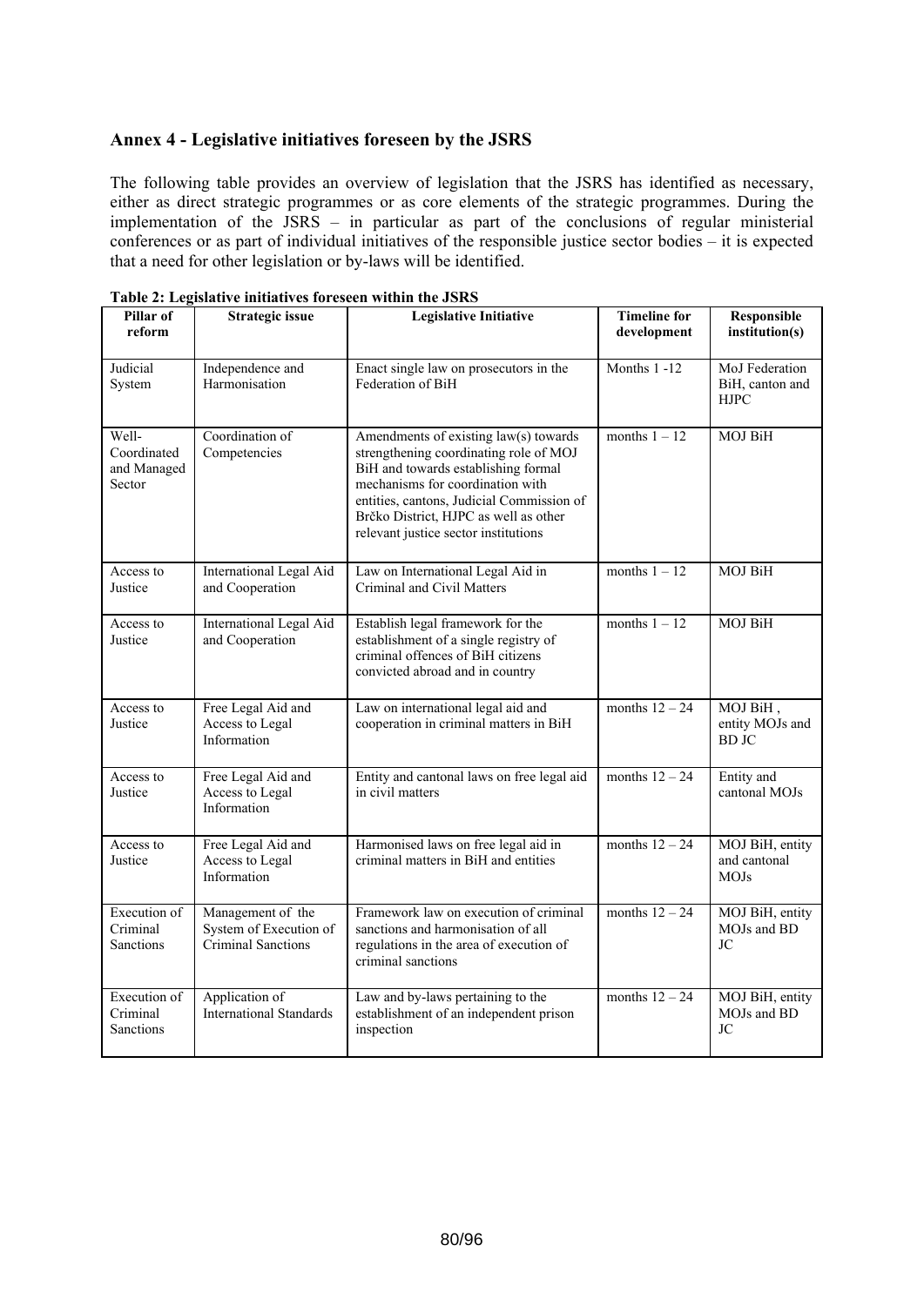## Annex 4 - Legislative initiatives foreseen by the JSRS

The following table provides an overview of legislation that the JSRS has identified as necessary, either as direct strategic programmes or as core elements of the strategic programmes. During the implementation of the JSRS – in particular as part of the conclusions of regular ministerial conferences or as part of individual initiatives of the responsible justice sector bodies – it is expected that a need for other legislation or by-laws will be identified.

**Table 2: Legislative initiatives foreseen within the JSRS**

| Pillar of reform | Strategic issue | Legislative Initiative | Timeline for development | Responsible institution(s) |
|---|---|---|---|---|
| Judicial System | Independence and Harmonisation | Enact single law on prosecutors in the Federation of BiH | Months 1 -12 | MoJ Federation BiH, canton and HJPC |
| Well-Coordinated and Managed Sector | Coordination of Competencies | Amendments of existing law(s) towards strengthening coordinating role of MOJ BiH and towards establishing formal mechanisms for coordination with entities, cantons, Judicial Commission of Brčko District, HJPC as well as other relevant justice sector institutions | months 1 – 12 | MOJ BiH |
| Access to Justice | International Legal Aid and Cooperation | Law on International Legal Aid in Criminal and Civil Matters | months 1 – 12 | MOJ BiH |
| Access to Justice | International Legal Aid and Cooperation | Establish legal framework for the establishment of a single registry of criminal offences of BiH citizens convicted abroad and in country | months 1 – 12 | MOJ BiH |
| Access to Justice | Free Legal Aid and Access to Legal Information | Law on international legal aid and cooperation in criminal matters in BiH | months 12 – 24 | MOJ BiH , entity MOJs and BD JC |
| Access to Justice | Free Legal Aid and Access to Legal Information | Entity and cantonal laws on free legal aid in civil matters | months 12 – 24 | Entity and cantonal MOJs |
| Access to Justice | Free Legal Aid and Access to Legal Information | Harmonised laws on free legal aid in criminal matters in BiH and entities | months 12 – 24 | MOJ BiH, entity and cantonal MOJs |
| Execution of Criminal Sanctions | Management of the System of Execution of Criminal Sanctions | Framework law on execution of criminal sanctions and harmonisation of all regulations in the area of execution of criminal sanctions | months 12 – 24 | MOJ BiH, entity MOJs and BD JC |
| Execution of Criminal Sanctions | Application of International Standards | Law and by-laws pertaining to the establishment of an independent prison inspection | months 12 – 24 | MOJ BiH, entity MOJs and BD JC |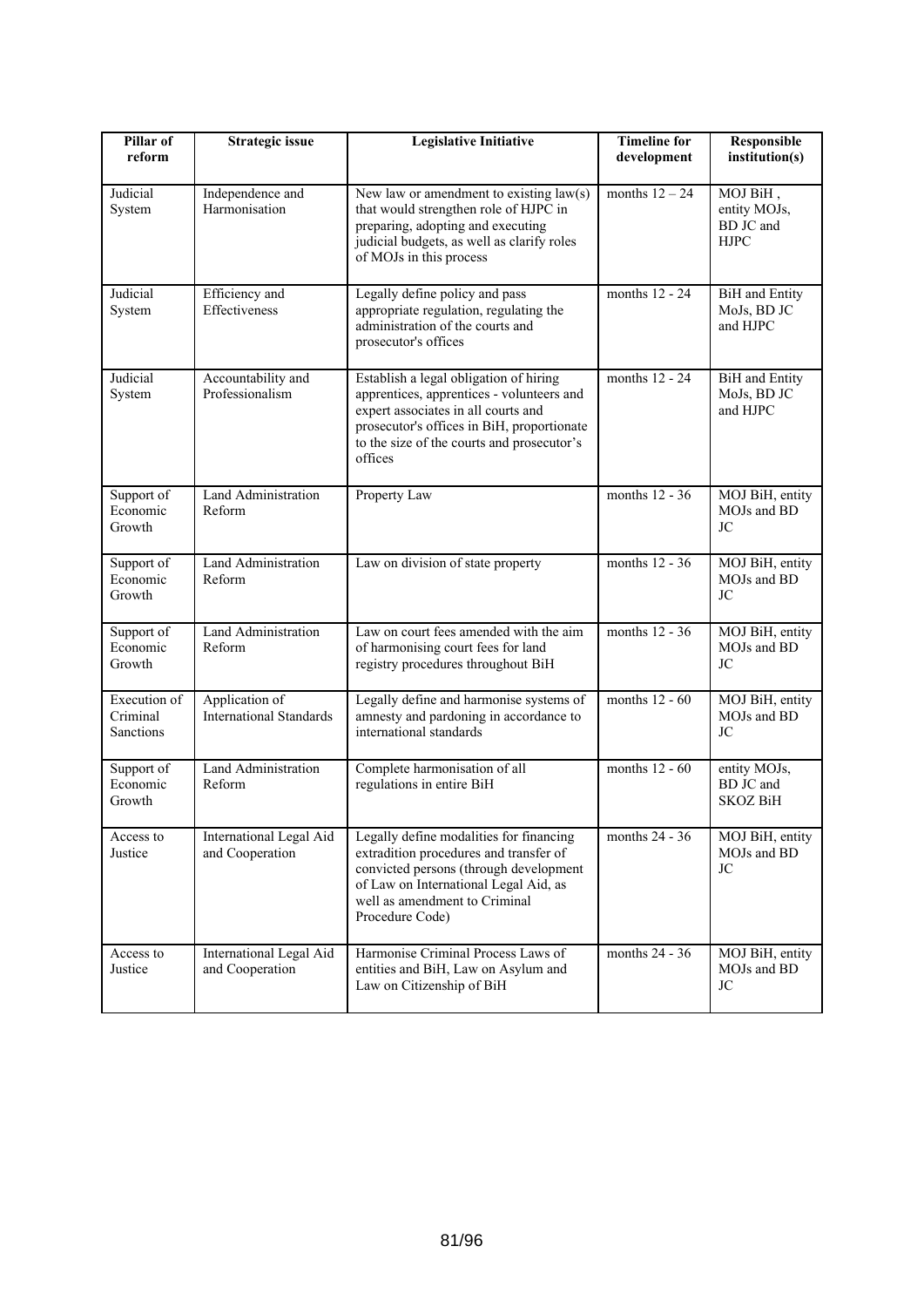| Pillar of reform | Strategic issue | Legislative Initiative | Timeline for development | Responsible institution(s) |
|---|---|---|---|---|
| Judicial System | Independence and Harmonisation | New law or amendment to existing law(s) that would strengthen role of HJPC in preparing, adopting and executing judicial budgets, as well as clarify roles of MOJs in this process | months 12 – 24 | MOJ BiH , entity MOJs, BD JC and HJPC |
| Judicial System | Efficiency and Effectiveness | Legally define policy and pass appropriate regulation, regulating the administration of the courts and prosecutor's offices | months 12 - 24 | BiH and Entity MoJs, BD JC and HJPC |
| Judicial System | Accountability and Professionalism | Establish a legal obligation of hiring apprentices, apprentices - volunteers and expert associates in all courts and prosecutor's offices in BiH, proportionate to the size of the courts and prosecutor's offices | months 12 - 24 | BiH and Entity MoJs, BD JC and HJPC |
| Support of Economic Growth | Land Administration Reform | Property Law | months 12 - 36 | MOJ BiH, entity MOJs and BD JC |
| Support of Economic Growth | Land Administration Reform | Law on division of state property | months 12 - 36 | MOJ BiH, entity MOJs and BD JC |
| Support of Economic Growth | Land Administration Reform | Law on court fees amended with the aim of harmonising court fees for land registry procedures throughout BiH | months 12 - 36 | MOJ BiH, entity MOJs and BD JC |
| Execution of Criminal Sanctions | Application of International Standards | Legally define and harmonise systems of amnesty and pardoning in accordance to international standards | months 12 - 60 | MOJ BiH, entity MOJs and BD JC |
| Support of Economic Growth | Land Administration Reform | Complete harmonisation of all regulations in entire BiH | months 12 - 60 | entity MOJs, BD JC and SKOZ BiH |
| Access to Justice | International Legal Aid and Cooperation | Legally define modalities for financing extradition procedures and transfer of convicted persons (through development of Law on International Legal Aid, as well as amendment to Criminal Procedure Code) | months 24 - 36 | MOJ BiH, entity MOJs and BD JC |
| Access to Justice | International Legal Aid and Cooperation | Harmonise Criminal Process Laws of entities and BiH, Law on Asylum and Law on Citizenship of BiH | months 24 - 36 | MOJ BiH, entity MOJs and BD JC |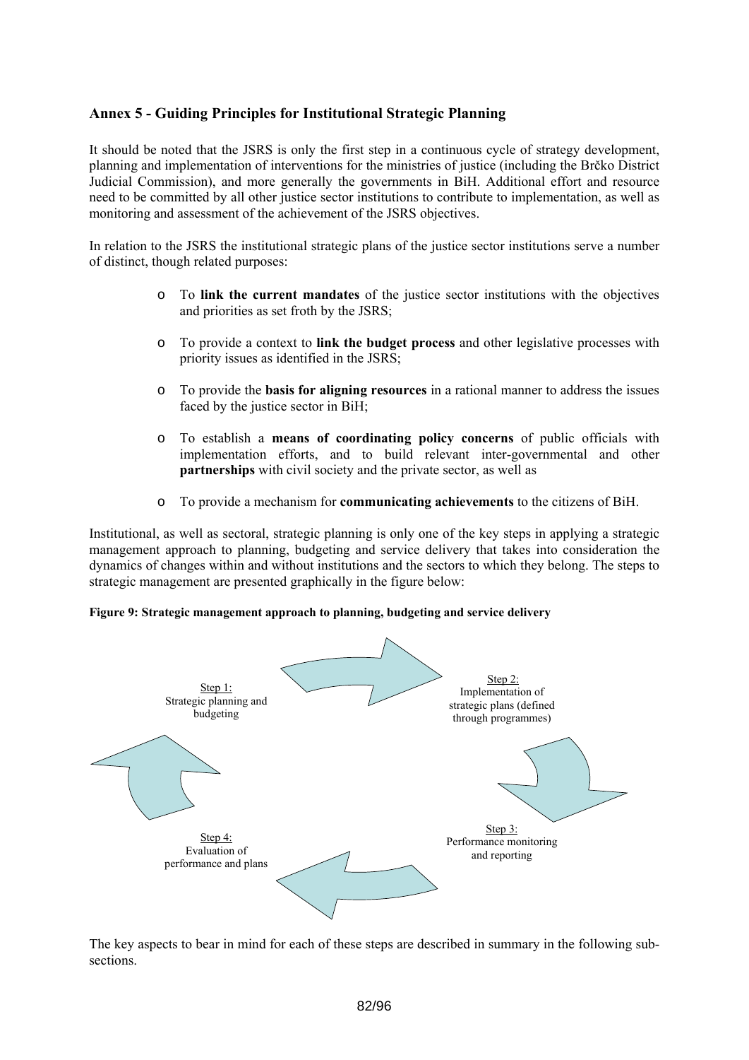## Annex 5 - Guiding Principles for Institutional Strategic Planning

It should be noted that the JSRS is only the first step in a continuous cycle of strategy development, planning and implementation of interventions for the ministries of justice (including the Brčko District Judicial Commission), and more generally the governments in BiH. Additional effort and resource need to be committed by all other justice sector institutions to contribute to implementation, as well as monitoring and assessment of the achievement of the JSRS objectives.

In relation to the JSRS the institutional strategic plans of the justice sector institutions serve a number of distinct, though related purposes:

- To **link the current mandates** of the justice sector institutions with the objectives and priorities as set froth by the JSRS;
- To provide a context to **link the budget process** and other legislative processes with priority issues as identified in the JSRS;
- To provide the **basis for aligning resources** in a rational manner to address the issues faced by the justice sector in BiH;
- To establish a **means of coordinating policy concerns** of public officials with implementation efforts, and to build relevant inter-governmental and other **partnerships** with civil society and the private sector, as well as
- To provide a mechanism for **communicating achievements** to the citizens of BiH.

Institutional, as well as sectoral, strategic planning is only one of the key steps in applying a strategic management approach to planning, budgeting and service delivery that takes into consideration the dynamics of changes within and without institutions and the sectors to which they belong. The steps to strategic management are presented graphically in the figure below:

**Figure 9: Strategic management approach to planning, budgeting and service delivery**

Step 1: Strategic planning and budgeting

Step 2: Implementation of strategic plans (defined through programmes)

Step 3: Performance monitoring and reporting

Step 4: Evaluation of performance and plans

The key aspects to bear in mind for each of these steps are described in summary in the following sub-sections.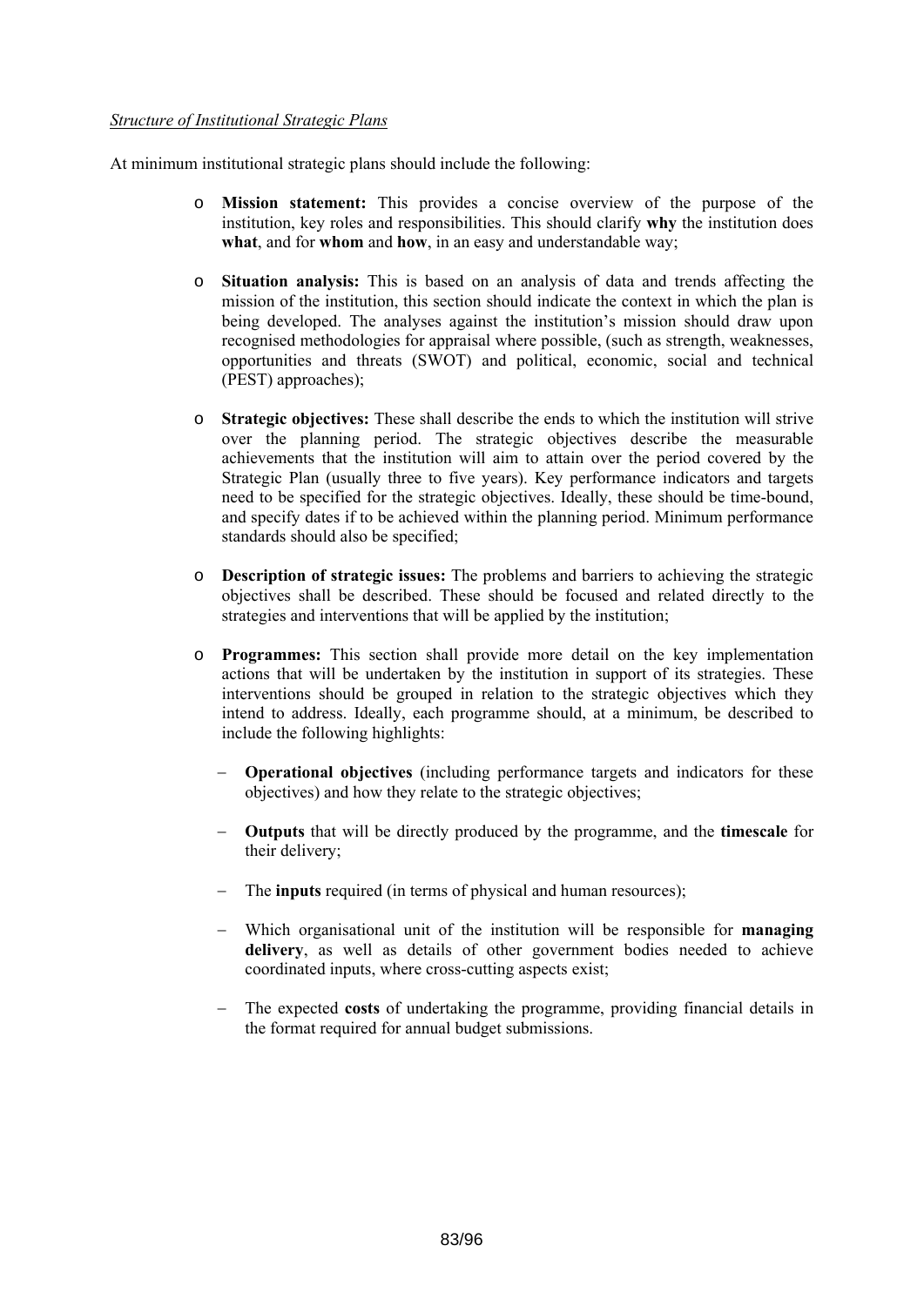*Structure of Institutional Strategic Plans*

At minimum institutional strategic plans should include the following:

- **Mission statement:** This provides a concise overview of the purpose of the institution, key roles and responsibilities. This should clarify **why** the institution does **what**, and for **whom** and **how**, in an easy and understandable way;

- **Situation analysis:** This is based on an analysis of data and trends affecting the mission of the institution, this section should indicate the context in which the plan is being developed. The analyses against the institution's mission should draw upon recognised methodologies for appraisal where possible, (such as strength, weaknesses, opportunities and threats (SWOT) and political, economic, social and technical (PEST) approaches);

- **Strategic objectives:** These shall describe the ends to which the institution will strive over the planning period. The strategic objectives describe the measurable achievements that the institution will aim to attain over the period covered by the Strategic Plan (usually three to five years). Key performance indicators and targets need to be specified for the strategic objectives. Ideally, these should be time-bound, and specify dates if to be achieved within the planning period. Minimum performance standards should also be specified;

- **Description of strategic issues:** The problems and barriers to achieving the strategic objectives shall be described. These should be focused and related directly to the strategies and interventions that will be applied by the institution;

- **Programmes:** This section shall provide more detail on the key implementation actions that will be undertaken by the institution in support of its strategies. These interventions should be grouped in relation to the strategic objectives which they intend to address. Ideally, each programme should, at a minimum, be described to include the following highlights:

  - **Operational objectives** (including performance targets and indicators for these objectives) and how they relate to the strategic objectives;

  - **Outputs** that will be directly produced by the programme, and the **timescale** for their delivery;

  - The **inputs** required (in terms of physical and human resources);

  - Which organisational unit of the institution will be responsible for **managing delivery**, as well as details of other government bodies needed to achieve coordinated inputs, where cross-cutting aspects exist;

  - The expected **costs** of undertaking the programme, providing financial details in the format required for annual budget submissions.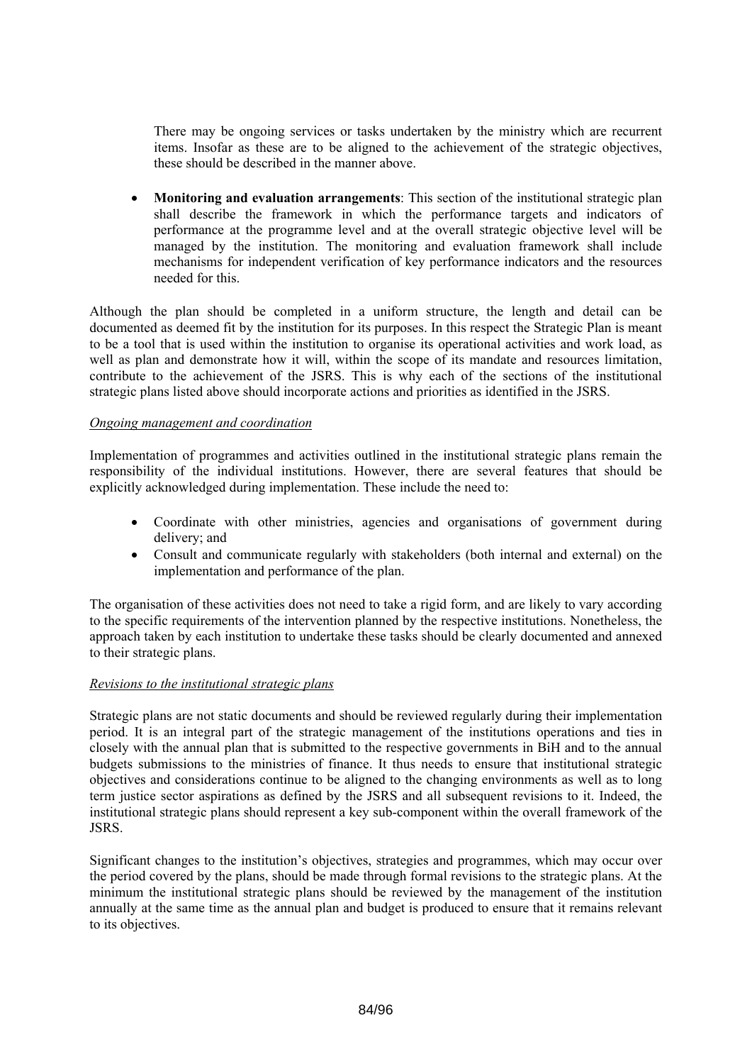There may be ongoing services or tasks undertaken by the ministry which are recurrent items. Insofar as these are to be aligned to the achievement of the strategic objectives, these should be described in the manner above.

- **Monitoring and evaluation arrangements**: This section of the institutional strategic plan shall describe the framework in which the performance targets and indicators of performance at the programme level and at the overall strategic objective level will be managed by the institution. The monitoring and evaluation framework shall include mechanisms for independent verification of key performance indicators and the resources needed for this.

Although the plan should be completed in a uniform structure, the length and detail can be documented as deemed fit by the institution for its purposes. In this respect the Strategic Plan is meant to be a tool that is used within the institution to organise its operational activities and work load, as well as plan and demonstrate how it will, within the scope of its mandate and resources limitation, contribute to the achievement of the JSRS. This is why each of the sections of the institutional strategic plans listed above should incorporate actions and priorities as identified in the JSRS.

*Ongoing management and coordination*

Implementation of programmes and activities outlined in the institutional strategic plans remain the responsibility of the individual institutions. However, there are several features that should be explicitly acknowledged during implementation. These include the need to:

- Coordinate with other ministries, agencies and organisations of government during delivery; and
- Consult and communicate regularly with stakeholders (both internal and external) on the implementation and performance of the plan.

The organisation of these activities does not need to take a rigid form, and are likely to vary according to the specific requirements of the intervention planned by the respective institutions. Nonetheless, the approach taken by each institution to undertake these tasks should be clearly documented and annexed to their strategic plans.

*Revisions to the institutional strategic plans*

Strategic plans are not static documents and should be reviewed regularly during their implementation period. It is an integral part of the strategic management of the institutions operations and ties in closely with the annual plan that is submitted to the respective governments in BiH and to the annual budgets submissions to the ministries of finance. It thus needs to ensure that institutional strategic objectives and considerations continue to be aligned to the changing environments as well as to long term justice sector aspirations as defined by the JSRS and all subsequent revisions to it. Indeed, the institutional strategic plans should represent a key sub-component within the overall framework of the JSRS.

Significant changes to the institution's objectives, strategies and programmes, which may occur over the period covered by the plans, should be made through formal revisions to the strategic plans. At the minimum the institutional strategic plans should be reviewed by the management of the institution annually at the same time as the annual plan and budget is produced to ensure that it remains relevant to its objectives.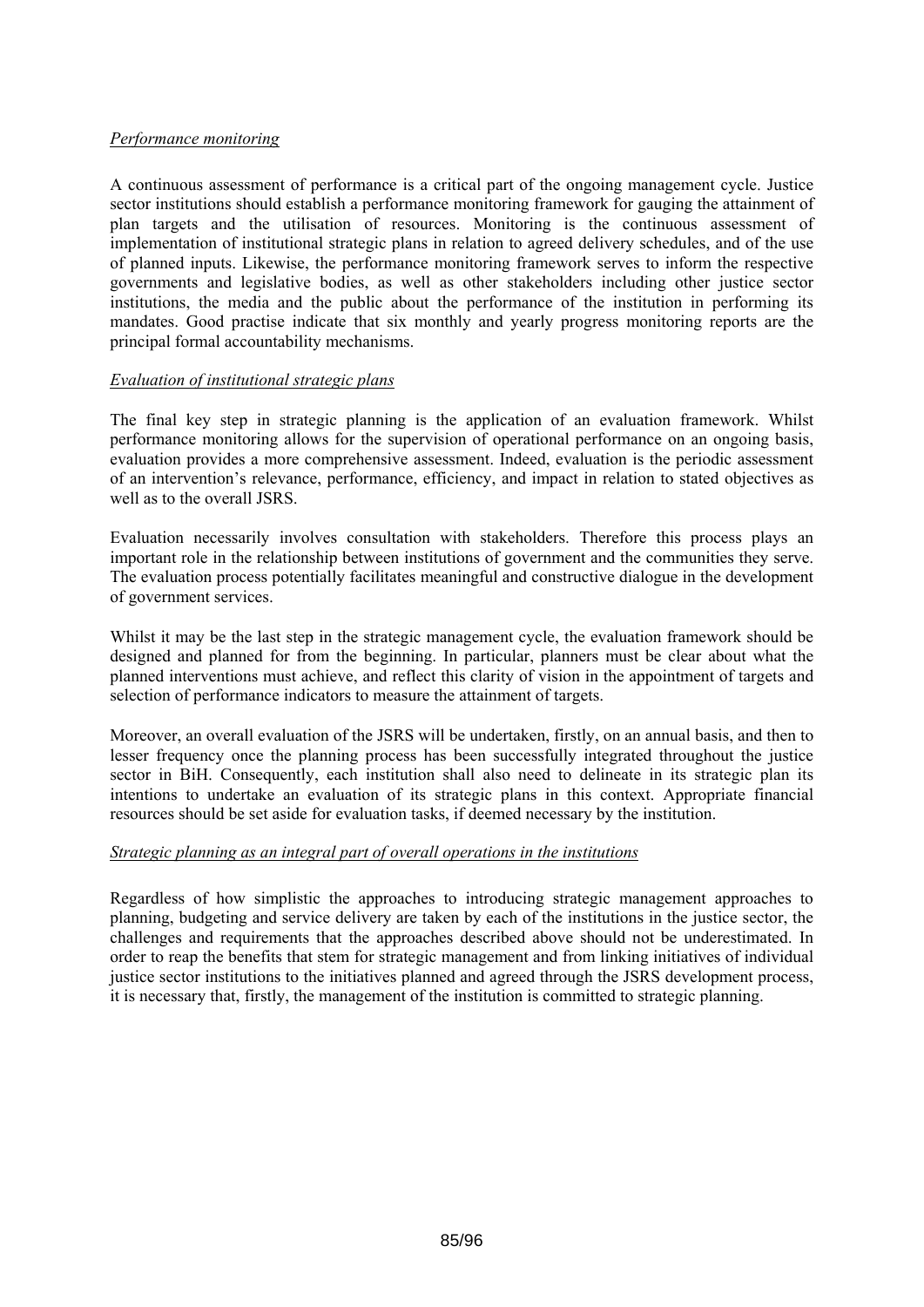*Performance monitoring*

A continuous assessment of performance is a critical part of the ongoing management cycle. Justice sector institutions should establish a performance monitoring framework for gauging the attainment of plan targets and the utilisation of resources. Monitoring is the continuous assessment of implementation of institutional strategic plans in relation to agreed delivery schedules, and of the use of planned inputs. Likewise, the performance monitoring framework serves to inform the respective governments and legislative bodies, as well as other stakeholders including other justice sector institutions, the media and the public about the performance of the institution in performing its mandates. Good practise indicate that six monthly and yearly progress monitoring reports are the principal formal accountability mechanisms.

*Evaluation of institutional strategic plans*

The final key step in strategic planning is the application of an evaluation framework. Whilst performance monitoring allows for the supervision of operational performance on an ongoing basis, evaluation provides a more comprehensive assessment. Indeed, evaluation is the periodic assessment of an intervention's relevance, performance, efficiency, and impact in relation to stated objectives as well as to the overall JSRS.

Evaluation necessarily involves consultation with stakeholders. Therefore this process plays an important role in the relationship between institutions of government and the communities they serve. The evaluation process potentially facilitates meaningful and constructive dialogue in the development of government services.

Whilst it may be the last step in the strategic management cycle, the evaluation framework should be designed and planned for from the beginning. In particular, planners must be clear about what the planned interventions must achieve, and reflect this clarity of vision in the appointment of targets and selection of performance indicators to measure the attainment of targets.

Moreover, an overall evaluation of the JSRS will be undertaken, firstly, on an annual basis, and then to lesser frequency once the planning process has been successfully integrated throughout the justice sector in BiH. Consequently, each institution shall also need to delineate in its strategic plan its intentions to undertake an evaluation of its strategic plans in this context. Appropriate financial resources should be set aside for evaluation tasks, if deemed necessary by the institution.

*Strategic planning as an integral part of overall operations in the institutions*

Regardless of how simplistic the approaches to introducing strategic management approaches to planning, budgeting and service delivery are taken by each of the institutions in the justice sector, the challenges and requirements that the approaches described above should not be underestimated. In order to reap the benefits that stem for strategic management and from linking initiatives of individual justice sector institutions to the initiatives planned and agreed through the JSRS development process, it is necessary that, firstly, the management of the institution is committed to strategic planning.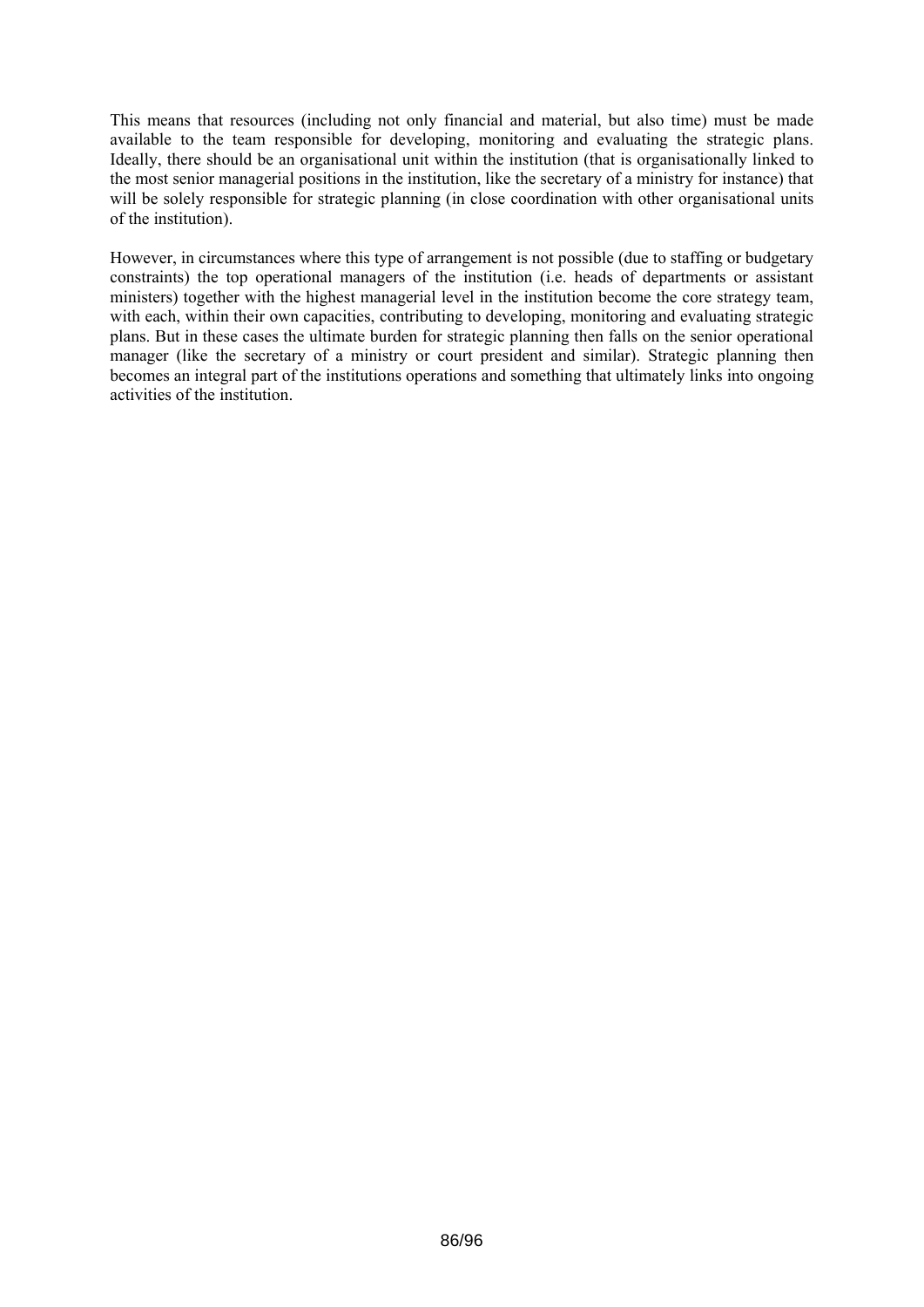This means that resources (including not only financial and material, but also time) must be made available to the team responsible for developing, monitoring and evaluating the strategic plans. Ideally, there should be an organisational unit within the institution (that is organisationally linked to the most senior managerial positions in the institution, like the secretary of a ministry for instance) that will be solely responsible for strategic planning (in close coordination with other organisational units of the institution).

However, in circumstances where this type of arrangement is not possible (due to staffing or budgetary constraints) the top operational managers of the institution (i.e. heads of departments or assistant ministers) together with the highest managerial level in the institution become the core strategy team, with each, within their own capacities, contributing to developing, monitoring and evaluating strategic plans. But in these cases the ultimate burden for strategic planning then falls on the senior operational manager (like the secretary of a ministry or court president and similar). Strategic planning then becomes an integral part of the institutions operations and something that ultimately links into ongoing activities of the institution.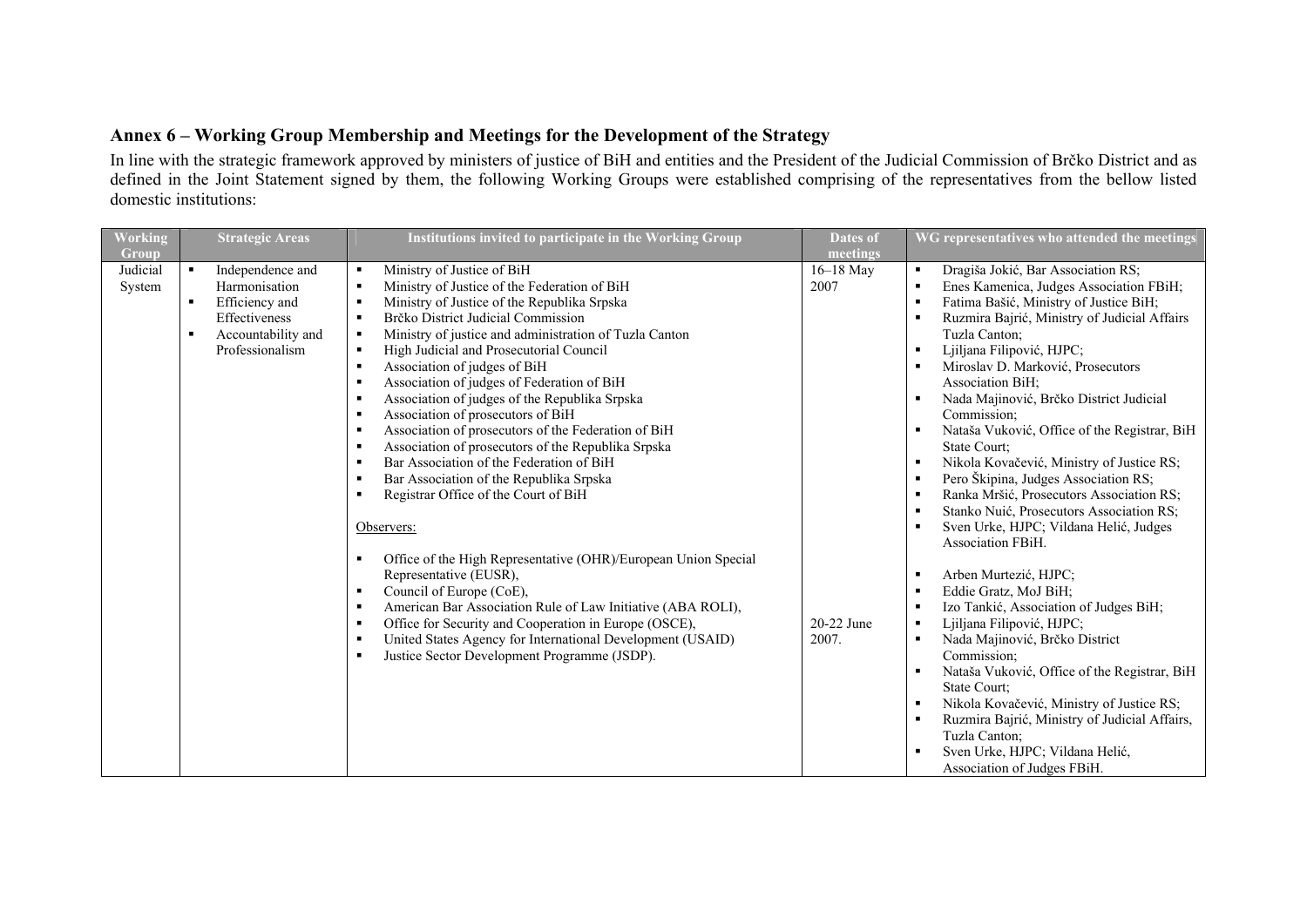## Annex 6 – Working Group Membership and Meetings for the Development of the Strategy

In line with the strategic framework approved by ministers of justice of BiH and entities and the President of the Judicial Commission of Brčko District and as defined in the Joint Statement signed by them, the following Working Groups were established comprising of the representatives from the bellow listed domestic institutions:

| Working Group | Strategic Areas | Institutions invited to participate in the Working Group | Dates of meetings | WG representatives who attended the meetings |
|---|---|---|---|---|
| Judicial System | ▪ Independence and Harmonisation<br>▪ Efficiency and Effectiveness<br>▪ Accountability and Professionalism | ▪ Ministry of Justice of BiH<br>▪ Ministry of Justice of the Federation of BiH<br>▪ Ministry of Justice of the Republika Srpska<br>▪ Brčko District Judicial Commission<br>▪ Ministry of justice and administration of Tuzla Canton<br>▪ High Judicial and Prosecutorial Council<br>▪ Association of judges of BiH<br>▪ Association of judges of Federation of BiH<br>▪ Association of judges of the Republika Srpska<br>▪ Association of prosecutors of BiH<br>▪ Association of prosecutors of the Federation of BiH<br>▪ Association of prosecutors of the Republika Srpska<br>▪ Bar Association of the Federation of BiH<br>▪ Bar Association of the Republika Srpska<br>▪ Registrar Office of the Court of BiH<br><br>Observers:<br><br>▪ Office of the High Representative (OHR)/European Union Special Representative (EUSR),<br>▪ Council of Europe (CoE),<br>▪ American Bar Association Rule of Law Initiative (ABA ROLI),<br>▪ Office for Security and Cooperation in Europe (OSCE),<br>▪ United States Agency for International Development (USAID)<br>▪ Justice Sector Development Programme (JSDP). | 16–18 May 2007 | ▪ Dragiša Jokić, Bar Association RS;<br>▪ Enes Kamenica, Judges Association FBiH;<br>▪ Fatima Bašić, Ministry of Justice BiH;<br>▪ Ruzmira Bajrić, Ministry of Judicial Affairs Tuzla Canton;<br>▪ Ljiljana Filipović, HJPC;<br>▪ Miroslav D. Marković, Prosecutors Association BiH;<br>▪ Nada Majinović, Brčko District Judicial Commission;<br>▪ Nataša Vuković, Office of the Registrar, BiH State Court;<br>▪ Nikola Kovačević, Ministry of Justice RS;<br>▪ Pero Škipina, Judges Association RS;<br>▪ Ranka Mršić, Prosecutors Association RS;<br>▪ Stanko Nuić, Prosecutors Association RS;<br>▪ Sven Urke, HJPC; Vildana Helić, Judges Association FBiH. |
| | | | 20-22 June 2007. | ▪ Arben Murtezić, HJPC;<br>▪ Eddie Gratz, MoJ BiH;<br>▪ Izo Tankić, Association of Judges BiH;<br>▪ Ljiljana Filipović, HJPC;<br>▪ Nada Majinović, Brčko District Commission;<br>▪ Nataša Vuković, Office of the Registrar, BiH State Court;<br>▪ Nikola Kovačević, Ministry of Justice RS;<br>▪ Ruzmira Bajrić, Ministry of Judicial Affairs, Tuzla Canton;<br>▪ Sven Urke, HJPC; Vildana Helić, Association of Judges FBiH. |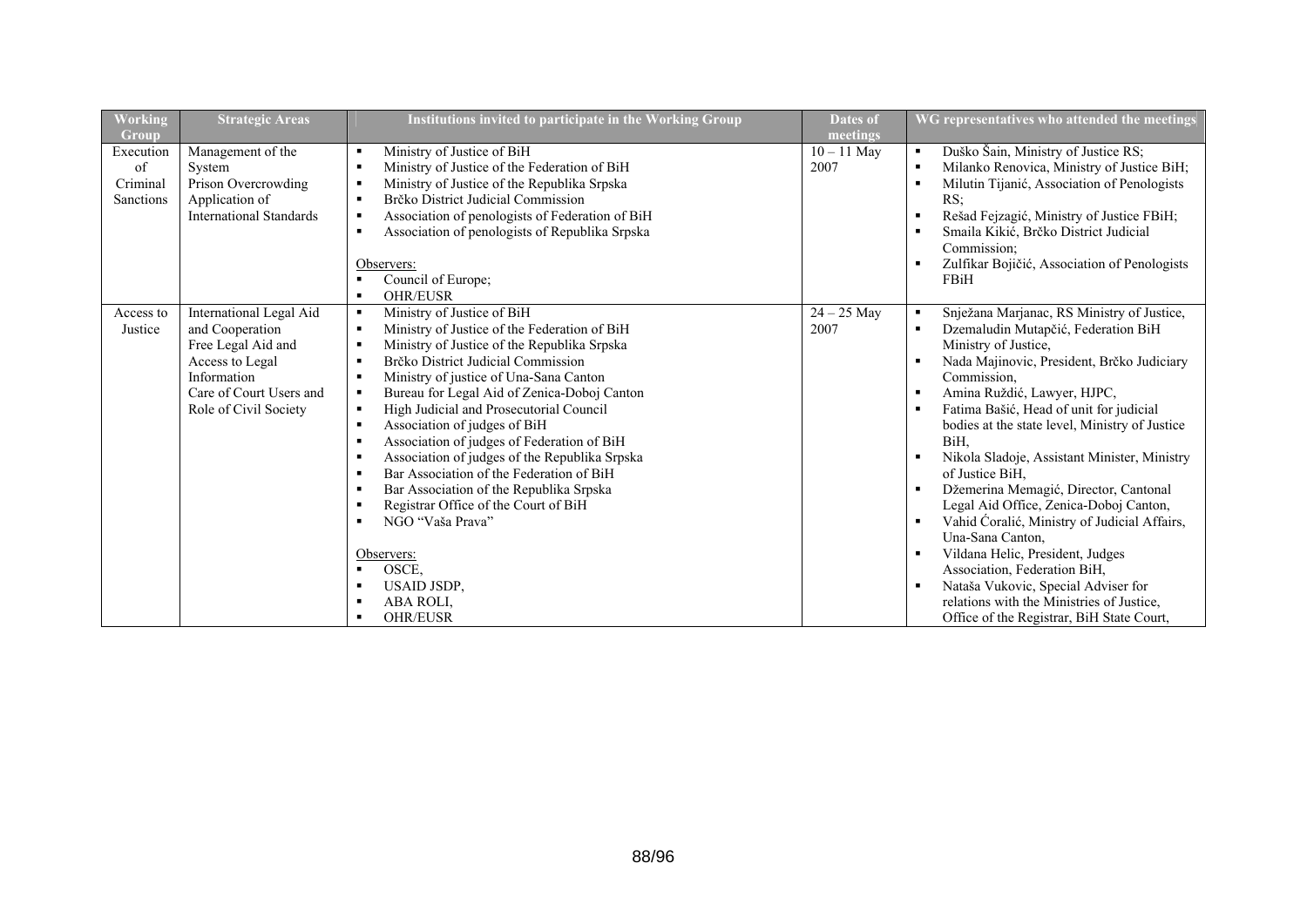| Working Group | Strategic Areas | Institutions invited to participate in the Working Group | Dates of meetings | WG representatives who attended the meetings |
|---|---|---|---|---|
| Execution of Criminal Sanctions | Management of the System<br>Prison Overcrowding<br>Application of International Standards | ▪ Ministry of Justice of BiH<br>▪ Ministry of Justice of the Federation of BiH<br>▪ Ministry of Justice of the Republika Srpska<br>▪ Brčko District Judicial Commission<br>▪ Association of penologists of Federation of BiH<br>▪ Association of penologists of Republika Srpska<br><br>Observers:<br>▪ Council of Europe;<br>▪ OHR/EUSR | 10 – 11 May 2007 | ▪ Duško Šain, Ministry of Justice RS;<br>▪ Milanko Renovica, Ministry of Justice BiH;<br>▪ Milutin Tijanić, Association of Penologists RS;<br>▪ Rešad Fejzagić, Ministry of Justice FBiH;<br>▪ Smaila Kikić, Brčko District Judicial Commission;<br>▪ Zulfikar Bojičić, Association of Penologists FBiH |
| Access to Justice | International Legal Aid and Cooperation<br>Free Legal Aid and Access to Legal Information<br>Care of Court Users and Role of Civil Society | ▪ Ministry of Justice of BiH<br>▪ Ministry of Justice of the Federation of BiH<br>▪ Ministry of Justice of the Republika Srpska<br>▪ Brčko District Judicial Commission<br>▪ Ministry of justice of Una-Sana Canton<br>▪ Bureau for Legal Aid of Zenica-Doboj Canton<br>▪ High Judicial and Prosecutorial Council<br>▪ Association of judges of BiH<br>▪ Association of judges of Federation of BiH<br>▪ Association of judges of the Republika Srpska<br>▪ Bar Association of the Federation of BiH<br>▪ Bar Association of the Republika Srpska<br>▪ Registrar Office of the Court of BiH<br>▪ NGO "Vaša Prava"<br><br>Observers:<br>▪ OSCE,<br>▪ USAID JSDP,<br>▪ ABA ROLI,<br>▪ OHR/EUSR | 24 – 25 May 2007 | ▪ Snježana Marjanac, RS Ministry of Justice,<br>▪ Dzemaludin Mutapčić, Federation BiH Ministry of Justice,<br>▪ Nada Majinovic, President, Brčko Judiciary Commission,<br>▪ Amina Ruždić, Lawyer, HJPC,<br>▪ Fatima Bašić, Head of unit for judicial bodies at the state level, Ministry of Justice BiH,<br>▪ Nikola Sladoje, Assistant Minister, Ministry of Justice BiH,<br>▪ Džemerina Memagić, Director, Cantonal Legal Aid Office, Zenica-Doboj Canton,<br>▪ Vahid Ćoralić, Ministry of Judicial Affairs, Una-Sana Canton,<br>▪ Vildana Helic, President, Judges Association, Federation BiH,<br>▪ Nataša Vukovic, Special Adviser for relations with the Ministries of Justice, Office of the Registrar, BiH State Court, |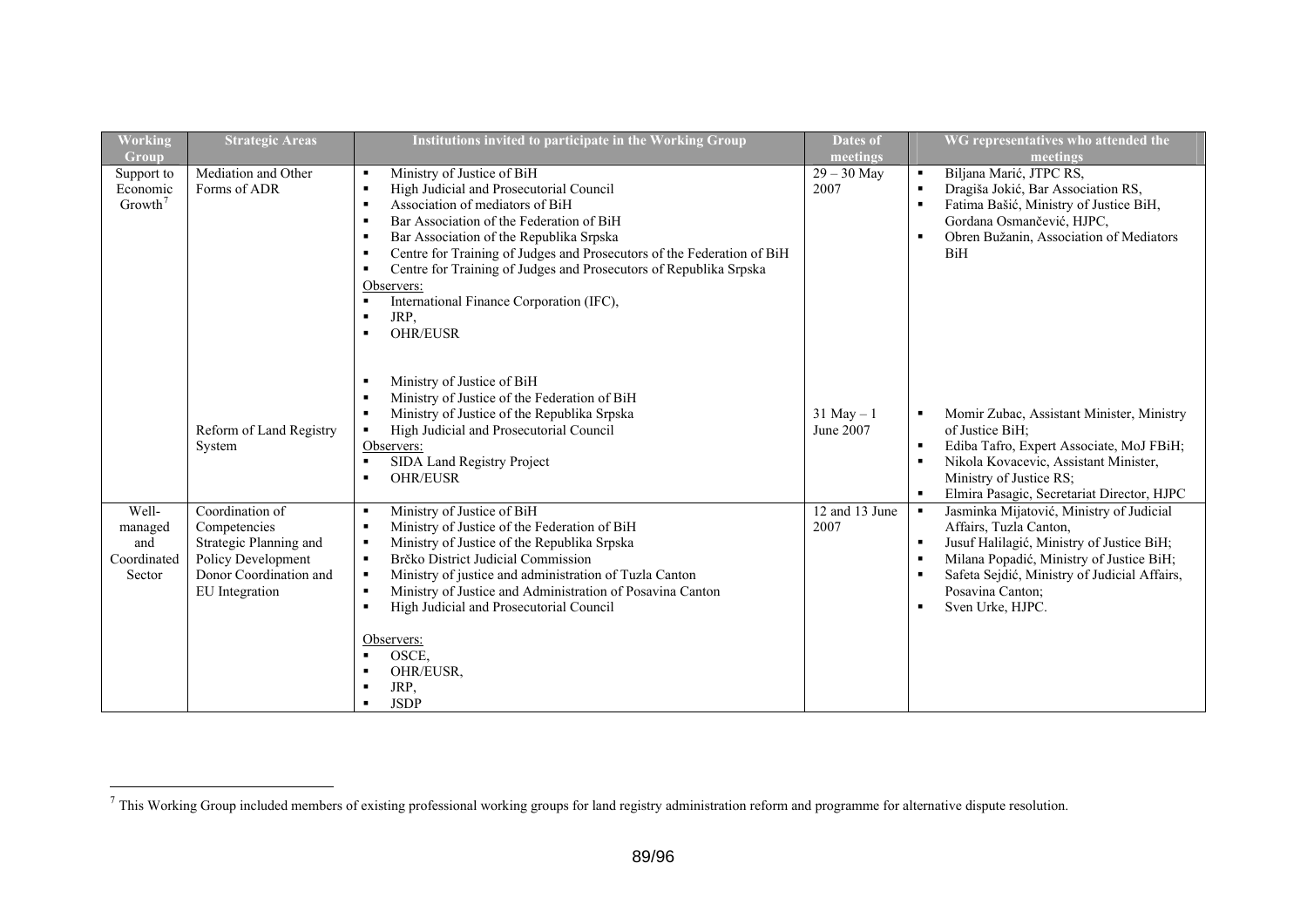| Working Group | Strategic Areas | Institutions invited to participate in the Working Group | Dates of meetings | WG representatives who attended the meetings |
|---|---|---|---|---|
| Support to Economic Growth[7] | Mediation and Other Forms of ADR | ▪ Ministry of Justice of BiH<br>▪ High Judicial and Prosecutorial Council<br>▪ Association of mediators of BiH<br>▪ Bar Association of the Federation of BiH<br>▪ Bar Association of the Republika Srpska<br>▪ Centre for Training of Judges and Prosecutors of the Federation of BiH<br>▪ Centre for Training of Judges and Prosecutors of Republika Srpska<br>Observers:<br>▪ International Finance Corporation (IFC),<br>▪ JRP,<br>▪ OHR/EUSR | 29 – 30 May 2007 | ▪ Biljana Marić, JTPC RS,<br>▪ Dragiša Jokić, Bar Association RS,<br>▪ Fatima Bašić, Ministry of Justice BiH, Gordana Osmančević, HJPC,<br>▪ Obren Bužanin, Association of Mediators BiH |
| | Reform of Land Registry System | ▪ Ministry of Justice of BiH<br>▪ Ministry of Justice of the Federation of BiH<br>▪ Ministry of Justice of the Republika Srpska<br>▪ High Judicial and Prosecutorial Council<br>Observers:<br>▪ SIDA Land Registry Project<br>▪ OHR/EUSR | 31 May – 1 June 2007 | ▪ Momir Zubac, Assistant Minister, Ministry of Justice BiH;<br>▪ Ediba Tafro, Expert Associate, MoJ FBiH;<br>▪ Nikola Kovacevic, Assistant Minister, Ministry of Justice RS;<br>▪ Elmira Pasagic, Secretariat Director, HJPC |
| Well-managed and Coordinated Sector | Coordination of Competencies<br>Strategic Planning and Policy Development<br>Donor Coordination and EU Integration | ▪ Ministry of Justice of BiH<br>▪ Ministry of Justice of the Federation of BiH<br>▪ Ministry of Justice of the Republika Srpska<br>▪ Brčko District Judicial Commission<br>▪ Ministry of justice and administration of Tuzla Canton<br>▪ Ministry of Justice and Administration of Posavina Canton<br>▪ High Judicial and Prosecutorial Council<br><br>Observers:<br>▪ OSCE,<br>▪ OHR/EUSR,<br>▪ JRP,<br>▪ JSDP | 12 and 13 June 2007 | ▪ Jasminka Mijatović, Ministry of Judicial Affairs, Tuzla Canton,<br>▪ Jusuf Halilagić, Ministry of Justice BiH;<br>▪ Milana Popadić, Ministry of Justice BiH;<br>▪ Safeta Sejdić, Ministry of Judicial Affairs, Posavina Canton;<br>▪ Sven Urke, HJPC. |

[7] This Working Group included members of existing professional working groups for land registry administration reform and programme for alternative dispute resolution.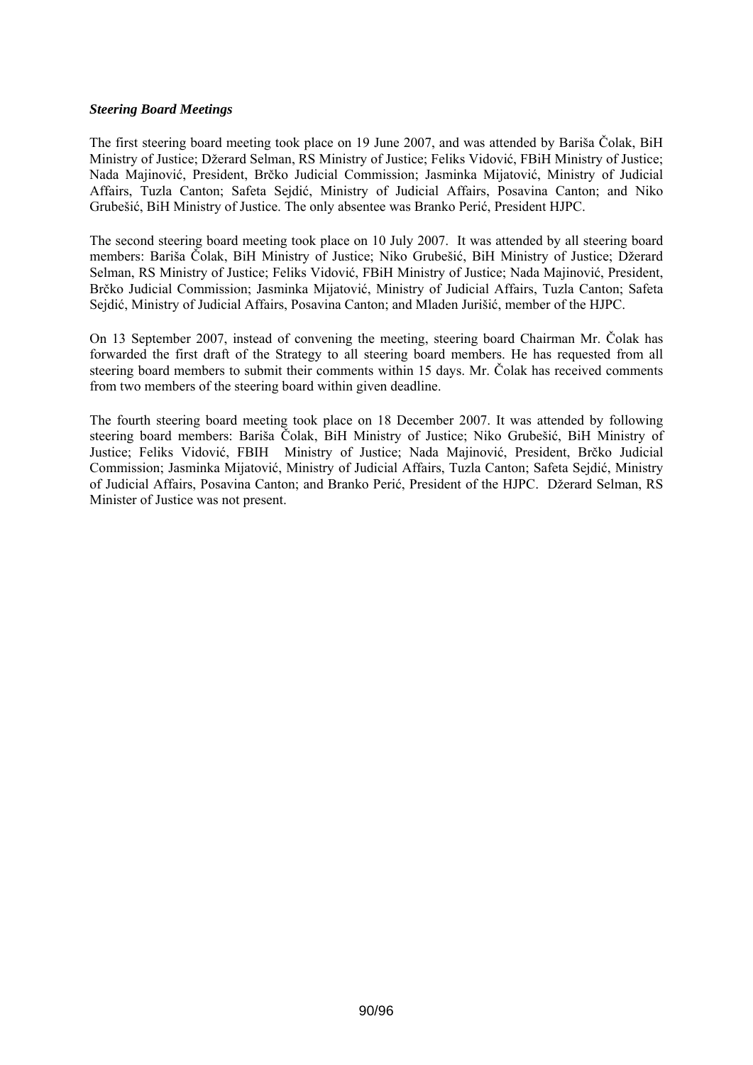***Steering Board Meetings***

The first steering board meeting took place on 19 June 2007, and was attended by Bariša Čolak, BiH Ministry of Justice; Džerard Selman, RS Ministry of Justice; Feliks Vidović, FBiH Ministry of Justice; Nada Majinović, President, Brčko Judicial Commission; Jasminka Mijatović, Ministry of Judicial Affairs, Tuzla Canton; Safeta Sejdić, Ministry of Judicial Affairs, Posavina Canton; and Niko Grubešić, BiH Ministry of Justice. The only absentee was Branko Perić, President HJPC.

The second steering board meeting took place on 10 July 2007. It was attended by all steering board members: Bariša Čolak, BiH Ministry of Justice; Niko Grubešić, BiH Ministry of Justice; Džerard Selman, RS Ministry of Justice; Feliks Vidović, FBiH Ministry of Justice; Nada Majinović, President, Brčko Judicial Commission; Jasminka Mijatović, Ministry of Judicial Affairs, Tuzla Canton; Safeta Sejdić, Ministry of Judicial Affairs, Posavina Canton; and Mladen Jurišić, member of the HJPC.

On 13 September 2007, instead of convening the meeting, steering board Chairman Mr. Čolak has forwarded the first draft of the Strategy to all steering board members. He has requested from all steering board members to submit their comments within 15 days. Mr. Čolak has received comments from two members of the steering board within given deadline.

The fourth steering board meeting took place on 18 December 2007. It was attended by following steering board members: Bariša Čolak, BiH Ministry of Justice; Niko Grubešić, BiH Ministry of Justice; Feliks Vidović, FBIH Ministry of Justice; Nada Majinović, President, Brčko Judicial Commission; Jasminka Mijatović, Ministry of Judicial Affairs, Tuzla Canton; Safeta Sejdić, Ministry of Judicial Affairs, Posavina Canton; and Branko Perić, President of the HJPC. Džerard Selman, RS Minister of Justice was not present.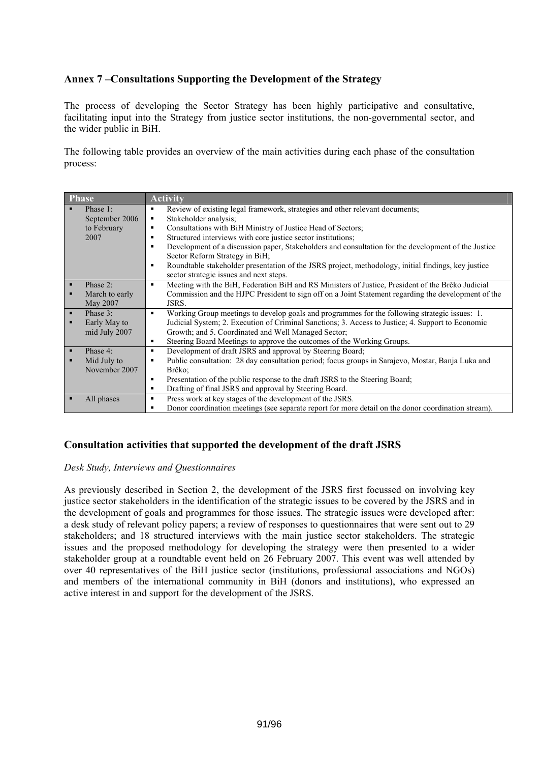## Annex 7 –Consultations Supporting the Development of the Strategy

The process of developing the Sector Strategy has been highly participative and consultative, facilitating input into the Strategy from justice sector institutions, the non-governmental sector, and the wider public in BiH.

The following table provides an overview of the main activities during each phase of the consultation process:

| Phase | Activity |
|---|---|
| ▪ Phase 1: September 2006 to February 2007 | ▪ Review of existing legal framework, strategies and other relevant documents;<br>▪ Stakeholder analysis;<br>▪ Consultations with BiH Ministry of Justice Head of Sectors;<br>▪ Structured interviews with core justice sector institutions;<br>▪ Development of a discussion paper, Stakeholders and consultation for the development of the Justice Sector Reform Strategy in BiH;<br>▪ Roundtable stakeholder presentation of the JSRS project, methodology, initial findings, key justice sector strategic issues and next steps. |
| ▪ Phase 2:<br>▪ March to early May 2007 | ▪ Meeting with the BiH, Federation BiH and RS Ministers of Justice, President of the Brčko Judicial Commission and the HJPC President to sign off on a Joint Statement regarding the development of the JSRS. |
| ▪ Phase 3:<br>▪ Early May to mid July 2007 | ▪ Working Group meetings to develop goals and programmes for the following strategic issues: 1. Judicial System; 2. Execution of Criminal Sanctions; 3. Access to Justice; 4. Support to Economic Growth; and 5. Coordinated and Well Managed Sector;<br>▪ Steering Board Meetings to approve the outcomes of the Working Groups. |
| ▪ Phase 4:<br>▪ Mid July to November 2007 | ▪ Development of draft JSRS and approval by Steering Board;<br>▪ Public consultation: 28 day consultation period; focus groups in Sarajevo, Mostar, Banja Luka and Brčko;<br>▪ Presentation of the public response to the draft JSRS to the Steering Board;<br>▪ Drafting of final JSRS and approval by Steering Board. |
| ▪ All phases | ▪ Press work at key stages of the development of the JSRS.<br>▪ Donor coordination meetings (see separate report for more detail on the donor coordination stream). |

## Consultation activities that supported the development of the draft JSRS

*Desk Study, Interviews and Questionnaires*

As previously described in Section 2, the development of the JSRS first focussed on involving key justice sector stakeholders in the identification of the strategic issues to be covered by the JSRS and in the development of goals and programmes for those issues. The strategic issues were developed after: a desk study of relevant policy papers; a review of responses to questionnaires that were sent out to 29 stakeholders; and 18 structured interviews with the main justice sector stakeholders. The strategic issues and the proposed methodology for developing the strategy were then presented to a wider stakeholder group at a roundtable event held on 26 February 2007. This event was well attended by over 40 representatives of the BiH justice sector (institutions, professional associations and NGOs) and members of the international community in BiH (donors and institutions), who expressed an active interest in and support for the development of the JSRS.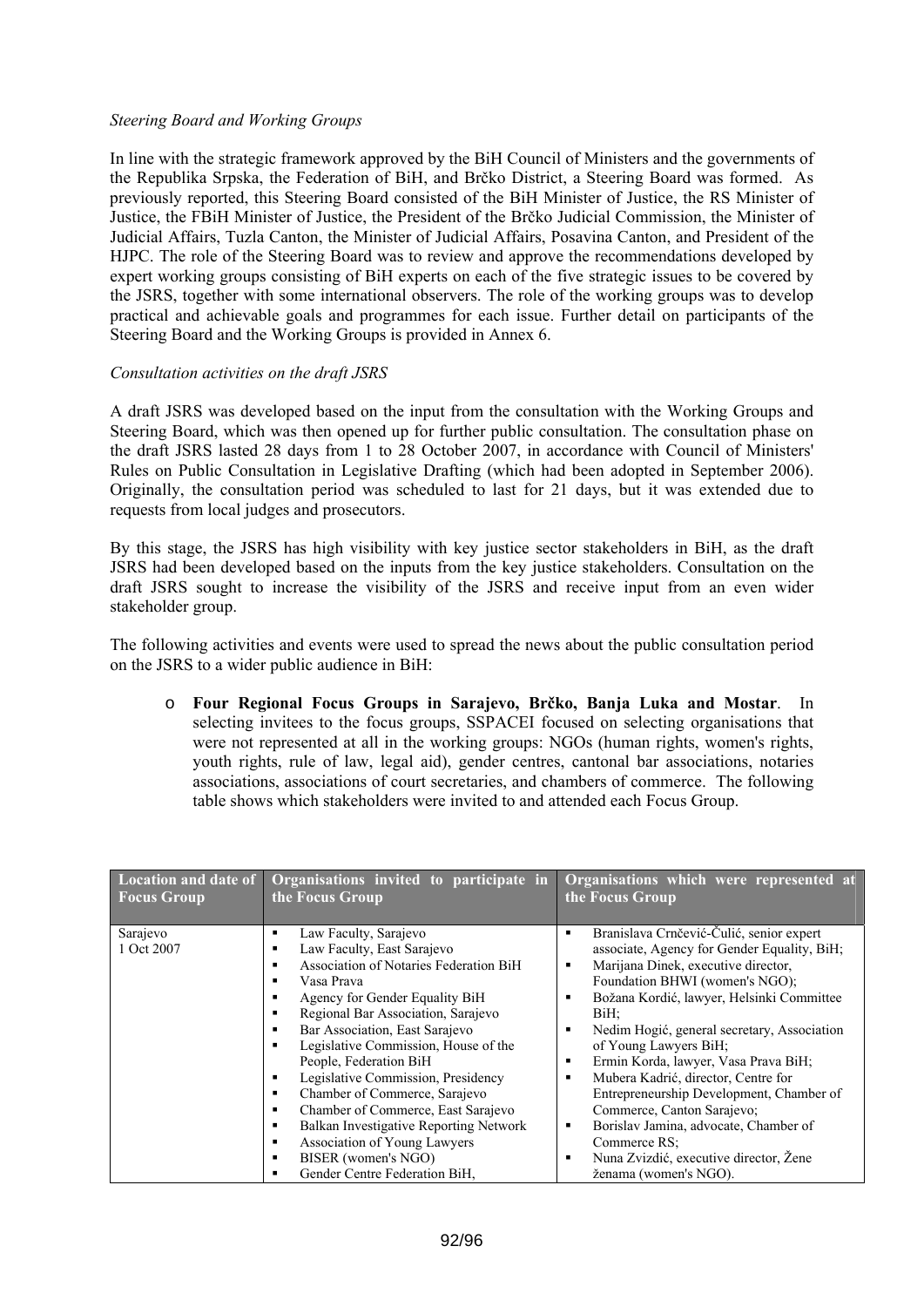*Steering Board and Working Groups*

In line with the strategic framework approved by the BiH Council of Ministers and the governments of the Republika Srpska, the Federation of BiH, and Brčko District, a Steering Board was formed. As previously reported, this Steering Board consisted of the BiH Minister of Justice, the RS Minister of Justice, the FBiH Minister of Justice, the President of the Brčko Judicial Commission, the Minister of Judicial Affairs, Tuzla Canton, the Minister of Judicial Affairs, Posavina Canton, and President of the HJPC. The role of the Steering Board was to review and approve the recommendations developed by expert working groups consisting of BiH experts on each of the five strategic issues to be covered by the JSRS, together with some international observers. The role of the working groups was to develop practical and achievable goals and programmes for each issue. Further detail on participants of the Steering Board and the Working Groups is provided in Annex 6.

*Consultation activities on the draft JSRS*

A draft JSRS was developed based on the input from the consultation with the Working Groups and Steering Board, which was then opened up for further public consultation. The consultation phase on the draft JSRS lasted 28 days from 1 to 28 October 2007, in accordance with Council of Ministers' Rules on Public Consultation in Legislative Drafting (which had been adopted in September 2006). Originally, the consultation period was scheduled to last for 21 days, but it was extended due to requests from local judges and prosecutors.

By this stage, the JSRS has high visibility with key justice sector stakeholders in BiH, as the draft JSRS had been developed based on the inputs from the key justice stakeholders. Consultation on the draft JSRS sought to increase the visibility of the JSRS and receive input from an even wider stakeholder group.

The following activities and events were used to spread the news about the public consultation period on the JSRS to a wider public audience in BiH:

- **Four Regional Focus Groups in Sarajevo, Brčko, Banja Luka and Mostar**. In selecting invitees to the focus groups, SSPACEI focused on selecting organisations that were not represented at all in the working groups: NGOs (human rights, women's rights, youth rights, rule of law, legal aid), gender centres, cantonal bar associations, notaries associations, associations of court secretaries, and chambers of commerce. The following table shows which stakeholders were invited to and attended each Focus Group.

| Location and date of Focus Group | Organisations invited to participate in the Focus Group | Organisations which were represented at the Focus Group |
|---|---|---|
| Sarajevo<br>1 Oct 2007 | ▪ Law Faculty, Sarajevo<br>▪ Law Faculty, East Sarajevo<br>▪ Association of Notaries Federation BiH<br>▪ Vasa Prava<br>▪ Agency for Gender Equality BiH<br>▪ Regional Bar Association, Sarajevo<br>▪ Bar Association, East Sarajevo<br>▪ Legislative Commission, House of the People, Federation BiH<br>▪ Legislative Commission, Presidency<br>▪ Chamber of Commerce, Sarajevo<br>▪ Chamber of Commerce, East Sarajevo<br>▪ Balkan Investigative Reporting Network<br>▪ Association of Young Lawyers<br>▪ BISER (women's NGO)<br>▪ Gender Centre Federation BiH, | ▪ Branislava Crnčević-Čulić, senior expert associate, Agency for Gender Equality, BiH;<br>▪ Marijana Dinek, executive director, Foundation BHWI (women's NGO);<br>▪ Božana Kordić, lawyer, Helsinki Committee BiH;<br>▪ Nedim Hogić, general secretary, Association of Young Lawyers BiH;<br>▪ Ermin Korda, lawyer, Vasa Prava BiH;<br>▪ Mubera Kadrić, director, Centre for Entrepreneurship Development, Chamber of Commerce, Canton Sarajevo;<br>▪ Borislav Jamina, advocate, Chamber of Commerce RS;<br>▪ Nuna Zvizdić, executive director, Žene ženama (women's NGO). |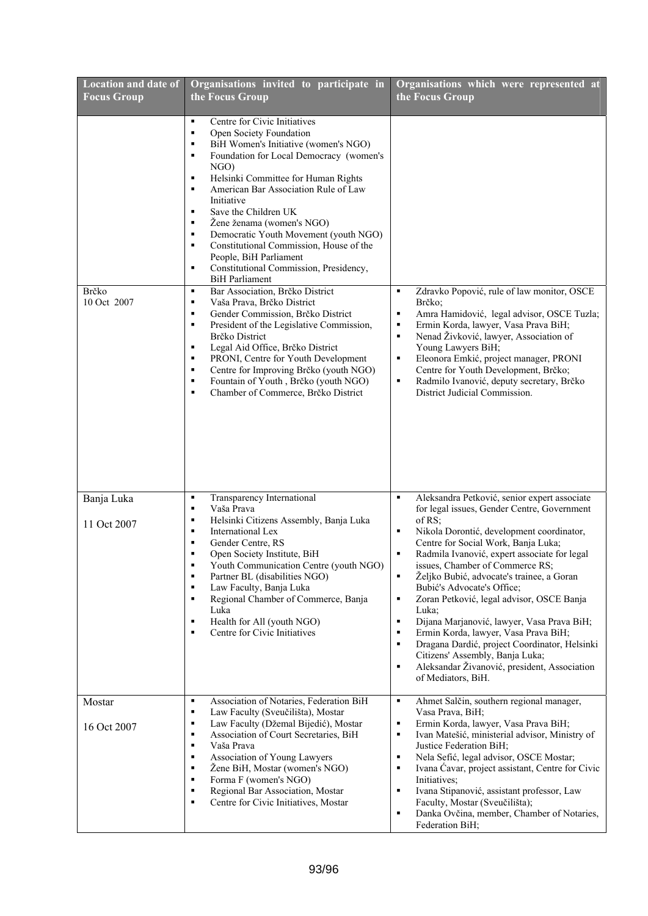| Location and date of Focus Group | Organisations invited to participate in the Focus Group | Organisations which were represented at the Focus Group |
|---|---|---|
| | ▪ Centre for Civic Initiatives<br>▪ Open Society Foundation<br>▪ BiH Women's Initiative (women's NGO)<br>▪ Foundation for Local Democracy (women's NGO)<br>▪ Helsinki Committee for Human Rights<br>▪ American Bar Association Rule of Law Initiative<br>▪ Save the Children UK<br>▪ Žene ženama (women's NGO)<br>▪ Democratic Youth Movement (youth NGO)<br>▪ Constitutional Commission, House of the People, BiH Parliament<br>▪ Constitutional Commission, Presidency, BiH Parliament | |
| Brčko<br>10 Oct 2007 | ▪ Bar Association, Brčko District<br>▪ Vaša Prava, Brčko District<br>▪ Gender Commission, Brčko District<br>▪ President of the Legislative Commission, Brčko District<br>▪ Legal Aid Office, Brčko District<br>▪ PRONI, Centre for Youth Development<br>▪ Centre for Improving Brčko (youth NGO)<br>▪ Fountain of Youth , Brčko (youth NGO)<br>▪ Chamber of Commerce, Brčko District | ▪ Zdravko Popović, rule of law monitor, OSCE Brčko;<br>▪ Amra Hamidović, legal advisor, OSCE Tuzla;<br>▪ Ermin Korda, lawyer, Vasa Prava BiH;<br>▪ Nenad Živković, lawyer, Association of Young Lawyers BiH;<br>▪ Eleonora Emkić, project manager, PRONI Centre for Youth Development, Brčko;<br>▪ Radmilo Ivanović, deputy secretary, Brčko District Judicial Commission. |
| Banja Luka<br>11 Oct 2007 | ▪ Transparency International<br>▪ Vaša Prava<br>▪ Helsinki Citizens Assembly, Banja Luka<br>▪ International Lex<br>▪ Gender Centre, RS<br>▪ Open Society Institute, BiH<br>▪ Youth Communication Centre (youth NGO)<br>▪ Partner BL (disabilities NGO)<br>▪ Law Faculty, Banja Luka<br>▪ Regional Chamber of Commerce, Banja Luka<br>▪ Health for All (youth NGO)<br>▪ Centre for Civic Initiatives | ▪ Aleksandra Petković, senior expert associate for legal issues, Gender Centre, Government of RS;<br>▪ Nikola Dorontić, development coordinator, Centre for Social Work, Banja Luka;<br>▪ Radmila Ivanović, expert associate for legal issues, Chamber of Commerce RS;<br>▪ Željko Bubić, advocate's trainee, a Goran Bubić's Advocate's Office;<br>▪ Zoran Petković, legal advisor, OSCE Banja Luka;<br>▪ Dijana Marjanović, lawyer, Vasa Prava BiH;<br>▪ Ermin Korda, lawyer, Vasa Prava BiH;<br>▪ Dragana Dardić, project Coordinator, Helsinki Citizens' Assembly, Banja Luka;<br>▪ Aleksandar Živanović, president, Association of Mediators, BiH. |
| Mostar<br>16 Oct 2007 | ▪ Association of Notaries, Federation BiH<br>▪ Law Faculty (Sveučilišta), Mostar<br>▪ Law Faculty (Džemal Bijedić), Mostar<br>▪ Association of Court Secretaries, BiH<br>▪ Vaša Prava<br>▪ Association of Young Lawyers<br>▪ Žene BiH, Mostar (women's NGO)<br>▪ Forma F (women's NGO)<br>▪ Regional Bar Association, Mostar<br>▪ Centre for Civic Initiatives, Mostar | ▪ Ahmet Salčin, southern regional manager, Vasa Prava, BiH;<br>▪ Ermin Korda, lawyer, Vasa Prava BiH;<br>▪ Ivan Matešić, ministerial advisor, Ministry of Justice Federation BiH;<br>▪ Nela Sefić, legal advisor, OSCE Mostar;<br>▪ Ivana Čavar, project assistant, Centre for Civic Initiatives;<br>▪ Ivana Stipanović, assistant professor, Law Faculty, Mostar (Sveučilišta);<br>▪ Danka Ovčina, member, Chamber of Notaries, Federation BiH; |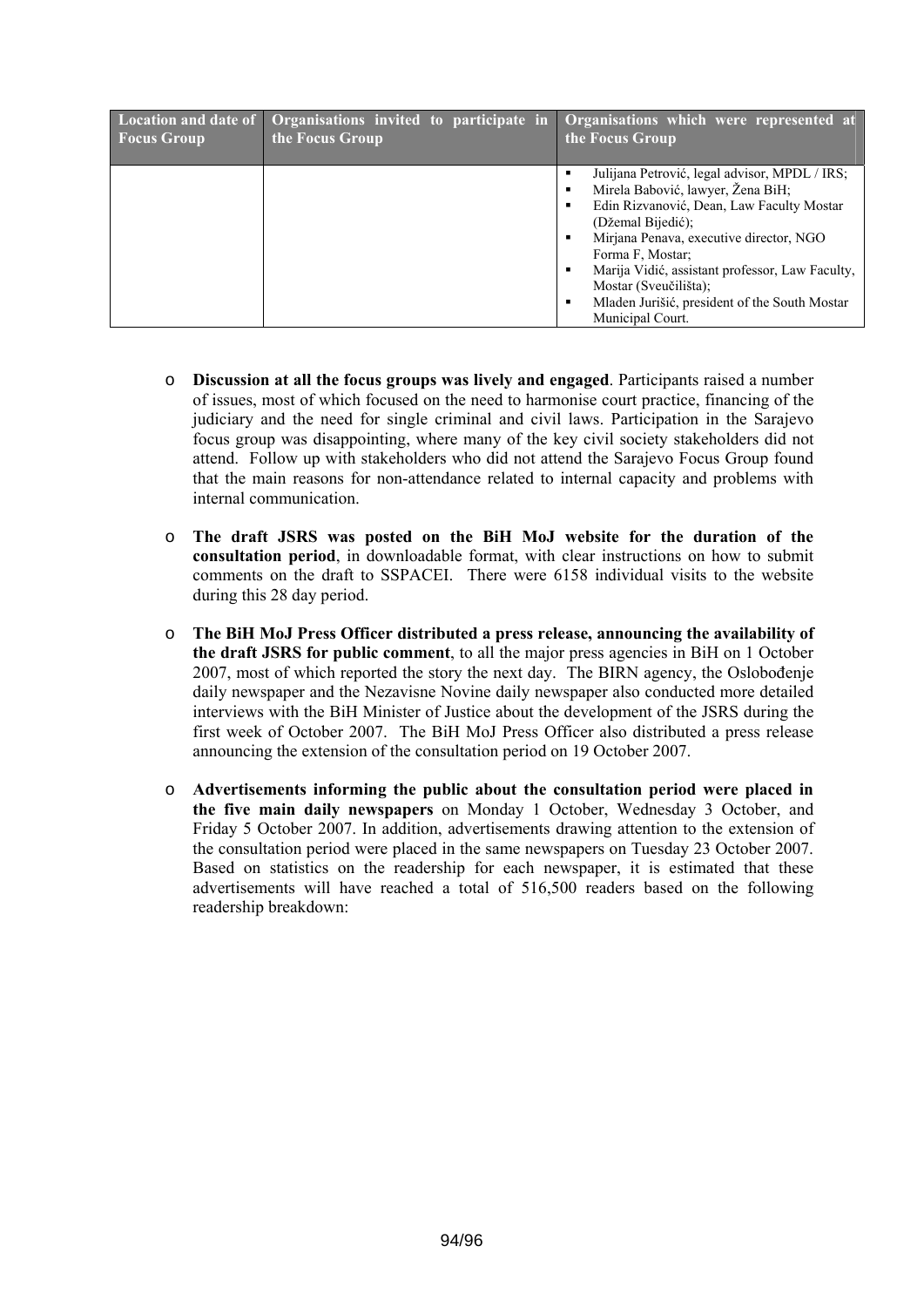| Location and date of Focus Group | Organisations invited to participate in the Focus Group | Organisations which were represented at the Focus Group |
|---|---|---|
| | | ▪ Julijana Petrović, legal advisor, MPDL / IRS;<br>▪ Mirela Babović, lawyer, Žena BiH;<br>▪ Edin Rizvanović, Dean, Law Faculty Mostar (Džemal Bijedić);<br>▪ Mirjana Penava, executive director, NGO Forma F, Mostar;<br>▪ Marija Vidić, assistant professor, Law Faculty, Mostar (Sveučilišta);<br>▪ Mladen Jurišić, president of the South Mostar Municipal Court. |

- **Discussion at all the focus groups was lively and engaged**. Participants raised a number of issues, most of which focused on the need to harmonise court practice, financing of the judiciary and the need for single criminal and civil laws. Participation in the Sarajevo focus group was disappointing, where many of the key civil society stakeholders did not attend. Follow up with stakeholders who did not attend the Sarajevo Focus Group found that the main reasons for non-attendance related to internal capacity and problems with internal communication.

- **The draft JSRS was posted on the BiH MoJ website for the duration of the consultation period**, in downloadable format, with clear instructions on how to submit comments on the draft to SSPACEI. There were 6158 individual visits to the website during this 28 day period.

- **The BiH MoJ Press Officer distributed a press release, announcing the availability of the draft JSRS for public comment**, to all the major press agencies in BiH on 1 October 2007, most of which reported the story the next day. The BIRN agency, the Oslobođenje daily newspaper and the Nezavisne Novine daily newspaper also conducted more detailed interviews with the BiH Minister of Justice about the development of the JSRS during the first week of October 2007. The BiH MoJ Press Officer also distributed a press release announcing the extension of the consultation period on 19 October 2007.

- **Advertisements informing the public about the consultation period were placed in the five main daily newspapers** on Monday 1 October, Wednesday 3 October, and Friday 5 October 2007. In addition, advertisements drawing attention to the extension of the consultation period were placed in the same newspapers on Tuesday 23 October 2007. Based on statistics on the readership for each newspaper, it is estimated that these advertisements will have reached a total of 516,500 readers based on the following readership breakdown: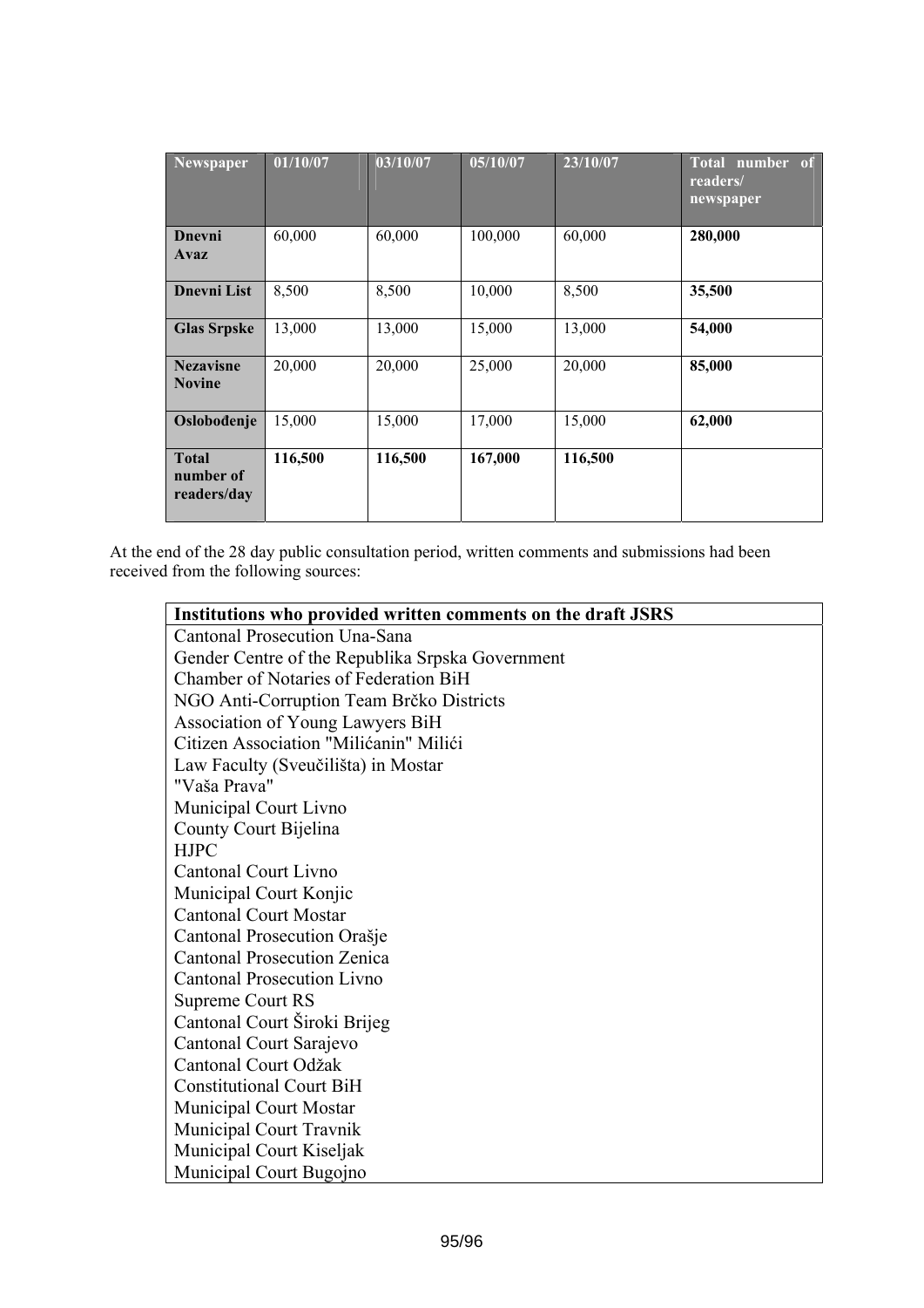| Newspaper | 01/10/07 | 03/10/07 | 05/10/07 | 23/10/07 | Total number of readers/ newspaper |
|---|---|---|---|---|---|
| **Dnevni Avaz** | 60,000 | 60,000 | 100,000 | 60,000 | **280,000** |
| **Dnevni List** | 8,500 | 8,500 | 10,000 | 8,500 | **35,500** |
| **Glas Srpske** | 13,000 | 13,000 | 15,000 | 13,000 | **54,000** |
| **Nezavisne Novine** | 20,000 | 20,000 | 25,000 | 20,000 | **85,000** |
| **Oslobođenje** | 15,000 | 15,000 | 17,000 | 15,000 | **62,000** |
| **Total number of readers/day** | **116,500** | **116,500** | **167,000** | **116,500** | |

At the end of the 28 day public consultation period, written comments and submissions had been received from the following sources:

| Institutions who provided written comments on the draft JSRS |
|---|
| Cantonal Prosecution Una-Sana |
| Gender Centre of the Republika Srpska Government |
| Chamber of Notaries of Federation BiH |
| NGO Anti-Corruption Team Brčko Districts |
| Association of Young Lawyers BiH |
| Citizen Association "Milićanin" Milići |
| Law Faculty (Sveučilišta) in Mostar |
| "Vaša Prava" |
| Municipal Court Livno |
| County Court Bijelina |
| HJPC |
| Cantonal Court Livno |
| Municipal Court Konjic |
| Cantonal Court Mostar |
| Cantonal Prosecution Orašje |
| Cantonal Prosecution Zenica |
| Cantonal Prosecution Livno |
| Supreme Court RS |
| Cantonal Court Široki Brijeg |
| Cantonal Court Sarajevo |
| Cantonal Court Odžak |
| Constitutional Court BiH |
| Municipal Court Mostar |
| Municipal Court Travnik |
| Municipal Court Kiseljak |
| Municipal Court Bugojno |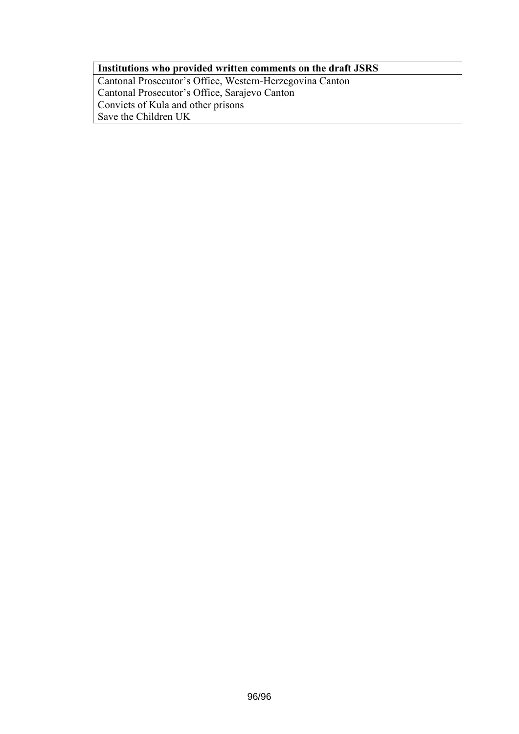| Institutions who provided written comments on the draft JSRS |
| --- |
| Cantonal Prosecutor's Office, Western-Herzegovina Canton |
| Cantonal Prosecutor's Office, Sarajevo Canton |
| Convicts of Kula and other prisons |
| Save the Children UK |